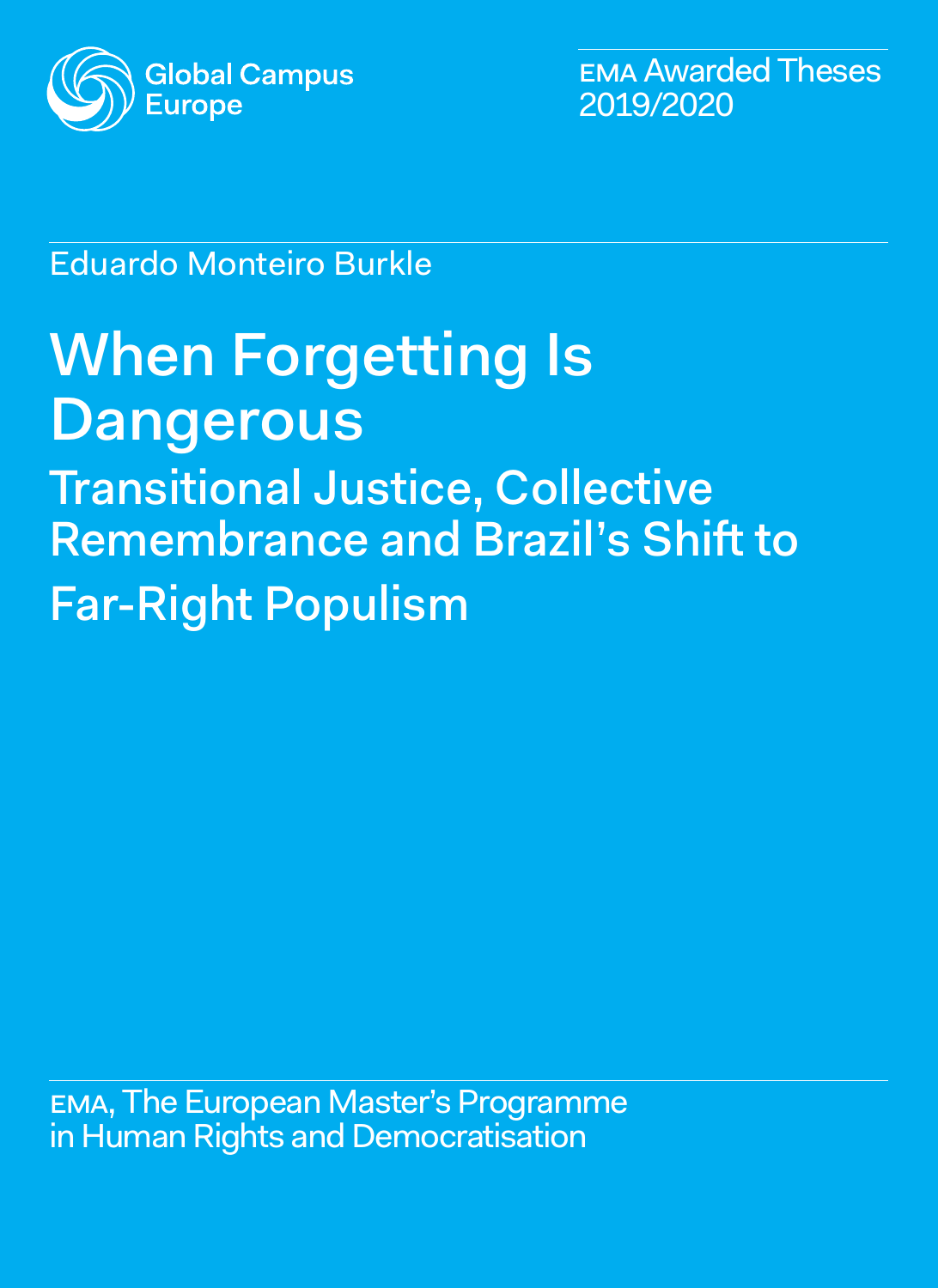Global Campus Europe

EMA Awarded Theses 2019/2020

Eduardo Monteiro Burkle

# When Forgetting Is Dangerous

## Transitional Justice, Collective Remembrance and Brazil's Shift to Far-Right Populism

EMA, The European Master's Programme in Human Rights and Democratisation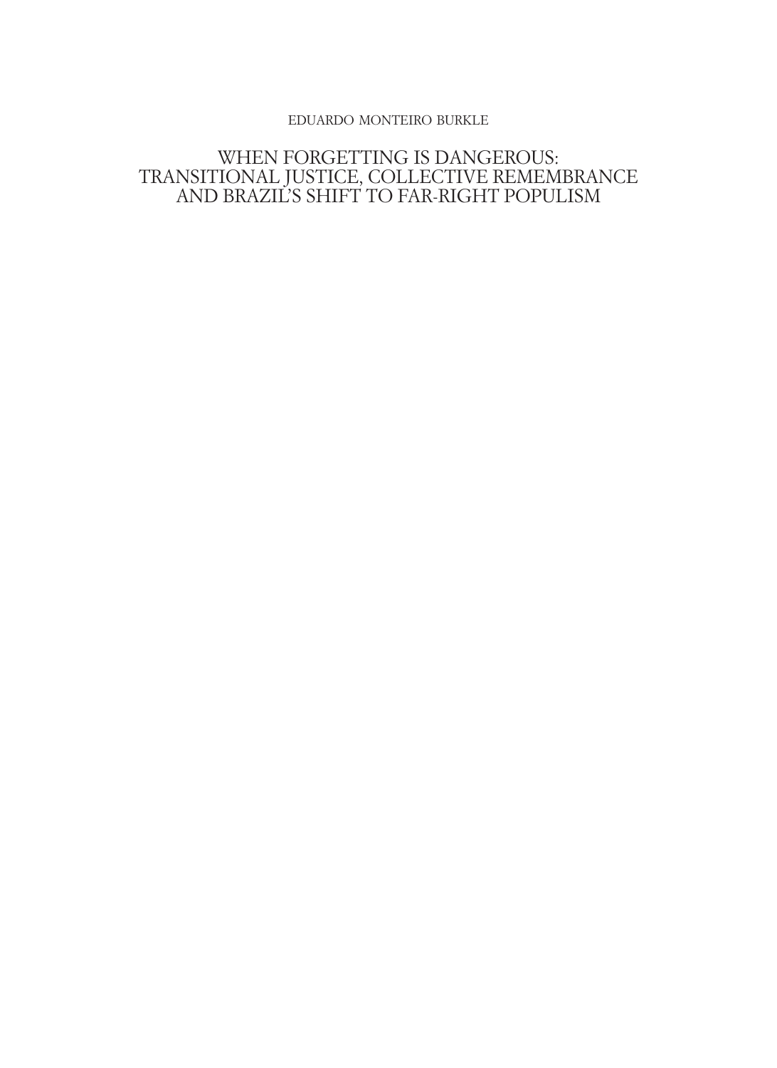EDUARDO MONTEIRO BURKLE

# WHEN FORGETTING IS DANGEROUS: TRANSITIONAL JUSTICE, COLLECTIVE REMEMBRANCE AND BRAZIL'S SHIFT TO FAR-RIGHT POPULISM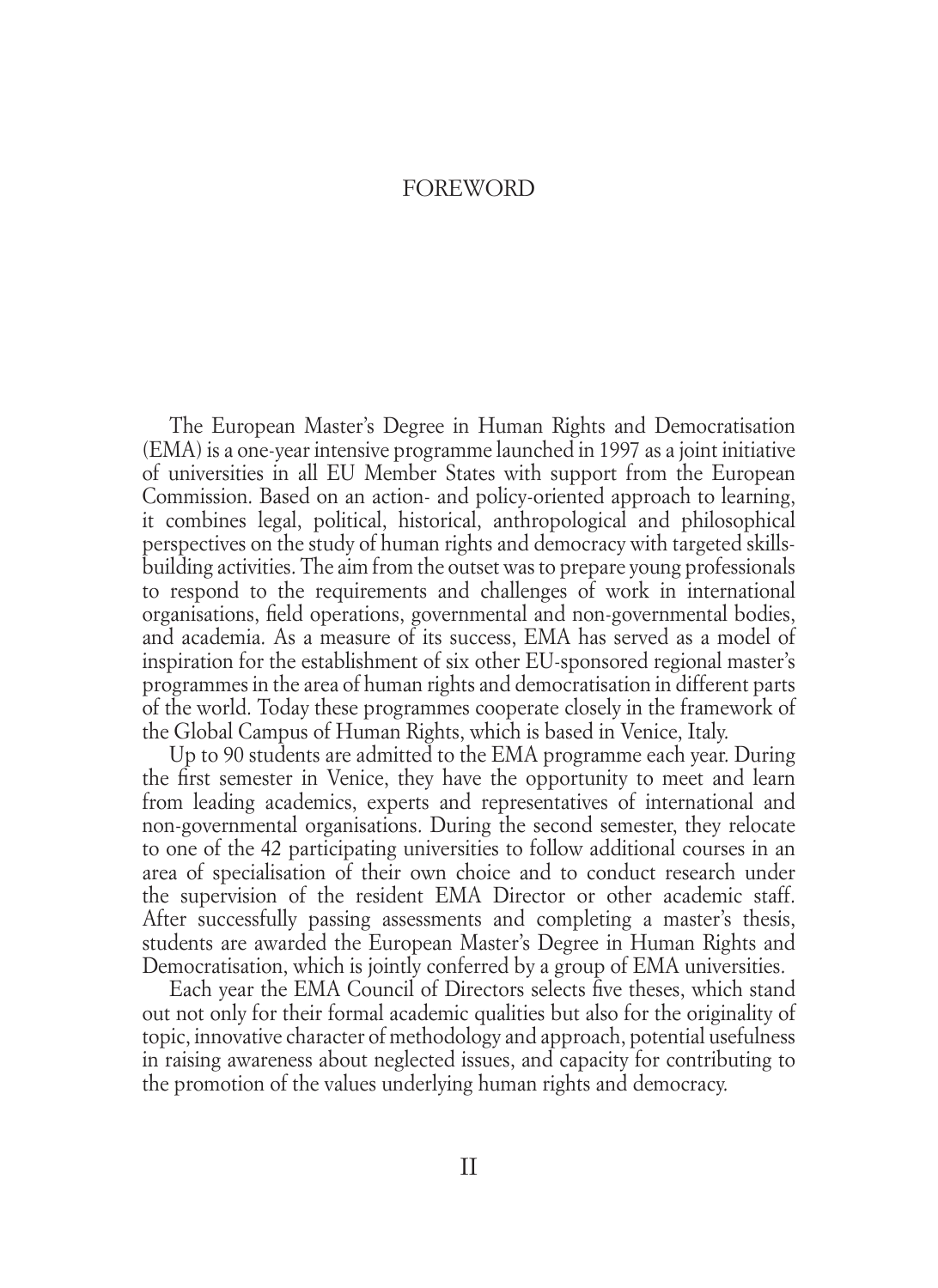# FOREWORD

The European Master's Degree in Human Rights and Democratisation (EMA) is a one-year intensive programme launched in 1997 as a joint initiative of universities in all EU Member States with support from the European Commission. Based on an action- and policy-oriented approach to learning, it combines legal, political, historical, anthropological and philosophical perspectives on the study of human rights and democracy with targeted skills-building activities. The aim from the outset was to prepare young professionals to respond to the requirements and challenges of work in international organisations, field operations, governmental and non-governmental bodies, and academia. As a measure of its success, EMA has served as a model of inspiration for the establishment of six other EU-sponsored regional master's programmes in the area of human rights and democratisation in different parts of the world. Today these programmes cooperate closely in the framework of the Global Campus of Human Rights, which is based in Venice, Italy.

Up to 90 students are admitted to the EMA programme each year. During the first semester in Venice, they have the opportunity to meet and learn from leading academics, experts and representatives of international and non-governmental organisations. During the second semester, they relocate to one of the 42 participating universities to follow additional courses in an area of specialisation of their own choice and to conduct research under the supervision of the resident EMA Director or other academic staff. After successfully passing assessments and completing a master's thesis, students are awarded the European Master's Degree in Human Rights and Democratisation, which is jointly conferred by a group of EMA universities.

Each year the EMA Council of Directors selects five theses, which stand out not only for their formal academic qualities but also for the originality of topic, innovative character of methodology and approach, potential usefulness in raising awareness about neglected issues, and capacity for contributing to the promotion of the values underlying human rights and democracy.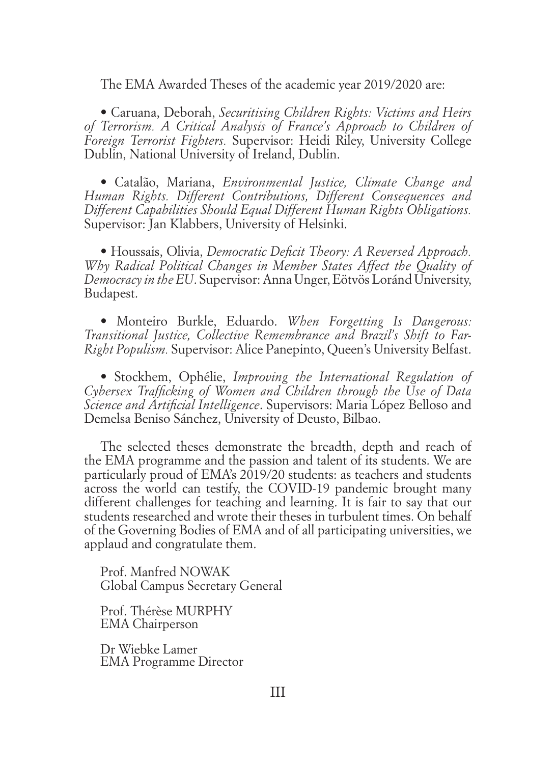The EMA Awarded Theses of the academic year 2019/2020 are:

- Caruana, Deborah, *Securitising Children Rights: Victims and Heirs of Terrorism. A Critical Analysis of France's Approach to Children of Foreign Terrorist Fighters.* Supervisor: Heidi Riley, University College Dublin, National University of Ireland, Dublin.

- Catalão, Mariana, *Environmental Justice, Climate Change and Human Rights. Different Contributions, Different Consequences and Different Capabilities Should Equal Different Human Rights Obligations.* Supervisor: Jan Klabbers, University of Helsinki.

- Houssais, Olivia, *Democratic Deficit Theory: A Reversed Approach. Why Radical Political Changes in Member States Affect the Quality of Democracy in the EU.* Supervisor: Anna Unger, Eötvös Loránd University, Budapest.

- Monteiro Burkle, Eduardo. *When Forgetting Is Dangerous: Transitional Justice, Collective Remembrance and Brazil's Shift to Far-Right Populism.* Supervisor: Alice Panepinto, Queen's University Belfast.

- Stockhem, Ophélie, *Improving the International Regulation of Cybersex Trafficking of Women and Children through the Use of Data Science and Artificial Intelligence*. Supervisors: Maria López Belloso and Demelsa Beniso Sánchez, University of Deusto, Bilbao.

The selected theses demonstrate the breadth, depth and reach of the EMA programme and the passion and talent of its students. We are particularly proud of EMA's 2019/20 students: as teachers and students across the world can testify, the COVID-19 pandemic brought many different challenges for teaching and learning. It is fair to say that our students researched and wrote their theses in turbulent times. On behalf of the Governing Bodies of EMA and of all participating universities, we applaud and congratulate them.

Prof. Manfred NOWAK
Global Campus Secretary General

Prof. Thérèse MURPHY
EMA Chairperson

Dr Wiebke Lamer
EMA Programme Director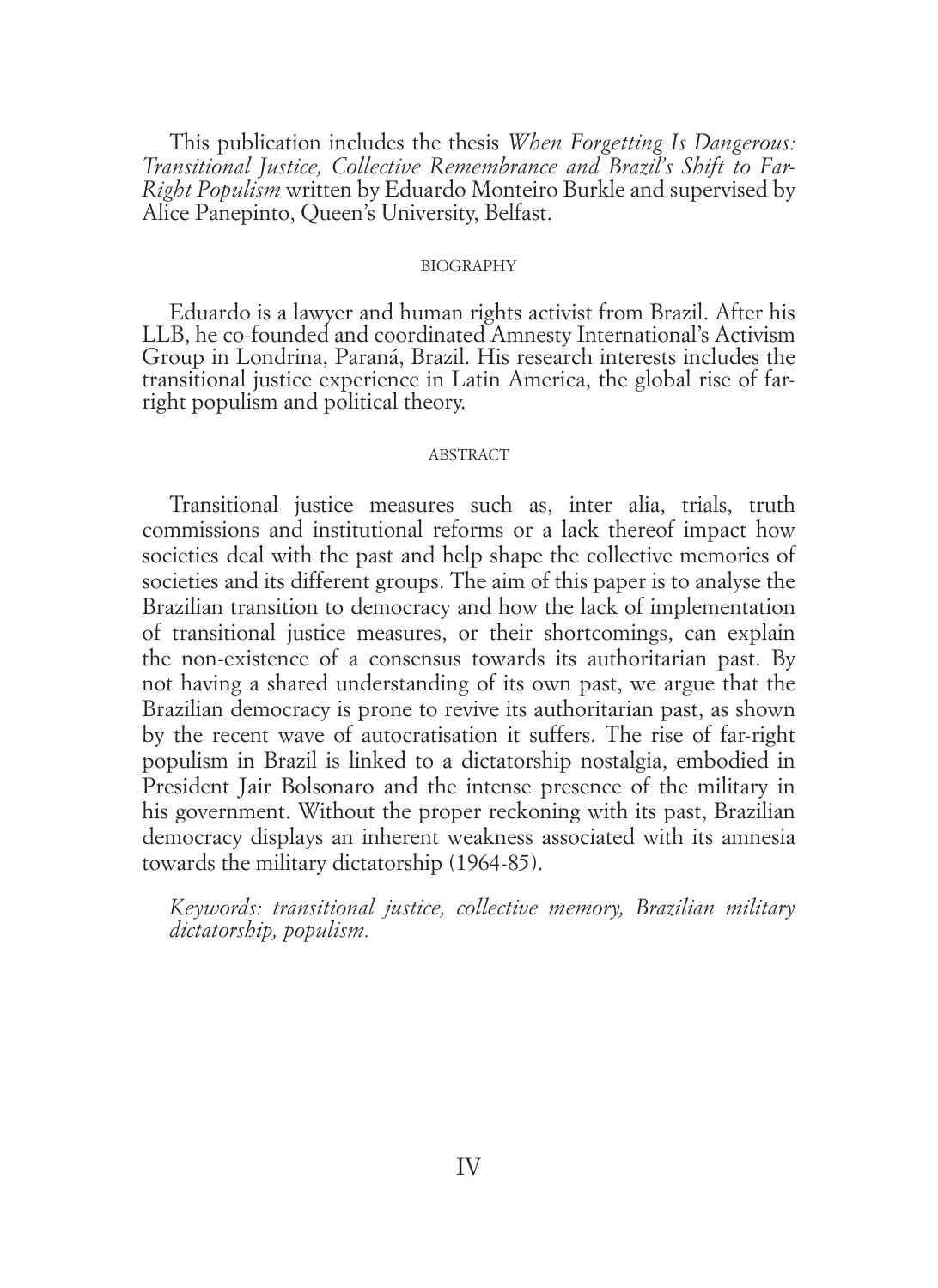This publication includes the thesis *When Forgetting Is Dangerous: Transitional Justice, Collective Remembrance and Brazil's Shift to Far-Right Populism* written by Eduardo Monteiro Burkle and supervised by Alice Panepinto, Queen's University, Belfast.

## BIOGRAPHY

Eduardo is a lawyer and human rights activist from Brazil. After his LLB, he co-founded and coordinated Amnesty International's Activism Group in Londrina, Paraná, Brazil. His research interests includes the transitional justice experience in Latin America, the global rise of far-right populism and political theory.

## ABSTRACT

Transitional justice measures such as, inter alia, trials, truth commissions and institutional reforms or a lack thereof impact how societies deal with the past and help shape the collective memories of societies and its different groups. The aim of this paper is to analyse the Brazilian transition to democracy and how the lack of implementation of transitional justice measures, or their shortcomings, can explain the non-existence of a consensus towards its authoritarian past. By not having a shared understanding of its own past, we argue that the Brazilian democracy is prone to revive its authoritarian past, as shown by the recent wave of autocratisation it suffers. The rise of far-right populism in Brazil is linked to a dictatorship nostalgia, embodied in President Jair Bolsonaro and the intense presence of the military in his government. Without the proper reckoning with its past, Brazilian democracy displays an inherent weakness associated with its amnesia towards the military dictatorship (1964-85).

*Keywords: transitional justice, collective memory, Brazilian military dictatorship, populism.*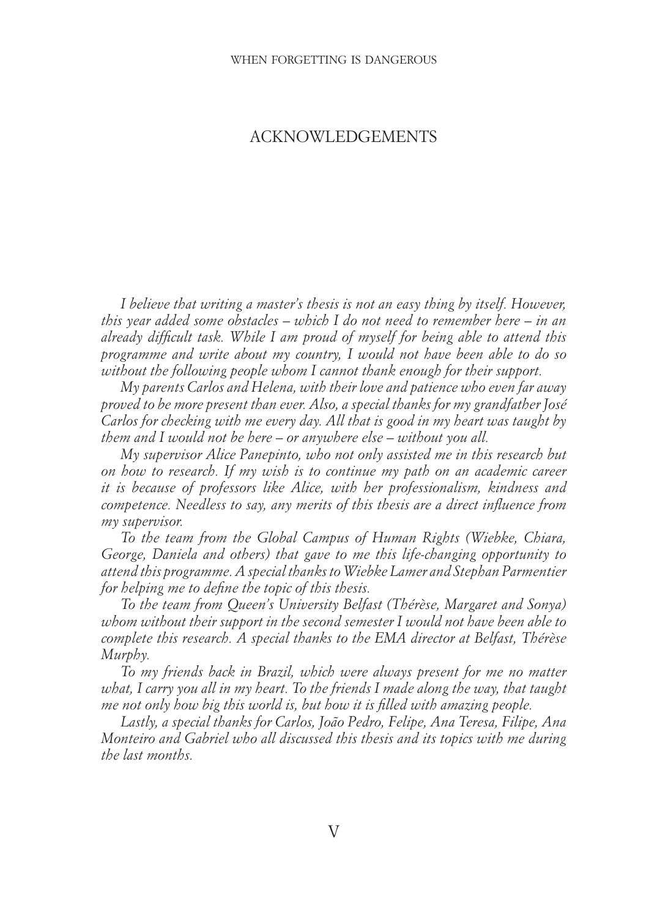# ACKNOWLEDGEMENTS

*I believe that writing a master's thesis is not an easy thing by itself. However, this year added some obstacles – which I do not need to remember here – in an already difficult task. While I am proud of myself for being able to attend this programme and write about my country, I would not have been able to do so without the following people whom I cannot thank enough for their support.*

*My parents Carlos and Helena, with their love and patience who even far away proved to be more present than ever. Also, a special thanks for my grandfather José Carlos for checking with me every day. All that is good in my heart was taught by them and I would not be here – or anywhere else – without you all.*

*My supervisor Alice Panepinto, who not only assisted me in this research but on how to research. If my wish is to continue my path on an academic career it is because of professors like Alice, with her professionalism, kindness and competence. Needless to say, any merits of this thesis are a direct influence from my supervisor.*

*To the team from the Global Campus of Human Rights (Wiebke, Chiara, George, Daniela and others) that gave to me this life-changing opportunity to attend this programme. A special thanks to Wiebke Lamer and Stephan Parmentier for helping me to define the topic of this thesis.*

*To the team from Queen's University Belfast (Thérèse, Margaret and Sonya) whom without their support in the second semester I would not have been able to complete this research. A special thanks to the EMA director at Belfast, Thérèse Murphy.*

*To my friends back in Brazil, which were always present for me no matter what, I carry you all in my heart. To the friends I made along the way, that taught me not only how big this world is, but how it is filled with amazing people.*

*Lastly, a special thanks for Carlos, João Pedro, Felipe, Ana Teresa, Filipe, Ana Monteiro and Gabriel who all discussed this thesis and its topics with me during the last months.*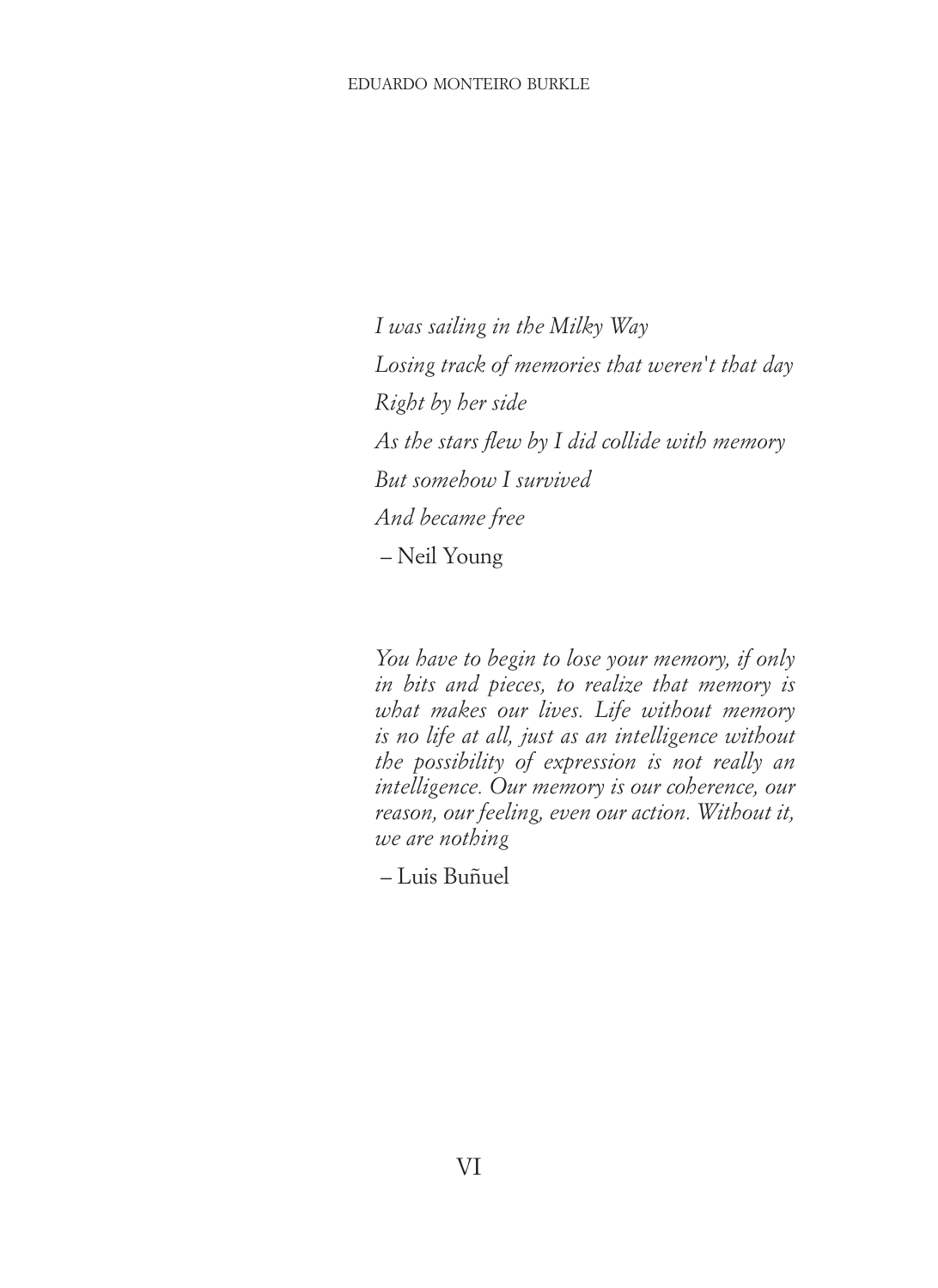*I was sailing in the Milky Way*
*Losing track of memories that weren't that day*
*Right by her side*
*As the stars flew by I did collide with memory*
*But somehow I survived*
*And became free*

– Neil Young

*You have to begin to lose your memory, if only in bits and pieces, to realize that memory is what makes our lives. Life without memory is no life at all, just as an intelligence without the possibility of expression is not really an intelligence. Our memory is our coherence, our reason, our feeling, even our action. Without it, we are nothing*

– Luis Buñuel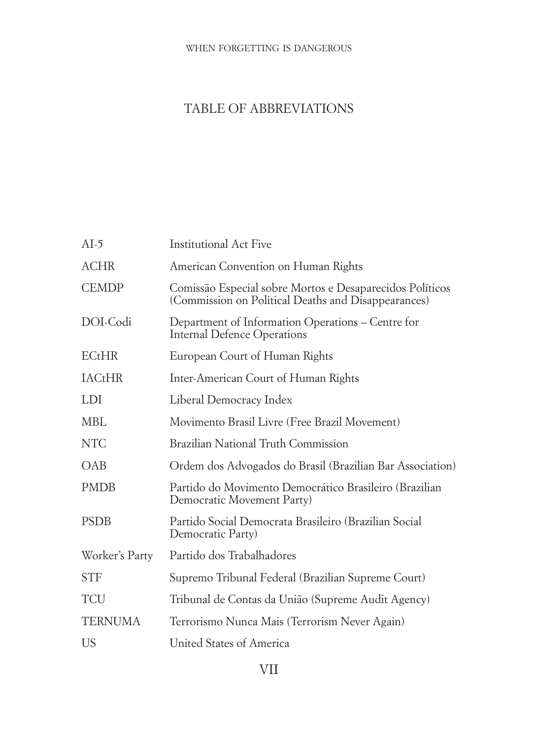# TABLE OF ABBREVIATIONS

| | |
|---|---|
| AI-5 | Institutional Act Five |
| ACHR | American Convention on Human Rights |
| CEMDP | Comissão Especial sobre Mortos e Desaparecidos Políticos (Commission on Political Deaths and Disappearances) |
| DOI-Codi | Department of Information Operations – Centre for Internal Defence Operations |
| ECtHR | European Court of Human Rights |
| IACtHR | Inter-American Court of Human Rights |
| LDI | Liberal Democracy Index |
| MBL | Movimento Brasil Livre (Free Brazil Movement) |
| NTC | Brazilian National Truth Commission |
| OAB | Ordem dos Advogados do Brasil (Brazilian Bar Association) |
| PMDB | Partido do Movimento Democrático Brasileiro (Brazilian Democratic Movement Party) |
| PSDB | Partido Social Democrata Brasileiro (Brazilian Social Democratic Party) |
| Worker's Party | Partido dos Trabalhadores |
| STF | Supremo Tribunal Federal (Brazilian Supreme Court) |
| TCU | Tribunal de Contas da União (Supreme Audit Agency) |
| TERNUMA | Terrorismo Nunca Mais (Terrorism Never Again) |
| US | United States of America |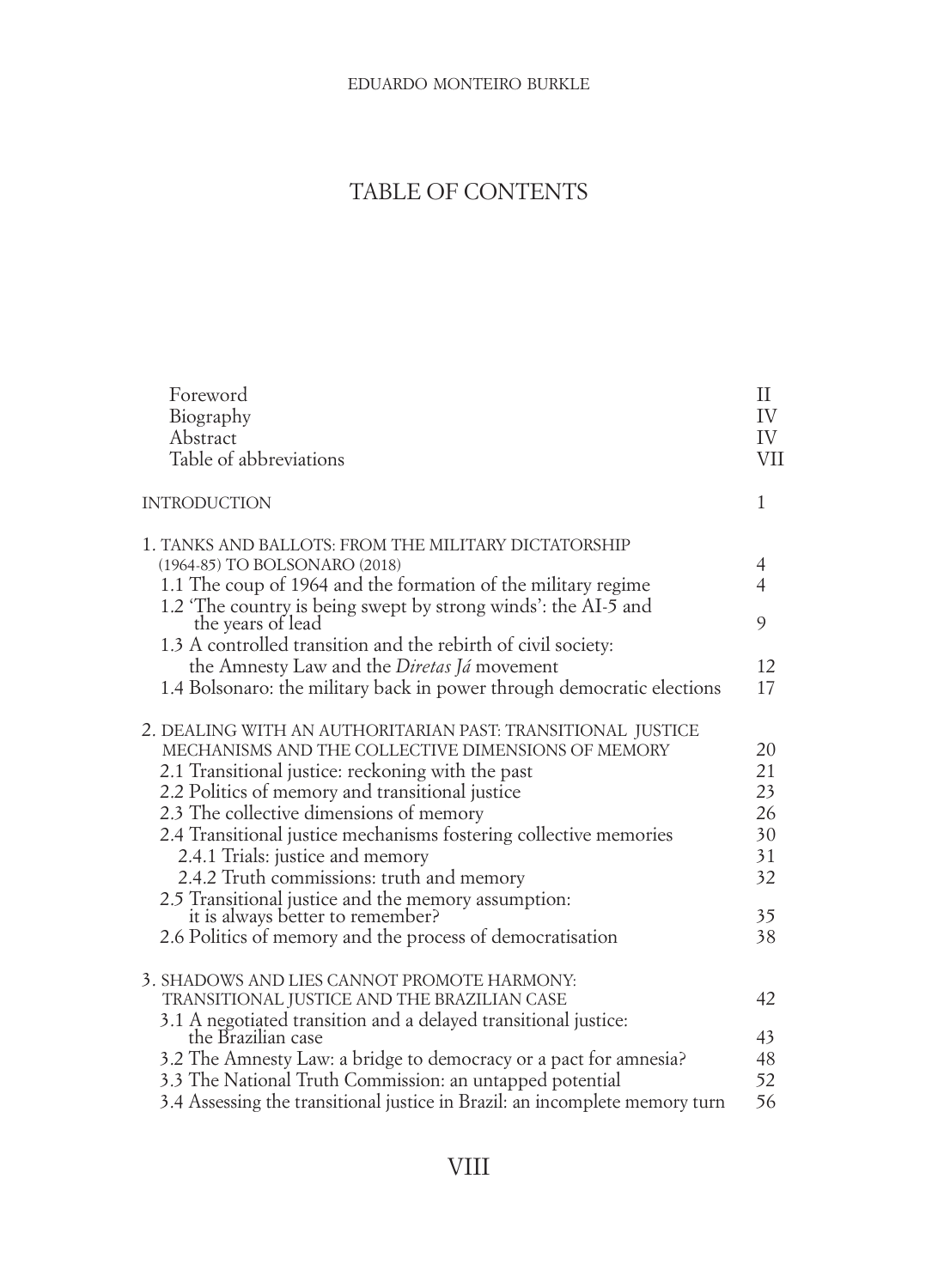# TABLE OF CONTENTS

| | |
|---|---|
| Foreword | II |
| Biography | IV |
| Abstract | IV |
| Table of abbreviations | VII |
| INTRODUCTION | 1 |
| 1. TANKS AND BALLOTS: FROM THE MILITARY DICTATORSHIP (1964-85) TO BOLSONARO (2018) | 4 |
| 1.1 The coup of 1964 and the formation of the military regime | 4 |
| 1.2 'The country is being swept by strong winds': the AI-5 and the years of lead | 9 |
| 1.3 A controlled transition and the rebirth of civil society: the Amnesty Law and the *Diretas Já* movement | 12 |
| 1.4 Bolsonaro: the military back in power through democratic elections | 17 |
| 2. DEALING WITH AN AUTHORITARIAN PAST: TRANSITIONAL JUSTICE MECHANISMS AND THE COLLECTIVE DIMENSIONS OF MEMORY | 20 |
| 2.1 Transitional justice: reckoning with the past | 21 |
| 2.2 Politics of memory and transitional justice | 23 |
| 2.3 The collective dimensions of memory | 26 |
| 2.4 Transitional justice mechanisms fostering collective memories | 30 |
| 2.4.1 Trials: justice and memory | 31 |
| 2.4.2 Truth commissions: truth and memory | 32 |
| 2.5 Transitional justice and the memory assumption: it is always better to remember? | 35 |
| 2.6 Politics of memory and the process of democratisation | 38 |
| 3. SHADOWS AND LIES CANNOT PROMOTE HARMONY: TRANSITIONAL JUSTICE AND THE BRAZILIAN CASE | 42 |
| 3.1 A negotiated transition and a delayed transitional justice: the Brazilian case | 43 |
| 3.2 The Amnesty Law: a bridge to democracy or a pact for amnesia? | 48 |
| 3.3 The National Truth Commission: an untapped potential | 52 |
| 3.4 Assessing the transitional justice in Brazil: an incomplete memory turn | 56 |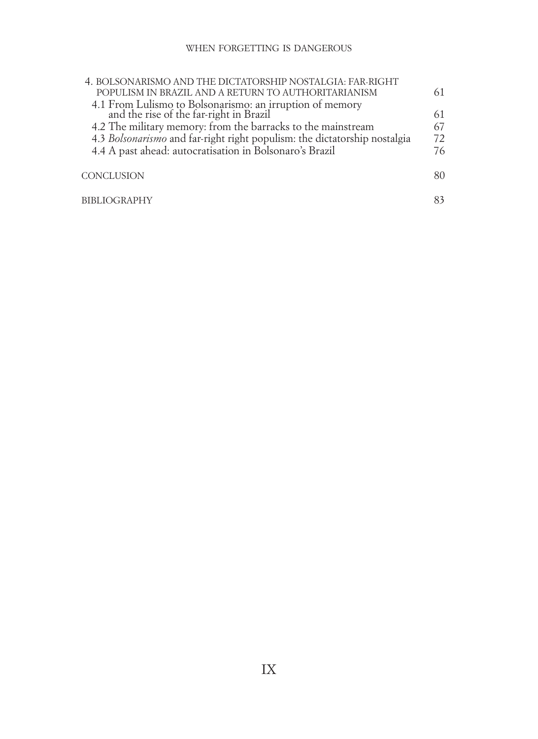4. BOLSONARISMO AND THE DICTATORSHIP NOSTALGIA: FAR-RIGHT POPULISM IN BRAZIL AND A RETURN TO AUTHORITARIANISM 61

4.1 From Lulismo to Bolsonarismo: an irruption of memory and the rise of the far-right in Brazil 61

4.2 The military memory: from the barracks to the mainstream 67

4.3 *Bolsonarismo* and far-right right populism: the dictatorship nostalgia 72

4.4 A past ahead: autocratisation in Bolsonaro's Brazil 76

CONCLUSION 80

BIBLIOGRAPHY 83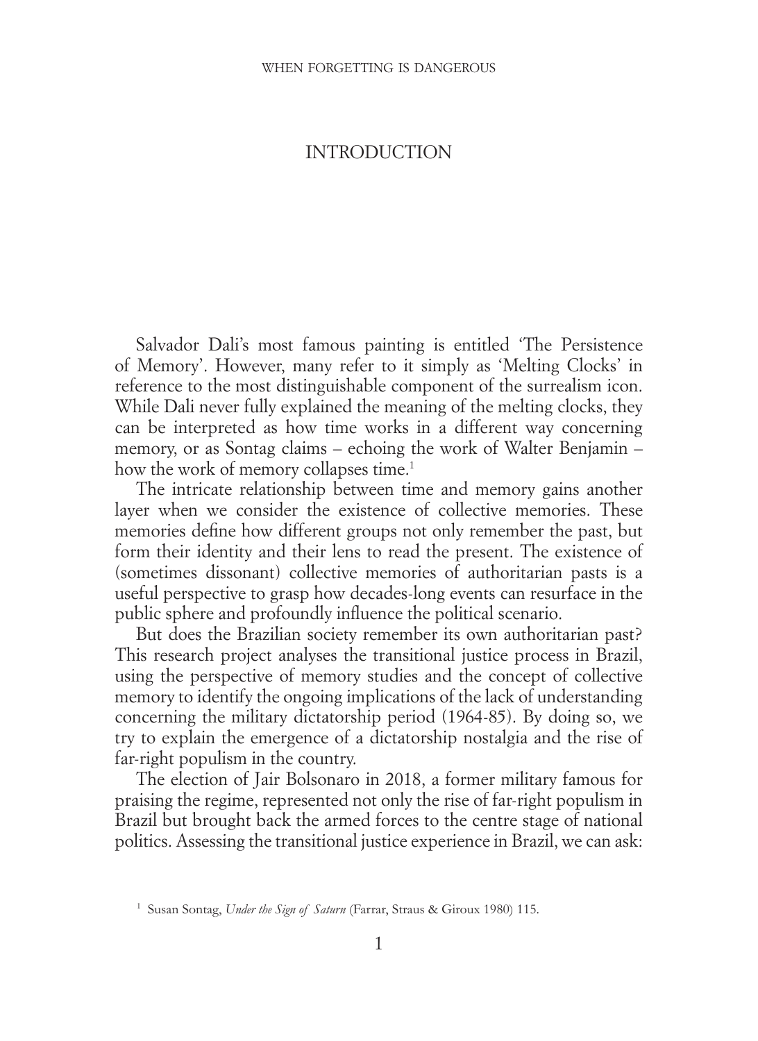# INTRODUCTION

Salvador Dali's most famous painting is entitled 'The Persistence of Memory'. However, many refer to it simply as 'Melting Clocks' in reference to the most distinguishable component of the surrealism icon. While Dali never fully explained the meaning of the melting clocks, they can be interpreted as how time works in a different way concerning memory, or as Sontag claims – echoing the work of Walter Benjamin – how the work of memory collapses time.[1]

The intricate relationship between time and memory gains another layer when we consider the existence of collective memories. These memories define how different groups not only remember the past, but form their identity and their lens to read the present. The existence of (sometimes dissonant) collective memories of authoritarian pasts is a useful perspective to grasp how decades-long events can resurface in the public sphere and profoundly influence the political scenario.

But does the Brazilian society remember its own authoritarian past? This research project analyses the transitional justice process in Brazil, using the perspective of memory studies and the concept of collective memory to identify the ongoing implications of the lack of understanding concerning the military dictatorship period (1964-85). By doing so, we try to explain the emergence of a dictatorship nostalgia and the rise of far-right populism in the country.

The election of Jair Bolsonaro in 2018, a former military famous for praising the regime, represented not only the rise of far-right populism in Brazil but brought back the armed forces to the centre stage of national politics. Assessing the transitional justice experience in Brazil, we can ask:

[1] Susan Sontag, *Under the Sign of Saturn* (Farrar, Straus & Giroux 1980) 115.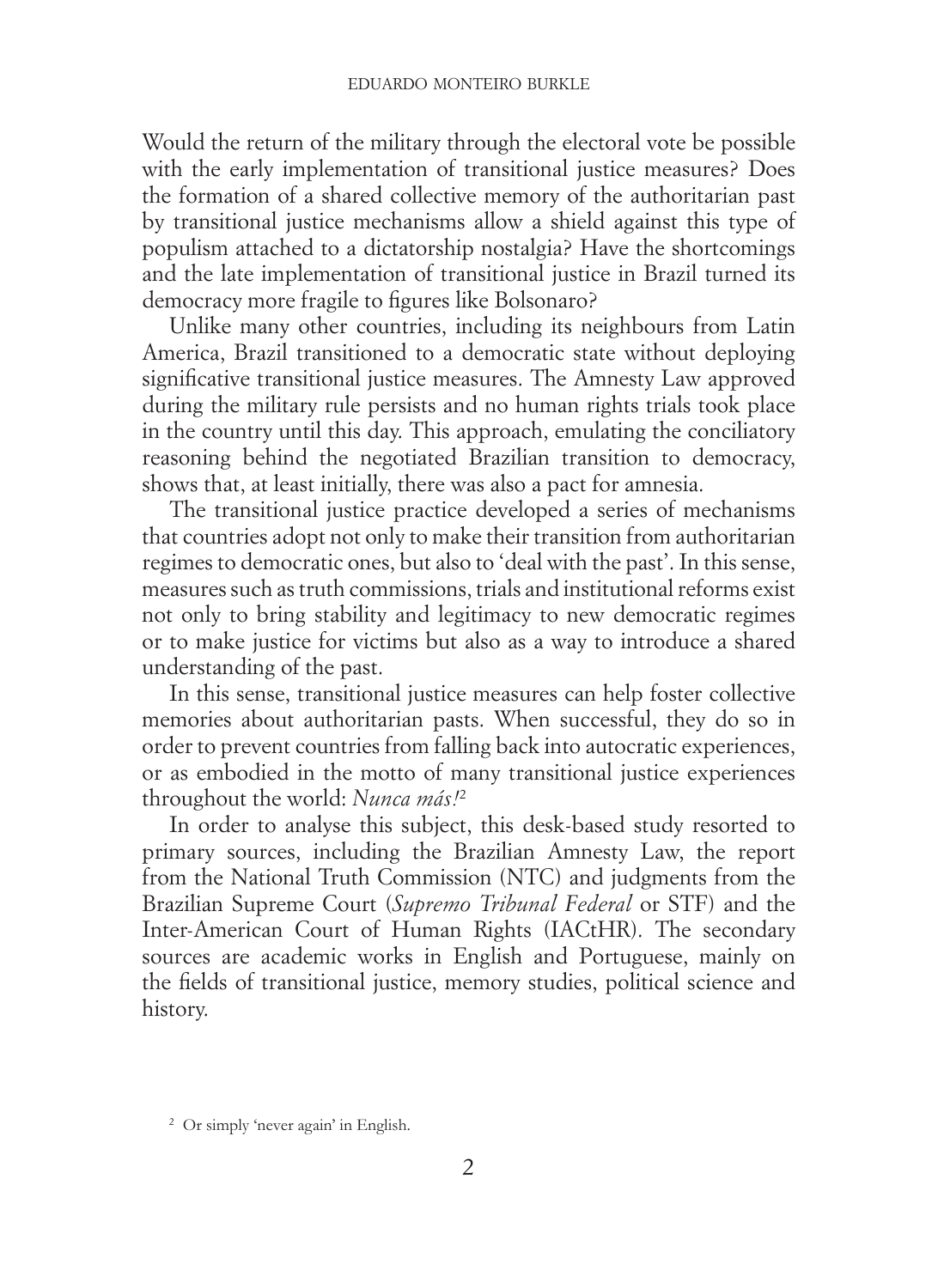Would the return of the military through the electoral vote be possible with the early implementation of transitional justice measures? Does the formation of a shared collective memory of the authoritarian past by transitional justice mechanisms allow a shield against this type of populism attached to a dictatorship nostalgia? Have the shortcomings and the late implementation of transitional justice in Brazil turned its democracy more fragile to figures like Bolsonaro?

Unlike many other countries, including its neighbours from Latin America, Brazil transitioned to a democratic state without deploying significative transitional justice measures. The Amnesty Law approved during the military rule persists and no human rights trials took place in the country until this day. This approach, emulating the conciliatory reasoning behind the negotiated Brazilian transition to democracy, shows that, at least initially, there was also a pact for amnesia.

The transitional justice practice developed a series of mechanisms that countries adopt not only to make their transition from authoritarian regimes to democratic ones, but also to 'deal with the past'. In this sense, measures such as truth commissions, trials and institutional reforms exist not only to bring stability and legitimacy to new democratic regimes or to make justice for victims but also as a way to introduce a shared understanding of the past.

In this sense, transitional justice measures can help foster collective memories about authoritarian pasts. When successful, they do so in order to prevent countries from falling back into autocratic experiences, or as embodied in the motto of many transitional justice experiences throughout the world: *Nunca más!*[2]

In order to analyse this subject, this desk-based study resorted to primary sources, including the Brazilian Amnesty Law, the report from the National Truth Commission (NTC) and judgments from the Brazilian Supreme Court (*Supremo Tribunal Federal* or STF) and the Inter-American Court of Human Rights (IACtHR). The secondary sources are academic works in English and Portuguese, mainly on the fields of transitional justice, memory studies, political science and history.

[2] Or simply 'never again' in English.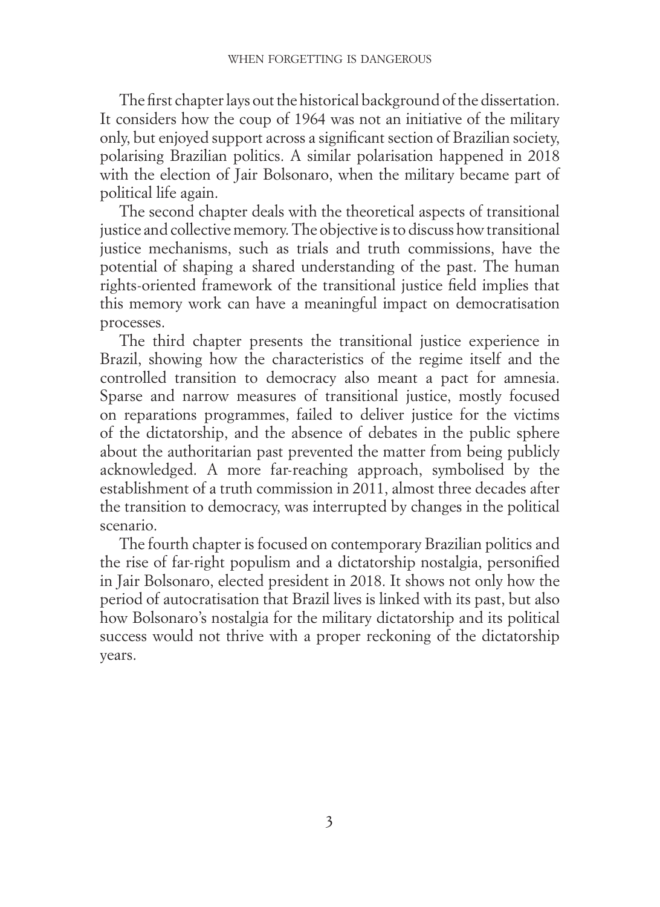The first chapter lays out the historical background of the dissertation. It considers how the coup of 1964 was not an initiative of the military only, but enjoyed support across a significant section of Brazilian society, polarising Brazilian politics. A similar polarisation happened in 2018 with the election of Jair Bolsonaro, when the military became part of political life again.

The second chapter deals with the theoretical aspects of transitional justice and collective memory. The objective is to discuss how transitional justice mechanisms, such as trials and truth commissions, have the potential of shaping a shared understanding of the past. The human rights-oriented framework of the transitional justice field implies that this memory work can have a meaningful impact on democratisation processes.

The third chapter presents the transitional justice experience in Brazil, showing how the characteristics of the regime itself and the controlled transition to democracy also meant a pact for amnesia. Sparse and narrow measures of transitional justice, mostly focused on reparations programmes, failed to deliver justice for the victims of the dictatorship, and the absence of debates in the public sphere about the authoritarian past prevented the matter from being publicly acknowledged. A more far-reaching approach, symbolised by the establishment of a truth commission in 2011, almost three decades after the transition to democracy, was interrupted by changes in the political scenario.

The fourth chapter is focused on contemporary Brazilian politics and the rise of far-right populism and a dictatorship nostalgia, personified in Jair Bolsonaro, elected president in 2018. It shows not only how the period of autocratisation that Brazil lives is linked with its past, but also how Bolsonaro's nostalgia for the military dictatorship and its political success would not thrive with a proper reckoning of the dictatorship years.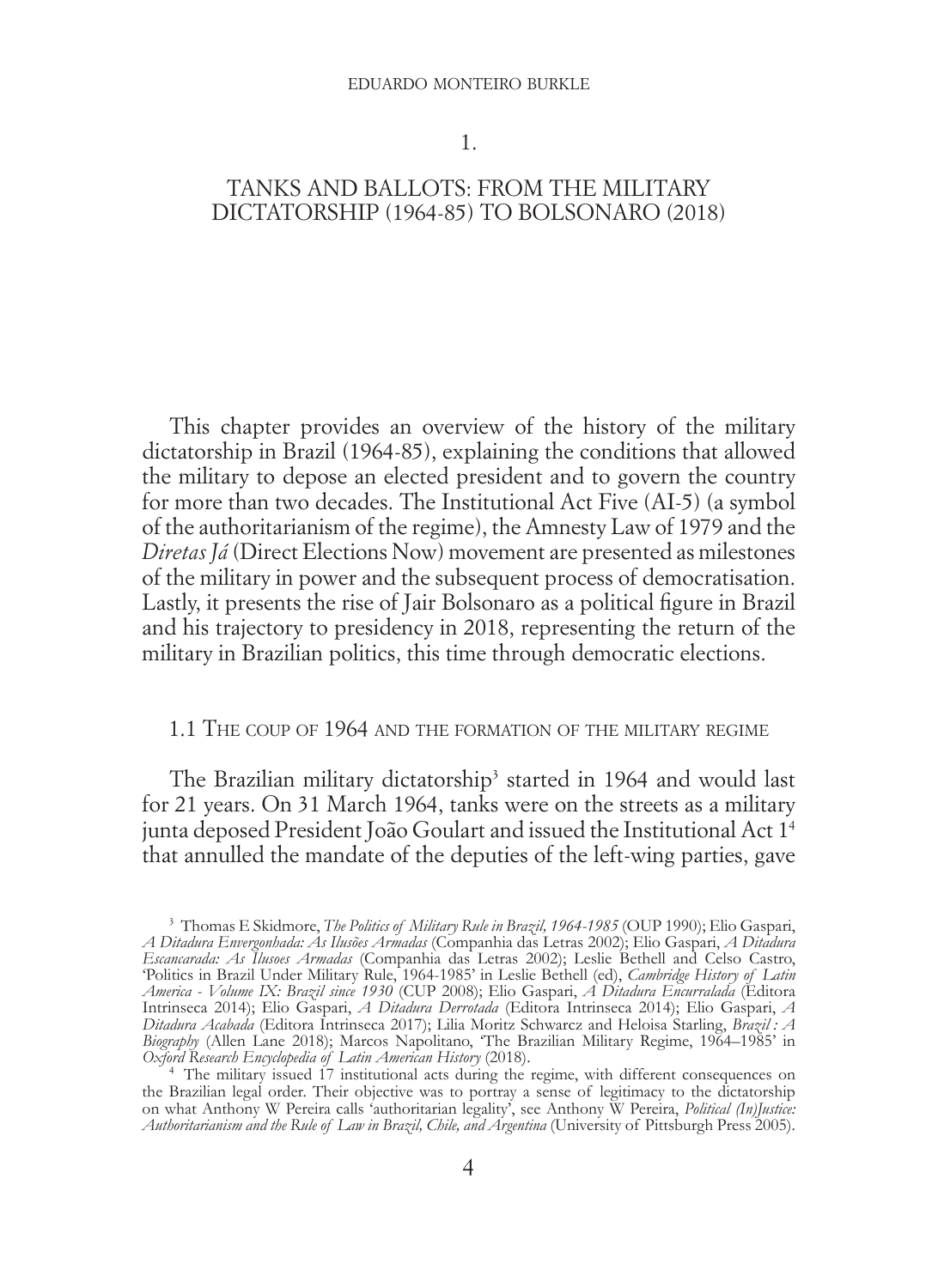# 1.

# TANKS AND BALLOTS: FROM THE MILITARY DICTATORSHIP (1964-85) TO BOLSONARO (2018)

This chapter provides an overview of the history of the military dictatorship in Brazil (1964-85), explaining the conditions that allowed the military to depose an elected president and to govern the country for more than two decades. The Institutional Act Five (AI-5) (a symbol of the authoritarianism of the regime), the Amnesty Law of 1979 and the *Diretas Já* (Direct Elections Now) movement are presented as milestones of the military in power and the subsequent process of democratisation. Lastly, it presents the rise of Jair Bolsonaro as a political figure in Brazil and his trajectory to presidency in 2018, representing the return of the military in Brazilian politics, this time through democratic elections.

## 1.1 The coup of 1964 and the formation of the military regime

The Brazilian military dictatorship[3] started in 1964 and would last for 21 years. On 31 March 1964, tanks were on the streets as a military junta deposed President João Goulart and issued the Institutional Act 1[4] that annulled the mandate of the deputies of the left-wing parties, gave

[3] Thomas E Skidmore, *The Politics of Military Rule in Brazil, 1964-1985* (OUP 1990); Elio Gaspari, *A Ditadura Envergonhada: As Ilusões Armadas* (Companhia das Letras 2002); Elio Gaspari, *A Ditadura Escancarada: As Ilusoes Armadas* (Companhia das Letras 2002); Leslie Bethell and Celso Castro, 'Politics in Brazil Under Military Rule, 1964-1985' in Leslie Bethell (ed), *Cambridge History of Latin America - Volume IX: Brazil since 1930* (CUP 2008); Elio Gaspari, *A Ditadura Encurralada* (Editora Intrinseca 2014); Elio Gaspari, *A Ditadura Derrotada* (Editora Intrinseca 2014); Elio Gaspari, *A Ditadura Acabada* (Editora Intrinseca 2017); Lilia Moritz Schwarcz and Heloisa Starling, *Brazil : A Biography* (Allen Lane 2018); Marcos Napolitano, 'The Brazilian Military Regime, 1964–1985' in *Oxford Research Encyclopedia of Latin American History* (2018).

[4] The military issued 17 institutional acts during the regime, with different consequences on the Brazilian legal order. Their objective was to portray a sense of legitimacy to the dictatorship on what Anthony W Pereira calls 'authoritarian legality', see Anthony W Pereira, *Political (In)Justice: Authoritarianism and the Rule of Law in Brazil, Chile, and Argentina* (University of Pittsburgh Press 2005).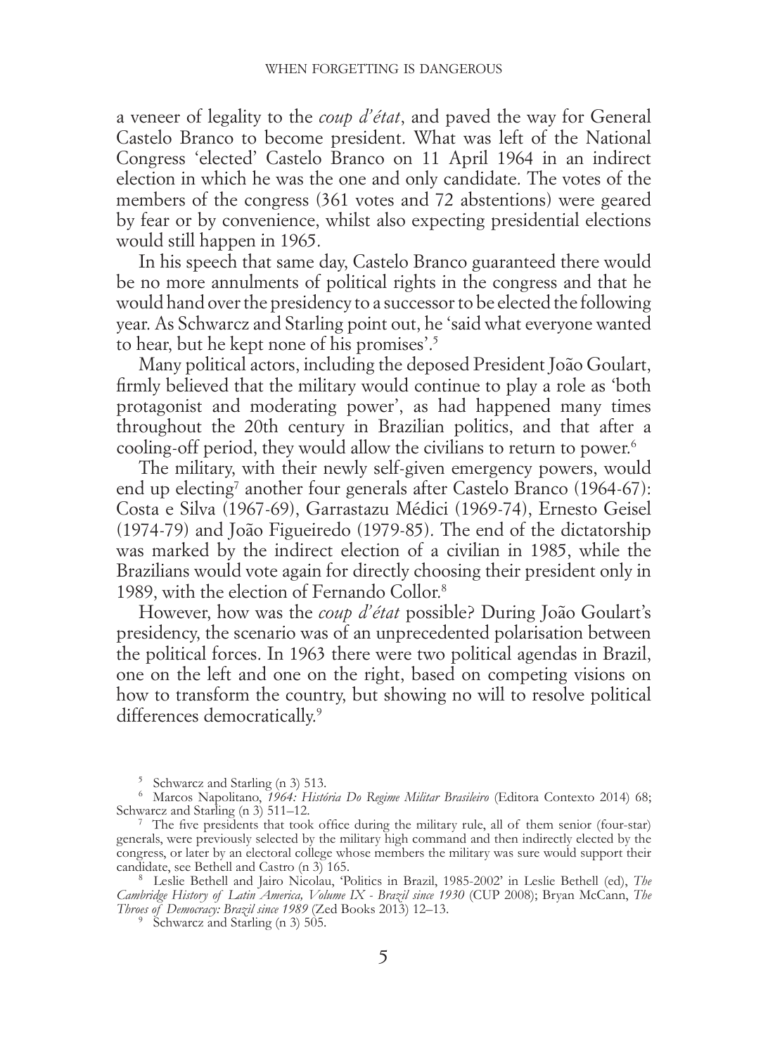a veneer of legality to the *coup d'état*, and paved the way for General Castelo Branco to become president. What was left of the National Congress 'elected' Castelo Branco on 11 April 1964 in an indirect election in which he was the one and only candidate. The votes of the members of the congress (361 votes and 72 abstentions) were geared by fear or by convenience, whilst also expecting presidential elections would still happen in 1965.

In his speech that same day, Castelo Branco guaranteed there would be no more annulments of political rights in the congress and that he would hand over the presidency to a successor to be elected the following year. As Schwarcz and Starling point out, he 'said what everyone wanted to hear, but he kept none of his promises'.[5]

Many political actors, including the deposed President João Goulart, firmly believed that the military would continue to play a role as 'both protagonist and moderating power', as had happened many times throughout the 20th century in Brazilian politics, and that after a cooling-off period, they would allow the civilians to return to power.[6]

The military, with their newly self-given emergency powers, would end up electing[7] another four generals after Castelo Branco (1964-67): Costa e Silva (1967-69), Garrastazu Médici (1969-74), Ernesto Geisel (1974-79) and João Figueiredo (1979-85). The end of the dictatorship was marked by the indirect election of a civilian in 1985, while the Brazilians would vote again for directly choosing their president only in 1989, with the election of Fernando Collor.[8]

However, how was the *coup d'état* possible? During João Goulart's presidency, the scenario was of an unprecedented polarisation between the political forces. In 1963 there were two political agendas in Brazil, one on the left and one on the right, based on competing visions on how to transform the country, but showing no will to resolve political differences democratically.[9]

---

[5] Schwarcz and Starling (n 3) 513.

[6] Marcos Napolitano, *1964: História Do Regime Militar Brasileiro* (Editora Contexto 2014) 68; Schwarcz and Starling (n 3) 511–12.

[7] The five presidents that took office during the military rule, all of them senior (four-star) generals, were previously selected by the military high command and then indirectly elected by the congress, or later by an electoral college whose members the military was sure would support their candidate, see Bethell and Castro (n 3) 165.

[8] Leslie Bethell and Jairo Nicolau, 'Politics in Brazil, 1985-2002' in Leslie Bethell (ed), *The Cambridge History of Latin America, Volume IX - Brazil since 1930* (CUP 2008); Bryan McCann, *The Throes of Democracy: Brazil since 1989* (Zed Books 2013) 12–13.

[9] Schwarcz and Starling (n 3) 505.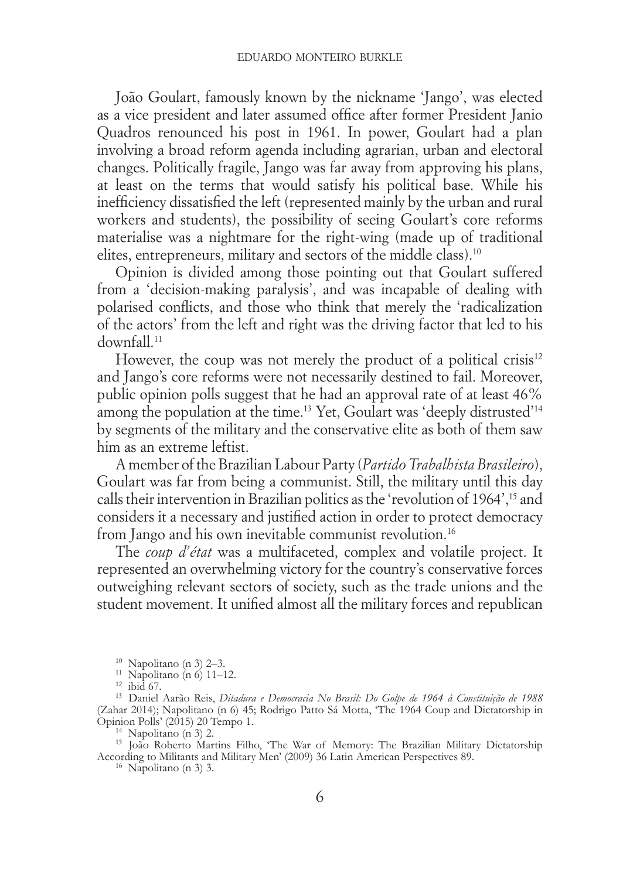João Goulart, famously known by the nickname 'Jango', was elected as a vice president and later assumed office after former President Janio Quadros renounced his post in 1961. In power, Goulart had a plan involving a broad reform agenda including agrarian, urban and electoral changes. Politically fragile, Jango was far away from approving his plans, at least on the terms that would satisfy his political base. While his inefficiency dissatisfied the left (represented mainly by the urban and rural workers and students), the possibility of seeing Goulart's core reforms materialise was a nightmare for the right-wing (made up of traditional elites, entrepreneurs, military and sectors of the middle class).[10]

Opinion is divided among those pointing out that Goulart suffered from a 'decision-making paralysis', and was incapable of dealing with polarised conflicts, and those who think that merely the 'radicalization of the actors' from the left and right was the driving factor that led to his downfall.[11]

However, the coup was not merely the product of a political crisis[12] and Jango's core reforms were not necessarily destined to fail. Moreover, public opinion polls suggest that he had an approval rate of at least 46% among the population at the time.[13] Yet, Goulart was 'deeply distrusted'[14] by segments of the military and the conservative elite as both of them saw him as an extreme leftist.

A member of the Brazilian Labour Party (*Partido Trabalhista Brasileiro*), Goulart was far from being a communist. Still, the military until this day calls their intervention in Brazilian politics as the 'revolution of 1964',[15] and considers it a necessary and justified action in order to protect democracy from Jango and his own inevitable communist revolution.[16]

The *coup d'état* was a multifaceted, complex and volatile project. It represented an overwhelming victory for the country's conservative forces outweighing relevant sectors of society, such as the trade unions and the student movement. It unified almost all the military forces and republican

---

[10] Napolitano (n 3) 2–3.

[11] Napolitano (n 6) 11–12.

[12] ibid 67.

[13] Daniel Aarão Reis, *Ditadura e Democracia No Brasil: Do Golpe de 1964 à Constituição de 1988* (Zahar 2014); Napolitano (n 6) 45; Rodrigo Patto Sá Motta, 'The 1964 Coup and Dictatorship in Opinion Polls' (2015) 20 Tempo 1.

[14] Napolitano (n 3) 2.

[15] João Roberto Martins Filho, 'The War of Memory: The Brazilian Military Dictatorship According to Militants and Military Men' (2009) 36 Latin American Perspectives 89.

[16] Napolitano (n 3) 3.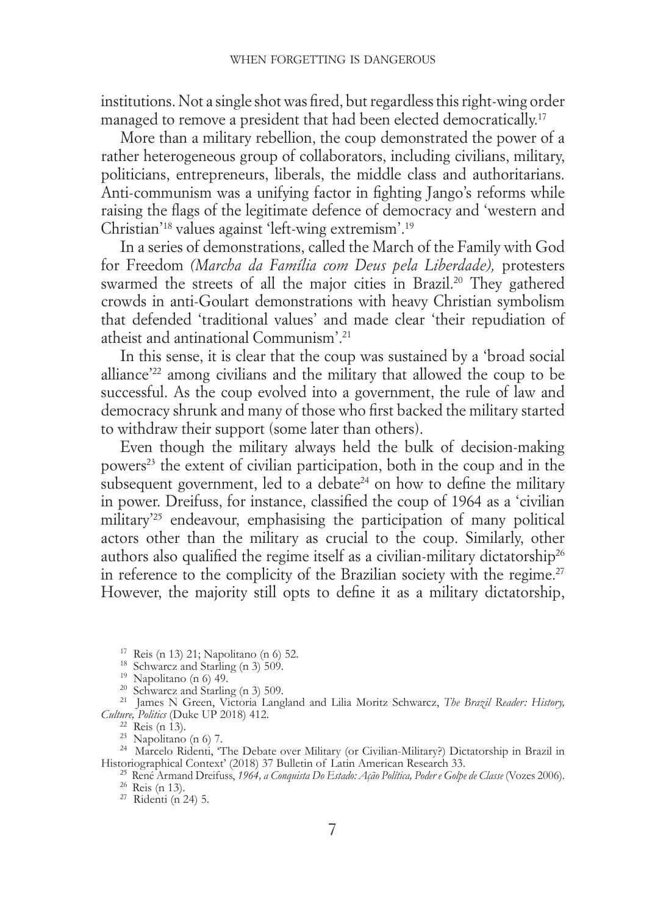institutions. Not a single shot was fired, but regardless this right-wing order managed to remove a president that had been elected democratically.[17]

More than a military rebellion, the coup demonstrated the power of a rather heterogeneous group of collaborators, including civilians, military, politicians, entrepreneurs, liberals, the middle class and authoritarians. Anti-communism was a unifying factor in fighting Jango's reforms while raising the flags of the legitimate defence of democracy and 'western and Christian'[18] values against 'left-wing extremism'.[19]

In a series of demonstrations, called the March of the Family with God for Freedom *(Marcha da Família com Deus pela Liberdade),* protesters swarmed the streets of all the major cities in Brazil.[20] They gathered crowds in anti-Goulart demonstrations with heavy Christian symbolism that defended 'traditional values' and made clear 'their repudiation of atheist and antinational Communism'.[21]

In this sense, it is clear that the coup was sustained by a 'broad social alliance'[22] among civilians and the military that allowed the coup to be successful. As the coup evolved into a government, the rule of law and democracy shrunk and many of those who first backed the military started to withdraw their support (some later than others).

Even though the military always held the bulk of decision-making powers[23] the extent of civilian participation, both in the coup and in the subsequent government, led to a debate[24] on how to define the military in power. Dreifuss, for instance, classified the coup of 1964 as a 'civilian military'[25] endeavour, emphasising the participation of many political actors other than the military as crucial to the coup. Similarly, other authors also qualified the regime itself as a civilian-military dictatorship[26] in reference to the complicity of the Brazilian society with the regime.[27] However, the majority still opts to define it as a military dictatorship,

---

[17] Reis (n 13) 21; Napolitano (n 6) 52.

[18] Schwarcz and Starling (n 3) 509.

[19] Napolitano (n 6) 49.

[20] Schwarcz and Starling (n 3) 509.

[21] James N Green, Victoria Langland and Lilia Moritz Schwarcz, *The Brazil Reader: History, Culture, Politics* (Duke UP 2018) 412.

[22] Reis (n 13).

[23] Napolitano (n 6) 7.

[24] Marcelo Ridenti, 'The Debate over Military (or Civilian-Military?) Dictatorship in Brazil in Historiographical Context' (2018) 37 Bulletin of Latin American Research 33.

[25] René Armand Dreifuss, *1964, a Conquista Do Estado: Ação Política, Poder e Golpe de Classe* (Vozes 2006).

[26] Reis (n 13).

[27] Ridenti (n 24) 5.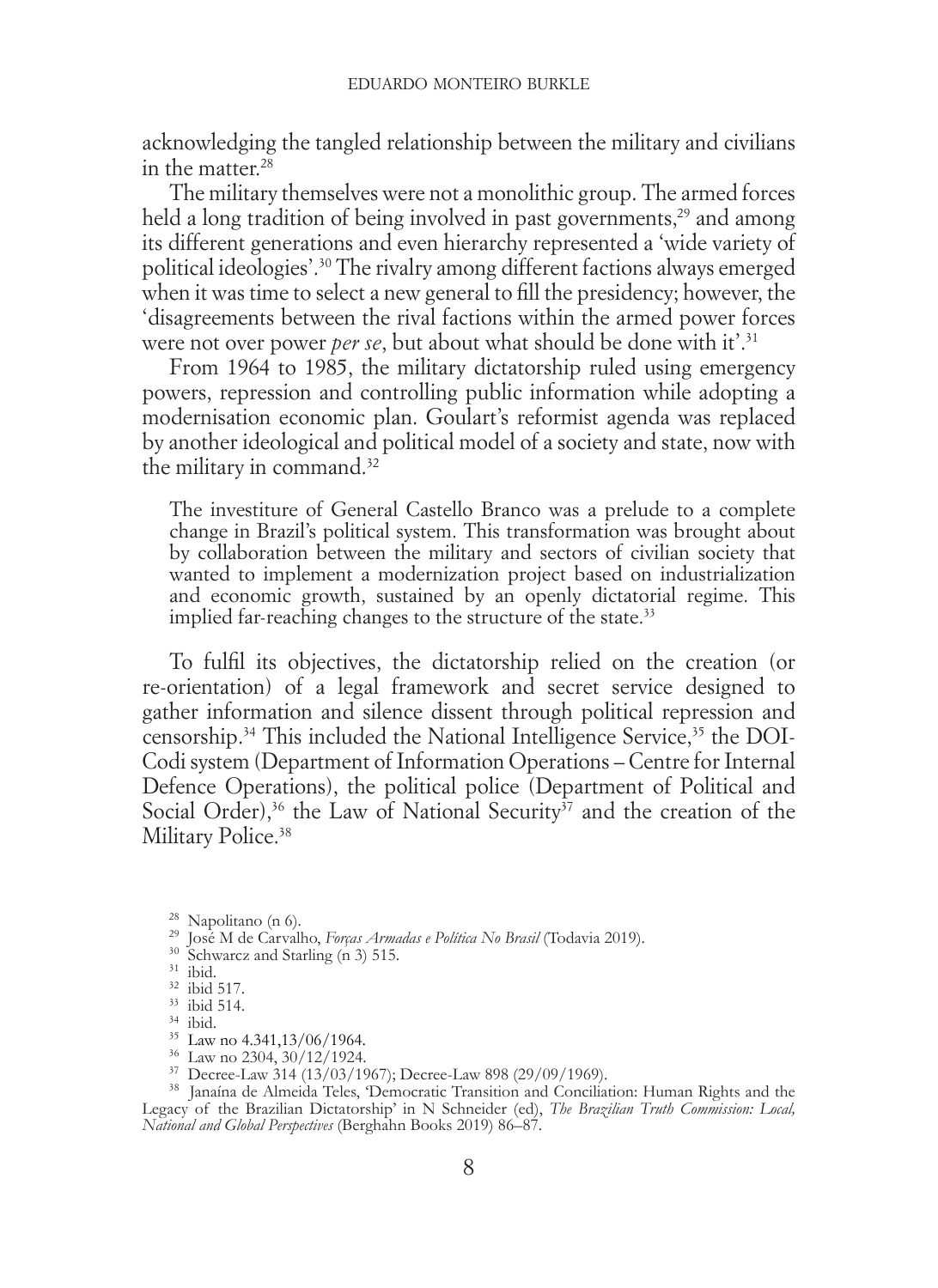acknowledging the tangled relationship between the military and civilians in the matter.[28]

The military themselves were not a monolithic group. The armed forces held a long tradition of being involved in past governments,[29] and among its different generations and even hierarchy represented a 'wide variety of political ideologies'.[30] The rivalry among different factions always emerged when it was time to select a new general to fill the presidency; however, the 'disagreements between the rival factions within the armed power forces were not over power *per se*, but about what should be done with it'.[31]

From 1964 to 1985, the military dictatorship ruled using emergency powers, repression and controlling public information while adopting a modernisation economic plan. Goulart's reformist agenda was replaced by another ideological and political model of a society and state, now with the military in command.[32]

> The investiture of General Castello Branco was a prelude to a complete change in Brazil's political system. This transformation was brought about by collaboration between the military and sectors of civilian society that wanted to implement a modernization project based on industrialization and economic growth, sustained by an openly dictatorial regime. This implied far-reaching changes to the structure of the state.[33]

To fulfil its objectives, the dictatorship relied on the creation (or re-orientation) of a legal framework and secret service designed to gather information and silence dissent through political repression and censorship.[34] This included the National Intelligence Service,[35] the DOI-Codi system (Department of Information Operations – Centre for Internal Defence Operations), the political police (Department of Political and Social Order),[36] the Law of National Security[37] and the creation of the Military Police.[38]

---

[28] Napolitano (n 6).

[29] José M de Carvalho, *Forças Armadas e Política No Brasil* (Todavia 2019).

[30] Schwarcz and Starling (n 3) 515.

[31] ibid.

[32] ibid 517.

[33] ibid 514.

[34] ibid.

[35] Law no 4.341,13/06/1964.

[36] Law no 2304, 30/12/1924.

[37] Decree-Law 314 (13/03/1967); Decree-Law 898 (29/09/1969).

[38] Janaína de Almeida Teles, 'Democratic Transition and Conciliation: Human Rights and the Legacy of the Brazilian Dictatorship' in N Schneider (ed), *The Brazilian Truth Commission: Local, National and Global Perspectives* (Berghahn Books 2019) 86–87.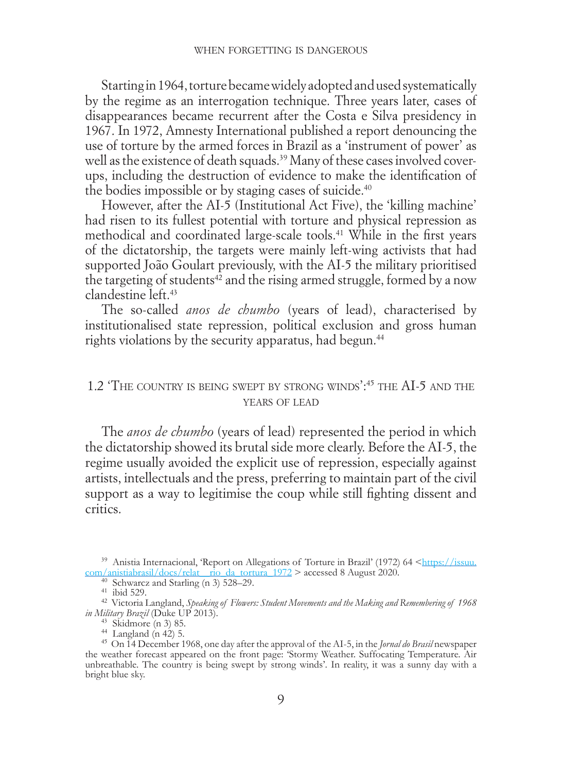Starting in 1964, torture became widely adopted and used systematically by the regime as an interrogation technique. Three years later, cases of disappearances became recurrent after the Costa e Silva presidency in 1967. In 1972, Amnesty International published a report denouncing the use of torture by the armed forces in Brazil as a 'instrument of power' as well as the existence of death squads.[39] Many of these cases involved cover-ups, including the destruction of evidence to make the identification of the bodies impossible or by staging cases of suicide.[40]

However, after the AI-5 (Institutional Act Five), the 'killing machine' had risen to its fullest potential with torture and physical repression as methodical and coordinated large-scale tools.[41] While in the first years of the dictatorship, the targets were mainly left-wing activists that had supported João Goulart previously, with the AI-5 the military prioritised the targeting of students[42] and the rising armed struggle, formed by a now clandestine left.[43]

The so-called *anos de chumbo* (years of lead), characterised by institutionalised state repression, political exclusion and gross human rights violations by the security apparatus, had begun.[44]

## 1.2 'The country is being swept by strong winds':[45] the AI-5 and the years of lead

The *anos de chumbo* (years of lead) represented the period in which the dictatorship showed its brutal side more clearly. Before the AI-5, the regime usually avoided the explicit use of repression, especially against artists, intellectuals and the press, preferring to maintain part of the civil support as a way to legitimise the coup while still fighting dissent and critics.

---

[39] Anistia Internacional, 'Report on Allegations of Torture in Brazil' (1972) 64 <https://issuu.com/anistiabrasil/docs/relat__rio_da_tortura_1972> accessed 8 August 2020.

[40] Schwarcz and Starling (n 3) 528–29.

[41] ibid 529.

[42] Victoria Langland, *Speaking of Flowers: Student Movements and the Making and Remembering of 1968 in Military Brazil* (Duke UP 2013).

[43] Skidmore (n 3) 85.

[44] Langland (n 42) 5.

[45] On 14 December 1968, one day after the approval of the AI-5, in the *Jornal do Brasil* newspaper the weather forecast appeared on the front page: 'Stormy Weather. Suffocating Temperature. Air unbreathable. The country is being swept by strong winds'. In reality, it was a sunny day with a bright blue sky.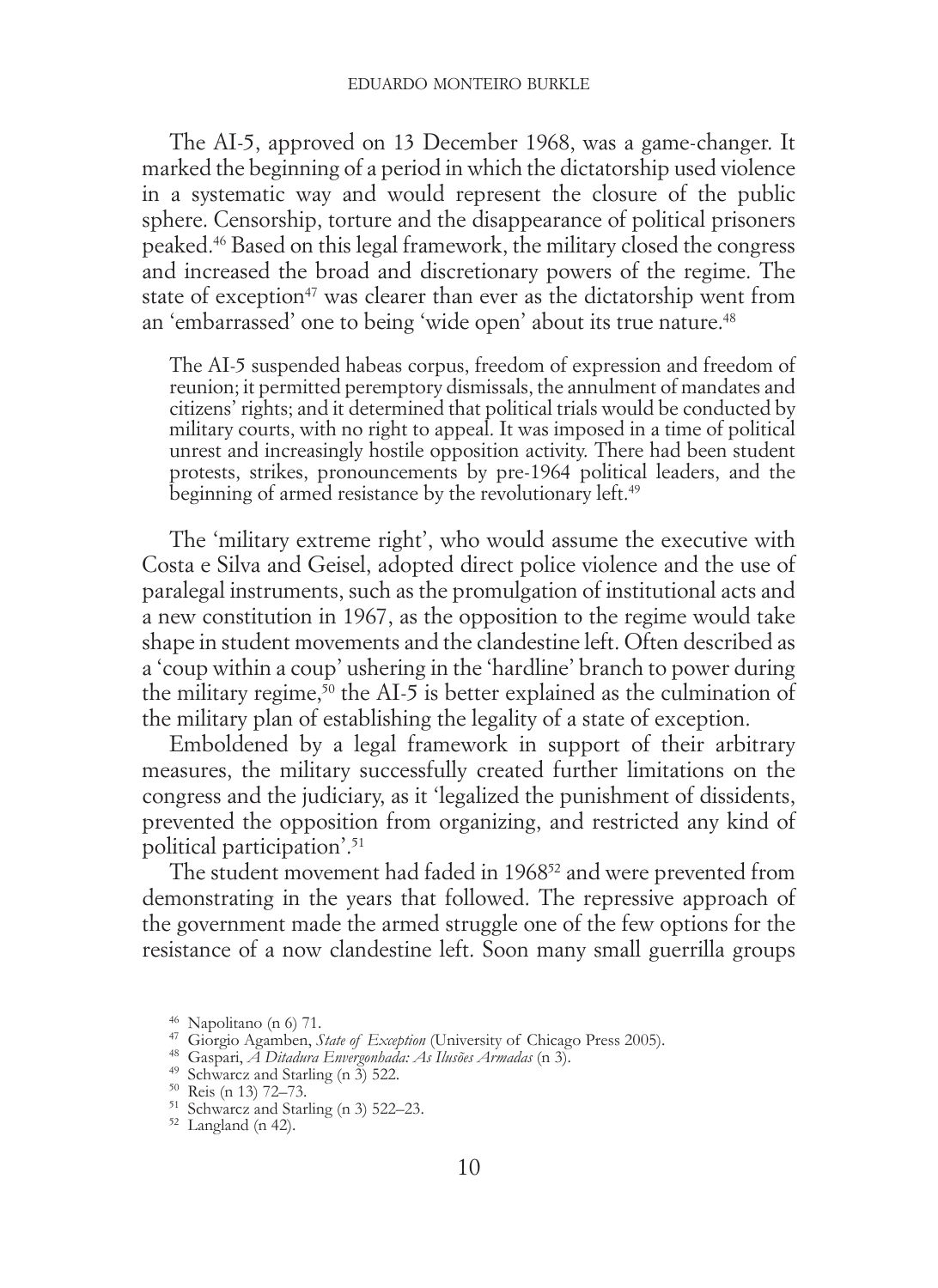The AI-5, approved on 13 December 1968, was a game-changer. It marked the beginning of a period in which the dictatorship used violence in a systematic way and would represent the closure of the public sphere. Censorship, torture and the disappearance of political prisoners peaked.[46] Based on this legal framework, the military closed the congress and increased the broad and discretionary powers of the regime. The state of exception[47] was clearer than ever as the dictatorship went from an 'embarrassed' one to being 'wide open' about its true nature.[48]

> The AI-5 suspended habeas corpus, freedom of expression and freedom of reunion; it permitted peremptory dismissals, the annulment of mandates and citizens' rights; and it determined that political trials would be conducted by military courts, with no right to appeal. It was imposed in a time of political unrest and increasingly hostile opposition activity. There had been student protests, strikes, pronouncements by pre-1964 political leaders, and the beginning of armed resistance by the revolutionary left.[49]

The 'military extreme right', who would assume the executive with Costa e Silva and Geisel, adopted direct police violence and the use of paralegal instruments, such as the promulgation of institutional acts and a new constitution in 1967, as the opposition to the regime would take shape in student movements and the clandestine left. Often described as a 'coup within a coup' ushering in the 'hardline' branch to power during the military regime,[50] the AI-5 is better explained as the culmination of the military plan of establishing the legality of a state of exception.

Emboldened by a legal framework in support of their arbitrary measures, the military successfully created further limitations on the congress and the judiciary, as it 'legalized the punishment of dissidents, prevented the opposition from organizing, and restricted any kind of political participation'.[51]

The student movement had faded in 1968[52] and were prevented from demonstrating in the years that followed. The repressive approach of the government made the armed struggle one of the few options for the resistance of a now clandestine left. Soon many small guerrilla groups

---

[46] Napolitano (n 6) 71.
[47] Giorgio Agamben, *State of Exception* (University of Chicago Press 2005).
[48] Gaspari, *A Ditadura Envergonhada: As Ilusões Armadas* (n 3).
[49] Schwarcz and Starling (n 3) 522.
[50] Reis (n 13) 72–73.
[51] Schwarcz and Starling (n 3) 522–23.
[52] Langland (n 42).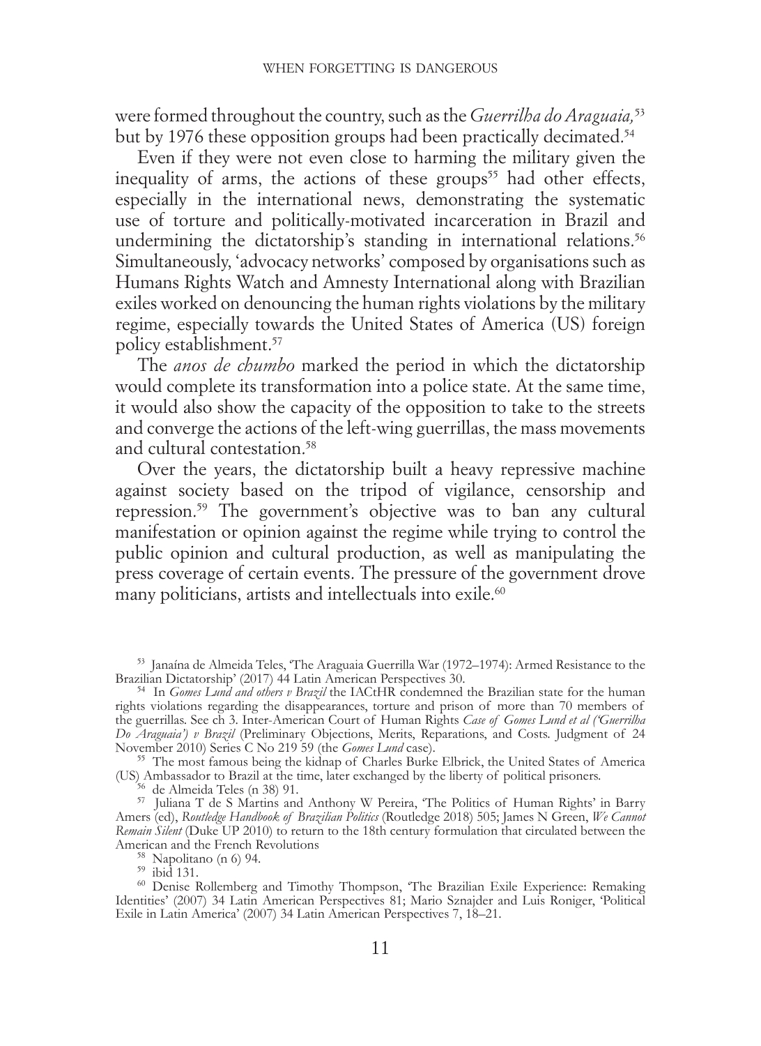were formed throughout the country, such as the *Guerrilha do Araguaia,*[53] but by 1976 these opposition groups had been practically decimated.[54]

Even if they were not even close to harming the military given the inequality of arms, the actions of these groups[55] had other effects, especially in the international news, demonstrating the systematic use of torture and politically-motivated incarceration in Brazil and undermining the dictatorship's standing in international relations.[56] Simultaneously, 'advocacy networks' composed by organisations such as Humans Rights Watch and Amnesty International along with Brazilian exiles worked on denouncing the human rights violations by the military regime, especially towards the United States of America (US) foreign policy establishment.[57]

The *anos de chumbo* marked the period in which the dictatorship would complete its transformation into a police state. At the same time, it would also show the capacity of the opposition to take to the streets and converge the actions of the left-wing guerrillas, the mass movements and cultural contestation.[58]

Over the years, the dictatorship built a heavy repressive machine against society based on the tripod of vigilance, censorship and repression.[59] The government's objective was to ban any cultural manifestation or opinion against the regime while trying to control the public opinion and cultural production, as well as manipulating the press coverage of certain events. The pressure of the government drove many politicians, artists and intellectuals into exile.[60]

---

[53] Janaína de Almeida Teles, 'The Araguaia Guerrilla War (1972–1974): Armed Resistance to the Brazilian Dictatorship' (2017) 44 Latin American Perspectives 30.

[54] In *Gomes Lund and others v Brazil* the IACtHR condemned the Brazilian state for the human rights violations regarding the disappearances, torture and prison of more than 70 members of the guerrillas. See ch 3. Inter-American Court of Human Rights *Case of Gomes Lund et al ('Guerrilha Do Araguaia') v Brazil* (Preliminary Objections, Merits, Reparations, and Costs. Judgment of 24 November 2010) Series C No 219 59 (the *Gomes Lund* case).

[55] The most famous being the kidnap of Charles Burke Elbrick, the United States of America (US) Ambassador to Brazil at the time, later exchanged by the liberty of political prisoners.

[56] de Almeida Teles (n 38) 91.

[57] Juliana T de S Martins and Anthony W Pereira, 'The Politics of Human Rights' in Barry Amers (ed), *Routledge Handbook of Brazilian Politics* (Routledge 2018) 505; James N Green, *We Cannot Remain Silent* (Duke UP 2010) to return to the 18th century formulation that circulated between the American and the French Revolutions

[58] Napolitano (n 6) 94.

[59] ibid 131.

[60] Denise Rollemberg and Timothy Thompson, 'The Brazilian Exile Experience: Remaking Identities' (2007) 34 Latin American Perspectives 81; Mario Sznajder and Luis Roniger, 'Political Exile in Latin America' (2007) 34 Latin American Perspectives 7, 18–21.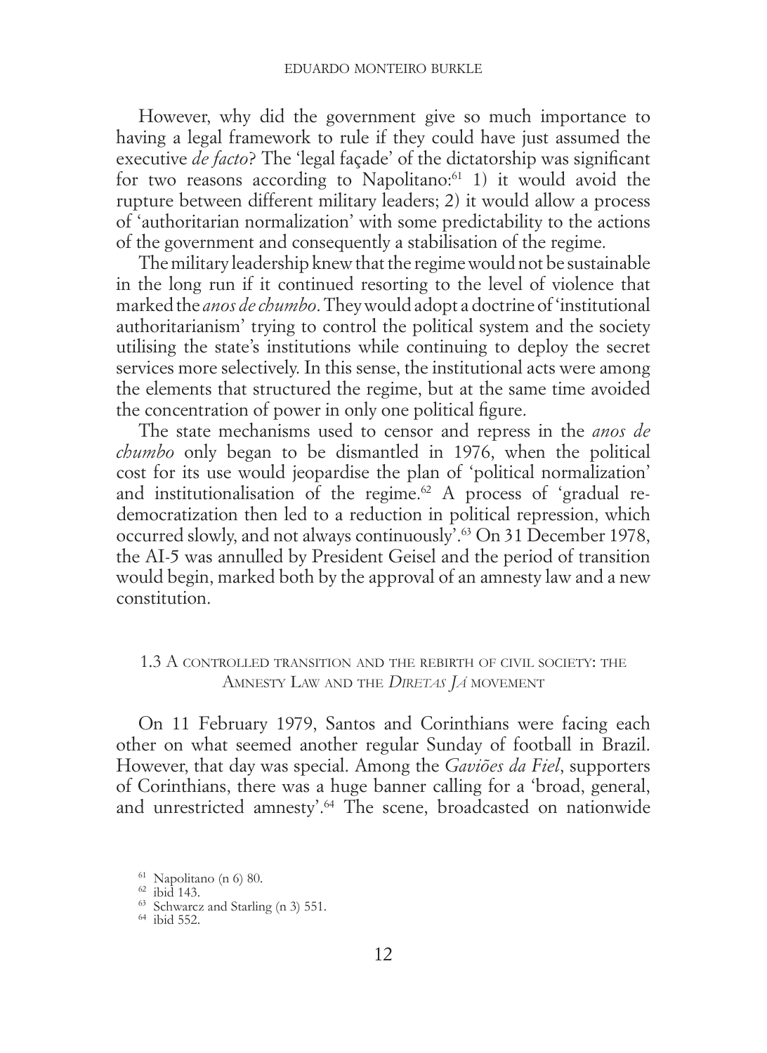However, why did the government give so much importance to having a legal framework to rule if they could have just assumed the executive *de facto*? The 'legal façade' of the dictatorship was significant for two reasons according to Napolitano:[61] 1) it would avoid the rupture between different military leaders; 2) it would allow a process of 'authoritarian normalization' with some predictability to the actions of the government and consequently a stabilisation of the regime.

The military leadership knew that the regime would not be sustainable in the long run if it continued resorting to the level of violence that marked the *anos de chumbo*. They would adopt a doctrine of 'institutional authoritarianism' trying to control the political system and the society utilising the state's institutions while continuing to deploy the secret services more selectively. In this sense, the institutional acts were among the elements that structured the regime, but at the same time avoided the concentration of power in only one political figure.

The state mechanisms used to censor and repress in the *anos de chumbo* only began to be dismantled in 1976, when the political cost for its use would jeopardise the plan of 'political normalization' and institutionalisation of the regime.[62] A process of 'gradual re-democratization then led to a reduction in political repression, which occurred slowly, and not always continuously'.[63] On 31 December 1978, the AI-5 was annulled by President Geisel and the period of transition would begin, marked both by the approval of an amnesty law and a new constitution.

### 1.3 A controlled transition and the rebirth of civil society: the Amnesty Law and the *Diretas Já* movement

On 11 February 1979, Santos and Corinthians were facing each other on what seemed another regular Sunday of football in Brazil. However, that day was special. Among the *Gaviões da Fiel*, supporters of Corinthians, there was a huge banner calling for a 'broad, general, and unrestricted amnesty'.[64] The scene, broadcasted on nationwide

---

[61] Napolitano (n 6) 80.

[62] ibid 143.

[63] Schwarcz and Starling (n 3) 551.

[64] ibid 552.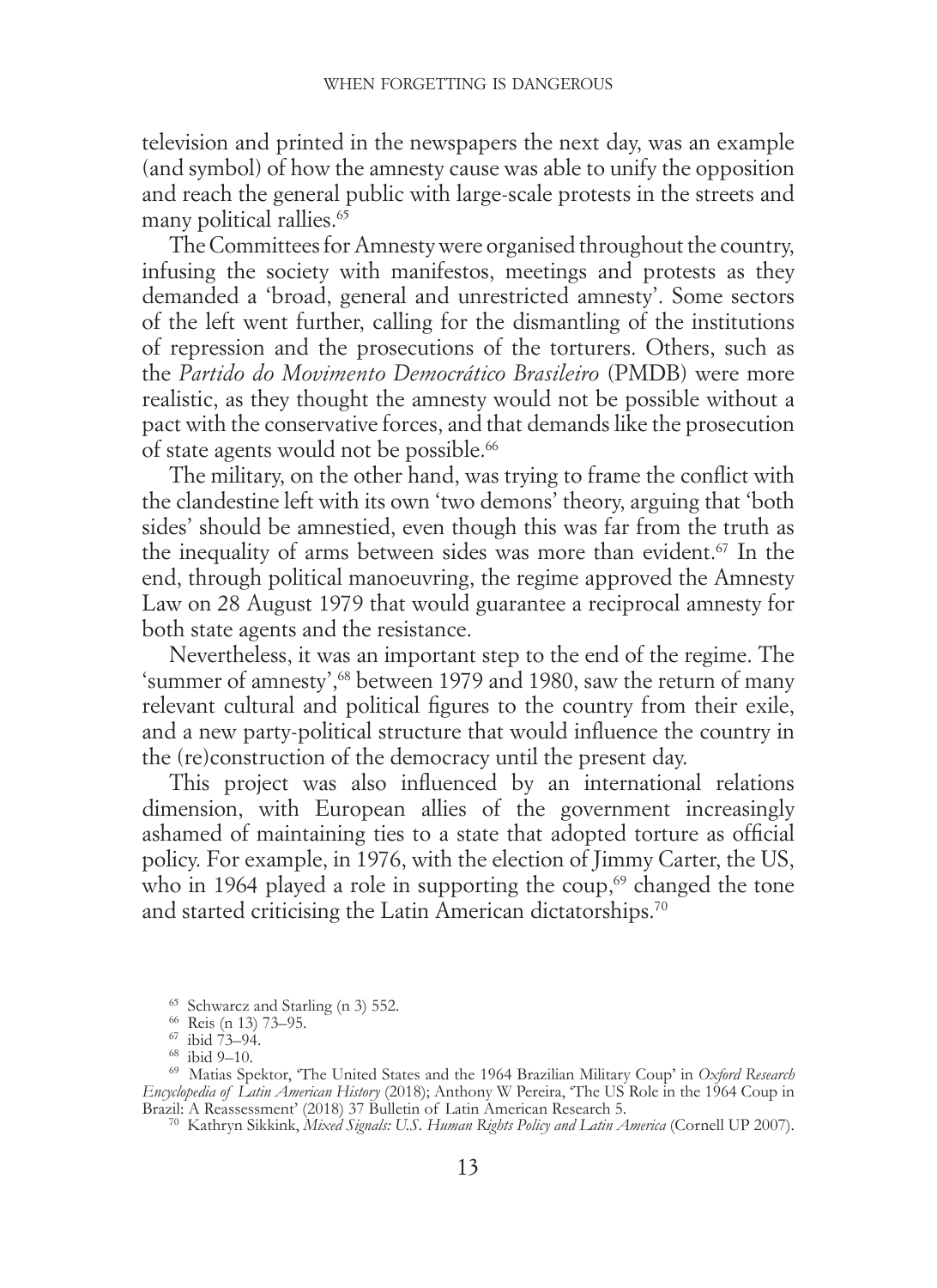television and printed in the newspapers the next day, was an example (and symbol) of how the amnesty cause was able to unify the opposition and reach the general public with large-scale protests in the streets and many political rallies.[65]

The Committees for Amnesty were organised throughout the country, infusing the society with manifestos, meetings and protests as they demanded a 'broad, general and unrestricted amnesty'. Some sectors of the left went further, calling for the dismantling of the institutions of repression and the prosecutions of the torturers. Others, such as the *Partido do Movimento Democrático Brasileiro* (PMDB) were more realistic, as they thought the amnesty would not be possible without a pact with the conservative forces, and that demands like the prosecution of state agents would not be possible.[66]

The military, on the other hand, was trying to frame the conflict with the clandestine left with its own 'two demons' theory, arguing that 'both sides' should be amnestied, even though this was far from the truth as the inequality of arms between sides was more than evident.[67] In the end, through political manoeuvring, the regime approved the Amnesty Law on 28 August 1979 that would guarantee a reciprocal amnesty for both state agents and the resistance.

Nevertheless, it was an important step to the end of the regime. The 'summer of amnesty',[68] between 1979 and 1980, saw the return of many relevant cultural and political figures to the country from their exile, and a new party-political structure that would influence the country in the (re)construction of the democracy until the present day.

This project was also influenced by an international relations dimension, with European allies of the government increasingly ashamed of maintaining ties to a state that adopted torture as official policy. For example, in 1976, with the election of Jimmy Carter, the US, who in 1964 played a role in supporting the coup,[69] changed the tone and started criticising the Latin American dictatorships.[70]

---

[65] Schwarcz and Starling (n 3) 552.

[66] Reis (n 13) 73–95.

[67] ibid 73–94.

[68] ibid 9–10.

[69] Matias Spektor, 'The United States and the 1964 Brazilian Military Coup' in *Oxford Research Encyclopedia of Latin American History* (2018); Anthony W Pereira, 'The US Role in the 1964 Coup in Brazil: A Reassessment' (2018) 37 Bulletin of Latin American Research 5.

[70] Kathryn Sikkink, *Mixed Signals: U.S. Human Rights Policy and Latin America* (Cornell UP 2007).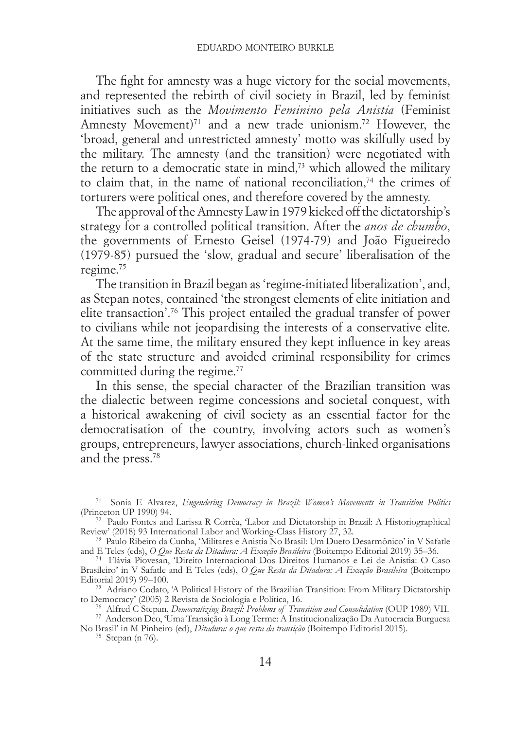The fight for amnesty was a huge victory for the social movements, and represented the rebirth of civil society in Brazil, led by feminist initiatives such as the *Movimento Feminino pela Anistia* (Feminist Amnesty Movement)[71] and a new trade unionism.[72] However, the 'broad, general and unrestricted amnesty' motto was skilfully used by the military. The amnesty (and the transition) were negotiated with the return to a democratic state in mind,[73] which allowed the military to claim that, in the name of national reconciliation,[74] the crimes of torturers were political ones, and therefore covered by the amnesty.

The approval of the Amnesty Law in 1979 kicked off the dictatorship's strategy for a controlled political transition. After the *anos de chumbo*, the governments of Ernesto Geisel (1974-79) and João Figueiredo (1979-85) pursued the 'slow, gradual and secure' liberalisation of the regime.[75]

The transition in Brazil began as 'regime-initiated liberalization', and, as Stepan notes, contained 'the strongest elements of elite initiation and elite transaction'.[76] This project entailed the gradual transfer of power to civilians while not jeopardising the interests of a conservative elite. At the same time, the military ensured they kept influence in key areas of the state structure and avoided criminal responsibility for crimes committed during the regime.[77]

In this sense, the special character of the Brazilian transition was the dialectic between regime concessions and societal conquest, with a historical awakening of civil society as an essential factor for the democratisation of the country, involving actors such as women's groups, entrepreneurs, lawyer associations, church-linked organisations and the press.[78]

---

[71] Sonia E Alvarez, *Engendering Democracy in Brazil: Women's Movements in Transition Politics* (Princeton UP 1990) 94.

[72] Paulo Fontes and Larissa R Corrêa, 'Labor and Dictatorship in Brazil: A Historiographical Review' (2018) 93 International Labor and Working-Class History 27, 32.

[73] Paulo Ribeiro da Cunha, 'Militares e Anistia No Brasil: Um Dueto Desarmônico' in V Safatle and E Teles (eds), *O Que Resta da Ditadura: A Exceção Brasileira* (Boitempo Editorial 2019) 35–36.

[74] Flávia Piovesan, 'Direito Internacional Dos Direitos Humanos e Lei de Anistia: O Caso Brasileiro' in V Safatle and E Teles (eds), *O Que Resta da Ditadura: A Exceção Brasileira* (Boitempo Editorial 2019) 99–100.

[75] Adriano Codato, 'A Political History of the Brazilian Transition: From Military Dictatorship to Democracy' (2005) 2 Revista de Sociologia e Política, 16.

[76] Alfred C Stepan, *Democratizing Brazil: Problems of Transition and Consolidation* (OUP 1989) VII.

[77] Anderson Deo, 'Uma Transição à Long Terme: A Institucionalização Da Autocracia Burguesa No Brasil' in M Pinheiro (ed), *Ditadura: o que resta da transição* (Boitempo Editorial 2015).

[78] Stepan (n 76).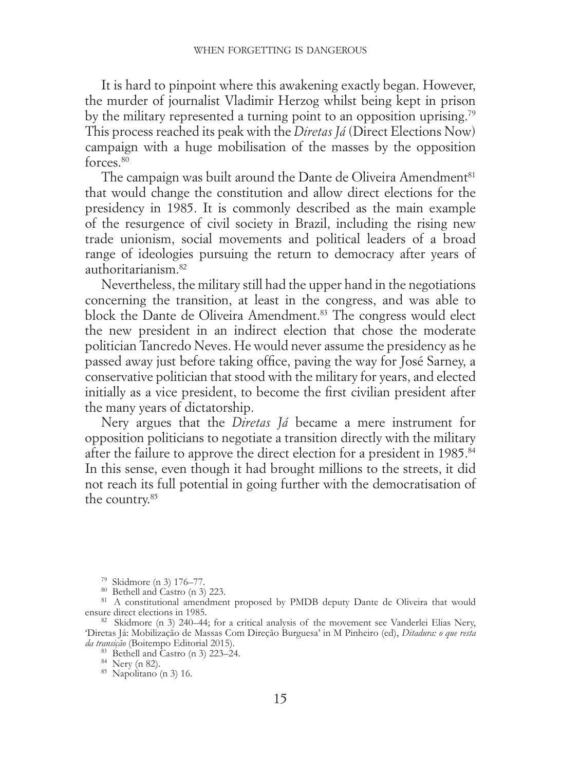It is hard to pinpoint where this awakening exactly began. However, the murder of journalist Vladimir Herzog whilst being kept in prison by the military represented a turning point to an opposition uprising.[79] This process reached its peak with the *Diretas Já* (Direct Elections Now) campaign with a huge mobilisation of the masses by the opposition forces.[80]

The campaign was built around the Dante de Oliveira Amendment[81] that would change the constitution and allow direct elections for the presidency in 1985. It is commonly described as the main example of the resurgence of civil society in Brazil, including the rising new trade unionism, social movements and political leaders of a broad range of ideologies pursuing the return to democracy after years of authoritarianism.[82]

Nevertheless, the military still had the upper hand in the negotiations concerning the transition, at least in the congress, and was able to block the Dante de Oliveira Amendment.[83] The congress would elect the new president in an indirect election that chose the moderate politician Tancredo Neves. He would never assume the presidency as he passed away just before taking office, paving the way for José Sarney, a conservative politician that stood with the military for years, and elected initially as a vice president, to become the first civilian president after the many years of dictatorship.

Nery argues that the *Diretas Já* became a mere instrument for opposition politicians to negotiate a transition directly with the military after the failure to approve the direct election for a president in 1985.[84] In this sense, even though it had brought millions to the streets, it did not reach its full potential in going further with the democratisation of the country.[85]

---

[79] Skidmore (n 3) 176–77.

[80] Bethell and Castro (n 3) 223.

[81] A constitutional amendment proposed by PMDB deputy Dante de Oliveira that would ensure direct elections in 1985.

[82] Skidmore (n 3) 240–44; for a critical analysis of the movement see Vanderlei Elias Nery, 'Diretas Já: Mobilização de Massas Com Direção Burguesa' in M Pinheiro (ed), *Ditadura: o que resta da transição* (Boitempo Editorial 2015).

[83] Bethell and Castro (n 3) 223–24.

[84] Nery (n 82).

[85] Napolitano (n 3) 16.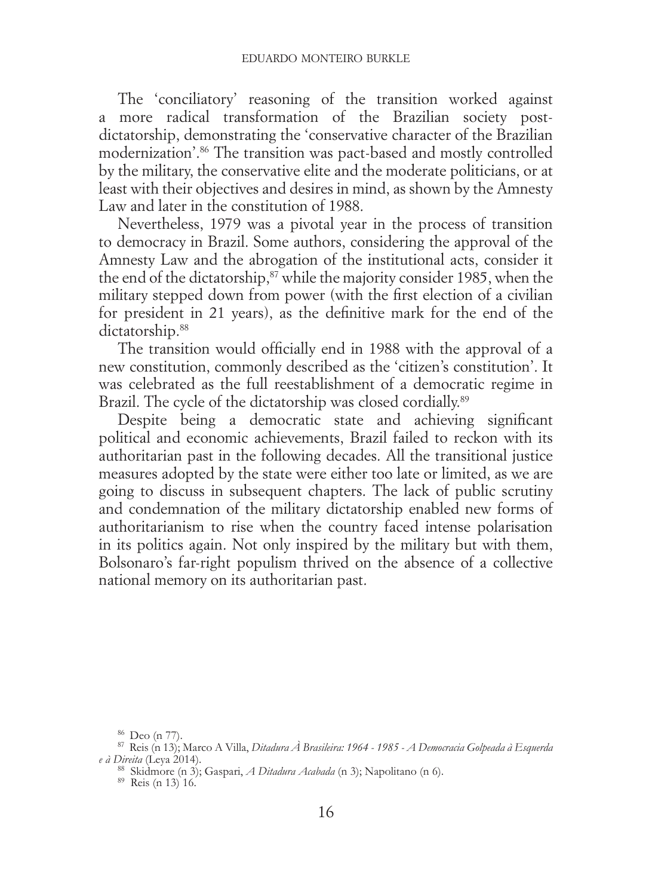The 'conciliatory' reasoning of the transition worked against a more radical transformation of the Brazilian society post-dictatorship, demonstrating the 'conservative character of the Brazilian modernization'.[86] The transition was pact-based and mostly controlled by the military, the conservative elite and the moderate politicians, or at least with their objectives and desires in mind, as shown by the Amnesty Law and later in the constitution of 1988.

Nevertheless, 1979 was a pivotal year in the process of transition to democracy in Brazil. Some authors, considering the approval of the Amnesty Law and the abrogation of the institutional acts, consider it the end of the dictatorship,[87] while the majority consider 1985, when the military stepped down from power (with the first election of a civilian for president in 21 years), as the definitive mark for the end of the dictatorship.[88]

The transition would officially end in 1988 with the approval of a new constitution, commonly described as the 'citizen's constitution'. It was celebrated as the full reestablishment of a democratic regime in Brazil. The cycle of the dictatorship was closed cordially.[89]

Despite being a democratic state and achieving significant political and economic achievements, Brazil failed to reckon with its authoritarian past in the following decades. All the transitional justice measures adopted by the state were either too late or limited, as we are going to discuss in subsequent chapters. The lack of public scrutiny and condemnation of the military dictatorship enabled new forms of authoritarianism to rise when the country faced intense polarisation in its politics again. Not only inspired by the military but with them, Bolsonaro's far-right populism thrived on the absence of a collective national memory on its authoritarian past.

[86] Deo (n 77).

[87] Reis (n 13); Marco A Villa, *Ditadura À Brasileira: 1964 - 1985 - A Democracia Golpeada à Esquerda e à Direita* (Leya 2014).

[88] Skidmore (n 3); Gaspari, *A Ditadura Acabada* (n 3); Napolitano (n 6).

[89] Reis (n 13) 16.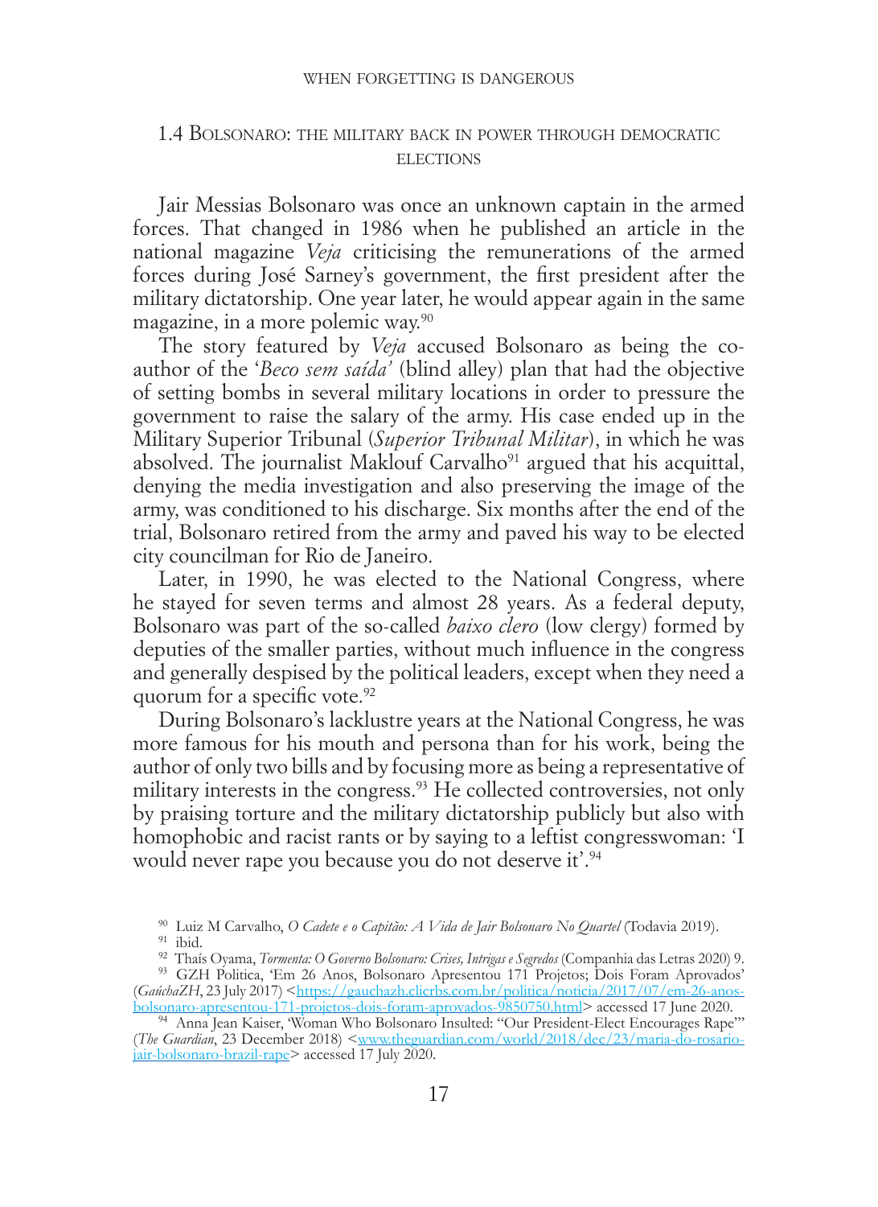### 1.4 Bolsonaro: the military back in power through democratic elections

Jair Messias Bolsonaro was once an unknown captain in the armed forces. That changed in 1986 when he published an article in the national magazine *Veja* criticising the remunerations of the armed forces during José Sarney's government, the first president after the military dictatorship. One year later, he would appear again in the same magazine, in a more polemic way.[90]

The story featured by *Veja* accused Bolsonaro as being the co-author of the '*Beco sem saída'* (blind alley) plan that had the objective of setting bombs in several military locations in order to pressure the government to raise the salary of the army. His case ended up in the Military Superior Tribunal (*Superior Tribunal Militar*), in which he was absolved. The journalist Maklouf Carvalho[91] argued that his acquittal, denying the media investigation and also preserving the image of the army, was conditioned to his discharge. Six months after the end of the trial, Bolsonaro retired from the army and paved his way to be elected city councilman for Rio de Janeiro.

Later, in 1990, he was elected to the National Congress, where he stayed for seven terms and almost 28 years. As a federal deputy, Bolsonaro was part of the so-called *baixo clero* (low clergy) formed by deputies of the smaller parties, without much influence in the congress and generally despised by the political leaders, except when they need a quorum for a specific vote.[92]

During Bolsonaro's lacklustre years at the National Congress, he was more famous for his mouth and persona than for his work, being the author of only two bills and by focusing more as being a representative of military interests in the congress.[93] He collected controversies, not only by praising torture and the military dictatorship publicly but also with homophobic and racist rants or by saying to a leftist congresswoman: 'I would never rape you because you do not deserve it'.[94]

---

[90] Luiz M Carvalho, *O Cadete e o Capitão: A Vida de Jair Bolsonaro No Quartel* (Todavia 2019).

[91] ibid.

[92] Thaís Oyama, *Tormenta: O Governo Bolsonaro: Crises, Intrigas e Segredos* (Companhia das Letras 2020) 9.

[93] GZH Política, 'Em 26 Anos, Bolsonaro Apresentou 171 Projetos; Dois Foram Aprovados' (*GaúchaZH*, 23 July 2017) <https://gauchazh.clicrbs.com.br/politica/noticia/2017/07/em-26-anos-bolsonaro-apresentou-171-projetos-dois-foram-aprovados-9850750.html> accessed 17 June 2020.

[94] Anna Jean Kaiser, 'Woman Who Bolsonaro Insulted: "Our President-Elect Encourages Rape"' (*The Guardian*, 23 December 2018) <www.theguardian.com/world/2018/dec/23/maria-do-rosario-jair-bolsonaro-brazil-rape> accessed 17 July 2020.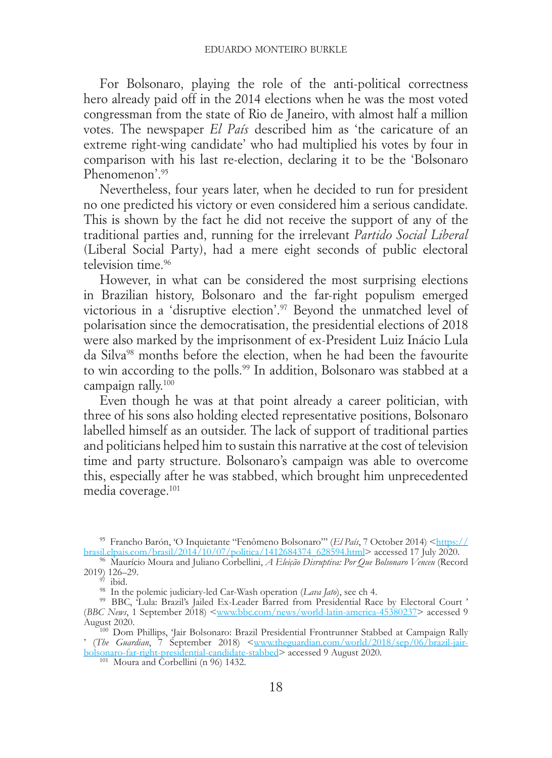For Bolsonaro, playing the role of the anti-political correctness hero already paid off in the 2014 elections when he was the most voted congressman from the state of Rio de Janeiro, with almost half a million votes. The newspaper *El País* described him as 'the caricature of an extreme right-wing candidate' who had multiplied his votes by four in comparison with his last re-election, declaring it to be the 'Bolsonaro Phenomenon'.[95]

Nevertheless, four years later, when he decided to run for president no one predicted his victory or even considered him a serious candidate. This is shown by the fact he did not receive the support of any of the traditional parties and, running for the irrelevant *Partido Social Liberal* (Liberal Social Party), had a mere eight seconds of public electoral television time.[96]

However, in what can be considered the most surprising elections in Brazilian history, Bolsonaro and the far-right populism emerged victorious in a 'disruptive election'.[97] Beyond the unmatched level of polarisation since the democratisation, the presidential elections of 2018 were also marked by the imprisonment of ex-President Luiz Inácio Lula da Silva[98] months before the election, when he had been the favourite to win according to the polls.[99] In addition, Bolsonaro was stabbed at a campaign rally.[100]

Even though he was at that point already a career politician, with three of his sons also holding elected representative positions, Bolsonaro labelled himself as an outsider. The lack of support of traditional parties and politicians helped him to sustain this narrative at the cost of television time and party structure. Bolsonaro's campaign was able to overcome this, especially after he was stabbed, which brought him unprecedented media coverage.[101]

---

[95] Francho Barón, 'O Inquietante "Fenômeno Bolsonaro"' (*El País*, 7 October 2014) <https://brasil.elpais.com/brasil/2014/10/07/politica/1412684374_628594.html> accessed 17 July 2020.

[96] Maurício Moura and Juliano Corbellini, *A Eleição Disruptiva: Por Que Bolsonaro Venceu* (Record 2019) 126–29.

[97] ibid.

[98] In the polemic judiciary-led Car-Wash operation (*Lava Jato*), see ch 4.

[99] BBC, 'Lula: Brazil's Jailed Ex-Leader Barred from Presidential Race by Electoral Court ' (*BBC News*, 1 September 2018) <www.bbc.com/news/world-latin-america-45380237> accessed 9 August 2020.

[100] Dom Phillips, 'Jair Bolsonaro: Brazil Presidential Frontrunner Stabbed at Campaign Rally ' (*The Guardian*, 7 September 2018) <www.theguardian.com/world/2018/sep/06/brazil-jair-bolsonaro-far-right-presidential-candidate-stabbed> accessed 9 August 2020.

[101] Moura and Corbellini (n 96) 1432.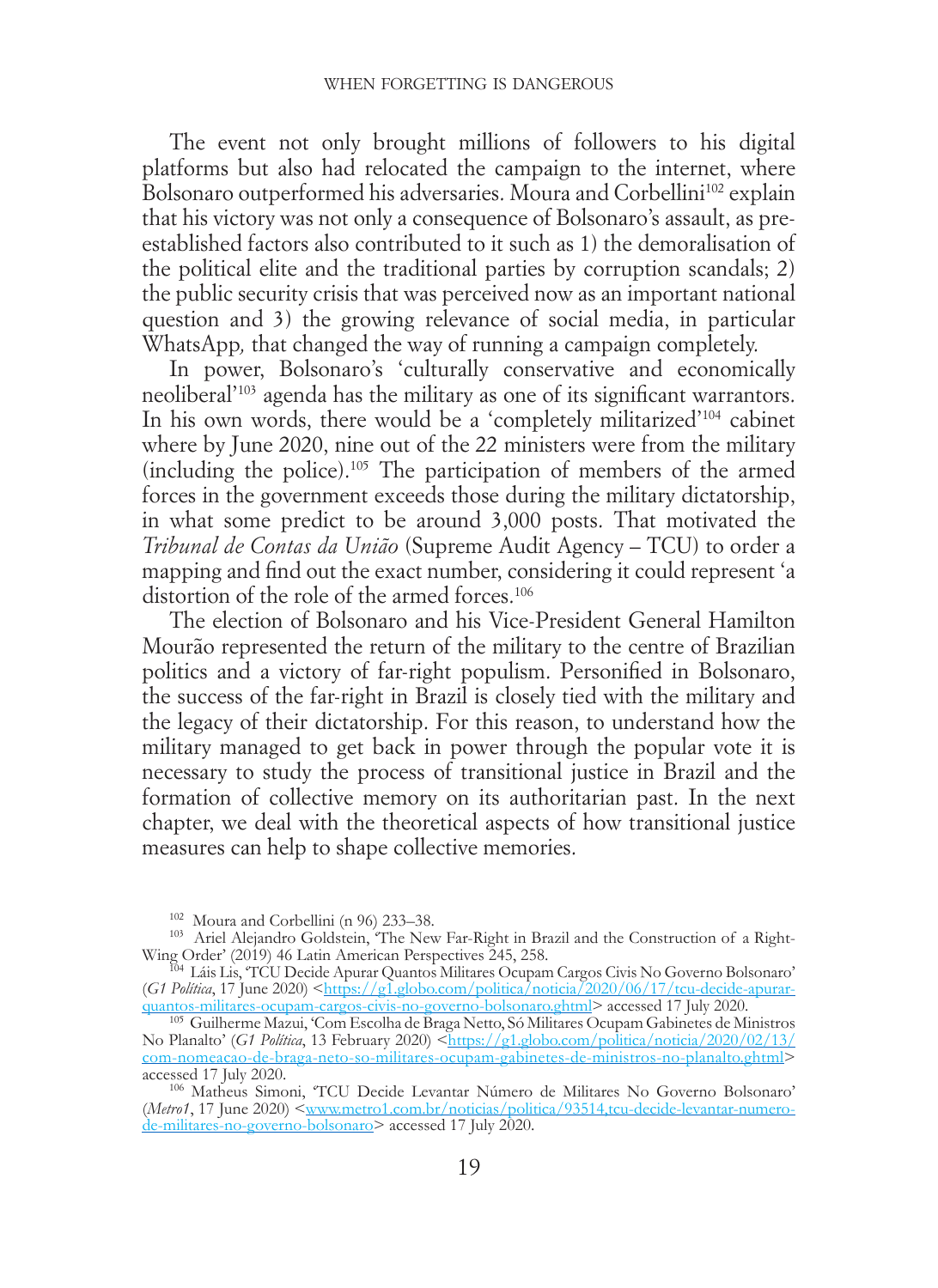The event not only brought millions of followers to his digital platforms but also had relocated the campaign to the internet, where Bolsonaro outperformed his adversaries. Moura and Corbellini[102] explain that his victory was not only a consequence of Bolsonaro's assault, as pre-established factors also contributed to it such as 1) the demoralisation of the political elite and the traditional parties by corruption scandals; 2) the public security crisis that was perceived now as an important national question and 3) the growing relevance of social media, in particular WhatsApp*,* that changed the way of running a campaign completely.

In power, Bolsonaro's 'culturally conservative and economically neoliberal'[103] agenda has the military as one of its significant warrantors. In his own words, there would be a 'completely militarized'[104] cabinet where by June 2020, nine out of the 22 ministers were from the military (including the police).[105] The participation of members of the armed forces in the government exceeds those during the military dictatorship, in what some predict to be around 3,000 posts. That motivated the *Tribunal de Contas da União* (Supreme Audit Agency – TCU) to order a mapping and find out the exact number, considering it could represent 'a distortion of the role of the armed forces.[106]

The election of Bolsonaro and his Vice-President General Hamilton Mourão represented the return of the military to the centre of Brazilian politics and a victory of far-right populism. Personified in Bolsonaro, the success of the far-right in Brazil is closely tied with the military and the legacy of their dictatorship. For this reason, to understand how the military managed to get back in power through the popular vote it is necessary to study the process of transitional justice in Brazil and the formation of collective memory on its authoritarian past. In the next chapter, we deal with the theoretical aspects of how transitional justice measures can help to shape collective memories.

---

[102] Moura and Corbellini (n 96) 233–38.

[103] Ariel Alejandro Goldstein, 'The New Far-Right in Brazil and the Construction of a Right-Wing Order' (2019) 46 Latin American Perspectives 245, 258.

[104] Láis Lis, 'TCU Decide Apurar Quantos Militares Ocupam Cargos Civis No Governo Bolsonaro' (*G1 Política*, 17 June 2020) <https://g1.globo.com/politica/noticia/2020/06/17/tcu-decide-apurar-quantos-militares-ocupam-cargos-civis-no-governo-bolsonaro.ghtml> accessed 17 July 2020.

[105] Guilherme Mazui, 'Com Escolha de Braga Netto, Só Militares Ocupam Gabinetes de Ministros No Planalto' (*G1 Política*, 13 February 2020) <https://g1.globo.com/politica/noticia/2020/02/13/com-nomeacao-de-braga-neto-so-militares-ocupam-gabinetes-de-ministros-no-planalto.ghtml> accessed 17 July 2020.

[106] Matheus Simoni, 'TCU Decide Levantar Número de Militares No Governo Bolsonaro' (*Metro1*, 17 June 2020) <www.metro1.com.br/noticias/politica/93514,tcu-decide-levantar-numero-de-militares-no-governo-bolsonaro> accessed 17 July 2020.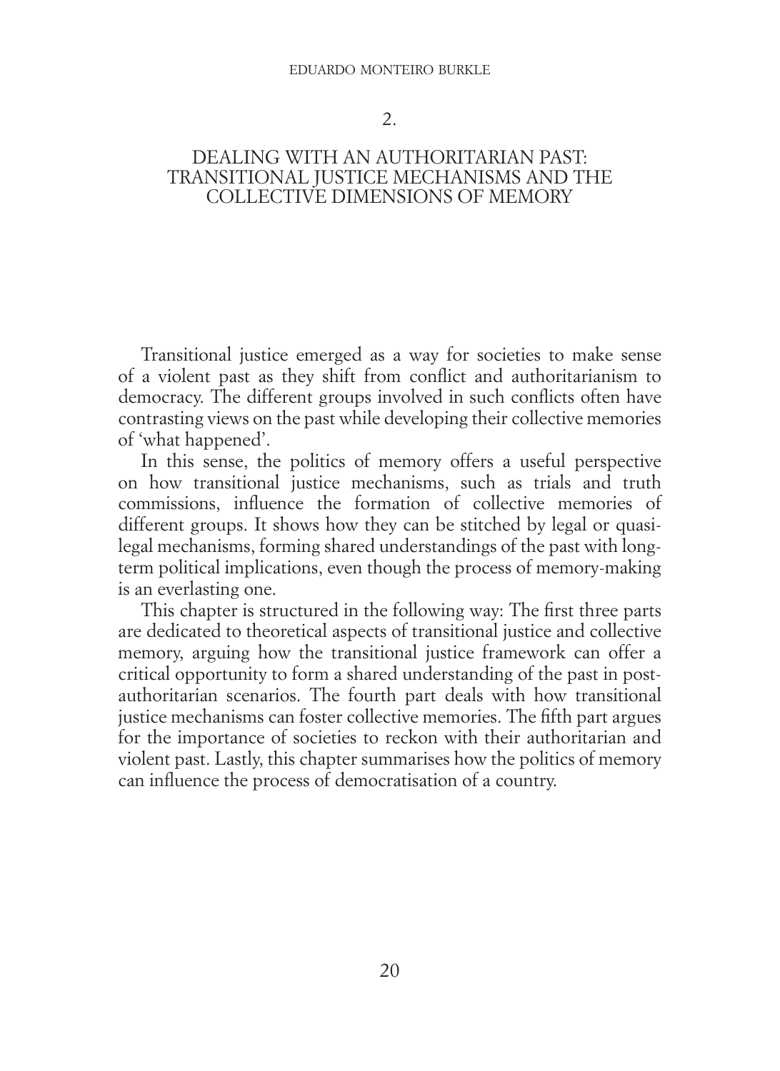# 2.

# DEALING WITH AN AUTHORITARIAN PAST: TRANSITIONAL JUSTICE MECHANISMS AND THE COLLECTIVE DIMENSIONS OF MEMORY

Transitional justice emerged as a way for societies to make sense of a violent past as they shift from conflict and authoritarianism to democracy. The different groups involved in such conflicts often have contrasting views on the past while developing their collective memories of 'what happened'.

In this sense, the politics of memory offers a useful perspective on how transitional justice mechanisms, such as trials and truth commissions, influence the formation of collective memories of different groups. It shows how they can be stitched by legal or quasi-legal mechanisms, forming shared understandings of the past with long-term political implications, even though the process of memory-making is an everlasting one.

This chapter is structured in the following way: The first three parts are dedicated to theoretical aspects of transitional justice and collective memory, arguing how the transitional justice framework can offer a critical opportunity to form a shared understanding of the past in post-authoritarian scenarios. The fourth part deals with how transitional justice mechanisms can foster collective memories. The fifth part argues for the importance of societies to reckon with their authoritarian and violent past. Lastly, this chapter summarises how the politics of memory can influence the process of democratisation of a country.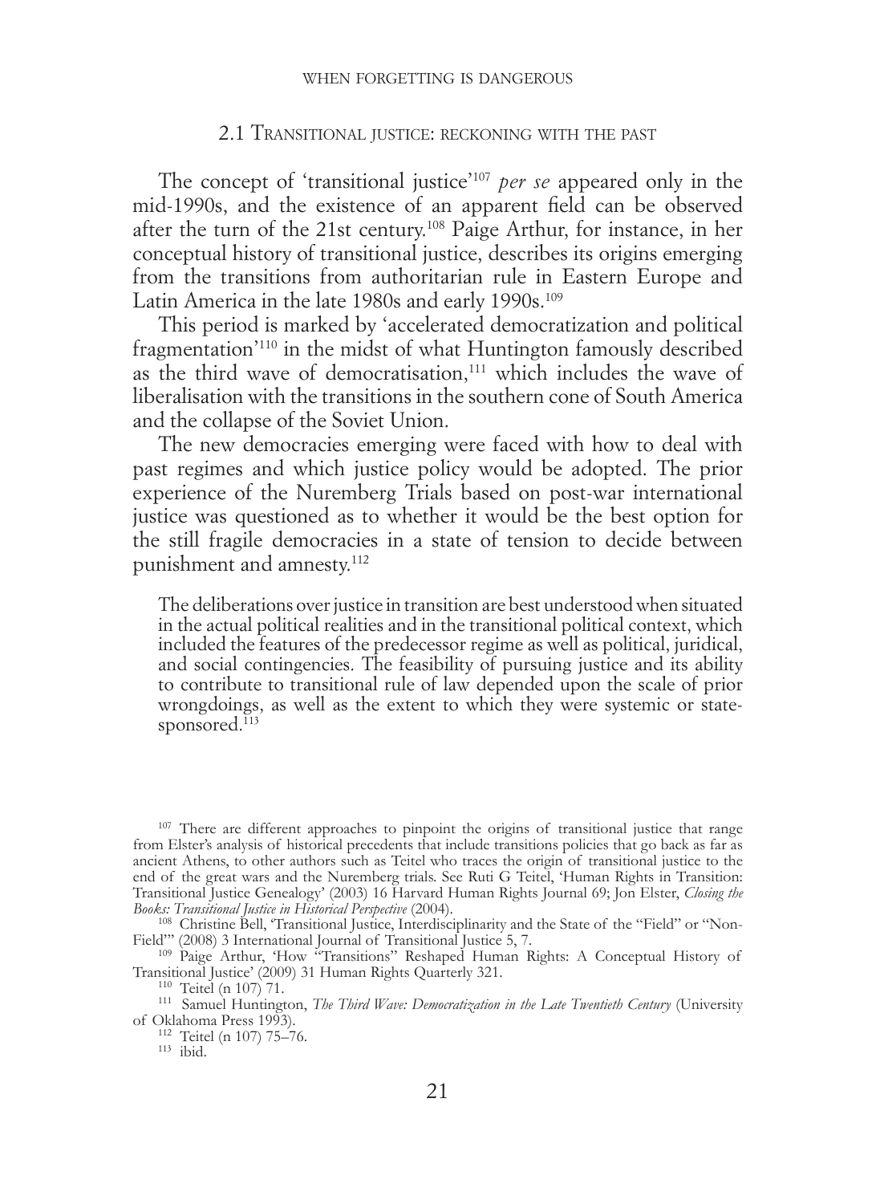## 2.1 Transitional justice: reckoning with the past

The concept of 'transitional justice'[107] *per se* appeared only in the mid-1990s, and the existence of an apparent field can be observed after the turn of the 21st century.[108] Paige Arthur, for instance, in her conceptual history of transitional justice, describes its origins emerging from the transitions from authoritarian rule in Eastern Europe and Latin America in the late 1980s and early 1990s.[109]

This period is marked by 'accelerated democratization and political fragmentation'[110] in the midst of what Huntington famously described as the third wave of democratisation,[111] which includes the wave of liberalisation with the transitions in the southern cone of South America and the collapse of the Soviet Union.

The new democracies emerging were faced with how to deal with past regimes and which justice policy would be adopted. The prior experience of the Nuremberg Trials based on post-war international justice was questioned as to whether it would be the best option for the still fragile democracies in a state of tension to decide between punishment and amnesty.[112]

> The deliberations over justice in transition are best understood when situated in the actual political realities and in the transitional political context, which included the features of the predecessor regime as well as political, juridical, and social contingencies. The feasibility of pursuing justice and its ability to contribute to transitional rule of law depended upon the scale of prior wrongdoings, as well as the extent to which they were systemic or state-sponsored.[113]

---

[107] There are different approaches to pinpoint the origins of transitional justice that range from Elster's analysis of historical precedents that include transitions policies that go back as far as ancient Athens, to other authors such as Teitel who traces the origin of transitional justice to the end of the great wars and the Nuremberg trials. See Ruti G Teitel, 'Human Rights in Transition: Transitional Justice Genealogy' (2003) 16 Harvard Human Rights Journal 69; Jon Elster, *Closing the Books: Transitional Justice in Historical Perspective* (2004).

[108] Christine Bell, 'Transitional Justice, Interdisciplinarity and the State of the "Field" or "Non-Field"' (2008) 3 International Journal of Transitional Justice 5, 7.

[109] Paige Arthur, 'How "Transitions" Reshaped Human Rights: A Conceptual History of Transitional Justice' (2009) 31 Human Rights Quarterly 321.

[110] Teitel (n 107) 71.

[111] Samuel Huntington, *The Third Wave: Democratization in the Late Twentieth Century* (University of Oklahoma Press 1993).

[112] Teitel (n 107) 75–76.

[113] ibid.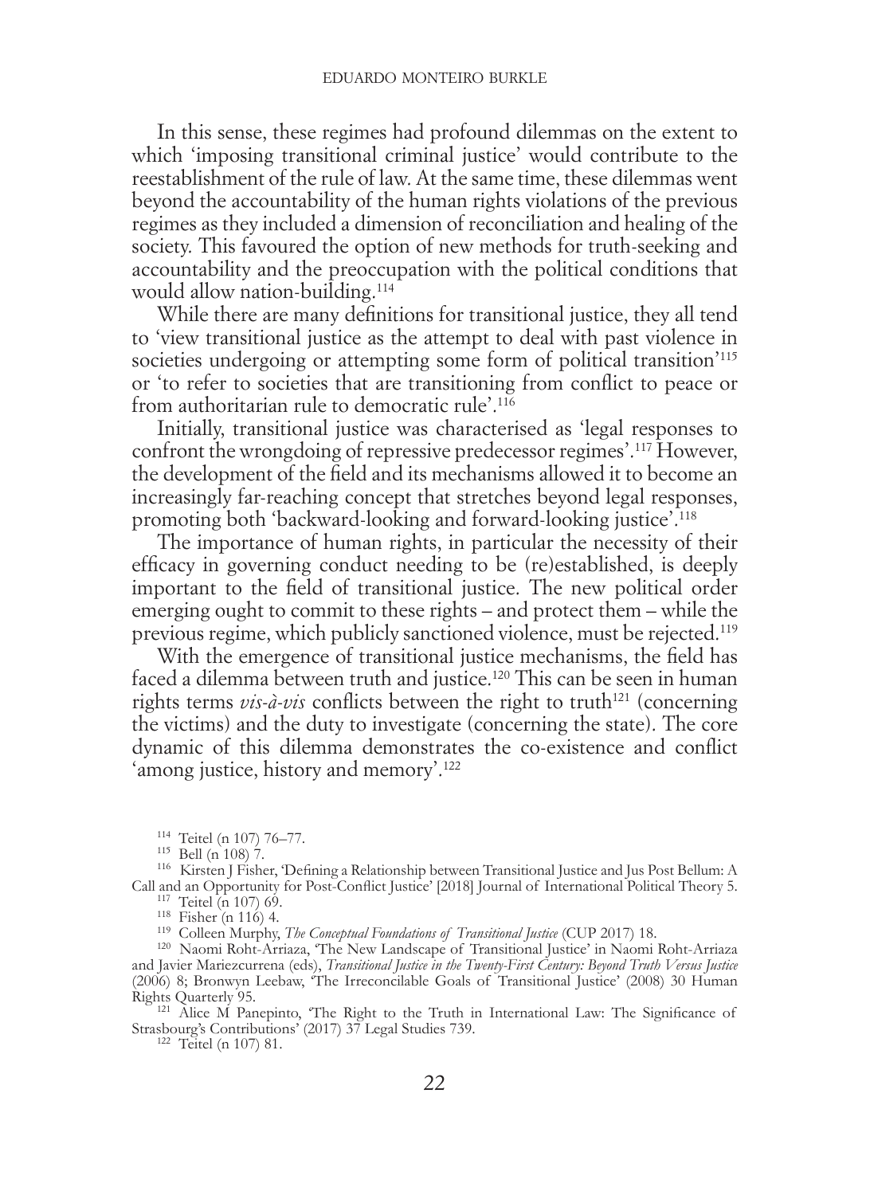In this sense, these regimes had profound dilemmas on the extent to which 'imposing transitional criminal justice' would contribute to the reestablishment of the rule of law. At the same time, these dilemmas went beyond the accountability of the human rights violations of the previous regimes as they included a dimension of reconciliation and healing of the society. This favoured the option of new methods for truth-seeking and accountability and the preoccupation with the political conditions that would allow nation-building.[114]

While there are many definitions for transitional justice, they all tend to 'view transitional justice as the attempt to deal with past violence in societies undergoing or attempting some form of political transition'[115] or 'to refer to societies that are transitioning from conflict to peace or from authoritarian rule to democratic rule'.[116]

Initially, transitional justice was characterised as 'legal responses to confront the wrongdoing of repressive predecessor regimes'.[117] However, the development of the field and its mechanisms allowed it to become an increasingly far-reaching concept that stretches beyond legal responses, promoting both 'backward-looking and forward-looking justice'.[118]

The importance of human rights, in particular the necessity of their efficacy in governing conduct needing to be (re)established, is deeply important to the field of transitional justice. The new political order emerging ought to commit to these rights – and protect them – while the previous regime, which publicly sanctioned violence, must be rejected.[119]

With the emergence of transitional justice mechanisms, the field has faced a dilemma between truth and justice.[120] This can be seen in human rights terms *vis-à-vis* conflicts between the right to truth[121] (concerning the victims) and the duty to investigate (concerning the state). The core dynamic of this dilemma demonstrates the co-existence and conflict 'among justice, history and memory'.[122]

[114] Teitel (n 107) 76–77.

[115] Bell (n 108) 7.

[116] Kirsten J Fisher, 'Defining a Relationship between Transitional Justice and Jus Post Bellum: A Call and an Opportunity for Post-Conflict Justice' [2018] Journal of International Political Theory 5.

[117] Teitel (n 107) 69.

[118] Fisher (n 116) 4.

[119] Colleen Murphy, *The Conceptual Foundations of Transitional Justice* (CUP 2017) 18.

[120] Naomi Roht-Arriaza, 'The New Landscape of Transitional Justice' in Naomi Roht-Arriaza and Javier Mariezcurrena (eds), *Transitional Justice in the Twenty-First Century: Beyond Truth Versus Justice* (2006) 8; Bronwyn Leebaw, 'The Irreconcilable Goals of Transitional Justice' (2008) 30 Human Rights Quarterly 95.

[121] Alice M Panepinto, 'The Right to the Truth in International Law: The Significance of Strasbourg's Contributions' (2017) 37 Legal Studies 739.

[122] Teitel (n 107) 81.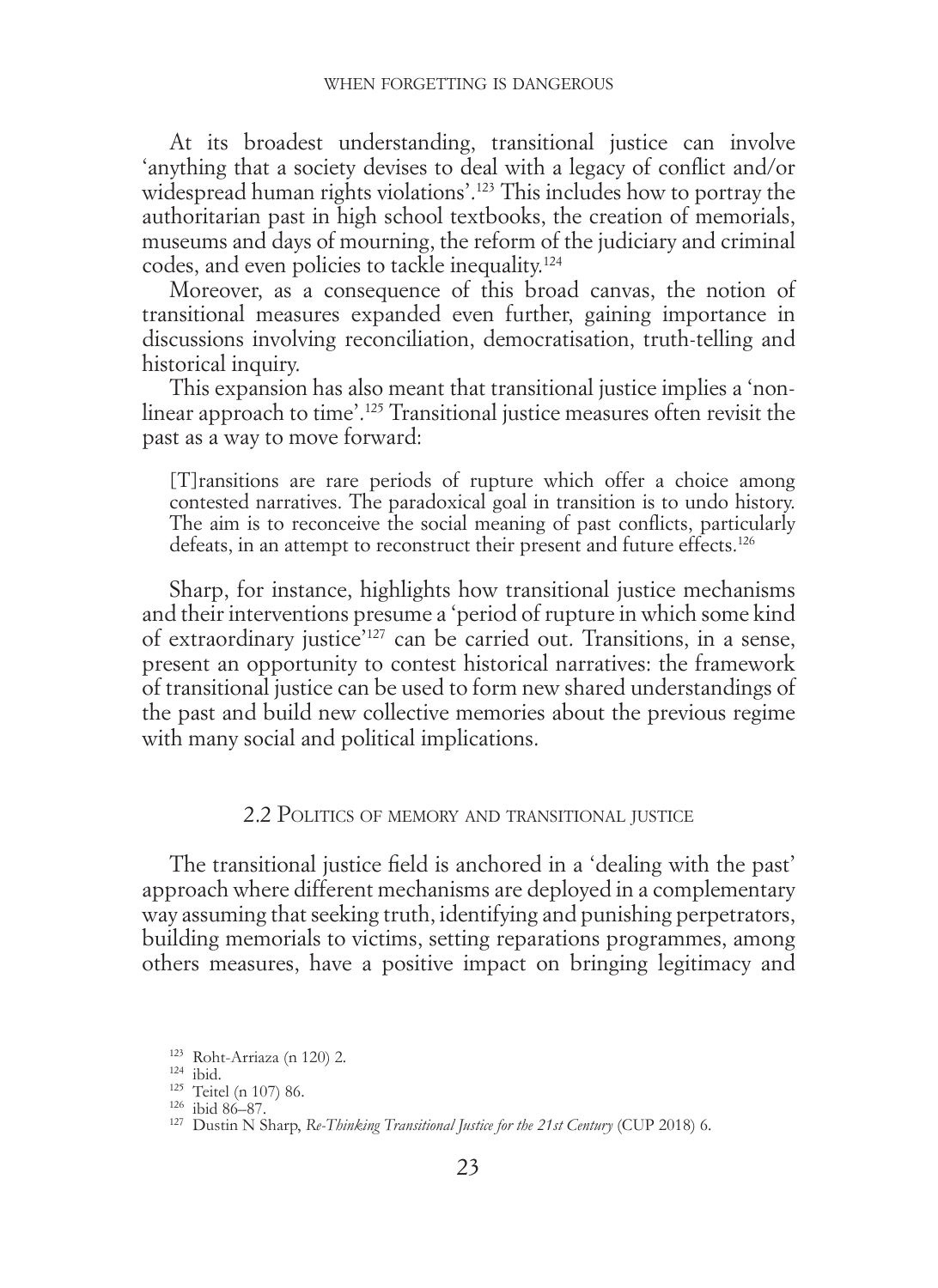At its broadest understanding, transitional justice can involve 'anything that a society devises to deal with a legacy of conflict and/or widespread human rights violations'.[123] This includes how to portray the authoritarian past in high school textbooks, the creation of memorials, museums and days of mourning, the reform of the judiciary and criminal codes, and even policies to tackle inequality.[124]

Moreover, as a consequence of this broad canvas, the notion of transitional measures expanded even further, gaining importance in discussions involving reconciliation, democratisation, truth-telling and historical inquiry.

This expansion has also meant that transitional justice implies a 'non-linear approach to time'.[125] Transitional justice measures often revisit the past as a way to move forward:

> [T]ransitions are rare periods of rupture which offer a choice among contested narratives. The paradoxical goal in transition is to undo history. The aim is to reconceive the social meaning of past conflicts, particularly defeats, in an attempt to reconstruct their present and future effects.[126]

Sharp, for instance, highlights how transitional justice mechanisms and their interventions presume a 'period of rupture in which some kind of extraordinary justice'[127] can be carried out. Transitions, in a sense, present an opportunity to contest historical narratives: the framework of transitional justice can be used to form new shared understandings of the past and build new collective memories about the previous regime with many social and political implications.

## 2.2 Politics of memory and transitional justice

The transitional justice field is anchored in a 'dealing with the past' approach where different mechanisms are deployed in a complementary way assuming that seeking truth, identifying and punishing perpetrators, building memorials to victims, setting reparations programmes, among others measures, have a positive impact on bringing legitimacy and

---

[123] Roht-Arriaza (n 120) 2.

[124] ibid.

[125] Teitel (n 107) 86.

[126] ibid 86–87.

[127] Dustin N Sharp, *Re-Thinking Transitional Justice for the 21st Century* (CUP 2018) 6.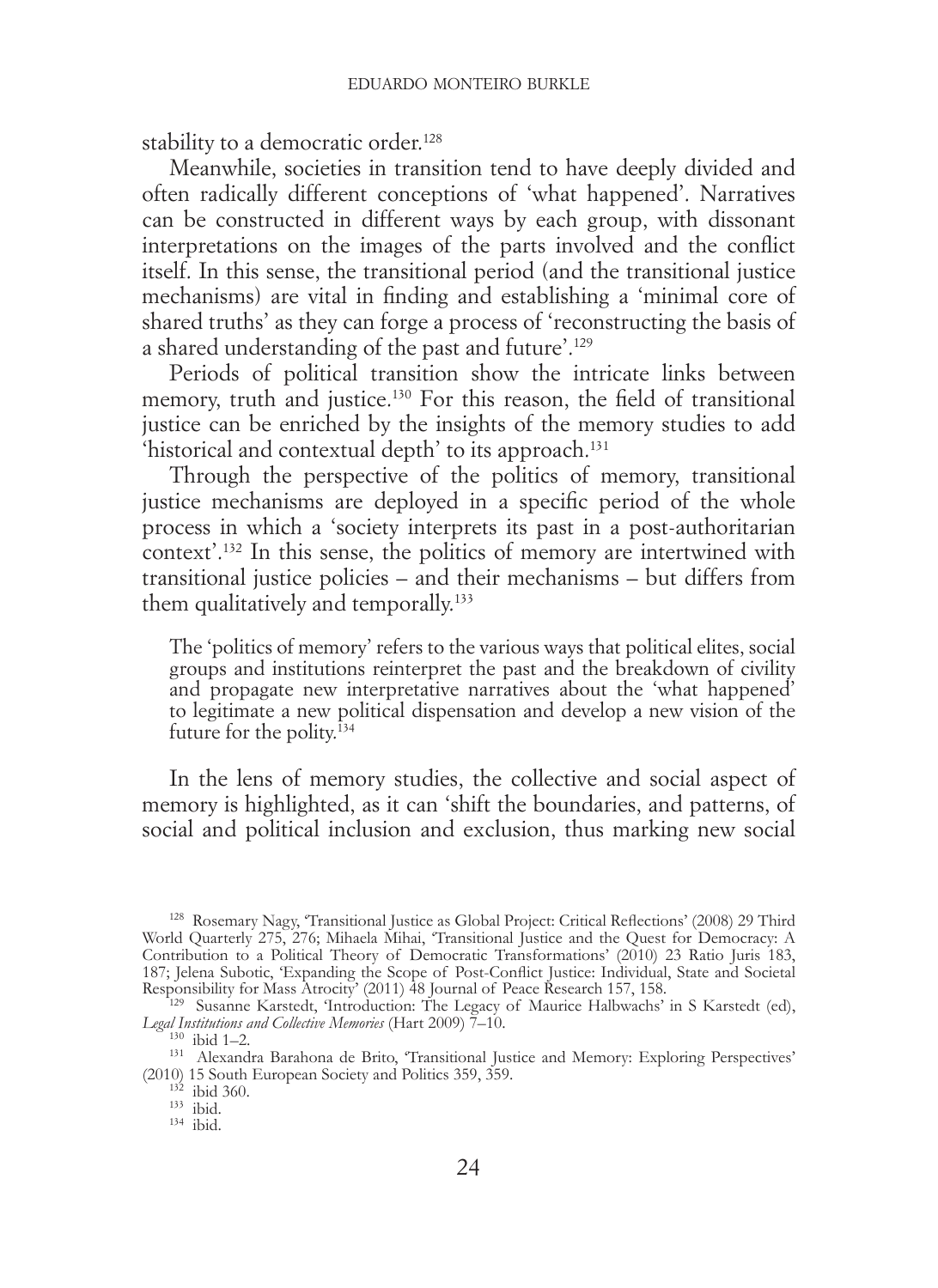stability to a democratic order.[128]

Meanwhile, societies in transition tend to have deeply divided and often radically different conceptions of 'what happened'. Narratives can be constructed in different ways by each group, with dissonant interpretations on the images of the parts involved and the conflict itself. In this sense, the transitional period (and the transitional justice mechanisms) are vital in finding and establishing a 'minimal core of shared truths' as they can forge a process of 'reconstructing the basis of a shared understanding of the past and future'.[129]

Periods of political transition show the intricate links between memory, truth and justice.[130] For this reason, the field of transitional justice can be enriched by the insights of the memory studies to add 'historical and contextual depth' to its approach.[131]

Through the perspective of the politics of memory, transitional justice mechanisms are deployed in a specific period of the whole process in which a 'society interprets its past in a post-authoritarian context'.[132] In this sense, the politics of memory are intertwined with transitional justice policies – and their mechanisms – but differs from them qualitatively and temporally.[133]

> The 'politics of memory' refers to the various ways that political elites, social groups and institutions reinterpret the past and the breakdown of civility and propagate new interpretative narratives about the 'what happened' to legitimate a new political dispensation and develop a new vision of the future for the polity.[134]

In the lens of memory studies, the collective and social aspect of memory is highlighted, as it can 'shift the boundaries, and patterns, of social and political inclusion and exclusion, thus marking new social

---

[128] Rosemary Nagy, 'Transitional Justice as Global Project: Critical Reflections' (2008) 29 Third World Quarterly 275, 276; Mihaela Mihai, 'Transitional Justice and the Quest for Democracy: A Contribution to a Political Theory of Democratic Transformations' (2010) 23 Ratio Juris 183, 187; Jelena Subotic, 'Expanding the Scope of Post-Conflict Justice: Individual, State and Societal Responsibility for Mass Atrocity' (2011) 48 Journal of Peace Research 157, 158.

[129] Susanne Karstedt, 'Introduction: The Legacy of Maurice Halbwachs' in S Karstedt (ed), *Legal Institutions and Collective Memories* (Hart 2009) 7–10.

[130] ibid 1–2.

[131] Alexandra Barahona de Brito, 'Transitional Justice and Memory: Exploring Perspectives' (2010) 15 South European Society and Politics 359, 359.

[132] ibid 360.

[133] ibid.

[134] ibid.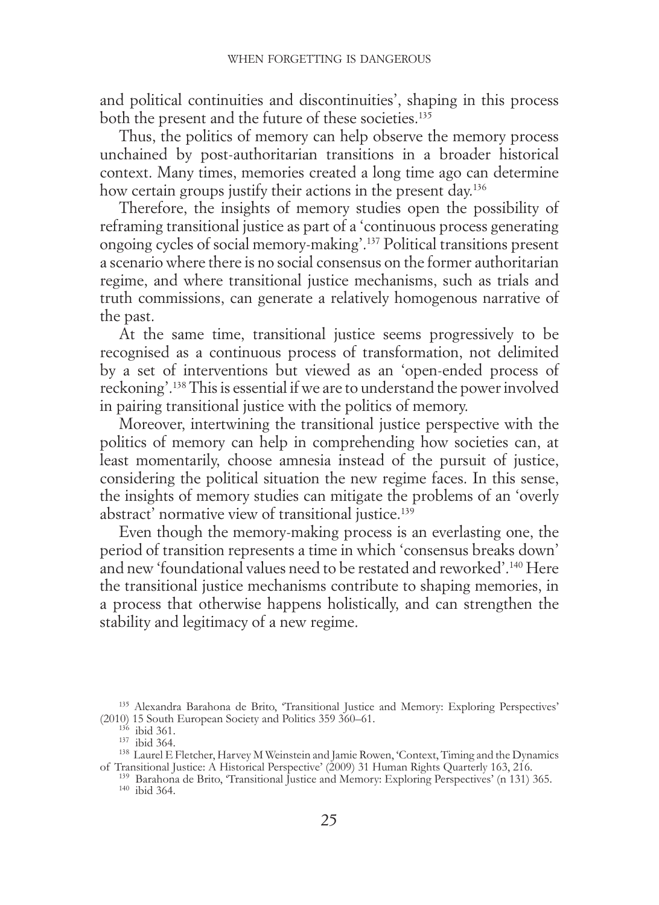and political continuities and discontinuities', shaping in this process both the present and the future of these societies.[135]

Thus, the politics of memory can help observe the memory process unchained by post-authoritarian transitions in a broader historical context. Many times, memories created a long time ago can determine how certain groups justify their actions in the present day.[136]

Therefore, the insights of memory studies open the possibility of reframing transitional justice as part of a 'continuous process generating ongoing cycles of social memory-making'.[137] Political transitions present a scenario where there is no social consensus on the former authoritarian regime, and where transitional justice mechanisms, such as trials and truth commissions, can generate a relatively homogenous narrative of the past.

At the same time, transitional justice seems progressively to be recognised as a continuous process of transformation, not delimited by a set of interventions but viewed as an 'open-ended process of reckoning'.[138] This is essential if we are to understand the power involved in pairing transitional justice with the politics of memory.

Moreover, intertwining the transitional justice perspective with the politics of memory can help in comprehending how societies can, at least momentarily, choose amnesia instead of the pursuit of justice, considering the political situation the new regime faces. In this sense, the insights of memory studies can mitigate the problems of an 'overly abstract' normative view of transitional justice.[139]

Even though the memory-making process is an everlasting one, the period of transition represents a time in which 'consensus breaks down' and new 'foundational values need to be restated and reworked'.[140] Here the transitional justice mechanisms contribute to shaping memories, in a process that otherwise happens holistically, and can strengthen the stability and legitimacy of a new regime.

---

[135] Alexandra Barahona de Brito, 'Transitional Justice and Memory: Exploring Perspectives' (2010) 15 South European Society and Politics 359 360–61.

[136] ibid 361.

[137] ibid 364.

[138] Laurel E Fletcher, Harvey M Weinstein and Jamie Rowen, 'Context, Timing and the Dynamics of Transitional Justice: A Historical Perspective' (2009) 31 Human Rights Quarterly 163, 216.

[139] Barahona de Brito, 'Transitional Justice and Memory: Exploring Perspectives' (n 131) 365.

[140] ibid 364.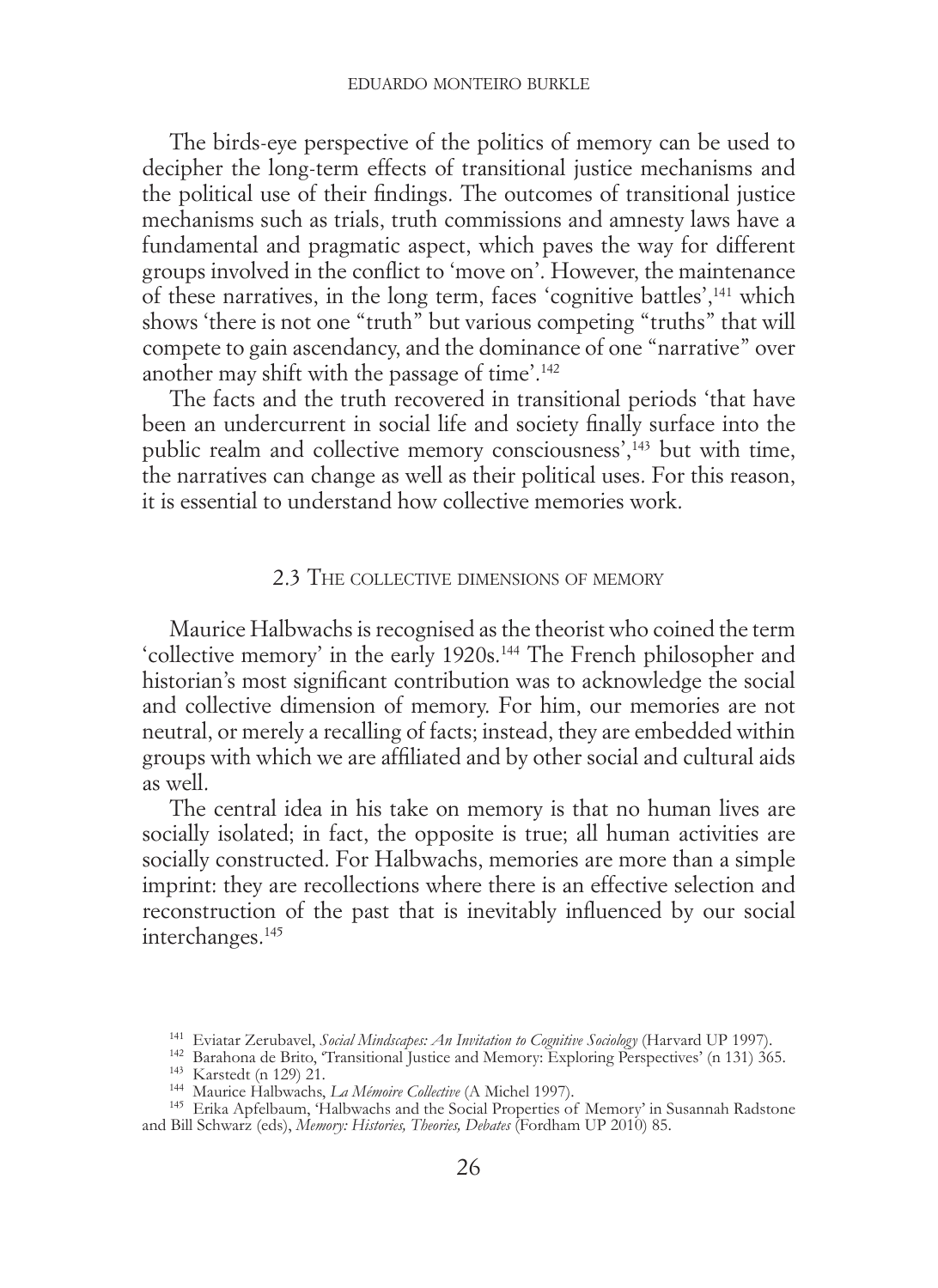The birds-eye perspective of the politics of memory can be used to decipher the long-term effects of transitional justice mechanisms and the political use of their findings. The outcomes of transitional justice mechanisms such as trials, truth commissions and amnesty laws have a fundamental and pragmatic aspect, which paves the way for different groups involved in the conflict to 'move on'. However, the maintenance of these narratives, in the long term, faces 'cognitive battles',[141] which shows 'there is not one "truth" but various competing "truths" that will compete to gain ascendancy, and the dominance of one "narrative" over another may shift with the passage of time'.[142]

The facts and the truth recovered in transitional periods 'that have been an undercurrent in social life and society finally surface into the public realm and collective memory consciousness',[143] but with time, the narratives can change as well as their political uses. For this reason, it is essential to understand how collective memories work.

## 2.3 The collective dimensions of memory

Maurice Halbwachs is recognised as the theorist who coined the term 'collective memory' in the early 1920s.[144] The French philosopher and historian's most significant contribution was to acknowledge the social and collective dimension of memory. For him, our memories are not neutral, or merely a recalling of facts; instead, they are embedded within groups with which we are affiliated and by other social and cultural aids as well.

The central idea in his take on memory is that no human lives are socially isolated; in fact, the opposite is true; all human activities are socially constructed. For Halbwachs, memories are more than a simple imprint: they are recollections where there is an effective selection and reconstruction of the past that is inevitably influenced by our social interchanges.[145]

---

[141] Eviatar Zerubavel, *Social Mindscapes: An Invitation to Cognitive Sociology* (Harvard UP 1997).

[142] Barahona de Brito, 'Transitional Justice and Memory: Exploring Perspectives' (n 131) 365.

[143] Karstedt (n 129) 21.

[144] Maurice Halbwachs, *La Mémoire Collective* (A Michel 1997).

[145] Erika Apfelbaum, 'Halbwachs and the Social Properties of Memory' in Susannah Radstone and Bill Schwarz (eds), *Memory: Histories, Theories, Debates* (Fordham UP 2010) 85.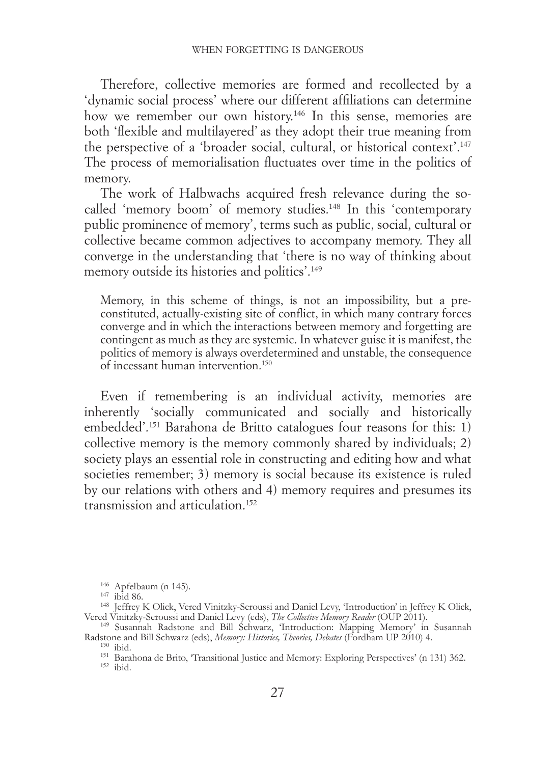Therefore, collective memories are formed and recollected by a 'dynamic social process' where our different affiliations can determine how we remember our own history.[146] In this sense, memories are both 'flexible and multilayered' as they adopt their true meaning from the perspective of a 'broader social, cultural, or historical context'.[147] The process of memorialisation fluctuates over time in the politics of memory.

The work of Halbwachs acquired fresh relevance during the so-called 'memory boom' of memory studies.[148] In this 'contemporary public prominence of memory', terms such as public, social, cultural or collective became common adjectives to accompany memory. They all converge in the understanding that 'there is no way of thinking about memory outside its histories and politics'.[149]

> Memory, in this scheme of things, is not an impossibility, but a pre-constituted, actually-existing site of conflict, in which many contrary forces converge and in which the interactions between memory and forgetting are contingent as much as they are systemic. In whatever guise it is manifest, the politics of memory is always overdetermined and unstable, the consequence of incessant human intervention.[150]

Even if remembering is an individual activity, memories are inherently 'socially communicated and socially and historically embedded'.[151] Barahona de Britto catalogues four reasons for this: 1) collective memory is the memory commonly shared by individuals; 2) society plays an essential role in constructing and editing how and what societies remember; 3) memory is social because its existence is ruled by our relations with others and 4) memory requires and presumes its transmission and articulation.[152]

---

[146] Apfelbaum (n 145).

[147] ibid 86.

[148] Jeffrey K Olick, Vered Vinitzky-Seroussi and Daniel Levy, 'Introduction' in Jeffrey K Olick, Vered Vinitzky-Seroussi and Daniel Levy (eds), *The Collective Memory Reader* (OUP 2011).

[149] Susannah Radstone and Bill Schwarz, 'Introduction: Mapping Memory' in Susannah Radstone and Bill Schwarz (eds), *Memory: Histories, Theories, Debates* (Fordham UP 2010) 4.

[150] ibid.

[151] Barahona de Brito, 'Transitional Justice and Memory: Exploring Perspectives' (n 131) 362.

[152] ibid.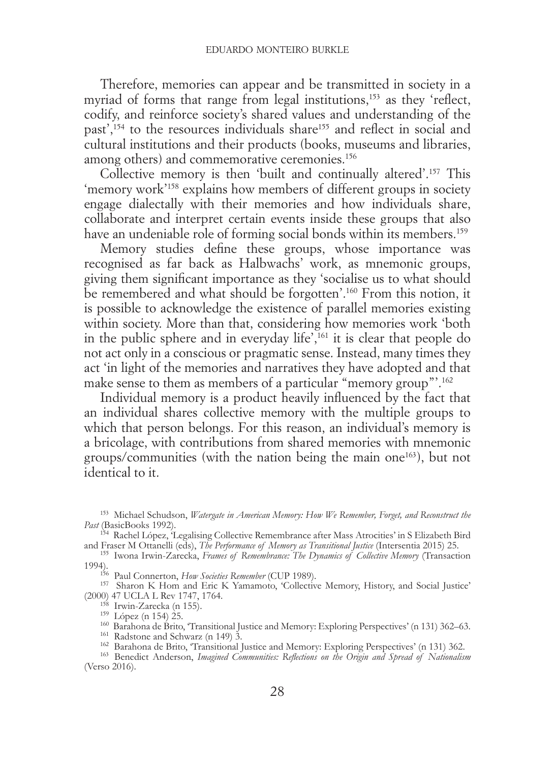Therefore, memories can appear and be transmitted in society in a myriad of forms that range from legal institutions,[153] as they 'reflect, codify, and reinforce society's shared values and understanding of the past',[154] to the resources individuals share[155] and reflect in social and cultural institutions and their products (books, museums and libraries, among others) and commemorative ceremonies.[156]

Collective memory is then 'built and continually altered'.[157] This 'memory work'[158] explains how members of different groups in society engage dialectally with their memories and how individuals share, collaborate and interpret certain events inside these groups that also have an undeniable role of forming social bonds within its members.[159]

Memory studies define these groups, whose importance was recognised as far back as Halbwachs' work, as mnemonic groups, giving them significant importance as they 'socialise us to what should be remembered and what should be forgotten'.[160] From this notion, it is possible to acknowledge the existence of parallel memories existing within society. More than that, considering how memories work 'both in the public sphere and in everyday life',[161] it is clear that people do not act only in a conscious or pragmatic sense. Instead, many times they act 'in light of the memories and narratives they have adopted and that make sense to them as members of a particular "memory group"'.[162]

Individual memory is a product heavily influenced by the fact that an individual shares collective memory with the multiple groups to which that person belongs. For this reason, an individual's memory is a bricolage, with contributions from shared memories with mnemonic groups/communities (with the nation being the main one[163]), but not identical to it.

[153] Michael Schudson, *Watergate in American Memory: How We Remember, Forget, and Reconstruct the Past* (BasicBooks 1992).

[154] Rachel López, 'Legalising Collective Remembrance after Mass Atrocities' in S Elizabeth Bird and Fraser M Ottanelli (eds), *The Performance of Memory as Transitional Justice* (Intersentia 2015) 25.

[155] Iwona Irwin-Zarecka, *Frames of Remembrance: The Dynamics of Collective Memory* (Transaction 1994).

[156] Paul Connerton, *How Societies Remember* (CUP 1989).

[157] Sharon K Hom and Eric K Yamamoto, 'Collective Memory, History, and Social Justice' (2000) 47 UCLA L Rev 1747, 1764.

[158] Irwin-Zarecka (n 155).

[159] López (n 154) 25.

[160] Barahona de Brito, 'Transitional Justice and Memory: Exploring Perspectives' (n 131) 362–63.

[161] Radstone and Schwarz (n 149) 3.

[162] Barahona de Brito, 'Transitional Justice and Memory: Exploring Perspectives' (n 131) 362.

[163] Benedict Anderson, *Imagined Communities: Reflections on the Origin and Spread of Nationalism* (Verso 2016).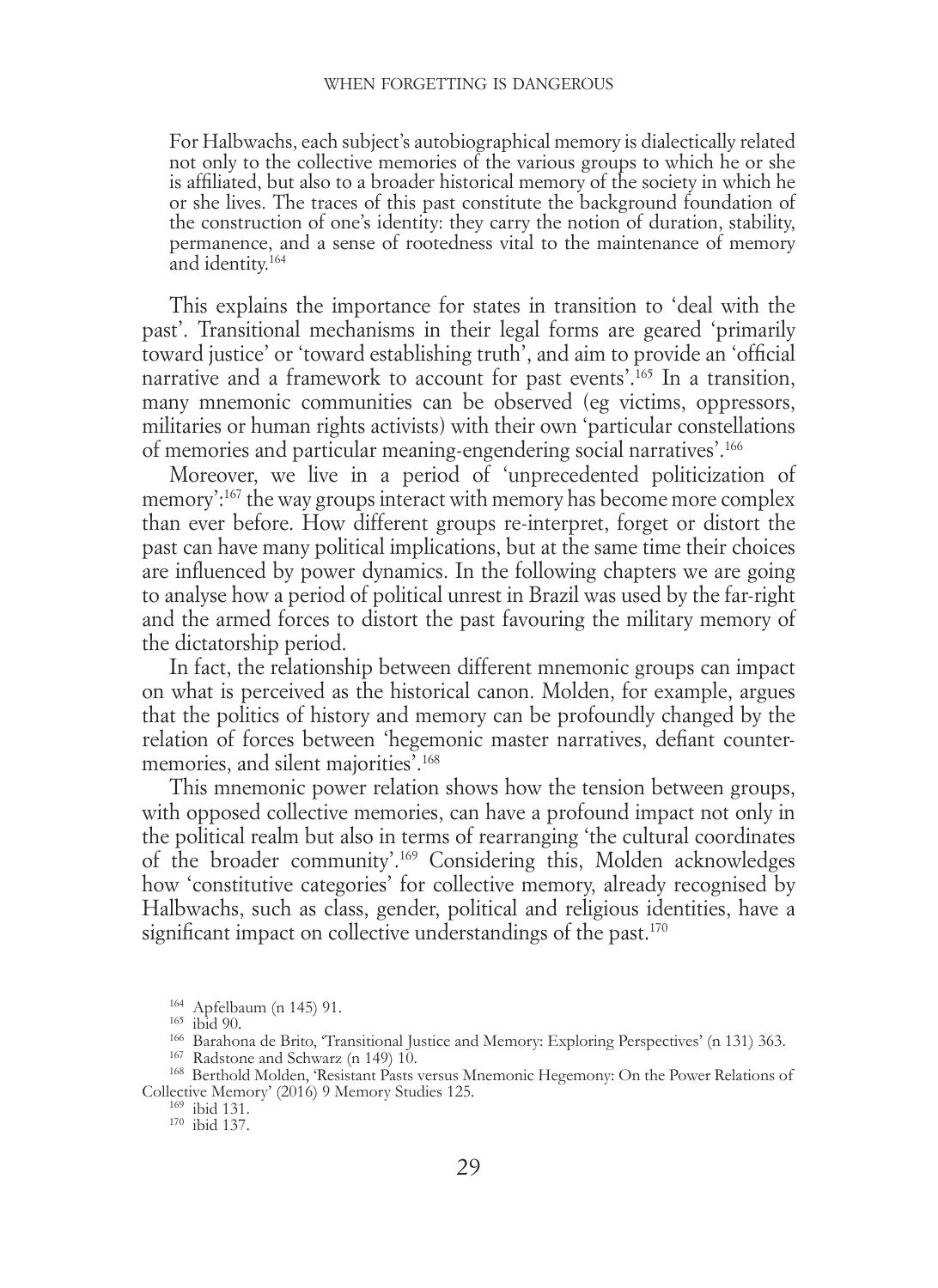> For Halbwachs, each subject's autobiographical memory is dialectically related not only to the collective memories of the various groups to which he or she is affiliated, but also to a broader historical memory of the society in which he or she lives. The traces of this past constitute the background foundation of the construction of one's identity: they carry the notion of duration, stability, permanence, and a sense of rootedness vital to the maintenance of memory and identity.[164]

This explains the importance for states in transition to 'deal with the past'. Transitional mechanisms in their legal forms are geared 'primarily toward justice' or 'toward establishing truth', and aim to provide an 'official narrative and a framework to account for past events'.[165] In a transition, many mnemonic communities can be observed (eg victims, oppressors, militaries or human rights activists) with their own 'particular constellations of memories and particular meaning-engendering social narratives'.[166]

Moreover, we live in a period of 'unprecedented politicization of memory':[167] the way groups interact with memory has become more complex than ever before. How different groups re-interpret, forget or distort the past can have many political implications, but at the same time their choices are influenced by power dynamics. In the following chapters we are going to analyse how a period of political unrest in Brazil was used by the far-right and the armed forces to distort the past favouring the military memory of the dictatorship period.

In fact, the relationship between different mnemonic groups can impact on what is perceived as the historical canon. Molden, for example, argues that the politics of history and memory can be profoundly changed by the relation of forces between 'hegemonic master narratives, defiant counter-memories, and silent majorities'.[168]

This mnemonic power relation shows how the tension between groups, with opposed collective memories, can have a profound impact not only in the political realm but also in terms of rearranging 'the cultural coordinates of the broader community'.[169] Considering this, Molden acknowledges how 'constitutive categories' for collective memory, already recognised by Halbwachs, such as class, gender, political and religious identities, have a significant impact on collective understandings of the past.[170]

---

[164] Apfelbaum (n 145) 91.

[165] ibid 90.

[166] Barahona de Brito, 'Transitional Justice and Memory: Exploring Perspectives' (n 131) 363.

[167] Radstone and Schwarz (n 149) 10.

[168] Berthold Molden, 'Resistant Pasts versus Mnemonic Hegemony: On the Power Relations of Collective Memory' (2016) 9 Memory Studies 125.

[169] ibid 131.

[170] ibid 137.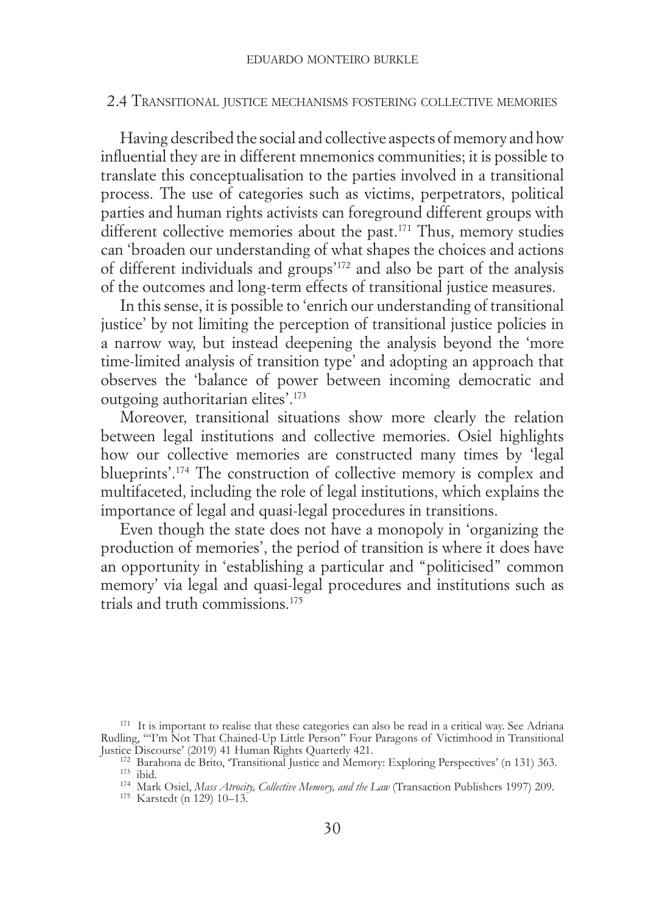## 2.4 Transitional justice mechanisms fostering collective memories

Having described the social and collective aspects of memory and how influential they are in different mnemonics communities; it is possible to translate this conceptualisation to the parties involved in a transitional process. The use of categories such as victims, perpetrators, political parties and human rights activists can foreground different groups with different collective memories about the past.[171] Thus, memory studies can 'broaden our understanding of what shapes the choices and actions of different individuals and groups'[172] and also be part of the analysis of the outcomes and long-term effects of transitional justice measures.

In this sense, it is possible to 'enrich our understanding of transitional justice' by not limiting the perception of transitional justice policies in a narrow way, but instead deepening the analysis beyond the 'more time-limited analysis of transition type' and adopting an approach that observes the 'balance of power between incoming democratic and outgoing authoritarian elites'.[173]

Moreover, transitional situations show more clearly the relation between legal institutions and collective memories. Osiel highlights how our collective memories are constructed many times by 'legal blueprints'.[174] The construction of collective memory is complex and multifaceted, including the role of legal institutions, which explains the importance of legal and quasi-legal procedures in transitions.

Even though the state does not have a monopoly in 'organizing the production of memories', the period of transition is where it does have an opportunity in 'establishing a particular and "politicised" common memory' via legal and quasi-legal procedures and institutions such as trials and truth commissions.[175]

---

[171] It is important to realise that these categories can also be read in a critical way. See Adriana Rudling, '"I'm Not That Chained-Up Little Person" Four Paragons of Victimhood in Transitional Justice Discourse' (2019) 41 Human Rights Quarterly 421.

[172] Barahona de Brito, 'Transitional Justice and Memory: Exploring Perspectives' (n 131) 363.

[173] ibid.

[174] Mark Osiel, *Mass Atrocity, Collective Memory, and the Law* (Transaction Publishers 1997) 209.

[175] Karstedt (n 129) 10–13.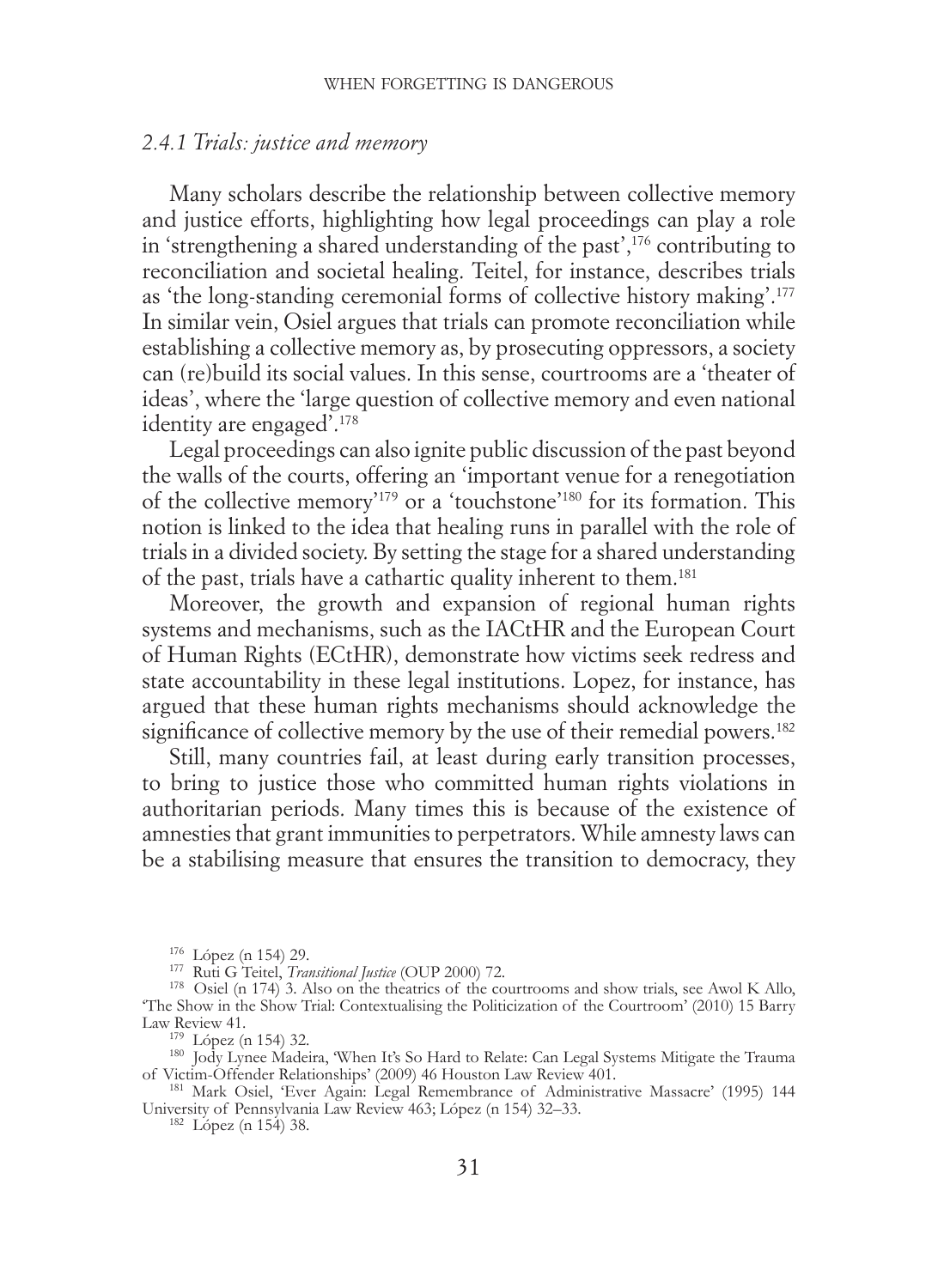### *2.4.1 Trials: justice and memory*

Many scholars describe the relationship between collective memory and justice efforts, highlighting how legal proceedings can play a role in 'strengthening a shared understanding of the past',[176] contributing to reconciliation and societal healing. Teitel, for instance, describes trials as 'the long-standing ceremonial forms of collective history making'.[177] In similar vein, Osiel argues that trials can promote reconciliation while establishing a collective memory as, by prosecuting oppressors, a society can (re)build its social values. In this sense, courtrooms are a 'theater of ideas', where the 'large question of collective memory and even national identity are engaged'.[178]

Legal proceedings can also ignite public discussion of the past beyond the walls of the courts, offering an 'important venue for a renegotiation of the collective memory'[179] or a 'touchstone'[180] for its formation. This notion is linked to the idea that healing runs in parallel with the role of trials in a divided society. By setting the stage for a shared understanding of the past, trials have a cathartic quality inherent to them.[181]

Moreover, the growth and expansion of regional human rights systems and mechanisms, such as the IACtHR and the European Court of Human Rights (ECtHR), demonstrate how victims seek redress and state accountability in these legal institutions. Lopez, for instance, has argued that these human rights mechanisms should acknowledge the significance of collective memory by the use of their remedial powers.[182]

Still, many countries fail, at least during early transition processes, to bring to justice those who committed human rights violations in authoritarian periods. Many times this is because of the existence of amnesties that grant immunities to perpetrators. While amnesty laws can be a stabilising measure that ensures the transition to democracy, they

---

[176] López (n 154) 29.

[177] Ruti G Teitel, *Transitional Justice* (OUP 2000) 72.

[178] Osiel (n 174) 3. Also on the theatrics of the courtrooms and show trials, see Awol K Allo, 'The Show in the Show Trial: Contextualising the Politicization of the Courtroom' (2010) 15 Barry Law Review 41.

[179] López (n 154) 32.

[180] Jody Lynee Madeira, 'When It's So Hard to Relate: Can Legal Systems Mitigate the Trauma of Victim-Offender Relationships' (2009) 46 Houston Law Review 401.

[181] Mark Osiel, 'Ever Again: Legal Remembrance of Administrative Massacre' (1995) 144 University of Pennsylvania Law Review 463; López (n 154) 32–33.

[182] López (n 154) 38.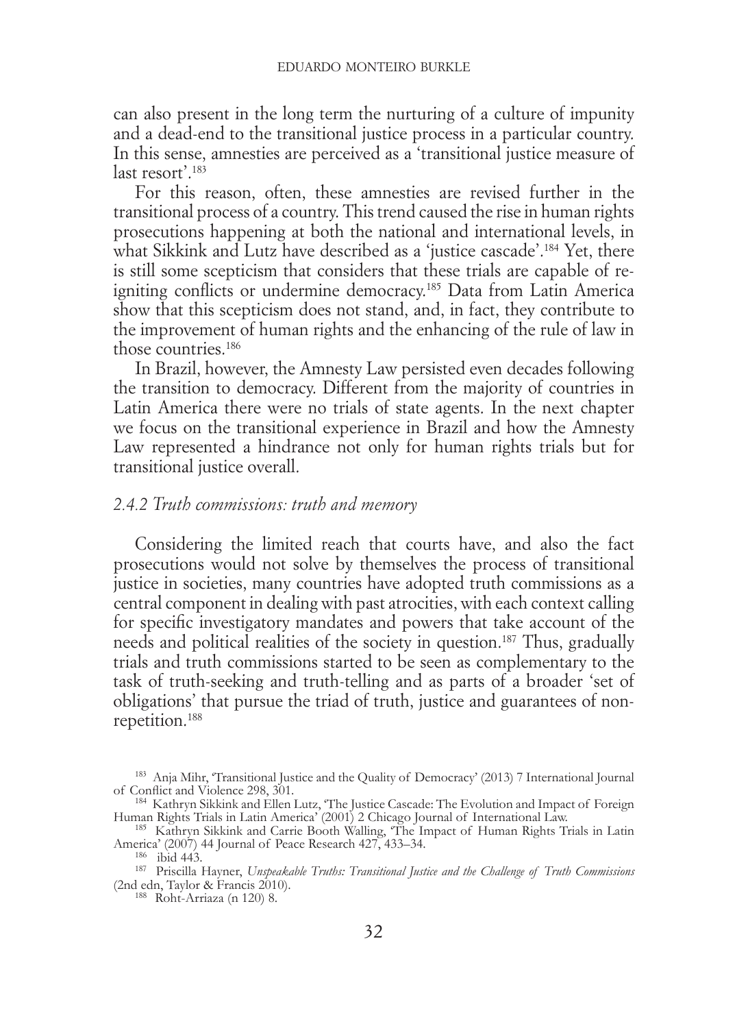can also present in the long term the nurturing of a culture of impunity and a dead-end to the transitional justice process in a particular country. In this sense, amnesties are perceived as a 'transitional justice measure of last resort'.[183]

For this reason, often, these amnesties are revised further in the transitional process of a country. This trend caused the rise in human rights prosecutions happening at both the national and international levels, in what Sikkink and Lutz have described as a 'justice cascade'.[184] Yet, there is still some scepticism that considers that these trials are capable of re-igniting conflicts or undermine democracy.[185] Data from Latin America show that this scepticism does not stand, and, in fact, they contribute to the improvement of human rights and the enhancing of the rule of law in those countries.[186]

In Brazil, however, the Amnesty Law persisted even decades following the transition to democracy. Different from the majority of countries in Latin America there were no trials of state agents. In the next chapter we focus on the transitional experience in Brazil and how the Amnesty Law represented a hindrance not only for human rights trials but for transitional justice overall.

### *2.4.2 Truth commissions: truth and memory*

Considering the limited reach that courts have, and also the fact prosecutions would not solve by themselves the process of transitional justice in societies, many countries have adopted truth commissions as a central component in dealing with past atrocities, with each context calling for specific investigatory mandates and powers that take account of the needs and political realities of the society in question.[187] Thus, gradually trials and truth commissions started to be seen as complementary to the task of truth-seeking and truth-telling and as parts of a broader 'set of obligations' that pursue the triad of truth, justice and guarantees of non-repetition.[188]

---

[183] Anja Mihr, 'Transitional Justice and the Quality of Democracy' (2013) 7 International Journal of Conflict and Violence 298, 301.

[184] Kathryn Sikkink and Ellen Lutz, 'The Justice Cascade: The Evolution and Impact of Foreign Human Rights Trials in Latin America' (2001) 2 Chicago Journal of International Law.

[185] Kathryn Sikkink and Carrie Booth Walling, 'The Impact of Human Rights Trials in Latin America' (2007) 44 Journal of Peace Research 427, 433–34.

[186] ibid 443.

[187] Priscilla Hayner, *Unspeakable Truths: Transitional Justice and the Challenge of Truth Commissions* (2nd edn, Taylor & Francis 2010).

[188] Roht-Arriaza (n 120) 8.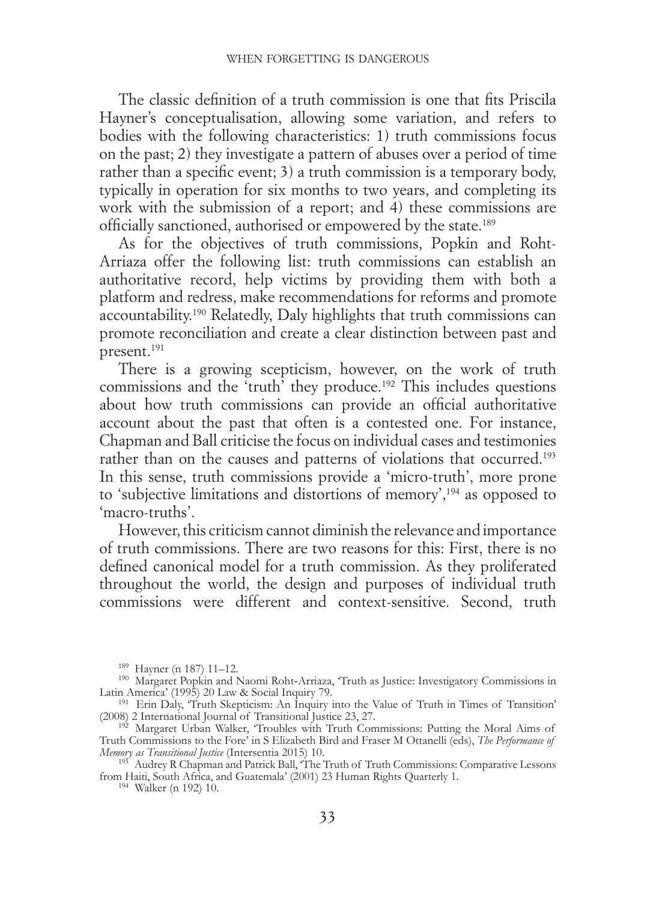The classic definition of a truth commission is one that fits Priscila Hayner's conceptualisation, allowing some variation, and refers to bodies with the following characteristics: 1) truth commissions focus on the past; 2) they investigate a pattern of abuses over a period of time rather than a specific event; 3) a truth commission is a temporary body, typically in operation for six months to two years, and completing its work with the submission of a report; and 4) these commissions are officially sanctioned, authorised or empowered by the state.[189]

As for the objectives of truth commissions, Popkin and Roht-Arriaza offer the following list: truth commissions can establish an authoritative record, help victims by providing them with both a platform and redress, make recommendations for reforms and promote accountability.[190] Relatedly, Daly highlights that truth commissions can promote reconciliation and create a clear distinction between past and present.[191]

There is a growing scepticism, however, on the work of truth commissions and the 'truth' they produce.[192] This includes questions about how truth commissions can provide an official authoritative account about the past that often is a contested one. For instance, Chapman and Ball criticise the focus on individual cases and testimonies rather than on the causes and patterns of violations that occurred.[193] In this sense, truth commissions provide a 'micro-truth', more prone to 'subjective limitations and distortions of memory',[194] as opposed to 'macro-truths'.

However, this criticism cannot diminish the relevance and importance of truth commissions. There are two reasons for this: First, there is no defined canonical model for a truth commission. As they proliferated throughout the world, the design and purposes of individual truth commissions were different and context-sensitive. Second, truth

---

[189] Hayner (n 187) 11–12.

[190] Margaret Popkin and Naomi Roht-Arriaza, 'Truth as Justice: Investigatory Commissions in Latin America' (1995) 20 Law & Social Inquiry 79.

[191] Erin Daly, 'Truth Skepticism: An Inquiry into the Value of Truth in Times of Transition' (2008) 2 International Journal of Transitional Justice 23, 27.

[192] Margaret Urban Walker, 'Troubles with Truth Commissions: Putting the Moral Aims of Truth Commissions to the Fore' in S Elizabeth Bird and Fraser M Ottanelli (eds), *The Performance of Memory as Transitional Justice* (Intersentia 2015) 10.

[193] Audrey R Chapman and Patrick Ball, 'The Truth of Truth Commissions: Comparative Lessons from Haiti, South Africa, and Guatemala' (2001) 23 Human Rights Quarterly 1.

[194] Walker (n 192) 10.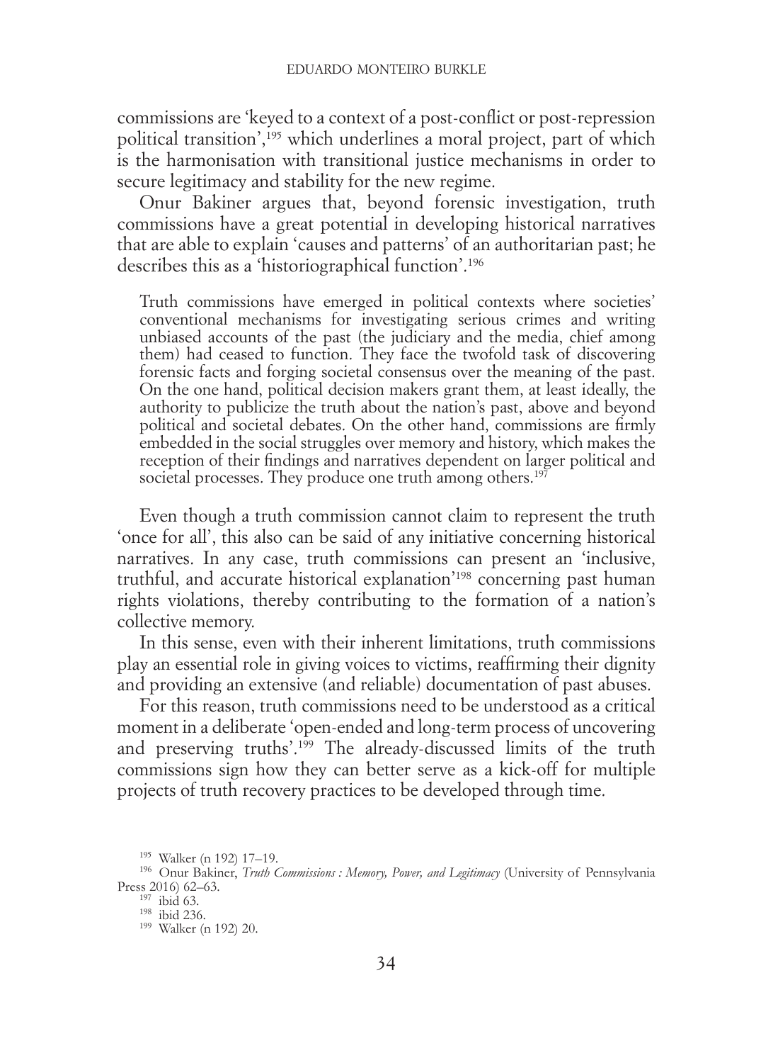commissions are 'keyed to a context of a post-conflict or post-repression political transition',[195] which underlines a moral project, part of which is the harmonisation with transitional justice mechanisms in order to secure legitimacy and stability for the new regime.

Onur Bakiner argues that, beyond forensic investigation, truth commissions have a great potential in developing historical narratives that are able to explain 'causes and patterns' of an authoritarian past; he describes this as a 'historiographical function'.[196]

> Truth commissions have emerged in political contexts where societies' conventional mechanisms for investigating serious crimes and writing unbiased accounts of the past (the judiciary and the media, chief among them) had ceased to function. They face the twofold task of discovering forensic facts and forging societal consensus over the meaning of the past. On the one hand, political decision makers grant them, at least ideally, the authority to publicize the truth about the nation's past, above and beyond political and societal debates. On the other hand, commissions are firmly embedded in the social struggles over memory and history, which makes the reception of their findings and narratives dependent on larger political and societal processes. They produce one truth among others.[197]

Even though a truth commission cannot claim to represent the truth 'once for all', this also can be said of any initiative concerning historical narratives. In any case, truth commissions can present an 'inclusive, truthful, and accurate historical explanation'[198] concerning past human rights violations, thereby contributing to the formation of a nation's collective memory.

In this sense, even with their inherent limitations, truth commissions play an essential role in giving voices to victims, reaffirming their dignity and providing an extensive (and reliable) documentation of past abuses.

For this reason, truth commissions need to be understood as a critical moment in a deliberate 'open-ended and long-term process of uncovering and preserving truths'.[199] The already-discussed limits of the truth commissions sign how they can better serve as a kick-off for multiple projects of truth recovery practices to be developed through time.

[195] Walker (n 192) 17–19.

[196] Onur Bakiner, *Truth Commissions : Memory, Power, and Legitimacy* (University of Pennsylvania Press 2016) 62–63.

[197] ibid 63.

[198] ibid 236.

[199] Walker (n 192) 20.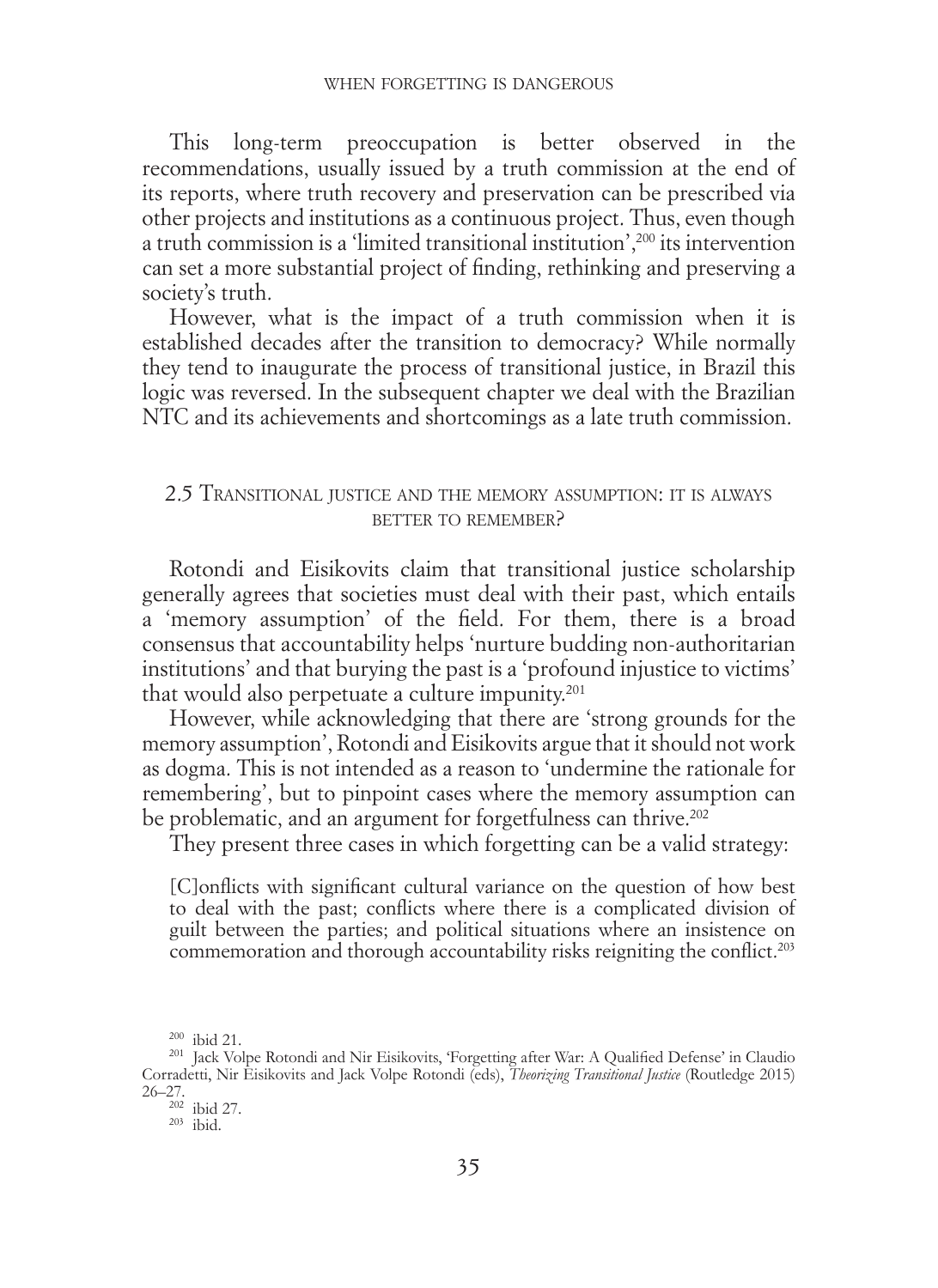This long-term preoccupation is better observed in the recommendations, usually issued by a truth commission at the end of its reports, where truth recovery and preservation can be prescribed via other projects and institutions as a continuous project. Thus, even though a truth commission is a 'limited transitional institution',[200] its intervention can set a more substantial project of finding, rethinking and preserving a society's truth.

However, what is the impact of a truth commission when it is established decades after the transition to democracy? While normally they tend to inaugurate the process of transitional justice, in Brazil this logic was reversed. In the subsequent chapter we deal with the Brazilian NTC and its achievements and shortcomings as a late truth commission.

### 2.5 Transitional justice and the memory assumption: it is always better to remember?

Rotondi and Eisikovits claim that transitional justice scholarship generally agrees that societies must deal with their past, which entails a 'memory assumption' of the field. For them, there is a broad consensus that accountability helps 'nurture budding non-authoritarian institutions' and that burying the past is a 'profound injustice to victims' that would also perpetuate a culture impunity.[201]

However, while acknowledging that there are 'strong grounds for the memory assumption', Rotondi and Eisikovits argue that it should not work as dogma. This is not intended as a reason to 'undermine the rationale for remembering', but to pinpoint cases where the memory assumption can be problematic, and an argument for forgetfulness can thrive.[202]

They present three cases in which forgetting can be a valid strategy:

> [C]onflicts with significant cultural variance on the question of how best to deal with the past; conflicts where there is a complicated division of guilt between the parties; and political situations where an insistence on commemoration and thorough accountability risks reigniting the conflict.[203]

---

[200] ibid 21.

[201] Jack Volpe Rotondi and Nir Eisikovits, 'Forgetting after War: A Qualified Defense' in Claudio Corradetti, Nir Eisikovits and Jack Volpe Rotondi (eds), *Theorizing Transitional Justice* (Routledge 2015) 26–27.

[202] ibid 27.

[203] ibid.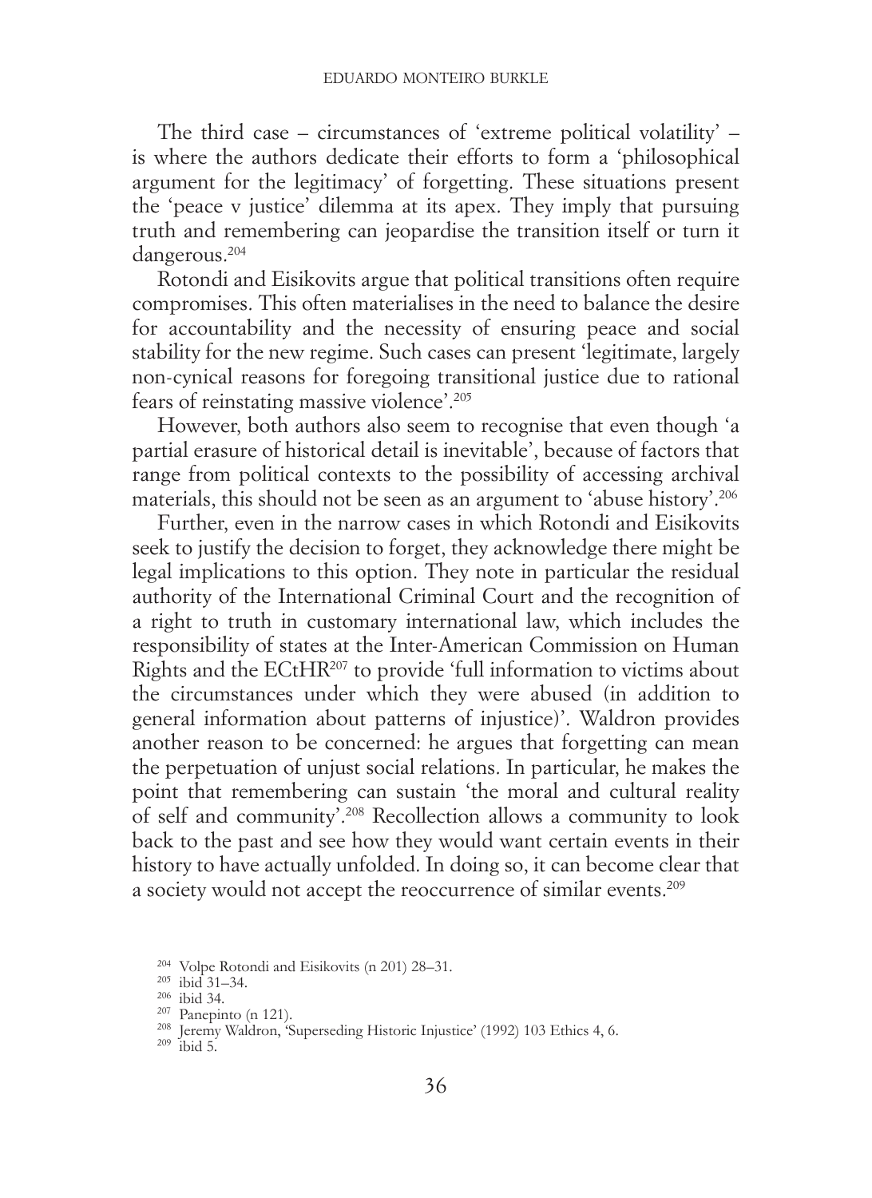The third case – circumstances of 'extreme political volatility' – is where the authors dedicate their efforts to form a 'philosophical argument for the legitimacy' of forgetting. These situations present the 'peace v justice' dilemma at its apex. They imply that pursuing truth and remembering can jeopardise the transition itself or turn it dangerous.[204]

Rotondi and Eisikovits argue that political transitions often require compromises. This often materialises in the need to balance the desire for accountability and the necessity of ensuring peace and social stability for the new regime. Such cases can present 'legitimate, largely non-cynical reasons for foregoing transitional justice due to rational fears of reinstating massive violence'.[205]

However, both authors also seem to recognise that even though 'a partial erasure of historical detail is inevitable', because of factors that range from political contexts to the possibility of accessing archival materials, this should not be seen as an argument to 'abuse history'.[206]

Further, even in the narrow cases in which Rotondi and Eisikovits seek to justify the decision to forget, they acknowledge there might be legal implications to this option. They note in particular the residual authority of the International Criminal Court and the recognition of a right to truth in customary international law, which includes the responsibility of states at the Inter-American Commission on Human Rights and the ECtHR[207] to provide 'full information to victims about the circumstances under which they were abused (in addition to general information about patterns of injustice)'. Waldron provides another reason to be concerned: he argues that forgetting can mean the perpetuation of unjust social relations. In particular, he makes the point that remembering can sustain 'the moral and cultural reality of self and community'.[208] Recollection allows a community to look back to the past and see how they would want certain events in their history to have actually unfolded. In doing so, it can become clear that a society would not accept the reoccurrence of similar events.[209]

[204] Volpe Rotondi and Eisikovits (n 201) 28–31.
[205] ibid 31–34.
[206] ibid 34.
[207] Panepinto (n 121).
[208] Jeremy Waldron, 'Superseding Historic Injustice' (1992) 103 Ethics 4, 6.
[209] ibid 5.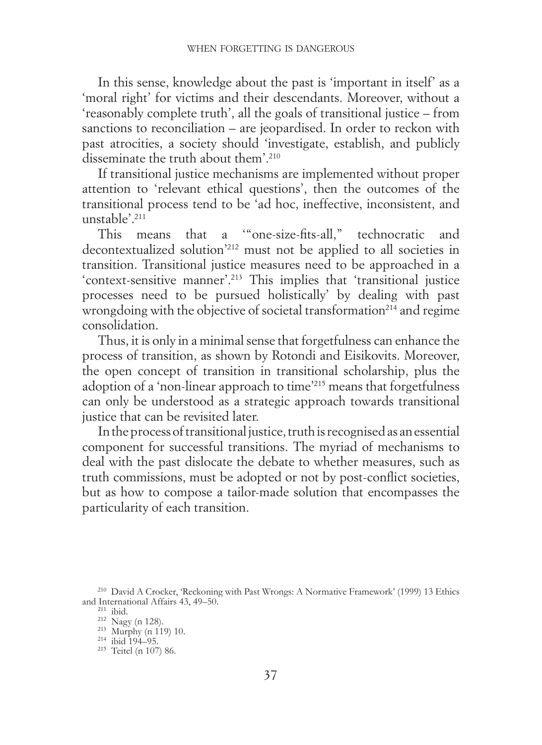In this sense, knowledge about the past is 'important in itself' as a 'moral right' for victims and their descendants. Moreover, without a 'reasonably complete truth', all the goals of transitional justice – from sanctions to reconciliation – are jeopardised. In order to reckon with past atrocities, a society should 'investigate, establish, and publicly disseminate the truth about them'.[210]

If transitional justice mechanisms are implemented without proper attention to 'relevant ethical questions', then the outcomes of the transitional process tend to be 'ad hoc, ineffective, inconsistent, and unstable'.[211]

This means that a '"one-size-fits-all," technocratic and decontextualized solution'[212] must not be applied to all societies in transition. Transitional justice measures need to be approached in a 'context-sensitive manner'.[213] This implies that 'transitional justice processes need to be pursued holistically' by dealing with past wrongdoing with the objective of societal transformation[214] and regime consolidation.

Thus, it is only in a minimal sense that forgetfulness can enhance the process of transition, as shown by Rotondi and Eisikovits. Moreover, the open concept of transition in transitional scholarship, plus the adoption of a 'non-linear approach to time'[215] means that forgetfulness can only be understood as a strategic approach towards transitional justice that can be revisited later.

In the process of transitional justice, truth is recognised as an essential component for successful transitions. The myriad of mechanisms to deal with the past dislocate the debate to whether measures, such as truth commissions, must be adopted or not by post-conflict societies, but as how to compose a tailor-made solution that encompasses the particularity of each transition.

---

[210] David A Crocker, 'Reckoning with Past Wrongs: A Normative Framework' (1999) 13 Ethics and International Affairs 43, 49–50.

[211] ibid.

[212] Nagy (n 128).

[213] Murphy (n 119) 10.

[214] ibid 194–95.

[215] Teitel (n 107) 86.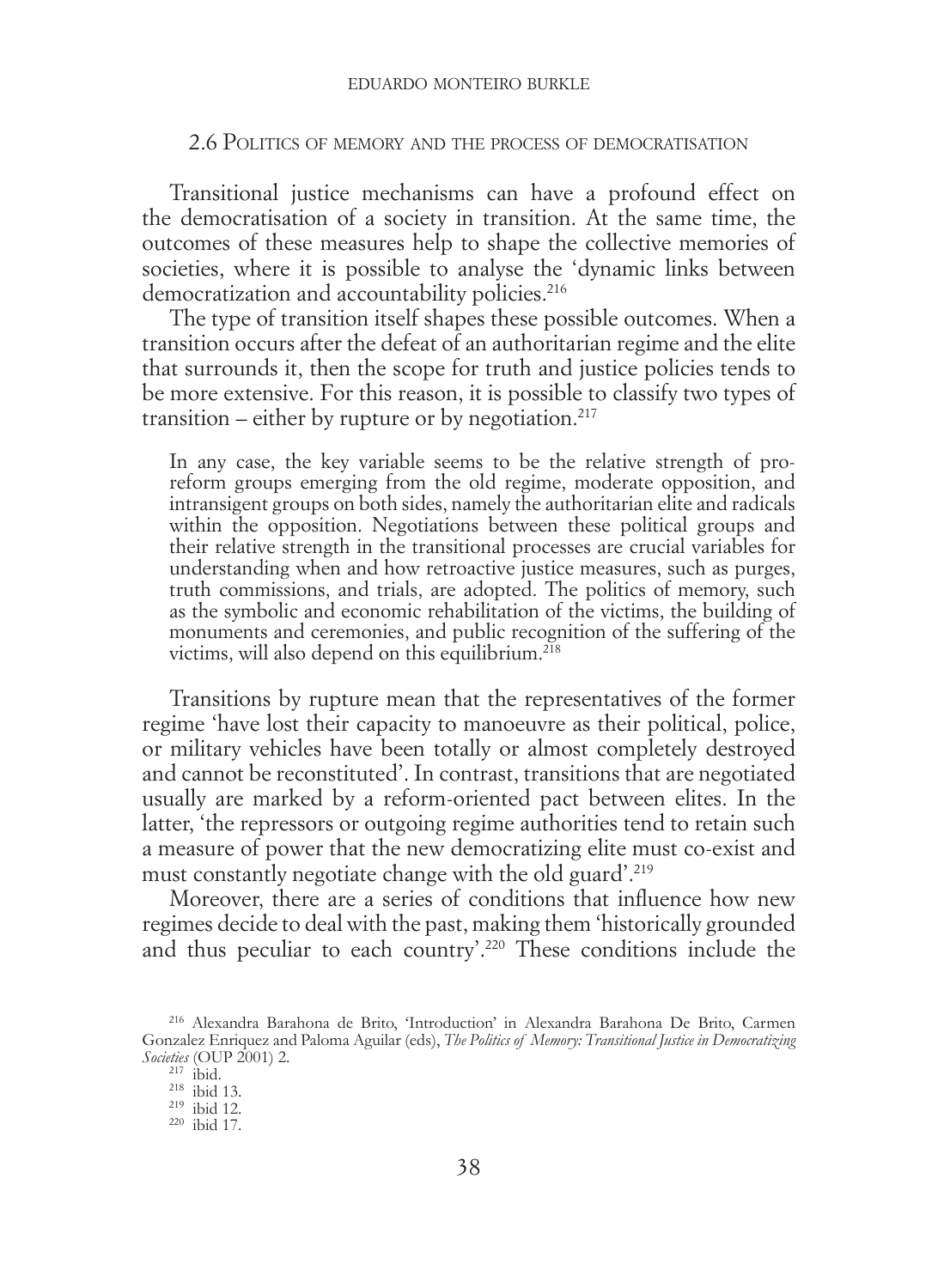## 2.6 Politics of memory and the process of democratisation

Transitional justice mechanisms can have a profound effect on the democratisation of a society in transition. At the same time, the outcomes of these measures help to shape the collective memories of societies, where it is possible to analyse the 'dynamic links between democratization and accountability policies.[216]

The type of transition itself shapes these possible outcomes. When a transition occurs after the defeat of an authoritarian regime and the elite that surrounds it, then the scope for truth and justice policies tends to be more extensive. For this reason, it is possible to classify two types of transition – either by rupture or by negotiation.[217]

> In any case, the key variable seems to be the relative strength of pro-reform groups emerging from the old regime, moderate opposition, and intransigent groups on both sides, namely the authoritarian elite and radicals within the opposition. Negotiations between these political groups and their relative strength in the transitional processes are crucial variables for understanding when and how retroactive justice measures, such as purges, truth commissions, and trials, are adopted. The politics of memory, such as the symbolic and economic rehabilitation of the victims, the building of monuments and ceremonies, and public recognition of the suffering of the victims, will also depend on this equilibrium.[218]

Transitions by rupture mean that the representatives of the former regime 'have lost their capacity to manoeuvre as their political, police, or military vehicles have been totally or almost completely destroyed and cannot be reconstituted'. In contrast, transitions that are negotiated usually are marked by a reform-oriented pact between elites. In the latter, 'the repressors or outgoing regime authorities tend to retain such a measure of power that the new democratizing elite must co-exist and must constantly negotiate change with the old guard'.[219]

Moreover, there are a series of conditions that influence how new regimes decide to deal with the past, making them 'historically grounded and thus peculiar to each country'.[220] These conditions include the

---

[216] Alexandra Barahona de Brito, 'Introduction' in Alexandra Barahona De Brito, Carmen Gonzalez Enriquez and Paloma Aguilar (eds), *The Politics of Memory: Transitional Justice in Democratizing Societies* (OUP 2001) 2.

[217] ibid.

[218] ibid 13.

[219] ibid 12.

[220] ibid 17.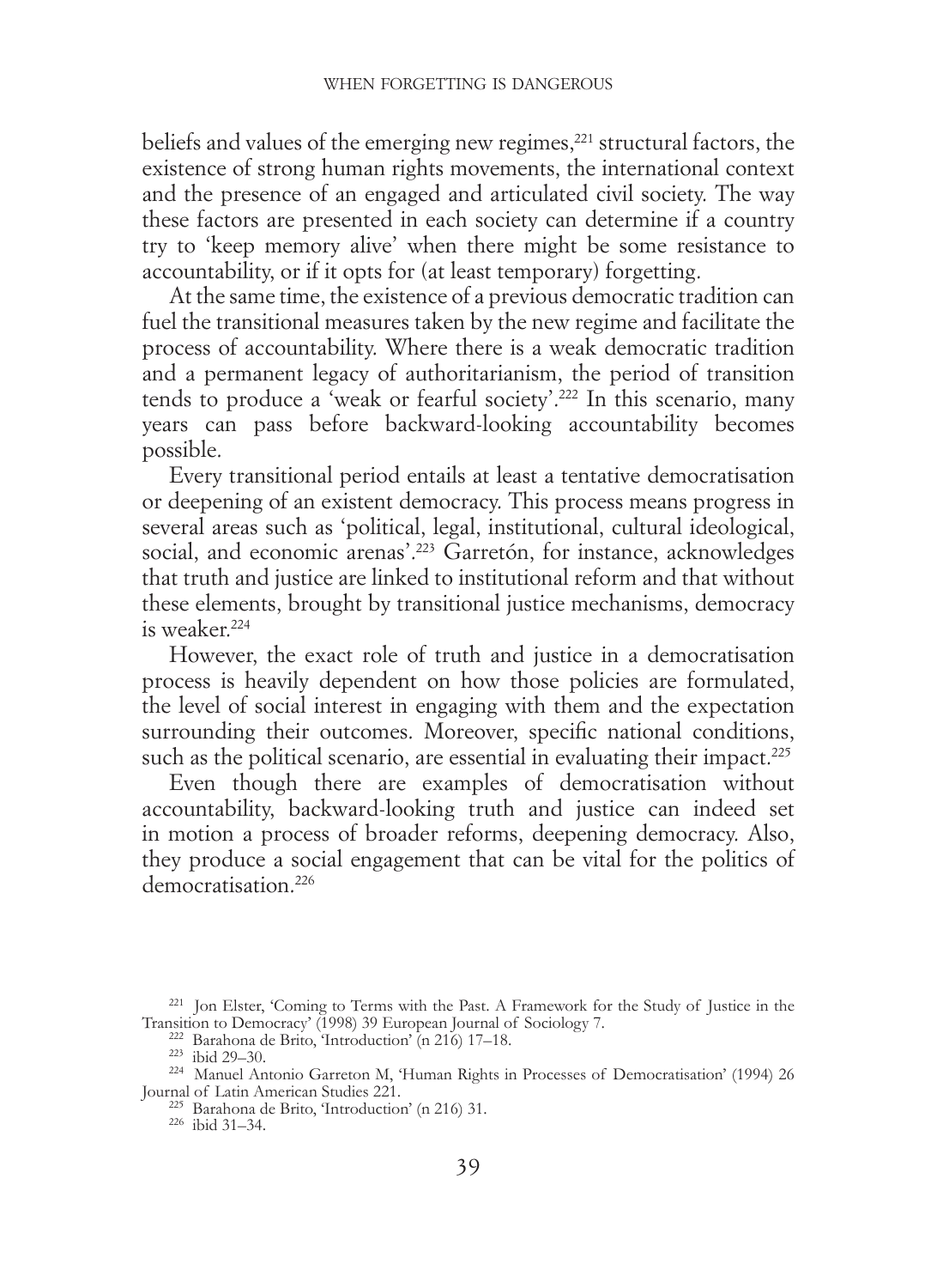beliefs and values of the emerging new regimes,[221] structural factors, the existence of strong human rights movements, the international context and the presence of an engaged and articulated civil society. The way these factors are presented in each society can determine if a country try to 'keep memory alive' when there might be some resistance to accountability, or if it opts for (at least temporary) forgetting.

At the same time, the existence of a previous democratic tradition can fuel the transitional measures taken by the new regime and facilitate the process of accountability. Where there is a weak democratic tradition and a permanent legacy of authoritarianism, the period of transition tends to produce a 'weak or fearful society'.[222] In this scenario, many years can pass before backward-looking accountability becomes possible.

Every transitional period entails at least a tentative democratisation or deepening of an existent democracy. This process means progress in several areas such as 'political, legal, institutional, cultural ideological, social, and economic arenas'.[223] Garretón, for instance, acknowledges that truth and justice are linked to institutional reform and that without these elements, brought by transitional justice mechanisms, democracy is weaker.[224]

However, the exact role of truth and justice in a democratisation process is heavily dependent on how those policies are formulated, the level of social interest in engaging with them and the expectation surrounding their outcomes. Moreover, specific national conditions, such as the political scenario, are essential in evaluating their impact.[225]

Even though there are examples of democratisation without accountability, backward-looking truth and justice can indeed set in motion a process of broader reforms, deepening democracy. Also, they produce a social engagement that can be vital for the politics of democratisation.[226]

---

[221] Jon Elster, 'Coming to Terms with the Past. A Framework for the Study of Justice in the Transition to Democracy' (1998) 39 European Journal of Sociology 7.

[222] Barahona de Brito, 'Introduction' (n 216) 17–18.

[223] ibid 29–30.

[224] Manuel Antonio Garreton M, 'Human Rights in Processes of Democratisation' (1994) 26 Journal of Latin American Studies 221.

[225] Barahona de Brito, 'Introduction' (n 216) 31.

[226] ibid 31–34.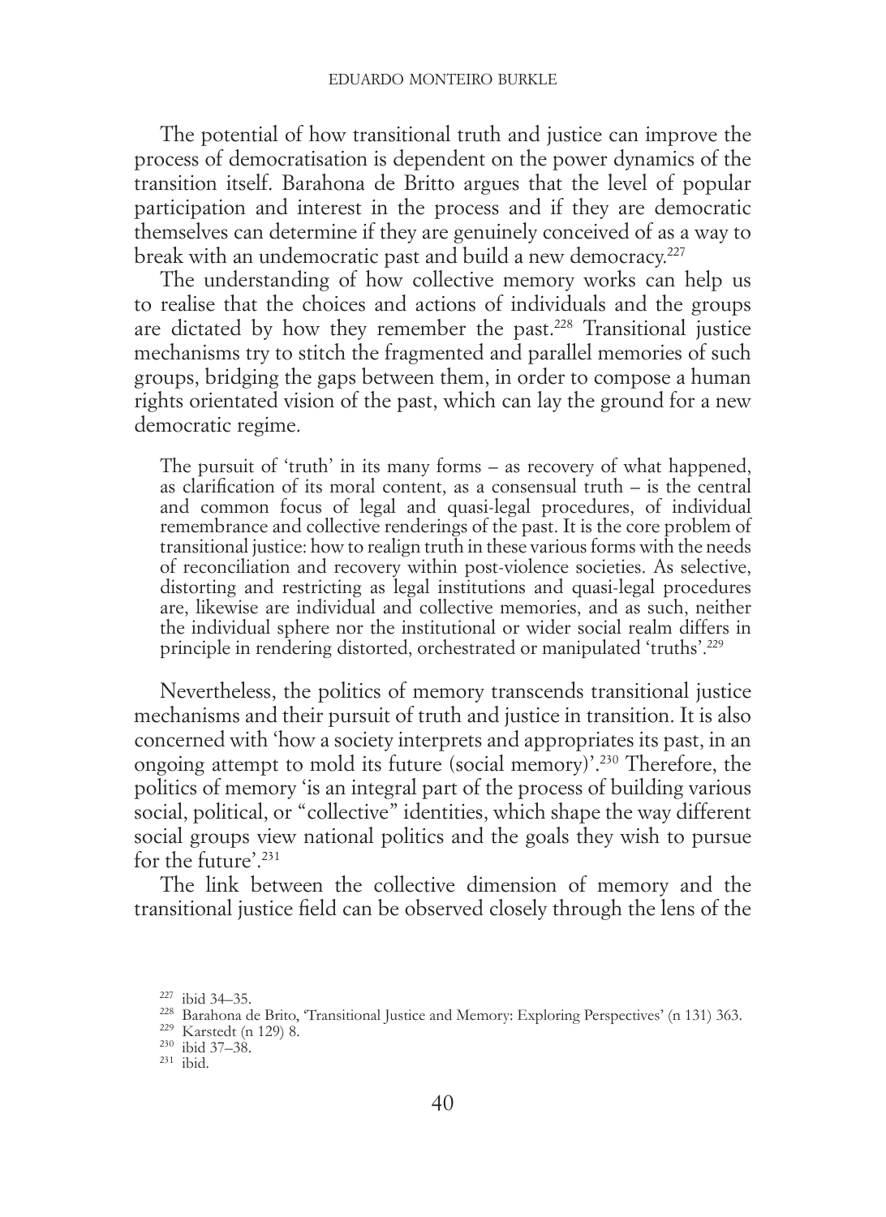The potential of how transitional truth and justice can improve the process of democratisation is dependent on the power dynamics of the transition itself. Barahona de Britto argues that the level of popular participation and interest in the process and if they are democratic themselves can determine if they are genuinely conceived of as a way to break with an undemocratic past and build a new democracy.[227]

The understanding of how collective memory works can help us to realise that the choices and actions of individuals and the groups are dictated by how they remember the past.[228] Transitional justice mechanisms try to stitch the fragmented and parallel memories of such groups, bridging the gaps between them, in order to compose a human rights orientated vision of the past, which can lay the ground for a new democratic regime.

> The pursuit of 'truth' in its many forms – as recovery of what happened, as clarification of its moral content, as a consensual truth – is the central and common focus of legal and quasi-legal procedures, of individual remembrance and collective renderings of the past. It is the core problem of transitional justice: how to realign truth in these various forms with the needs of reconciliation and recovery within post-violence societies. As selective, distorting and restricting as legal institutions and quasi-legal procedures are, likewise are individual and collective memories, and as such, neither the individual sphere nor the institutional or wider social realm differs in principle in rendering distorted, orchestrated or manipulated 'truths'.[229]

Nevertheless, the politics of memory transcends transitional justice mechanisms and their pursuit of truth and justice in transition. It is also concerned with 'how a society interprets and appropriates its past, in an ongoing attempt to mold its future (social memory)'.[230] Therefore, the politics of memory 'is an integral part of the process of building various social, political, or "collective" identities, which shape the way different social groups view national politics and the goals they wish to pursue for the future'.[231]

The link between the collective dimension of memory and the transitional justice field can be observed closely through the lens of the

[227] ibid 34–35.

[228] Barahona de Brito, 'Transitional Justice and Memory: Exploring Perspectives' (n 131) 363.

[229] Karstedt (n 129) 8.

[230] ibid 37–38.

[231] ibid.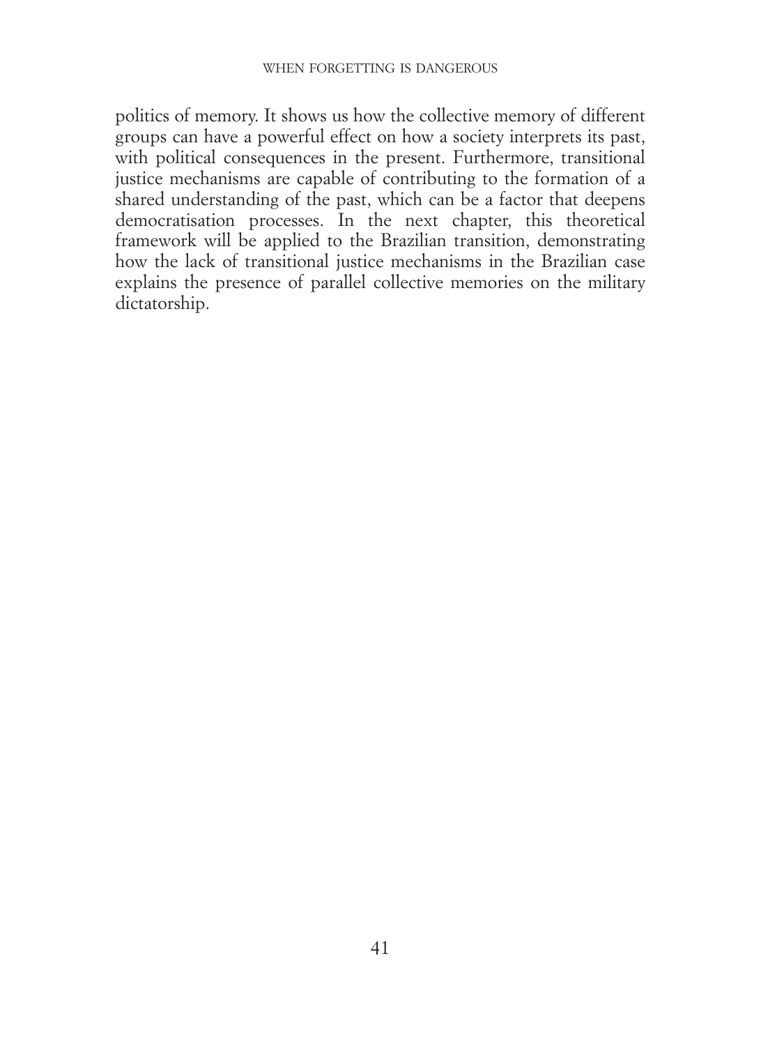politics of memory. It shows us how the collective memory of different groups can have a powerful effect on how a society interprets its past, with political consequences in the present. Furthermore, transitional justice mechanisms are capable of contributing to the formation of a shared understanding of the past, which can be a factor that deepens democratisation processes. In the next chapter, this theoretical framework will be applied to the Brazilian transition, demonstrating how the lack of transitional justice mechanisms in the Brazilian case explains the presence of parallel collective memories on the military dictatorship.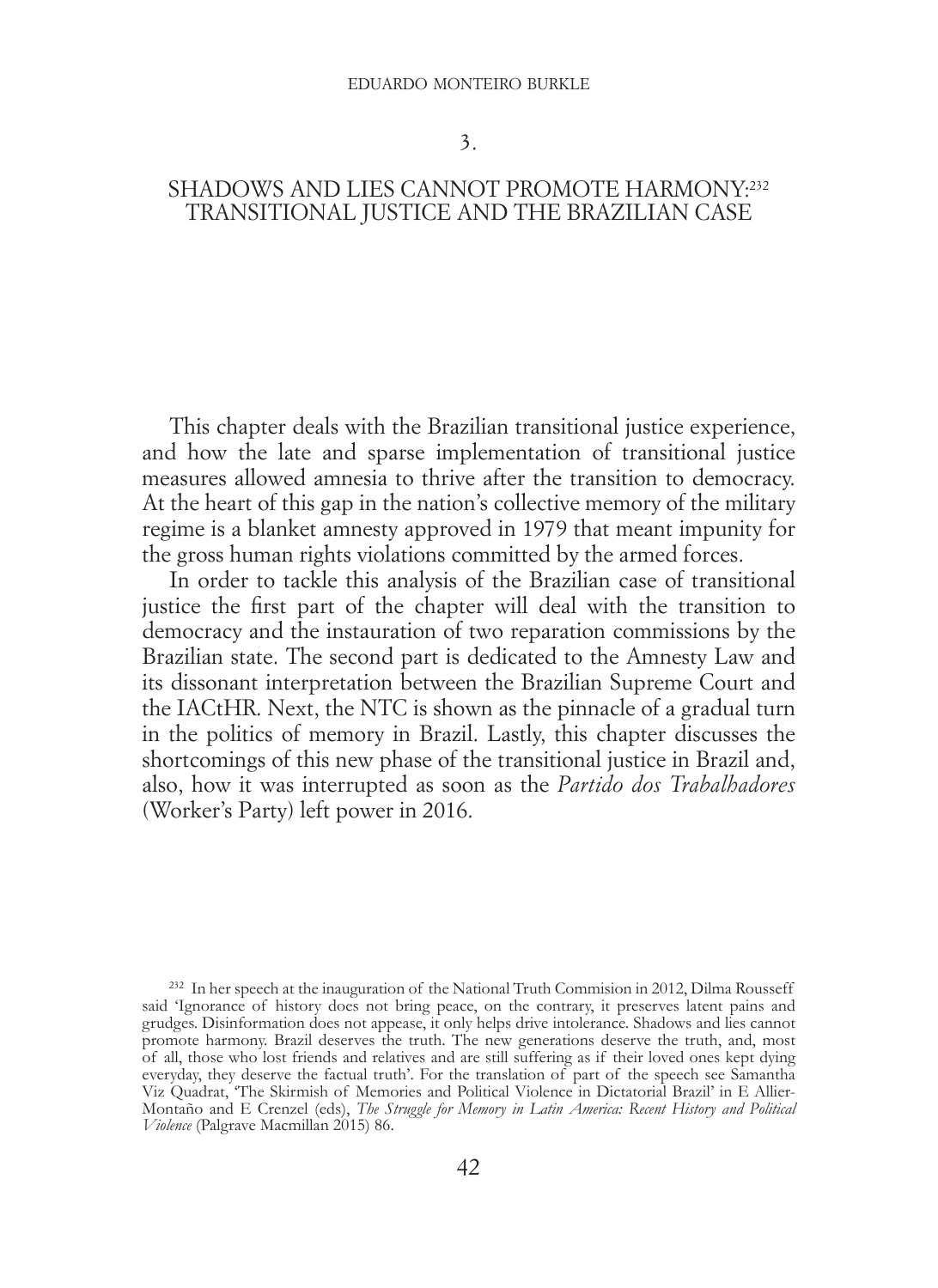# 3.

# SHADOWS AND LIES CANNOT PROMOTE HARMONY:[232] TRANSITIONAL JUSTICE AND THE BRAZILIAN CASE

This chapter deals with the Brazilian transitional justice experience, and how the late and sparse implementation of transitional justice measures allowed amnesia to thrive after the transition to democracy. At the heart of this gap in the nation's collective memory of the military regime is a blanket amnesty approved in 1979 that meant impunity for the gross human rights violations committed by the armed forces.

In order to tackle this analysis of the Brazilian case of transitional justice the first part of the chapter will deal with the transition to democracy and the instauration of two reparation commissions by the Brazilian state. The second part is dedicated to the Amnesty Law and its dissonant interpretation between the Brazilian Supreme Court and the IACtHR. Next, the NTC is shown as the pinnacle of a gradual turn in the politics of memory in Brazil. Lastly, this chapter discusses the shortcomings of this new phase of the transitional justice in Brazil and, also, how it was interrupted as soon as the *Partido dos Trabalhadores* (Worker's Party) left power in 2016.

---

[232] In her speech at the inauguration of the National Truth Commision in 2012, Dilma Rousseff said 'Ignorance of history does not bring peace, on the contrary, it preserves latent pains and grudges. Disinformation does not appease, it only helps drive intolerance. Shadows and lies cannot promote harmony. Brazil deserves the truth. The new generations deserve the truth, and, most of all, those who lost friends and relatives and are still suffering as if their loved ones kept dying everyday, they deserve the factual truth'. For the translation of part of the speech see Samantha Viz Quadrat, 'The Skirmish of Memories and Political Violence in Dictatorial Brazil' in E Allier-Montaño and E Crenzel (eds), *The Struggle for Memory in Latin America: Recent History and Political Violence* (Palgrave Macmillan 2015) 86.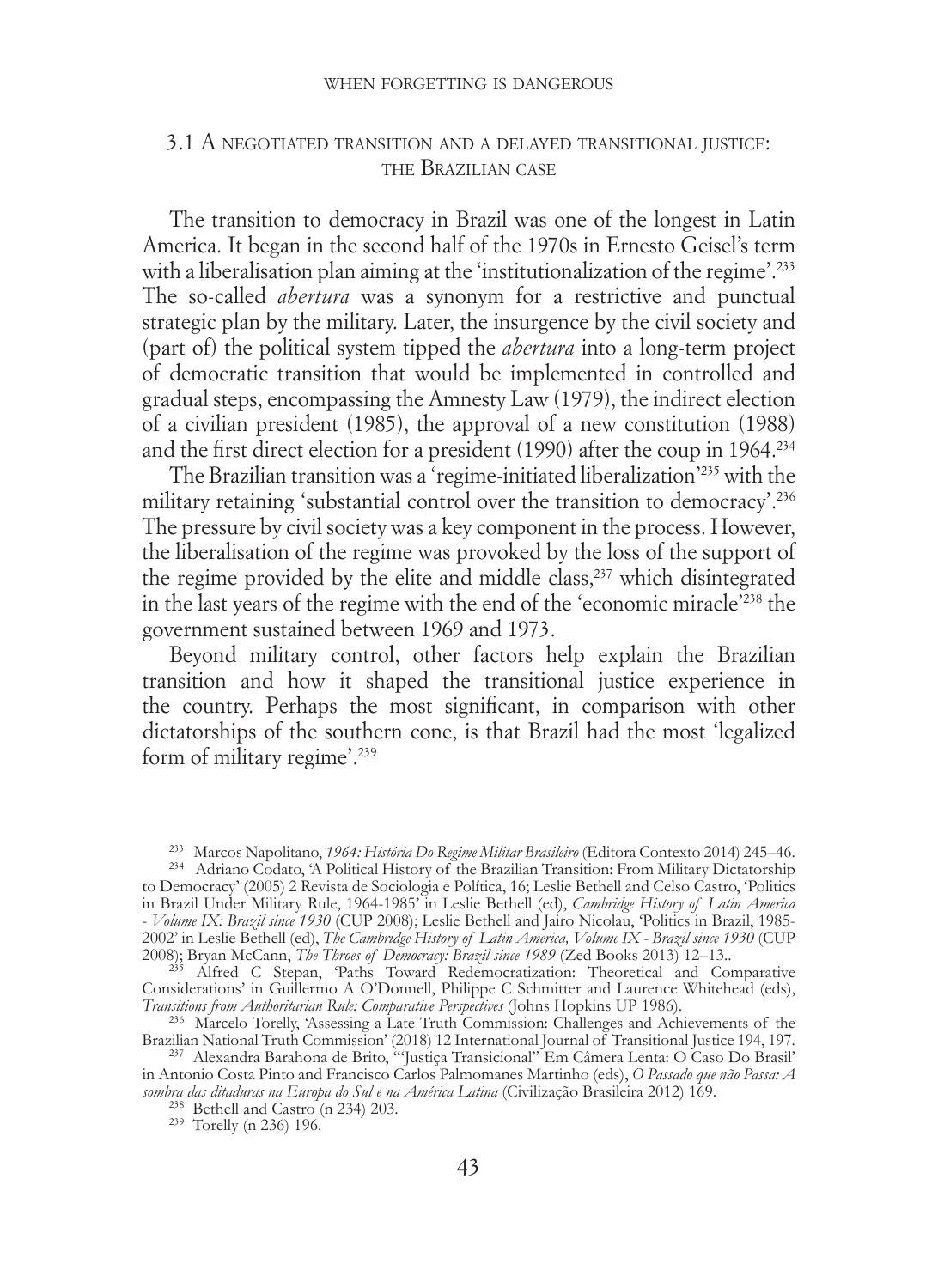### 3.1 A negotiated transition and a delayed transitional justice: the Brazilian case

The transition to democracy in Brazil was one of the longest in Latin America. It began in the second half of the 1970s in Ernesto Geisel's term with a liberalisation plan aiming at the 'institutionalization of the regime'.[233] The so-called *abertura* was a synonym for a restrictive and punctual strategic plan by the military. Later, the insurgence by the civil society and (part of) the political system tipped the *abertura* into a long-term project of democratic transition that would be implemented in controlled and gradual steps, encompassing the Amnesty Law (1979), the indirect election of a civilian president (1985), the approval of a new constitution (1988) and the first direct election for a president (1990) after the coup in 1964.[234]

The Brazilian transition was a 'regime-initiated liberalization'[235] with the military retaining 'substantial control over the transition to democracy'.[236] The pressure by civil society was a key component in the process. However, the liberalisation of the regime was provoked by the loss of the support of the regime provided by the elite and middle class,[237] which disintegrated in the last years of the regime with the end of the 'economic miracle'[238] the government sustained between 1969 and 1973.

Beyond military control, other factors help explain the Brazilian transition and how it shaped the transitional justice experience in the country. Perhaps the most significant, in comparison with other dictatorships of the southern cone, is that Brazil had the most 'legalized form of military regime'.[239]

---

[233] Marcos Napolitano, *1964: História Do Regime Militar Brasileiro* (Editora Contexto 2014) 245–46.

[234] Adriano Codato, 'A Political History of the Brazilian Transition: From Military Dictatorship to Democracy' (2005) 2 Revista de Sociologia e Política, 16; Leslie Bethell and Celso Castro, 'Politics in Brazil Under Military Rule, 1964-1985' in Leslie Bethell (ed), *Cambridge History of Latin America - Volume IX: Brazil since 1930* (CUP 2008); Leslie Bethell and Jairo Nicolau, 'Politics in Brazil, 1985-2002' in Leslie Bethell (ed), *The Cambridge History of Latin America, Volume IX - Brazil since 1930* (CUP 2008); Bryan McCann, *The Throes of Democracy: Brazil since 1989* (Zed Books 2013) 12–13..

[235] Alfred C Stepan, 'Paths Toward Redemocratization: Theoretical and Comparative Considerations' in Guillermo A O'Donnell, Philippe C Schmitter and Laurence Whitehead (eds), *Transitions from Authoritarian Rule: Comparative Perspectives* (Johns Hopkins UP 1986).

[236] Marcelo Torelly, 'Assessing a Late Truth Commission: Challenges and Achievements of the Brazilian National Truth Commission' (2018) 12 International Journal of Transitional Justice 194, 197.

[237] Alexandra Barahona de Brito, '"Justiça Transicional" Em Câmera Lenta: O Caso Do Brasil' in Antonio Costa Pinto and Francisco Carlos Palmomanes Martinho (eds), *O Passado que não Passa: A sombra das ditaduras na Europa do Sul e na América Latina* (Civilização Brasileira 2012) 169.

[238] Bethell and Castro (n 234) 203.

[239] Torelly (n 236) 196.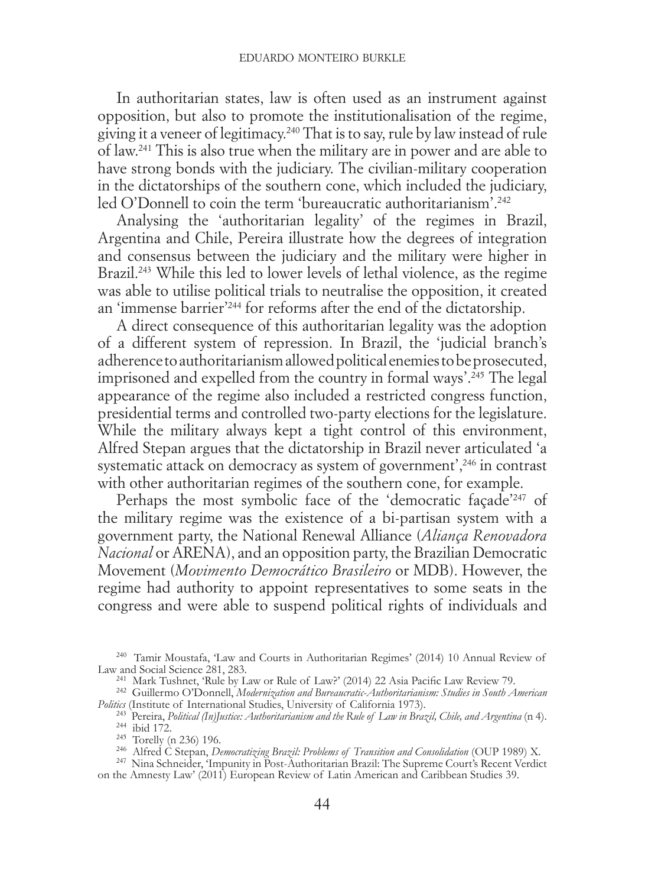In authoritarian states, law is often used as an instrument against opposition, but also to promote the institutionalisation of the regime, giving it a veneer of legitimacy.[240] That is to say, rule by law instead of rule of law.[241] This is also true when the military are in power and are able to have strong bonds with the judiciary. The civilian-military cooperation in the dictatorships of the southern cone, which included the judiciary, led O'Donnell to coin the term 'bureaucratic authoritarianism'.[242]

Analysing the 'authoritarian legality' of the regimes in Brazil, Argentina and Chile, Pereira illustrate how the degrees of integration and consensus between the judiciary and the military were higher in Brazil.[243] While this led to lower levels of lethal violence, as the regime was able to utilise political trials to neutralise the opposition, it created an 'immense barrier'[244] for reforms after the end of the dictatorship.

A direct consequence of this authoritarian legality was the adoption of a different system of repression. In Brazil, the 'judicial branch's adherence to authoritarianism allowed political enemies to be prosecuted, imprisoned and expelled from the country in formal ways'.[245] The legal appearance of the regime also included a restricted congress function, presidential terms and controlled two-party elections for the legislature. While the military always kept a tight control of this environment, Alfred Stepan argues that the dictatorship in Brazil never articulated 'a systematic attack on democracy as system of government',[246] in contrast with other authoritarian regimes of the southern cone, for example.

Perhaps the most symbolic face of the 'democratic façade'[247] of the military regime was the existence of a bi-partisan system with a government party, the National Renewal Alliance (*Aliança Renovadora Nacional* or ARENA), and an opposition party, the Brazilian Democratic Movement (*Movimento Democrático Brasileiro* or MDB). However, the regime had authority to appoint representatives to some seats in the congress and were able to suspend political rights of individuals and

---

[240] Tamir Moustafa, 'Law and Courts in Authoritarian Regimes' (2014) 10 Annual Review of Law and Social Science 281, 283.

[241] Mark Tushnet, 'Rule by Law or Rule of Law?' (2014) 22 Asia Pacific Law Review 79.

[242] Guillermo O'Donnell, *Modernization and Bureaucratic-Authoritarianism: Studies in South American Politics* (Institute of International Studies, University of California 1973).

[243] Pereira, *Political (In)Justice: Authoritarianism and the Rule of Law in Brazil, Chile, and Argentina* (n 4).

[244] ibid 172.

[245] Torelly (n 236) 196.

[246] Alfred C Stepan, *Democratizing Brazil: Problems of Transition and Consolidation* (OUP 1989) X.

[247] Nina Schneider, 'Impunity in Post-Authoritarian Brazil: The Supreme Court's Recent Verdict on the Amnesty Law' (2011) European Review of Latin American and Caribbean Studies 39.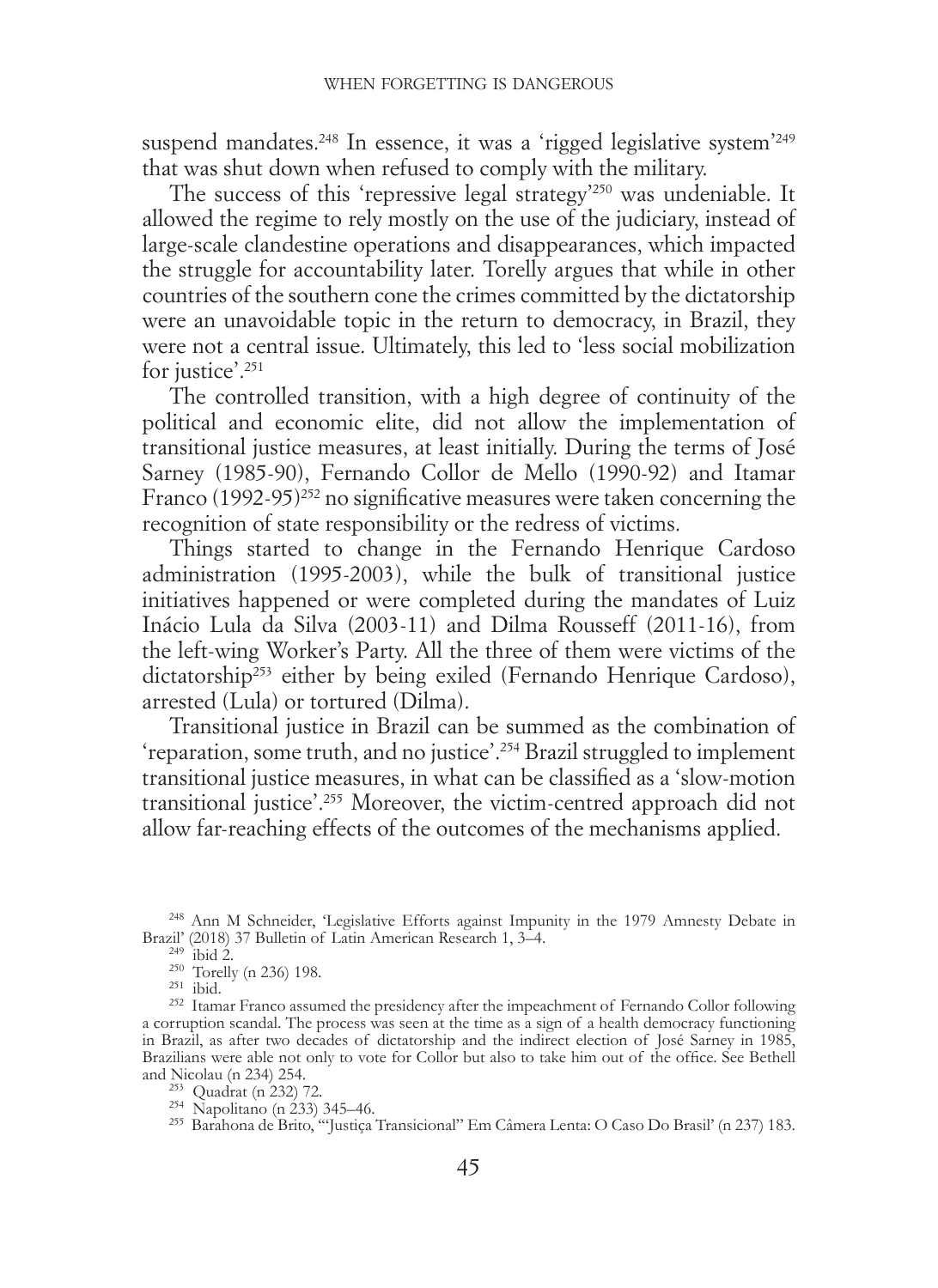suspend mandates.[248] In essence, it was a 'rigged legislative system'[249] that was shut down when refused to comply with the military.

The success of this 'repressive legal strategy'[250] was undeniable. It allowed the regime to rely mostly on the use of the judiciary, instead of large-scale clandestine operations and disappearances, which impacted the struggle for accountability later. Torelly argues that while in other countries of the southern cone the crimes committed by the dictatorship were an unavoidable topic in the return to democracy, in Brazil, they were not a central issue. Ultimately, this led to 'less social mobilization for justice'.[251]

The controlled transition, with a high degree of continuity of the political and economic elite, did not allow the implementation of transitional justice measures, at least initially. During the terms of José Sarney (1985-90), Fernando Collor de Mello (1990-92) and Itamar Franco (1992-95)[252] no significative measures were taken concerning the recognition of state responsibility or the redress of victims.

Things started to change in the Fernando Henrique Cardoso administration (1995-2003), while the bulk of transitional justice initiatives happened or were completed during the mandates of Luiz Inácio Lula da Silva (2003-11) and Dilma Rousseff (2011-16), from the left-wing Worker's Party. All the three of them were victims of the dictatorship[253] either by being exiled (Fernando Henrique Cardoso), arrested (Lula) or tortured (Dilma).

Transitional justice in Brazil can be summed as the combination of 'reparation, some truth, and no justice'.[254] Brazil struggled to implement transitional justice measures, in what can be classified as a 'slow-motion transitional justice'.[255] Moreover, the victim-centred approach did not allow far-reaching effects of the outcomes of the mechanisms applied.

[248] Ann M Schneider, 'Legislative Efforts against Impunity in the 1979 Amnesty Debate in Brazil' (2018) 37 Bulletin of Latin American Research 1, 3–4.

[249] ibid 2.

[250] Torelly (n 236) 198.

[251] ibid.

[252] Itamar Franco assumed the presidency after the impeachment of Fernando Collor following a corruption scandal. The process was seen at the time as a sign of a health democracy functioning in Brazil, as after two decades of dictatorship and the indirect election of José Sarney in 1985, Brazilians were able not only to vote for Collor but also to take him out of the office. See Bethell and Nicolau (n 234) 254.

[253] Quadrat (n 232) 72.

[254] Napolitano (n 233) 345–46.

[255] Barahona de Brito, '"Justiça Transicional" Em Câmera Lenta: O Caso Do Brasil' (n 237) 183.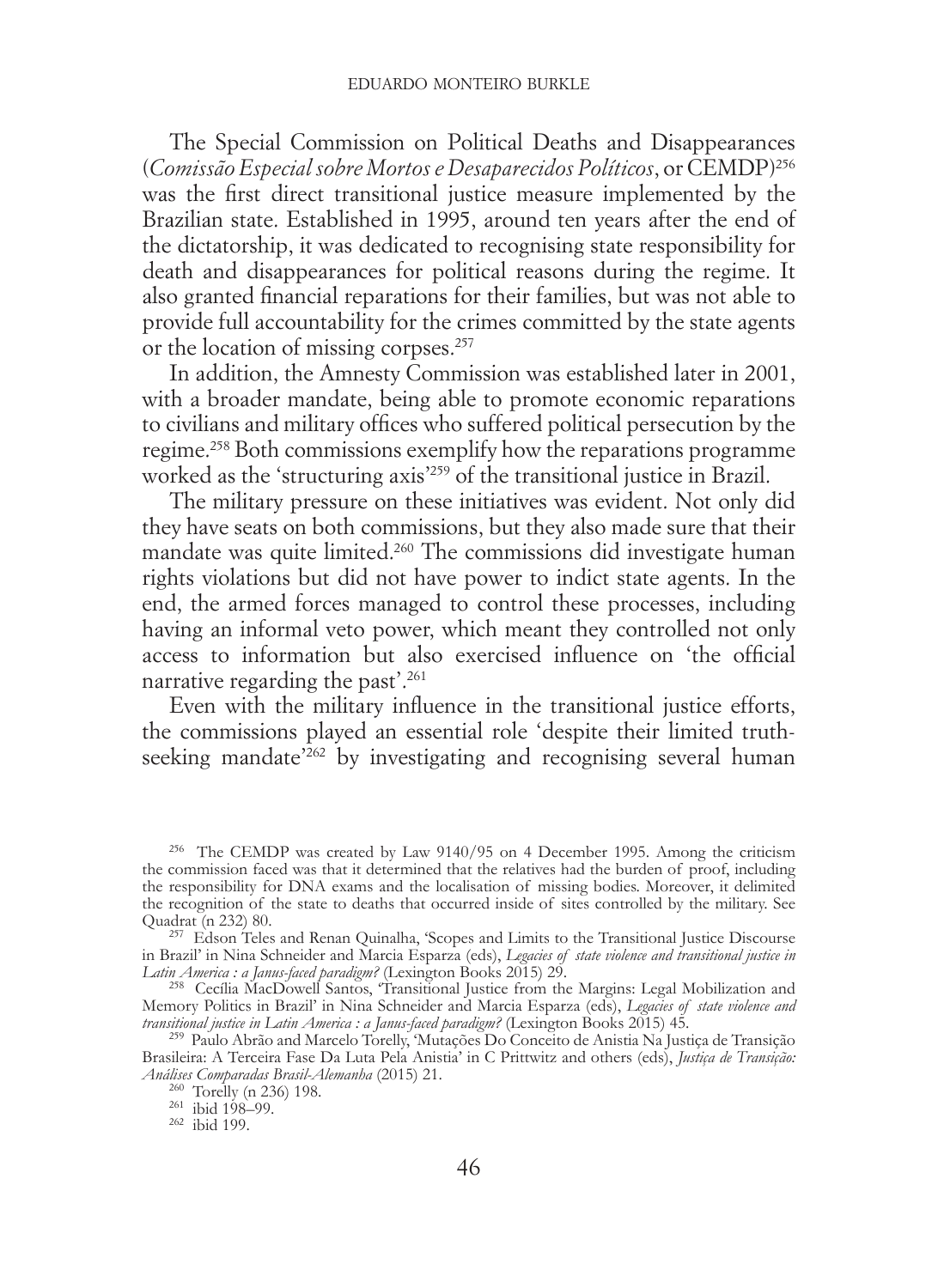The Special Commission on Political Deaths and Disappearances (*Comissão Especial sobre Mortos e Desaparecidos Políticos*, or CEMDP)[256] was the first direct transitional justice measure implemented by the Brazilian state. Established in 1995, around ten years after the end of the dictatorship, it was dedicated to recognising state responsibility for death and disappearances for political reasons during the regime. It also granted financial reparations for their families, but was not able to provide full accountability for the crimes committed by the state agents or the location of missing corpses.[257]

In addition, the Amnesty Commission was established later in 2001, with a broader mandate, being able to promote economic reparations to civilians and military offices who suffered political persecution by the regime.[258] Both commissions exemplify how the reparations programme worked as the 'structuring axis'[259] of the transitional justice in Brazil.

The military pressure on these initiatives was evident. Not only did they have seats on both commissions, but they also made sure that their mandate was quite limited.[260] The commissions did investigate human rights violations but did not have power to indict state agents. In the end, the armed forces managed to control these processes, including having an informal veto power, which meant they controlled not only access to information but also exercised influence on 'the official narrative regarding the past'.[261]

Even with the military influence in the transitional justice efforts, the commissions played an essential role 'despite their limited truth-seeking mandate'[262] by investigating and recognising several human

---

[256] The CEMDP was created by Law 9140/95 on 4 December 1995. Among the criticism the commission faced was that it determined that the relatives had the burden of proof, including the responsibility for DNA exams and the localisation of missing bodies. Moreover, it delimited the recognition of the state to deaths that occurred inside of sites controlled by the military. See Quadrat (n 232) 80.

[257] Edson Teles and Renan Quinalha, 'Scopes and Limits to the Transitional Justice Discourse in Brazil' in Nina Schneider and Marcia Esparza (eds), *Legacies of state violence and transitional justice in Latin America : a Janus-faced paradigm?* (Lexington Books 2015) 29.

[258] Cecília MacDowell Santos, 'Transitional Justice from the Margins: Legal Mobilization and Memory Politics in Brazil' in Nina Schneider and Marcia Esparza (eds), *Legacies of state violence and transitional justice in Latin America : a Janus-faced paradigm?* (Lexington Books 2015) 45.

[259] Paulo Abrão and Marcelo Torelly, 'Mutações Do Conceito de Anistia Na Justiça de Transição Brasileira: A Terceira Fase Da Luta Pela Anistia' in C Prittwitz and others (eds), *Justiça de Transição: Análises Comparadas Brasil-Alemanha* (2015) 21.

[260] Torelly (n 236) 198.

[261] ibid 198–99.

[262] ibid 199.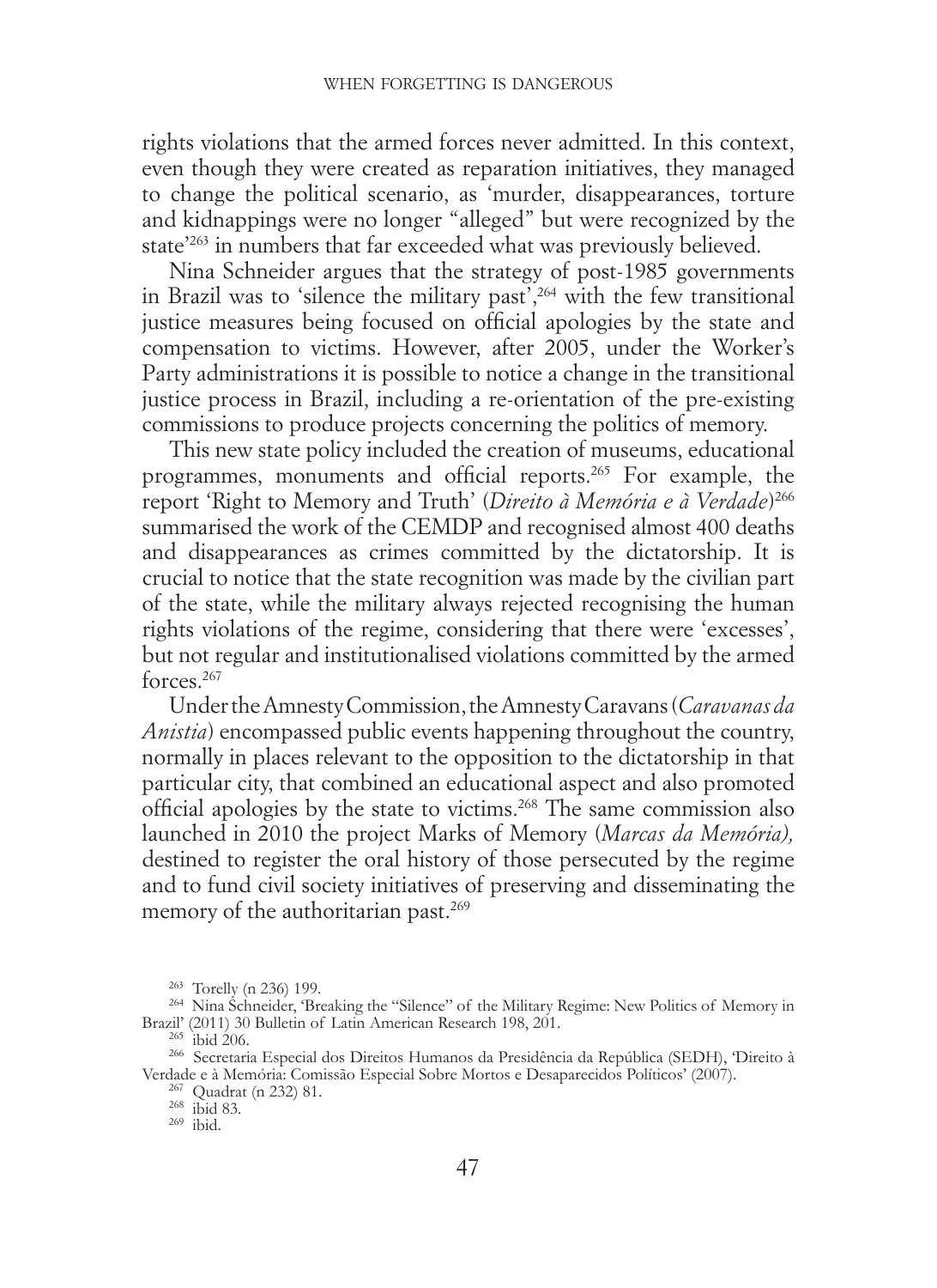rights violations that the armed forces never admitted. In this context, even though they were created as reparation initiatives, they managed to change the political scenario, as 'murder, disappearances, torture and kidnappings were no longer "alleged" but were recognized by the state'[263] in numbers that far exceeded what was previously believed.

Nina Schneider argues that the strategy of post-1985 governments in Brazil was to 'silence the military past',[264] with the few transitional justice measures being focused on official apologies by the state and compensation to victims. However, after 2005, under the Worker's Party administrations it is possible to notice a change in the transitional justice process in Brazil, including a re-orientation of the pre-existing commissions to produce projects concerning the politics of memory.

This new state policy included the creation of museums, educational programmes, monuments and official reports.[265] For example, the report 'Right to Memory and Truth' (*Direito à Memória e à Verdade*)[266] summarised the work of the CEMDP and recognised almost 400 deaths and disappearances as crimes committed by the dictatorship. It is crucial to notice that the state recognition was made by the civilian part of the state, while the military always rejected recognising the human rights violations of the regime, considering that there were 'excesses', but not regular and institutionalised violations committed by the armed forces.[267]

Under the Amnesty Commission, the Amnesty Caravans (*Caravanas da Anistia*) encompassed public events happening throughout the country, normally in places relevant to the opposition to the dictatorship in that particular city, that combined an educational aspect and also promoted official apologies by the state to victims.[268] The same commission also launched in 2010 the project Marks of Memory (*Marcas da Memória),* destined to register the oral history of those persecuted by the regime and to fund civil society initiatives of preserving and disseminating the memory of the authoritarian past.[269]

[263] Torelly (n 236) 199.

[264] Nina Schneider, 'Breaking the "Silence" of the Military Regime: New Politics of Memory in Brazil' (2011) 30 Bulletin of Latin American Research 198, 201.

[265] ibid 206.

[266] Secretaria Especial dos Direitos Humanos da Presidência da República (SEDH), 'Direito à Verdade e à Memória: Comissão Especial Sobre Mortos e Desaparecidos Políticos' (2007).

[267] Quadrat (n 232) 81.

[268] ibid 83.

[269] ibid.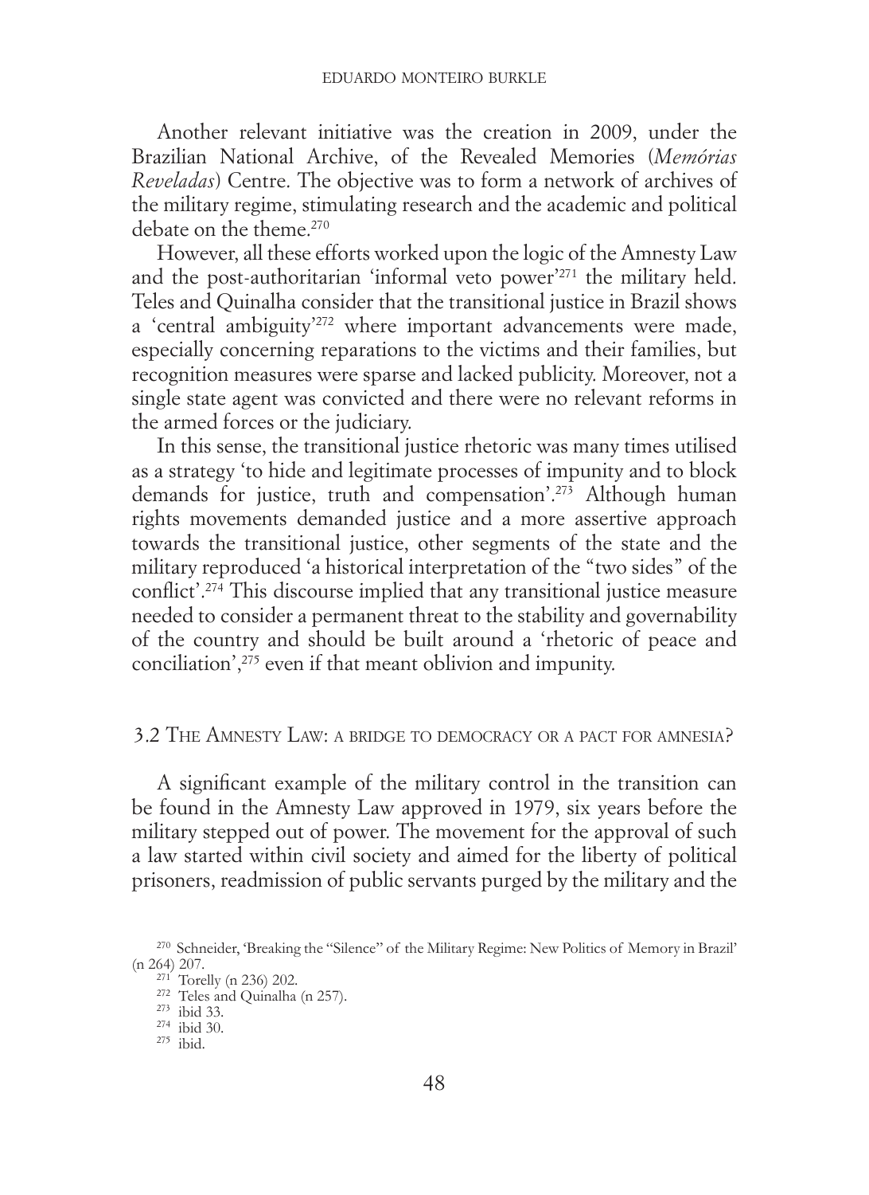Another relevant initiative was the creation in 2009, under the Brazilian National Archive, of the Revealed Memories (*Memórias Reveladas*) Centre. The objective was to form a network of archives of the military regime, stimulating research and the academic and political debate on the theme.[270]

However, all these efforts worked upon the logic of the Amnesty Law and the post-authoritarian 'informal veto power'[271] the military held. Teles and Quinalha consider that the transitional justice in Brazil shows a 'central ambiguity'[272] where important advancements were made, especially concerning reparations to the victims and their families, but recognition measures were sparse and lacked publicity. Moreover, not a single state agent was convicted and there were no relevant reforms in the armed forces or the judiciary.

In this sense, the transitional justice rhetoric was many times utilised as a strategy 'to hide and legitimate processes of impunity and to block demands for justice, truth and compensation'.[273] Although human rights movements demanded justice and a more assertive approach towards the transitional justice, other segments of the state and the military reproduced 'a historical interpretation of the "two sides" of the conflict'.[274] This discourse implied that any transitional justice measure needed to consider a permanent threat to the stability and governability of the country and should be built around a 'rhetoric of peace and conciliation',[275] even if that meant oblivion and impunity.

### 3.2 The Amnesty Law: a bridge to democracy or a pact for amnesia?

A significant example of the military control in the transition can be found in the Amnesty Law approved in 1979, six years before the military stepped out of power. The movement for the approval of such a law started within civil society and aimed for the liberty of political prisoners, readmission of public servants purged by the military and the

---

[270] Schneider, 'Breaking the "Silence" of the Military Regime: New Politics of Memory in Brazil' (n 264) 207.

[271] Torelly (n 236) 202.

[272] Teles and Quinalha (n 257).

[273] ibid 33.

[274] ibid 30.

[275] ibid.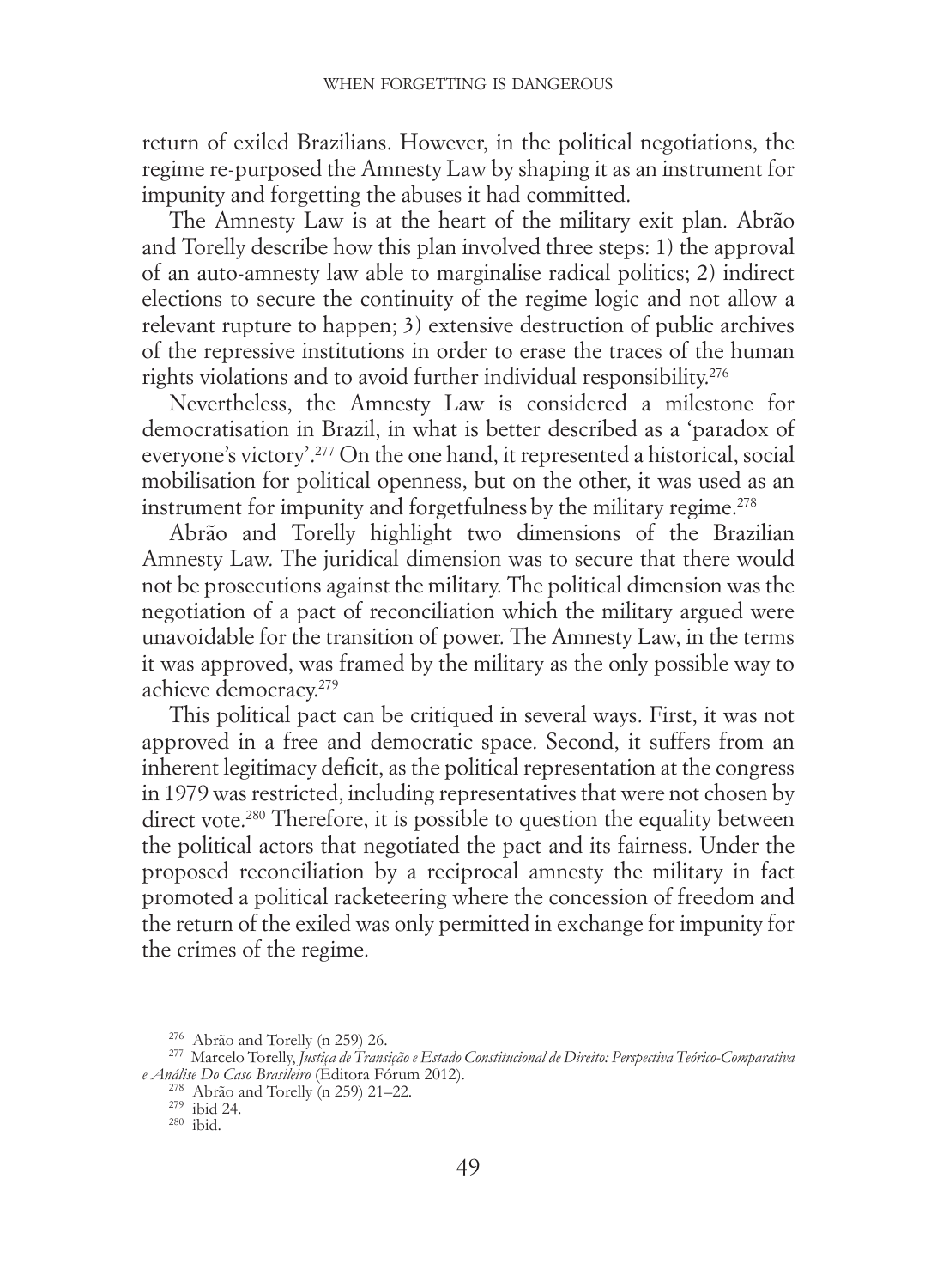return of exiled Brazilians. However, in the political negotiations, the regime re-purposed the Amnesty Law by shaping it as an instrument for impunity and forgetting the abuses it had committed.

The Amnesty Law is at the heart of the military exit plan. Abrão and Torelly describe how this plan involved three steps: 1) the approval of an auto-amnesty law able to marginalise radical politics; 2) indirect elections to secure the continuity of the regime logic and not allow a relevant rupture to happen; 3) extensive destruction of public archives of the repressive institutions in order to erase the traces of the human rights violations and to avoid further individual responsibility.[276]

Nevertheless, the Amnesty Law is considered a milestone for democratisation in Brazil, in what is better described as a 'paradox of everyone's victory'.[277] On the one hand, it represented a historical, social mobilisation for political openness, but on the other, it was used as an instrument for impunity and forgetfulness by the military regime.[278]

Abrão and Torelly highlight two dimensions of the Brazilian Amnesty Law. The juridical dimension was to secure that there would not be prosecutions against the military. The political dimension was the negotiation of a pact of reconciliation which the military argued were unavoidable for the transition of power. The Amnesty Law, in the terms it was approved, was framed by the military as the only possible way to achieve democracy.[279]

This political pact can be critiqued in several ways. First, it was not approved in a free and democratic space. Second, it suffers from an inherent legitimacy deficit, as the political representation at the congress in 1979 was restricted, including representatives that were not chosen by direct vote.[280] Therefore, it is possible to question the equality between the political actors that negotiated the pact and its fairness. Under the proposed reconciliation by a reciprocal amnesty the military in fact promoted a political racketeering where the concession of freedom and the return of the exiled was only permitted in exchange for impunity for the crimes of the regime.

---

[276] Abrão and Torelly (n 259) 26.

[277] Marcelo Torelly, *Justiça de Transição e Estado Constitucional de Direito: Perspectiva Teórico-Comparativa e Análise Do Caso Brasileiro* (Editora Fórum 2012).

[278] Abrão and Torelly (n 259) 21–22.

[279] ibid 24.

[280] ibid.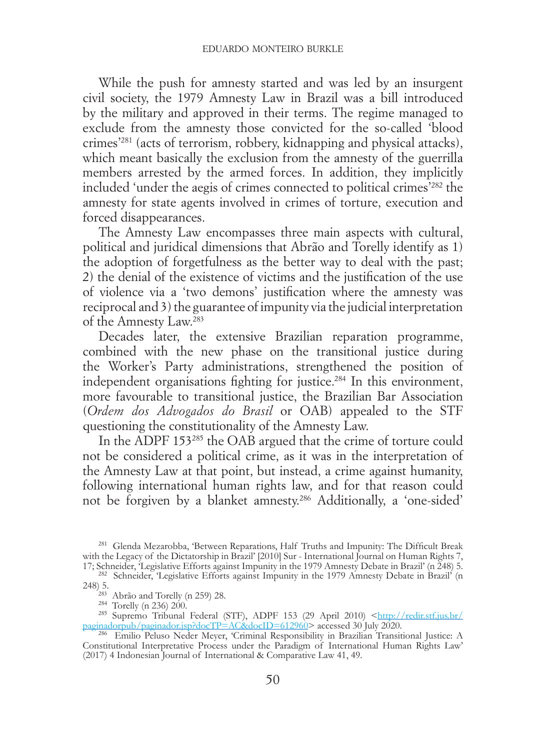While the push for amnesty started and was led by an insurgent civil society, the 1979 Amnesty Law in Brazil was a bill introduced by the military and approved in their terms. The regime managed to exclude from the amnesty those convicted for the so-called 'blood crimes'[281] (acts of terrorism, robbery, kidnapping and physical attacks), which meant basically the exclusion from the amnesty of the guerrilla members arrested by the armed forces. In addition, they implicitly included 'under the aegis of crimes connected to political crimes'[282] the amnesty for state agents involved in crimes of torture, execution and forced disappearances.

The Amnesty Law encompasses three main aspects with cultural, political and juridical dimensions that Abrão and Torelly identify as 1) the adoption of forgetfulness as the better way to deal with the past; 2) the denial of the existence of victims and the justification of the use of violence via a 'two demons' justification where the amnesty was reciprocal and 3) the guarantee of impunity via the judicial interpretation of the Amnesty Law.[283]

Decades later, the extensive Brazilian reparation programme, combined with the new phase on the transitional justice during the Worker's Party administrations, strengthened the position of independent organisations fighting for justice.[284] In this environment, more favourable to transitional justice, the Brazilian Bar Association (*Ordem dos Advogados do Brasil* or OAB) appealed to the STF questioning the constitutionality of the Amnesty Law.

In the ADPF 153[285] the OAB argued that the crime of torture could not be considered a political crime, as it was in the interpretation of the Amnesty Law at that point, but instead, a crime against humanity, following international human rights law, and for that reason could not be forgiven by a blanket amnesty.[286] Additionally, a 'one-sided'

---

[281] Glenda Mezarobba, 'Between Reparations, Half Truths and Impunity: The Difficult Break with the Legacy of the Dictatorship in Brazil' [2010] Sur - International Journal on Human Rights 7, 17; Schneider, 'Legislative Efforts against Impunity in the 1979 Amnesty Debate in Brazil' (n 248) 5.

[282] Schneider, 'Legislative Efforts against Impunity in the 1979 Amnesty Debate in Brazil' (n 248) 5.

[283] Abrão and Torelly (n 259) 28.

[284] Torelly (n 236) 200.

[285] Supremo Tribunal Federal (STF), ADPF 153 (29 April 2010) <http://redir.stf.jus.br/paginadorpub/paginador.jsp?docTP=AC&docID=612960> accessed 30 July 2020.

[286] Emilio Peluso Neder Meyer, 'Criminal Responsibility in Brazilian Transitional Justice: A Constitutional Interpretative Process under the Paradigm of International Human Rights Law' (2017) 4 Indonesian Journal of International & Comparative Law 41, 49.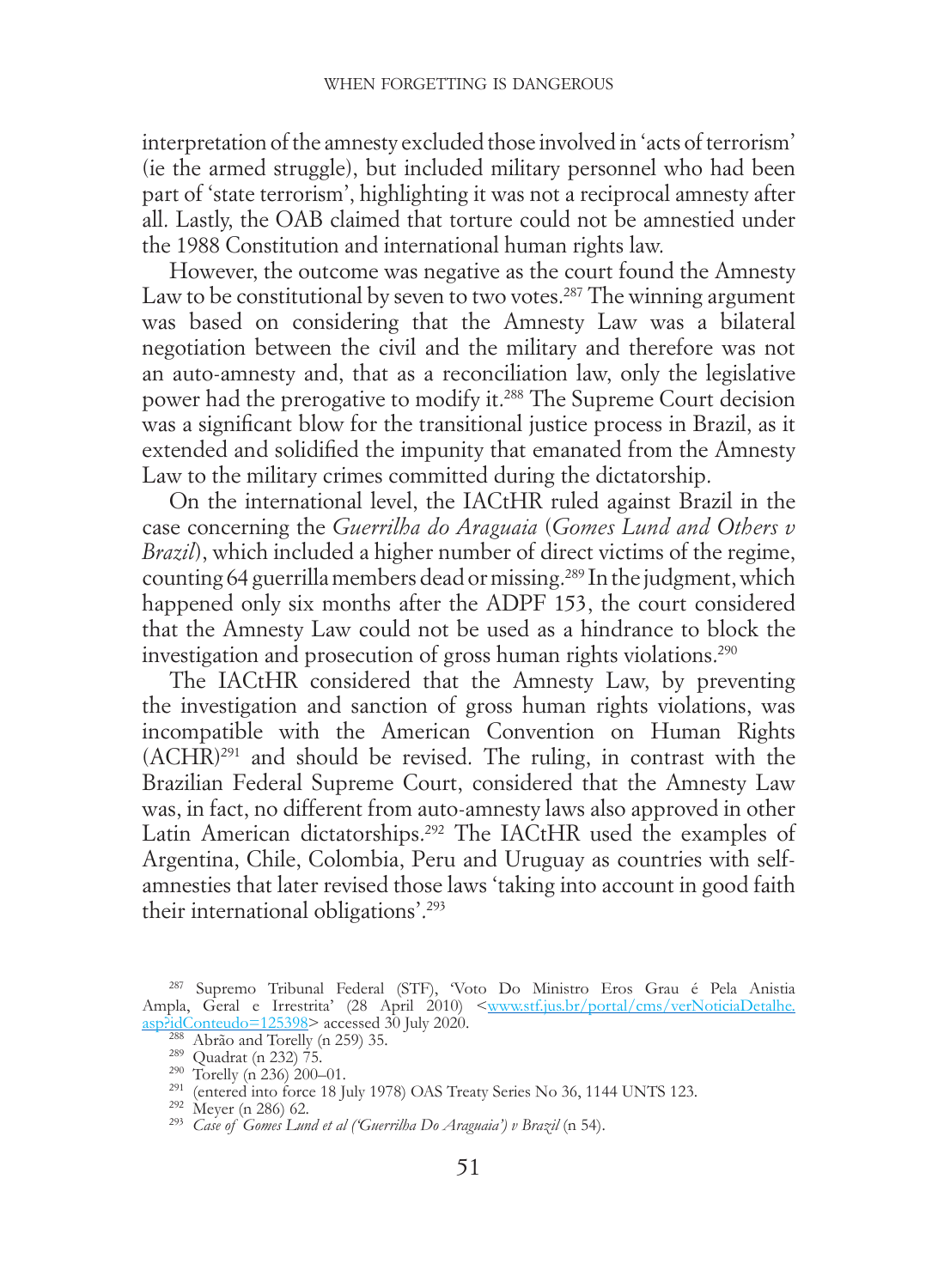interpretation of the amnesty excluded those involved in 'acts of terrorism' (ie the armed struggle), but included military personnel who had been part of 'state terrorism', highlighting it was not a reciprocal amnesty after all. Lastly, the OAB claimed that torture could not be amnestied under the 1988 Constitution and international human rights law.

However, the outcome was negative as the court found the Amnesty Law to be constitutional by seven to two votes.[287] The winning argument was based on considering that the Amnesty Law was a bilateral negotiation between the civil and the military and therefore was not an auto-amnesty and, that as a reconciliation law, only the legislative power had the prerogative to modify it.[288] The Supreme Court decision was a significant blow for the transitional justice process in Brazil, as it extended and solidified the impunity that emanated from the Amnesty Law to the military crimes committed during the dictatorship.

On the international level, the IACtHR ruled against Brazil in the case concerning the *Guerrilha do Araguaia* (*Gomes Lund and Others v Brazil*), which included a higher number of direct victims of the regime, counting 64 guerrilla members dead or missing.[289] In the judgment, which happened only six months after the ADPF 153, the court considered that the Amnesty Law could not be used as a hindrance to block the investigation and prosecution of gross human rights violations.[290]

The IACtHR considered that the Amnesty Law, by preventing the investigation and sanction of gross human rights violations, was incompatible with the American Convention on Human Rights (ACHR)[291] and should be revised. The ruling, in contrast with the Brazilian Federal Supreme Court, considered that the Amnesty Law was, in fact, no different from auto-amnesty laws also approved in other Latin American dictatorships.[292] The IACtHR used the examples of Argentina, Chile, Colombia, Peru and Uruguay as countries with self-amnesties that later revised those laws 'taking into account in good faith their international obligations'.[293]

---

[287] Supremo Tribunal Federal (STF), 'Voto Do Ministro Eros Grau é Pela Anistia Ampla, Geral e Irrestrita' (28 April 2010) <www.stf.jus.br/portal/cms/verNoticiaDetalhe.asp?idConteudo=125398> accessed 30 July 2020.

[288] Abrão and Torelly (n 259) 35.

[289] Quadrat (n 232) 75.

[290] Torelly (n 236) 200–01.

[291] (entered into force 18 July 1978) OAS Treaty Series No 36, 1144 UNTS 123.

[292] Meyer (n 286) 62.

[293] *Case of Gomes Lund et al ('Guerrilha Do Araguaia') v Brazil* (n 54).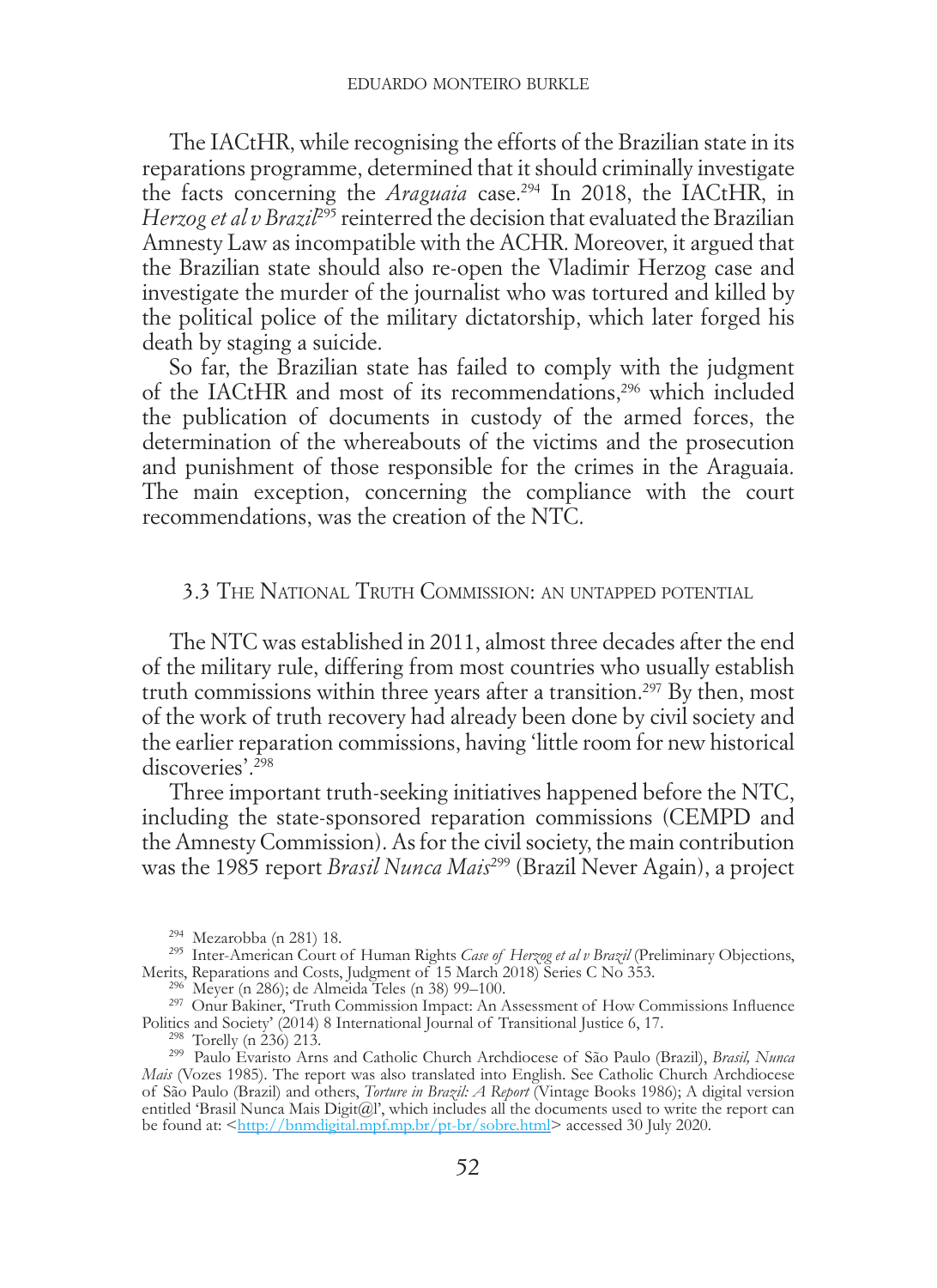The IACtHR, while recognising the efforts of the Brazilian state in its reparations programme, determined that it should criminally investigate the facts concerning the *Araguaia* case.[294] In 2018, the IACtHR, in *Herzog et al v Brazil*[295] reinterred the decision that evaluated the Brazilian Amnesty Law as incompatible with the ACHR. Moreover, it argued that the Brazilian state should also re-open the Vladimir Herzog case and investigate the murder of the journalist who was tortured and killed by the political police of the military dictatorship, which later forged his death by staging a suicide.

So far, the Brazilian state has failed to comply with the judgment of the IACtHR and most of its recommendations,[296] which included the publication of documents in custody of the armed forces, the determination of the whereabouts of the victims and the prosecution and punishment of those responsible for the crimes in the Araguaia. The main exception, concerning the compliance with the court recommendations, was the creation of the NTC.

### 3.3 The National Truth Commission: an untapped potential

The NTC was established in 2011, almost three decades after the end of the military rule, differing from most countries who usually establish truth commissions within three years after a transition.[297] By then, most of the work of truth recovery had already been done by civil society and the earlier reparation commissions, having 'little room for new historical discoveries'.[298]

Three important truth-seeking initiatives happened before the NTC, including the state-sponsored reparation commissions (CEMPD and the Amnesty Commission). As for the civil society, the main contribution was the 1985 report *Brasil Nunca Mais*[299] (Brazil Never Again), a project

---

[294] Mezarobba (n 281) 18.

[295] Inter-American Court of Human Rights *Case of Herzog et al v Brazil* (Preliminary Objections, Merits, Reparations and Costs, Judgment of 15 March 2018) Series C No 353.

[296] Meyer (n 286); de Almeida Teles (n 38) 99–100.

[297] Onur Bakiner, 'Truth Commission Impact: An Assessment of How Commissions Influence Politics and Society' (2014) 8 International Journal of Transitional Justice 6, 17.

[298] Torelly (n 236) 213.

[299] Paulo Evaristo Arns and Catholic Church Archdiocese of São Paulo (Brazil), *Brasil, Nunca Mais* (Vozes 1985). The report was also translated into English. See Catholic Church Archdiocese of São Paulo (Brazil) and others, *Torture in Brazil: A Report* (Vintage Books 1986); A digital version entitled 'Brasil Nunca Mais Digit@l', which includes all the documents used to write the report can be found at: <http://bnmdigital.mpf.mp.br/pt-br/sobre.html> accessed 30 July 2020.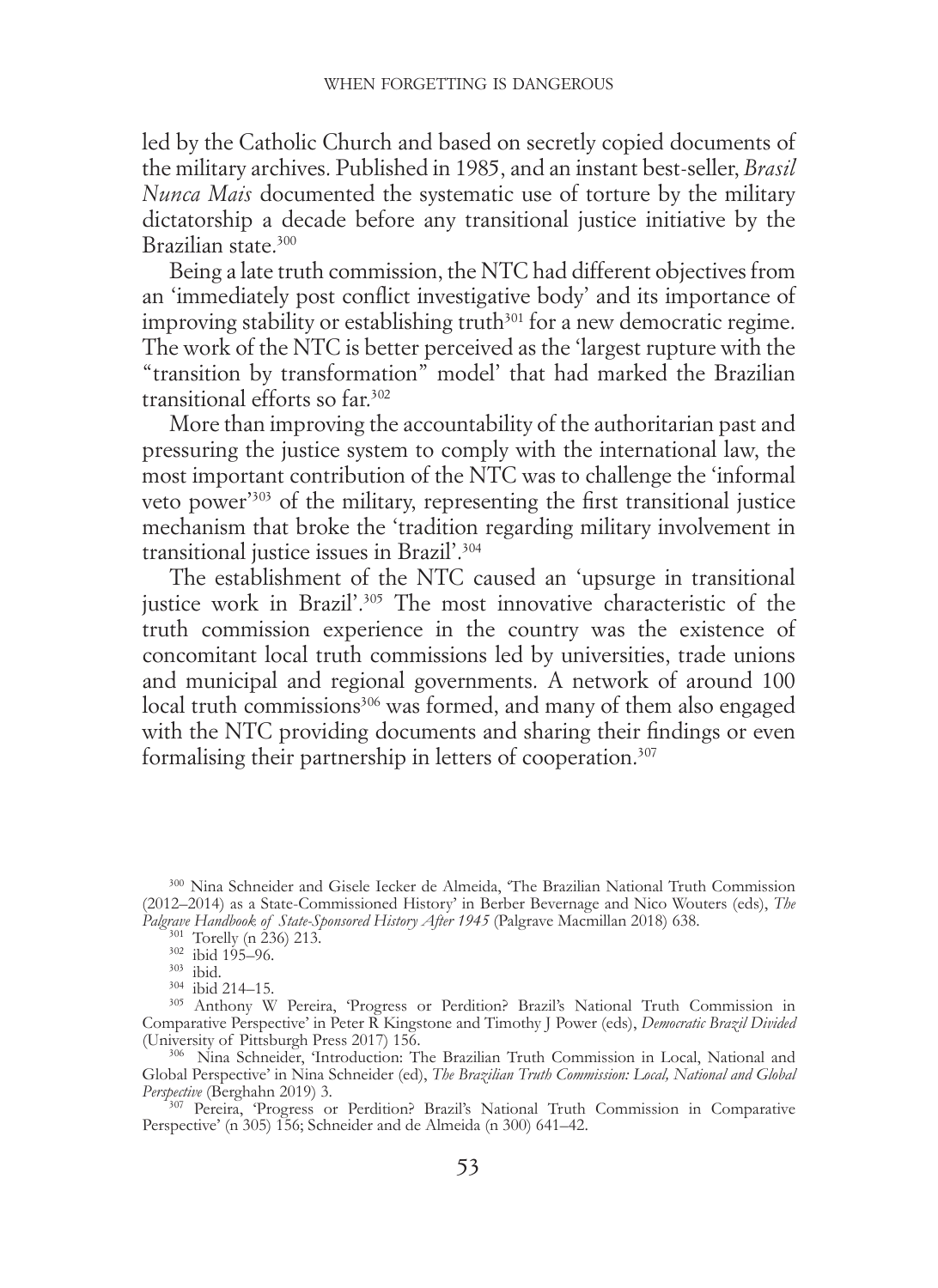led by the Catholic Church and based on secretly copied documents of the military archives. Published in 1985, and an instant best-seller, *Brasil Nunca Mais* documented the systematic use of torture by the military dictatorship a decade before any transitional justice initiative by the Brazilian state.[300]

Being a late truth commission, the NTC had different objectives from an 'immediately post conflict investigative body' and its importance of improving stability or establishing truth[301] for a new democratic regime. The work of the NTC is better perceived as the 'largest rupture with the "transition by transformation" model' that had marked the Brazilian transitional efforts so far.[302]

More than improving the accountability of the authoritarian past and pressuring the justice system to comply with the international law, the most important contribution of the NTC was to challenge the 'informal veto power'[303] of the military, representing the first transitional justice mechanism that broke the 'tradition regarding military involvement in transitional justice issues in Brazil'.[304]

The establishment of the NTC caused an 'upsurge in transitional justice work in Brazil'.[305] The most innovative characteristic of the truth commission experience in the country was the existence of concomitant local truth commissions led by universities, trade unions and municipal and regional governments. A network of around 100 local truth commissions[306] was formed, and many of them also engaged with the NTC providing documents and sharing their findings or even formalising their partnership in letters of cooperation.[307]

---

[300] Nina Schneider and Gisele Iecker de Almeida, 'The Brazilian National Truth Commission (2012–2014) as a State-Commissioned History' in Berber Bevernage and Nico Wouters (eds), *The Palgrave Handbook of State-Sponsored History After 1945* (Palgrave Macmillan 2018) 638.

[301] Torelly (n 236) 213.

[302] ibid 195–96.

[303] ibid.

[304] ibid 214–15.

[305] Anthony W Pereira, 'Progress or Perdition? Brazil's National Truth Commission in Comparative Perspective' in Peter R Kingstone and Timothy J Power (eds), *Democratic Brazil Divided* (University of Pittsburgh Press 2017) 156.

[306] Nina Schneider, 'Introduction: The Brazilian Truth Commission in Local, National and Global Perspective' in Nina Schneider (ed), *The Brazilian Truth Commission: Local, National and Global Perspective* (Berghahn 2019) 3.

[307] Pereira, 'Progress or Perdition? Brazil's National Truth Commission in Comparative Perspective' (n 305) 156; Schneider and de Almeida (n 300) 641–42.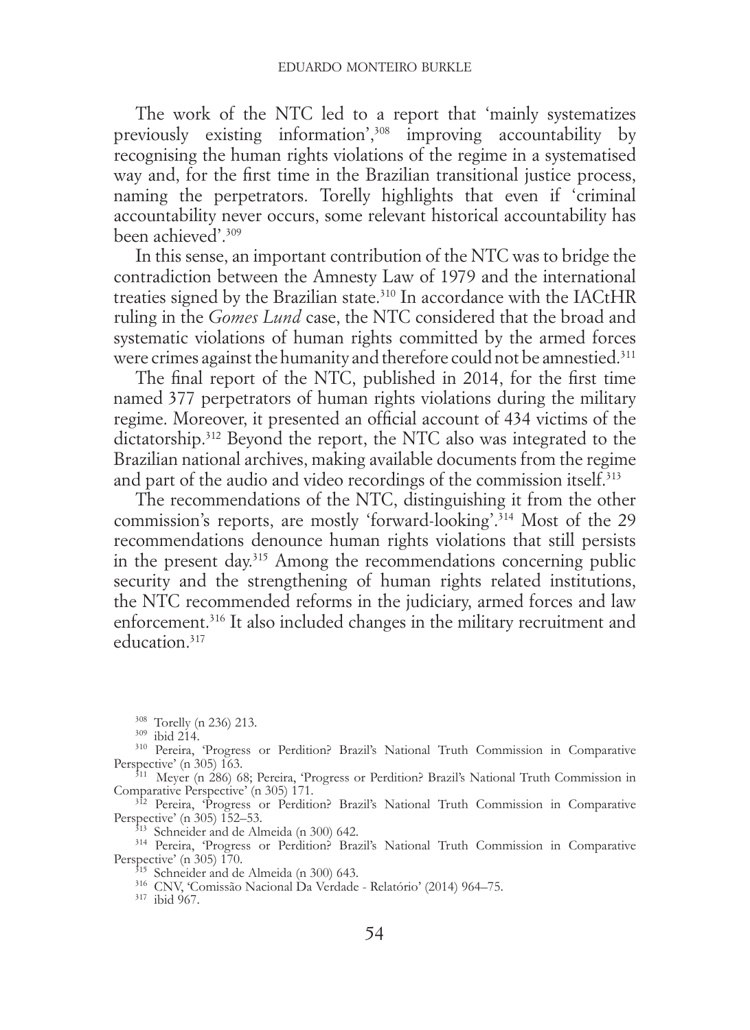The work of the NTC led to a report that 'mainly systematizes previously existing information',[308] improving accountability by recognising the human rights violations of the regime in a systematised way and, for the first time in the Brazilian transitional justice process, naming the perpetrators. Torelly highlights that even if 'criminal accountability never occurs, some relevant historical accountability has been achieved'.[309]

In this sense, an important contribution of the NTC was to bridge the contradiction between the Amnesty Law of 1979 and the international treaties signed by the Brazilian state.[310] In accordance with the IACtHR ruling in the *Gomes Lund* case, the NTC considered that the broad and systematic violations of human rights committed by the armed forces were crimes against the humanity and therefore could not be amnestied.[311]

The final report of the NTC, published in 2014, for the first time named 377 perpetrators of human rights violations during the military regime. Moreover, it presented an official account of 434 victims of the dictatorship.[312] Beyond the report, the NTC also was integrated to the Brazilian national archives, making available documents from the regime and part of the audio and video recordings of the commission itself.[313]

The recommendations of the NTC, distinguishing it from the other commission's reports, are mostly 'forward-looking'.[314] Most of the 29 recommendations denounce human rights violations that still persists in the present day.[315] Among the recommendations concerning public security and the strengthening of human rights related institutions, the NTC recommended reforms in the judiciary, armed forces and law enforcement.[316] It also included changes in the military recruitment and education.[317]

---

[308] Torelly (n 236) 213.

[309] ibid 214.

[310] Pereira, 'Progress or Perdition? Brazil's National Truth Commission in Comparative Perspective' (n 305) 163.

[311] Meyer (n 286) 68; Pereira, 'Progress or Perdition? Brazil's National Truth Commission in Comparative Perspective' (n 305) 171.

[312] Pereira, 'Progress or Perdition? Brazil's National Truth Commission in Comparative Perspective' (n 305) 152–53.

[313] Schneider and de Almeida (n 300) 642.

[314] Pereira, 'Progress or Perdition? Brazil's National Truth Commission in Comparative Perspective' (n 305) 170.

[315] Schneider and de Almeida (n 300) 643.

[316] CNV, 'Comissão Nacional Da Verdade - Relatório' (2014) 964–75.

[317] ibid 967.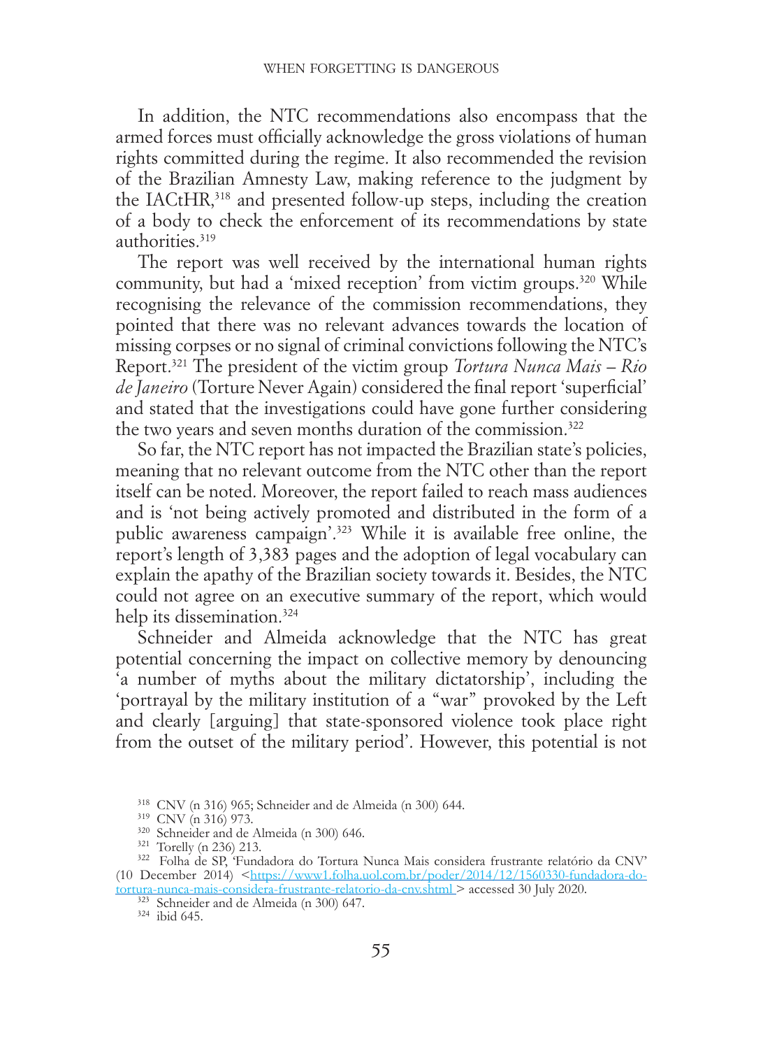In addition, the NTC recommendations also encompass that the armed forces must officially acknowledge the gross violations of human rights committed during the regime. It also recommended the revision of the Brazilian Amnesty Law, making reference to the judgment by the IACtHR,[318] and presented follow-up steps, including the creation of a body to check the enforcement of its recommendations by state authorities.[319]

The report was well received by the international human rights community, but had a 'mixed reception' from victim groups.[320] While recognising the relevance of the commission recommendations, they pointed that there was no relevant advances towards the location of missing corpses or no signal of criminal convictions following the NTC's Report.[321] The president of the victim group *Tortura Nunca Mais – Rio de Janeiro* (Torture Never Again) considered the final report 'superficial' and stated that the investigations could have gone further considering the two years and seven months duration of the commission.[322]

So far, the NTC report has not impacted the Brazilian state's policies, meaning that no relevant outcome from the NTC other than the report itself can be noted. Moreover, the report failed to reach mass audiences and is 'not being actively promoted and distributed in the form of a public awareness campaign'.[323] While it is available free online, the report's length of 3,383 pages and the adoption of legal vocabulary can explain the apathy of the Brazilian society towards it. Besides, the NTC could not agree on an executive summary of the report, which would help its dissemination.[324]

Schneider and Almeida acknowledge that the NTC has great potential concerning the impact on collective memory by denouncing 'a number of myths about the military dictatorship', including the 'portrayal by the military institution of a "war" provoked by the Left and clearly [arguing] that state-sponsored violence took place right from the outset of the military period'. However, this potential is not

[318] CNV (n 316) 965; Schneider and de Almeida (n 300) 644.

[319] CNV (n 316) 973.

[320] Schneider and de Almeida (n 300) 646.

[321] Torelly (n 236) 213.

[322] Folha de SP, 'Fundadora do Tortura Nunca Mais considera frustrante relatório da CNV' (10 December 2014) <https://www1.folha.uol.com.br/poder/2014/12/1560330-fundadora-do-tortura-nunca-mais-considera-frustrante-relatorio-da-cnv.shtml > accessed 30 July 2020.

[323] Schneider and de Almeida (n 300) 647.

[324] ibid 645.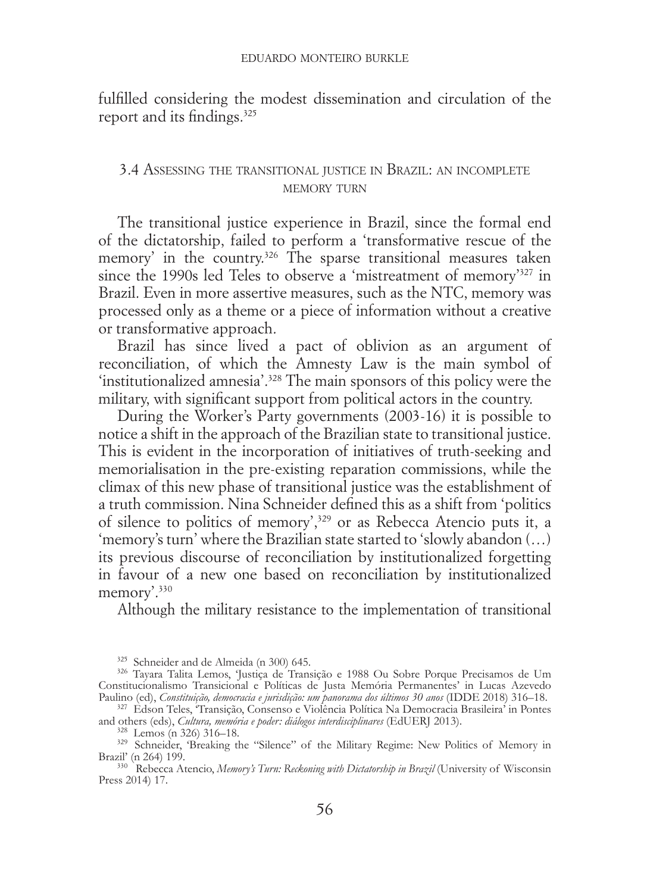fulfilled considering the modest dissemination and circulation of the report and its findings.[325]

### 3.4 Assessing the transitional justice in Brazil: an incomplete memory turn

The transitional justice experience in Brazil, since the formal end of the dictatorship, failed to perform a 'transformative rescue of the memory' in the country.[326] The sparse transitional measures taken since the 1990s led Teles to observe a 'mistreatment of memory'[327] in Brazil. Even in more assertive measures, such as the NTC, memory was processed only as a theme or a piece of information without a creative or transformative approach.

Brazil has since lived a pact of oblivion as an argument of reconciliation, of which the Amnesty Law is the main symbol of 'institutionalized amnesia'.[328] The main sponsors of this policy were the military, with significant support from political actors in the country.

During the Worker's Party governments (2003-16) it is possible to notice a shift in the approach of the Brazilian state to transitional justice. This is evident in the incorporation of initiatives of truth-seeking and memorialisation in the pre-existing reparation commissions, while the climax of this new phase of transitional justice was the establishment of a truth commission. Nina Schneider defined this as a shift from 'politics of silence to politics of memory',[329] or as Rebecca Atencio puts it, a 'memory's turn' where the Brazilian state started to 'slowly abandon (…) its previous discourse of reconciliation by institutionalized forgetting in favour of a new one based on reconciliation by institutionalized memory'.[330]

Although the military resistance to the implementation of transitional

---

[325] Schneider and de Almeida (n 300) 645.

[326] Tayara Talita Lemos, 'Justiça de Transição e 1988 Ou Sobre Porque Precisamos de Um Constitucionalismo Transicional e Políticas de Justa Memória Permanentes' in Lucas Azevedo Paulino (ed), *Constituição, democracia e jurisdição: um panorama dos últimos 30 anos* (IDDE 2018) 316–18.

[327] Edson Teles, 'Transição, Consenso e Violência Política Na Democracia Brasileira' in Pontes and others (eds), *Cultura, memória e poder: diálogos interdisciplinares* (EdUERJ 2013).

[328] Lemos (n 326) 316–18.

[329] Schneider, 'Breaking the "Silence" of the Military Regime: New Politics of Memory in Brazil' (n 264) 199.

[330] Rebecca Atencio, *Memory's Turn: Reckoning with Dictatorship in Brazil* (University of Wisconsin Press 2014) 17.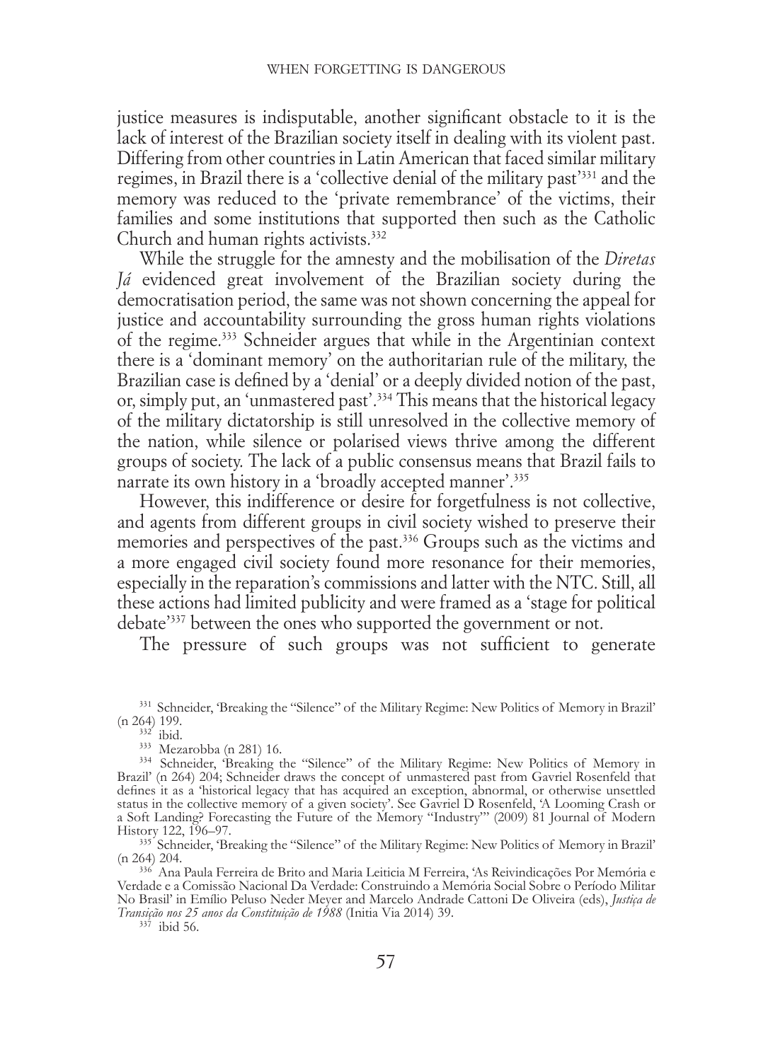justice measures is indisputable, another significant obstacle to it is the lack of interest of the Brazilian society itself in dealing with its violent past. Differing from other countries in Latin American that faced similar military regimes, in Brazil there is a 'collective denial of the military past'[331] and the memory was reduced to the 'private remembrance' of the victims, their families and some institutions that supported then such as the Catholic Church and human rights activists.[332]

While the struggle for the amnesty and the mobilisation of the *Diretas Já* evidenced great involvement of the Brazilian society during the democratisation period, the same was not shown concerning the appeal for justice and accountability surrounding the gross human rights violations of the regime.[333] Schneider argues that while in the Argentinian context there is a 'dominant memory' on the authoritarian rule of the military, the Brazilian case is defined by a 'denial' or a deeply divided notion of the past, or, simply put, an 'unmastered past'.[334] This means that the historical legacy of the military dictatorship is still unresolved in the collective memory of the nation, while silence or polarised views thrive among the different groups of society. The lack of a public consensus means that Brazil fails to narrate its own history in a 'broadly accepted manner'.[335]

However, this indifference or desire for forgetfulness is not collective, and agents from different groups in civil society wished to preserve their memories and perspectives of the past.[336] Groups such as the victims and a more engaged civil society found more resonance for their memories, especially in the reparation's commissions and latter with the NTC. Still, all these actions had limited publicity and were framed as a 'stage for political debate'[337] between the ones who supported the government or not.

The pressure of such groups was not sufficient to generate

[331] Schneider, 'Breaking the "Silence" of the Military Regime: New Politics of Memory in Brazil' (n 264) 199.

[332] ibid.

[333] Mezarobba (n 281) 16.

[334] Schneider, 'Breaking the "Silence" of the Military Regime: New Politics of Memory in Brazil' (n 264) 204; Schneider draws the concept of unmastered past from Gavriel Rosenfeld that defines it as a 'historical legacy that has acquired an exception, abnormal, or otherwise unsettled status in the collective memory of a given society'. See Gavriel D Rosenfeld, 'A Looming Crash or a Soft Landing? Forecasting the Future of the Memory "Industry"' (2009) 81 Journal of Modern History 122, 196–97.

[335] Schneider, 'Breaking the "Silence" of the Military Regime: New Politics of Memory in Brazil' (n 264) 204.

[336] Ana Paula Ferreira de Brito and Maria Leiticia M Ferreira, 'As Reivindicações Por Memória e Verdade e a Comissão Nacional Da Verdade: Construindo a Memória Social Sobre o Período Militar No Brasil' in Emílio Peluso Neder Meyer and Marcelo Andrade Cattoni De Oliveira (eds), *Justiça de Transição nos 25 anos da Constituição de 1988* (Initia Via 2014) 39.

[337] ibid 56.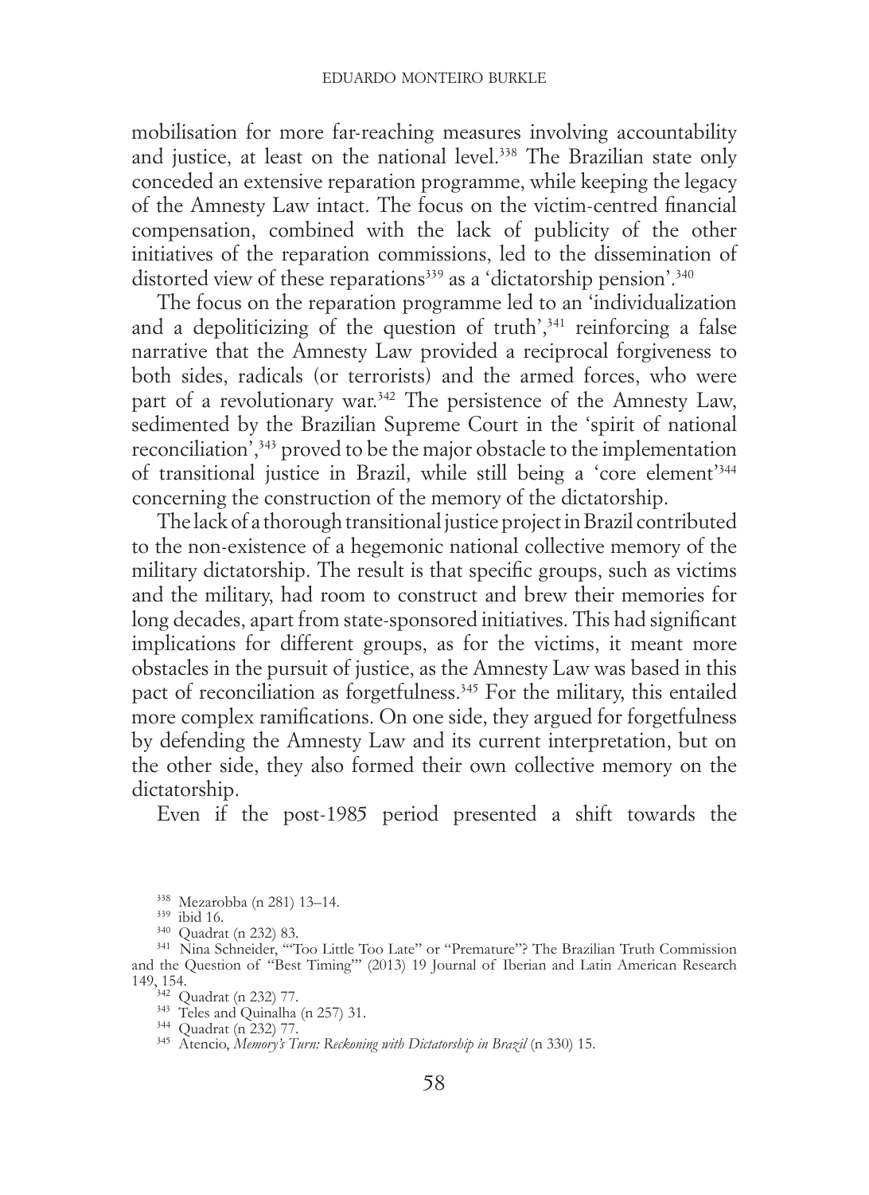mobilisation for more far-reaching measures involving accountability and justice, at least on the national level.[338] The Brazilian state only conceded an extensive reparation programme, while keeping the legacy of the Amnesty Law intact. The focus on the victim-centred financial compensation, combined with the lack of publicity of the other initiatives of the reparation commissions, led to the dissemination of distorted view of these reparations[339] as a 'dictatorship pension'.[340]

The focus on the reparation programme led to an 'individualization and a depoliticizing of the question of truth',[341] reinforcing a false narrative that the Amnesty Law provided a reciprocal forgiveness to both sides, radicals (or terrorists) and the armed forces, who were part of a revolutionary war.[342] The persistence of the Amnesty Law, sedimented by the Brazilian Supreme Court in the 'spirit of national reconciliation',[343] proved to be the major obstacle to the implementation of transitional justice in Brazil, while still being a 'core element'[344] concerning the construction of the memory of the dictatorship.

The lack of a thorough transitional justice project in Brazil contributed to the non-existence of a hegemonic national collective memory of the military dictatorship. The result is that specific groups, such as victims and the military, had room to construct and brew their memories for long decades, apart from state-sponsored initiatives. This had significant implications for different groups, as for the victims, it meant more obstacles in the pursuit of justice, as the Amnesty Law was based in this pact of reconciliation as forgetfulness.[345] For the military, this entailed more complex ramifications. On one side, they argued for forgetfulness by defending the Amnesty Law and its current interpretation, but on the other side, they also formed their own collective memory on the dictatorship.

Even if the post-1985 period presented a shift towards the

---

[338] Mezarobba (n 281) 13–14.

[339] ibid 16.

[340] Quadrat (n 232) 83.

[341] Nina Schneider, '"Too Little Too Late" or "Premature"? The Brazilian Truth Commission and the Question of "Best Timing"' (2013) 19 Journal of Iberian and Latin American Research 149, 154.

[342] Quadrat (n 232) 77.

[343] Teles and Quinalha (n 257) 31.

[344] Quadrat (n 232) 77.

[345] Atencio, *Memory's Turn: Reckoning with Dictatorship in Brazil* (n 330) 15.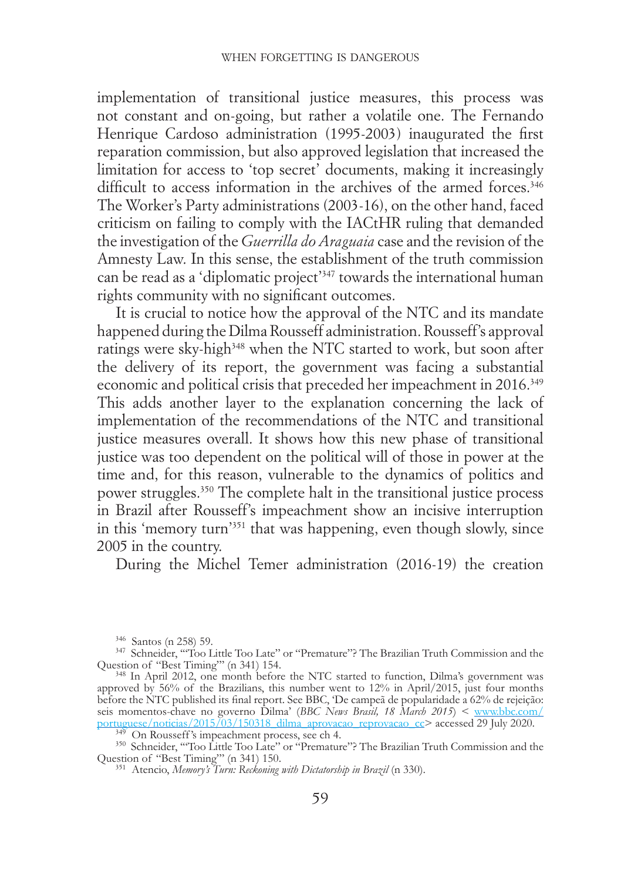implementation of transitional justice measures, this process was not constant and on-going, but rather a volatile one. The Fernando Henrique Cardoso administration (1995-2003) inaugurated the first reparation commission, but also approved legislation that increased the limitation for access to 'top secret' documents, making it increasingly difficult to access information in the archives of the armed forces.[346] The Worker's Party administrations (2003-16), on the other hand, faced criticism on failing to comply with the IACtHR ruling that demanded the investigation of the *Guerrilla do Araguaia* case and the revision of the Amnesty Law. In this sense, the establishment of the truth commission can be read as a 'diplomatic project'[347] towards the international human rights community with no significant outcomes.

It is crucial to notice how the approval of the NTC and its mandate happened during the Dilma Rousseff administration. Rousseff's approval ratings were sky-high[348] when the NTC started to work, but soon after the delivery of its report, the government was facing a substantial economic and political crisis that preceded her impeachment in 2016.[349] This adds another layer to the explanation concerning the lack of implementation of the recommendations of the NTC and transitional justice measures overall. It shows how this new phase of transitional justice was too dependent on the political will of those in power at the time and, for this reason, vulnerable to the dynamics of politics and power struggles.[350] The complete halt in the transitional justice process in Brazil after Rousseff's impeachment show an incisive interruption in this 'memory turn'[351] that was happening, even though slowly, since 2005 in the country.

During the Michel Temer administration (2016-19) the creation

---

[346] Santos (n 258) 59.

[347] Schneider, '"Too Little Too Late" or "Premature"? The Brazilian Truth Commission and the Question of "Best Timing"' (n 341) 154.

[348] In April 2012, one month before the NTC started to function, Dilma's government was approved by 56% of the Brazilians, this number went to 12% in April/2015, just four months before the NTC published its final report. See BBC, 'De campeã de popularidade a 62% de rejeição: seis momentos-chave no governo Dilma' (*BBC News Brasil, 18 March 2015*) < www.bbc.com/portuguese/noticias/2015/03/150318_dilma_aprovacao_reprovacao_cc> accessed 29 July 2020.

[349] On Rousseff's impeachment process, see ch 4.

[350] Schneider, '"Too Little Too Late" or "Premature"? The Brazilian Truth Commission and the Question of "Best Timing"' (n 341) 150.

[351] Atencio, *Memory's Turn: Reckoning with Dictatorship in Brazil* (n 330).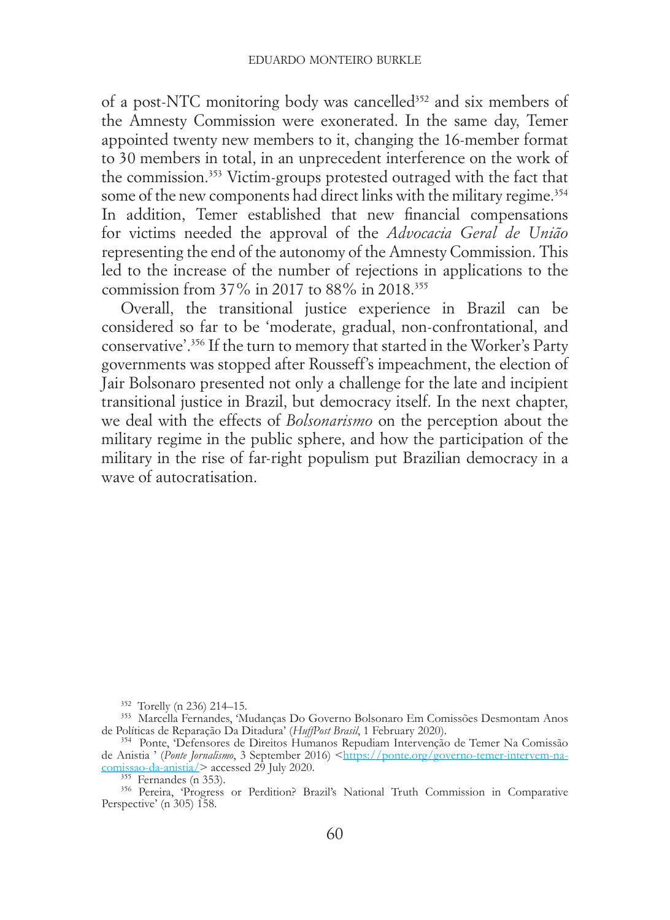of a post-NTC monitoring body was cancelled[352] and six members of the Amnesty Commission were exonerated. In the same day, Temer appointed twenty new members to it, changing the 16-member format to 30 members in total, in an unprecedent interference on the work of the commission.[353] Victim-groups protested outraged with the fact that some of the new components had direct links with the military regime.[354] In addition, Temer established that new financial compensations for victims needed the approval of the *Advocacia Geral de União* representing the end of the autonomy of the Amnesty Commission. This led to the increase of the number of rejections in applications to the commission from 37% in 2017 to 88% in 2018.[355]

Overall, the transitional justice experience in Brazil can be considered so far to be 'moderate, gradual, non-confrontational, and conservative'.[356] If the turn to memory that started in the Worker's Party governments was stopped after Rousseff's impeachment, the election of Jair Bolsonaro presented not only a challenge for the late and incipient transitional justice in Brazil, but democracy itself. In the next chapter, we deal with the effects of *Bolsonarismo* on the perception about the military regime in the public sphere, and how the participation of the military in the rise of far-right populism put Brazilian democracy in a wave of autocratisation.

---

[352] Torelly (n 236) 214–15.

[353] Marcella Fernandes, 'Mudanças Do Governo Bolsonaro Em Comissões Desmontam Anos de Políticas de Reparação Da Ditadura' (*HuffPost Brasil*, 1 February 2020).

[354] Ponte, 'Defensores de Direitos Humanos Repudiam Intervenção de Temer Na Comissão de Anistia ' (*Ponte Jornalismo*, 3 September 2016) <https://ponte.org/governo-temer-intervem-na-comissao-da-anistia/> accessed 29 July 2020.

[355] Fernandes (n 353).

[356] Pereira, 'Progress or Perdition? Brazil's National Truth Commission in Comparative Perspective' (n 305) 158.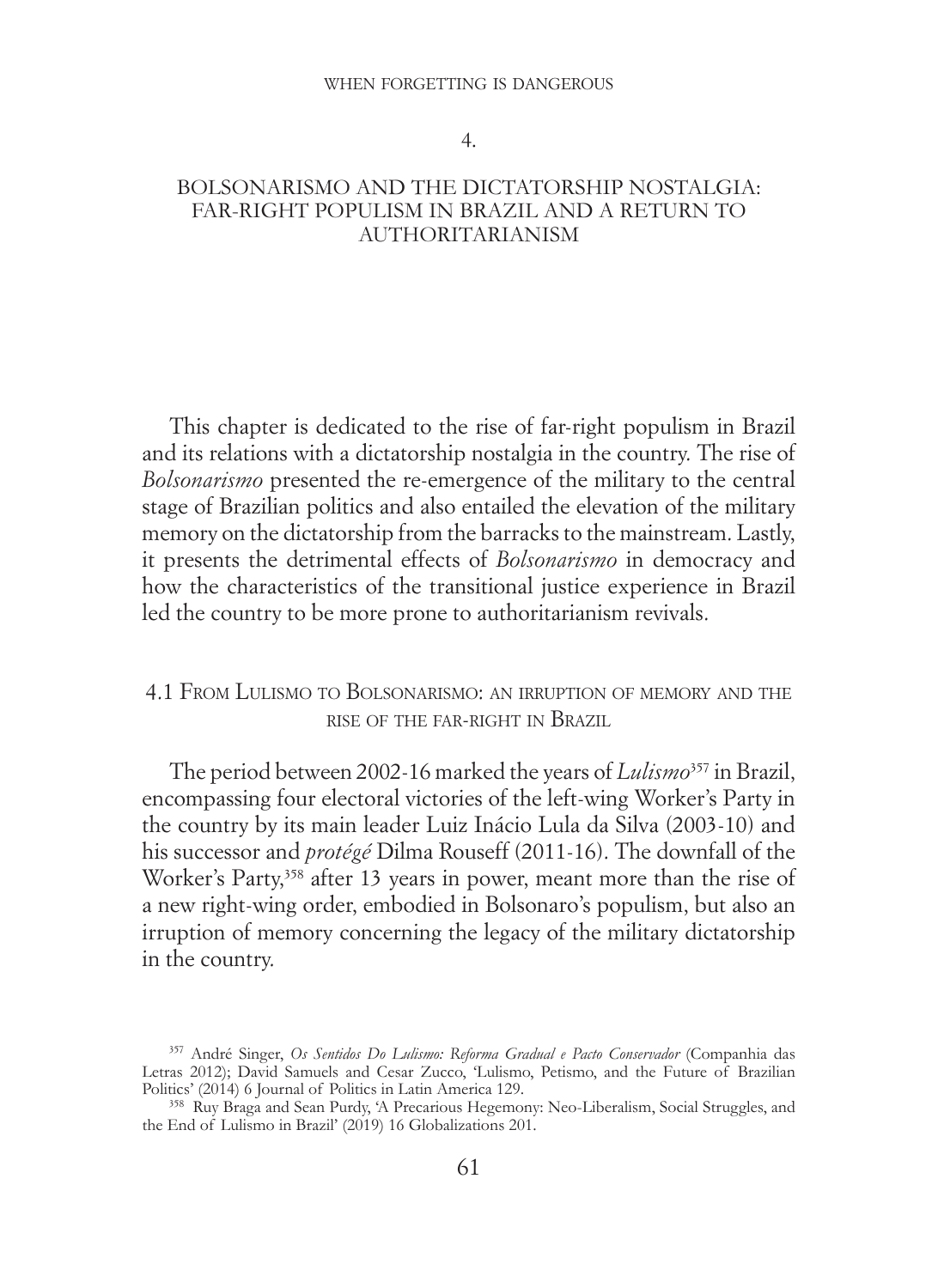# 4.

# BOLSONARISMO AND THE DICTATORSHIP NOSTALGIA: FAR-RIGHT POPULISM IN BRAZIL AND A RETURN TO AUTHORITARIANISM

This chapter is dedicated to the rise of far-right populism in Brazil and its relations with a dictatorship nostalgia in the country. The rise of *Bolsonarismo* presented the re-emergence of the military to the central stage of Brazilian politics and also entailed the elevation of the military memory on the dictatorship from the barracks to the mainstream. Lastly, it presents the detrimental effects of *Bolsonarismo* in democracy and how the characteristics of the transitional justice experience in Brazil led the country to be more prone to authoritarianism revivals.

## 4.1 From Lulismo to Bolsonarismo: an irruption of memory and the rise of the far-right in Brazil

The period between 2002-16 marked the years of *Lulismo*[357] in Brazil, encompassing four electoral victories of the left-wing Worker's Party in the country by its main leader Luiz Inácio Lula da Silva (2003-10) and his successor and *protégé* Dilma Rouseff (2011-16). The downfall of the Worker's Party,[358] after 13 years in power, meant more than the rise of a new right-wing order, embodied in Bolsonaro's populism, but also an irruption of memory concerning the legacy of the military dictatorship in the country.

---

[357] André Singer, *Os Sentidos Do Lulismo: Reforma Gradual e Pacto Conservador* (Companhia das Letras 2012); David Samuels and Cesar Zucco, 'Lulismo, Petismo, and the Future of Brazilian Politics' (2014) 6 Journal of Politics in Latin America 129.

[358] Ruy Braga and Sean Purdy, 'A Precarious Hegemony: Neo-Liberalism, Social Struggles, and the End of Lulismo in Brazil' (2019) 16 Globalizations 201.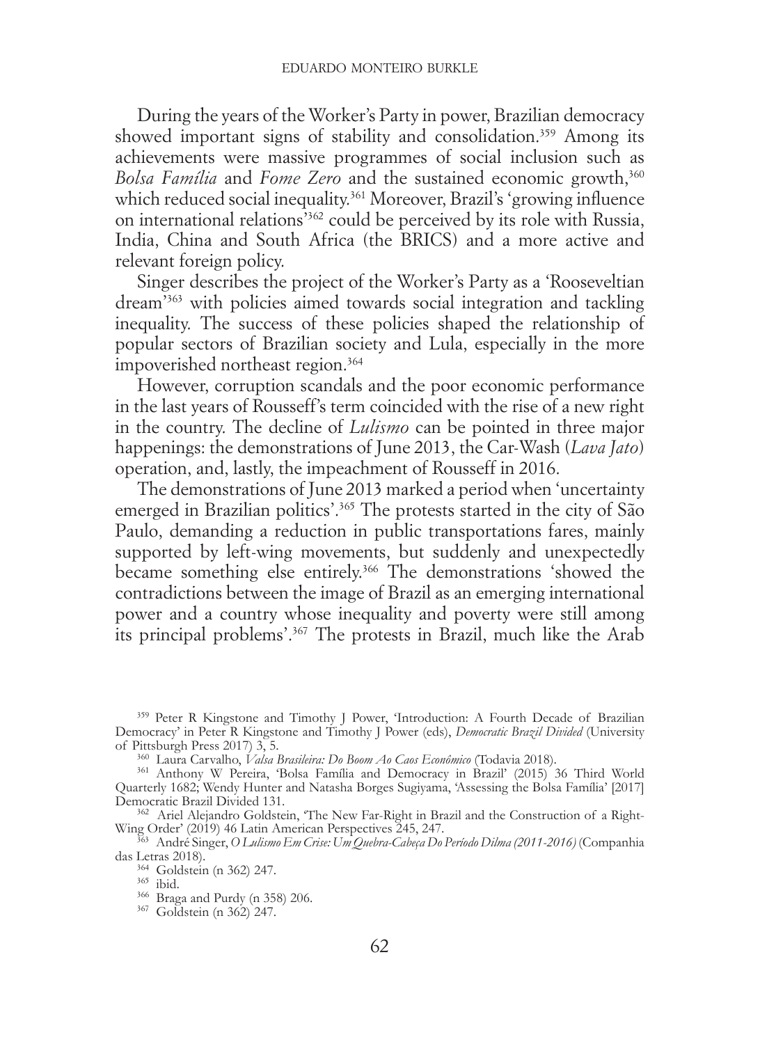During the years of the Worker's Party in power, Brazilian democracy showed important signs of stability and consolidation.[359] Among its achievements were massive programmes of social inclusion such as *Bolsa Família* and *Fome Zero* and the sustained economic growth,[360] which reduced social inequality.[361] Moreover, Brazil's 'growing influence on international relations'[362] could be perceived by its role with Russia, India, China and South Africa (the BRICS) and a more active and relevant foreign policy.

Singer describes the project of the Worker's Party as a 'Rooseveltian dream'[363] with policies aimed towards social integration and tackling inequality. The success of these policies shaped the relationship of popular sectors of Brazilian society and Lula, especially in the more impoverished northeast region.[364]

However, corruption scandals and the poor economic performance in the last years of Rousseff's term coincided with the rise of a new right in the country. The decline of *Lulismo* can be pointed in three major happenings: the demonstrations of June 2013, the Car-Wash (*Lava Jato*) operation, and, lastly, the impeachment of Rousseff in 2016.

The demonstrations of June 2013 marked a period when 'uncertainty emerged in Brazilian politics'.[365] The protests started in the city of São Paulo, demanding a reduction in public transportations fares, mainly supported by left-wing movements, but suddenly and unexpectedly became something else entirely.[366] The demonstrations 'showed the contradictions between the image of Brazil as an emerging international power and a country whose inequality and poverty were still among its principal problems'.[367] The protests in Brazil, much like the Arab

---

[359] Peter R Kingstone and Timothy J Power, 'Introduction: A Fourth Decade of Brazilian Democracy' in Peter R Kingstone and Timothy J Power (eds), *Democratic Brazil Divided* (University of Pittsburgh Press 2017) 3, 5.

[360] Laura Carvalho, *Valsa Brasileira: Do Boom Ao Caos Econômico* (Todavia 2018).

[361] Anthony W Pereira, 'Bolsa Família and Democracy in Brazil' (2015) 36 Third World Quarterly 1682; Wendy Hunter and Natasha Borges Sugiyama, 'Assessing the Bolsa Família' [2017] Democratic Brazil Divided 131.

[362] Ariel Alejandro Goldstein, 'The New Far-Right in Brazil and the Construction of a Right-Wing Order' (2019) 46 Latin American Perspectives 245, 247.

[363] André Singer, *O Lulismo Em Crise: Um Quebra-Cabeça Do Período Dilma (2011-2016)* (Companhia das Letras 2018).

[364] Goldstein (n 362) 247.

[365] ibid.

[366] Braga and Purdy (n 358) 206.

[367] Goldstein (n 362) 247.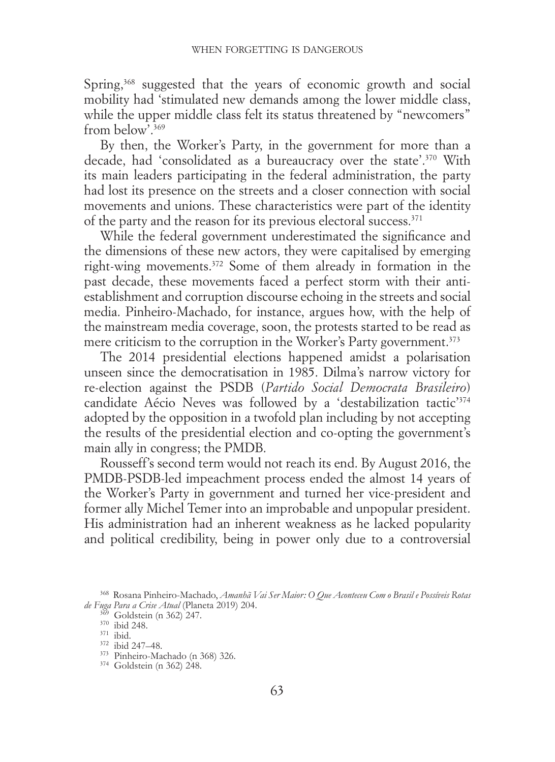Spring,[368] suggested that the years of economic growth and social mobility had 'stimulated new demands among the lower middle class, while the upper middle class felt its status threatened by "newcomers" from below'.[369]

By then, the Worker's Party, in the government for more than a decade, had 'consolidated as a bureaucracy over the state'.[370] With its main leaders participating in the federal administration, the party had lost its presence on the streets and a closer connection with social movements and unions. These characteristics were part of the identity of the party and the reason for its previous electoral success.[371]

While the federal government underestimated the significance and the dimensions of these new actors, they were capitalised by emerging right-wing movements.[372] Some of them already in formation in the past decade, these movements faced a perfect storm with their anti-establishment and corruption discourse echoing in the streets and social media. Pinheiro-Machado, for instance, argues how, with the help of the mainstream media coverage, soon, the protests started to be read as mere criticism to the corruption in the Worker's Party government.[373]

The 2014 presidential elections happened amidst a polarisation unseen since the democratisation in 1985. Dilma's narrow victory for re-election against the PSDB (*Partido Social Democrata Brasileiro*) candidate Aécio Neves was followed by a 'destabilization tactic'[374] adopted by the opposition in a twofold plan including by not accepting the results of the presidential election and co-opting the government's main ally in congress; the PMDB.

Rousseff's second term would not reach its end. By August 2016, the PMDB-PSDB-led impeachment process ended the almost 14 years of the Worker's Party in government and turned her vice-president and former ally Michel Temer into an improbable and unpopular president. His administration had an inherent weakness as he lacked popularity and political credibility, being in power only due to a controversial

---

[368] Rosana Pinheiro-Machado, *Amanhã Vai Ser Maior: O Que Aconteceu Com o Brasil e Possíveis Rotas de Fuga Para a Crise Atual* (Planeta 2019) 204.

[369] Goldstein (n 362) 247.

[370] ibid 248.

[371] ibid.

[372] ibid 247–48.

[373] Pinheiro-Machado (n 368) 326.

[374] Goldstein (n 362) 248.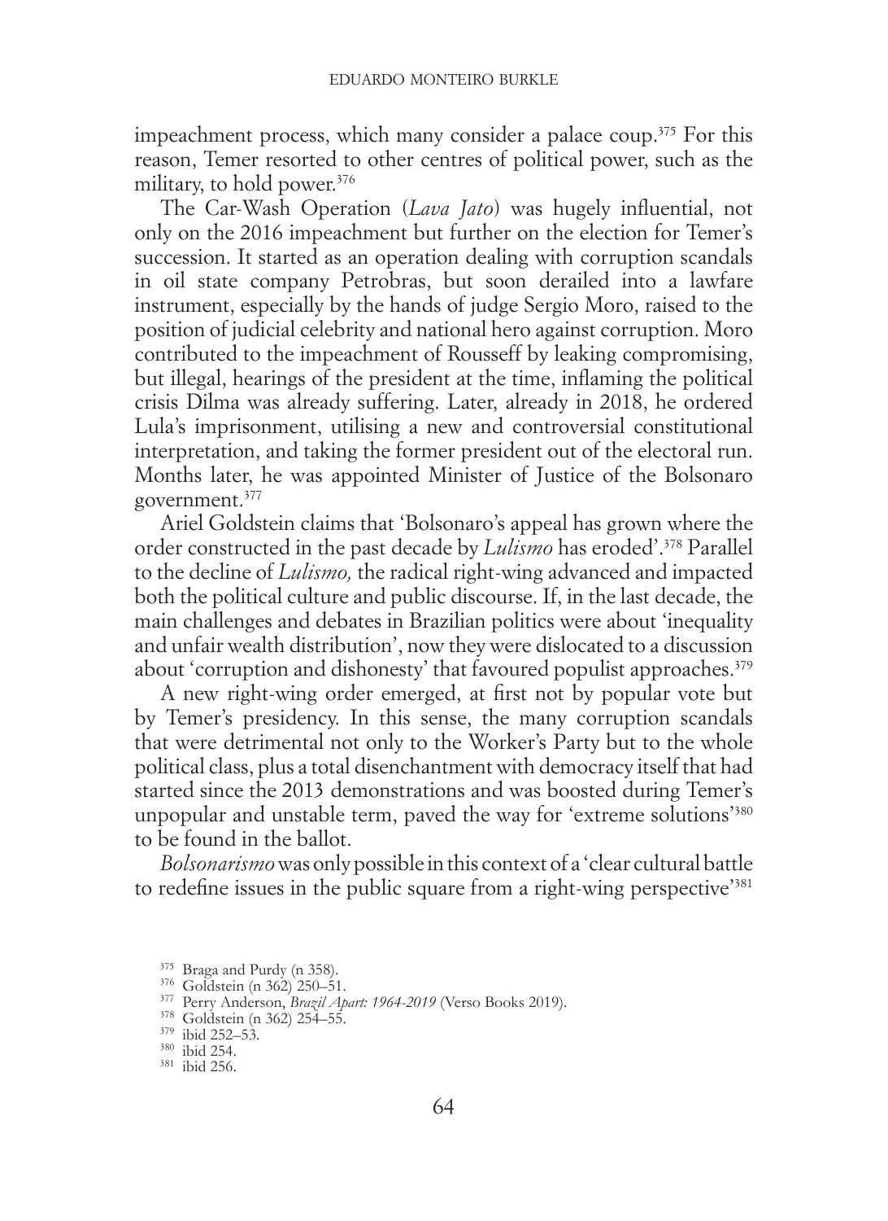impeachment process, which many consider a palace coup.[375] For this reason, Temer resorted to other centres of political power, such as the military, to hold power.[376]

The Car-Wash Operation (*Lava Jato*) was hugely influential, not only on the 2016 impeachment but further on the election for Temer's succession. It started as an operation dealing with corruption scandals in oil state company Petrobras, but soon derailed into a lawfare instrument, especially by the hands of judge Sergio Moro, raised to the position of judicial celebrity and national hero against corruption. Moro contributed to the impeachment of Rousseff by leaking compromising, but illegal, hearings of the president at the time, inflaming the political crisis Dilma was already suffering. Later, already in 2018, he ordered Lula's imprisonment, utilising a new and controversial constitutional interpretation, and taking the former president out of the electoral run. Months later, he was appointed Minister of Justice of the Bolsonaro government.[377]

Ariel Goldstein claims that 'Bolsonaro's appeal has grown where the order constructed in the past decade by *Lulismo* has eroded'.[378] Parallel to the decline of *Lulismo,* the radical right-wing advanced and impacted both the political culture and public discourse. If, in the last decade, the main challenges and debates in Brazilian politics were about 'inequality and unfair wealth distribution', now they were dislocated to a discussion about 'corruption and dishonesty' that favoured populist approaches.[379]

A new right-wing order emerged, at first not by popular vote but by Temer's presidency. In this sense, the many corruption scandals that were detrimental not only to the Worker's Party but to the whole political class, plus a total disenchantment with democracy itself that had started since the 2013 demonstrations and was boosted during Temer's unpopular and unstable term, paved the way for 'extreme solutions'[380] to be found in the ballot.

*Bolsonarismo* was only possible in this context of a 'clear cultural battle to redefine issues in the public square from a right-wing perspective'[381]

[375] Braga and Purdy (n 358).

[376] Goldstein (n 362) 250–51.

[377] Perry Anderson, *Brazil Apart: 1964-2019* (Verso Books 2019).

[378] Goldstein (n 362) 254–55.

[379] ibid 252–53.

[380] ibid 254.

[381] ibid 256.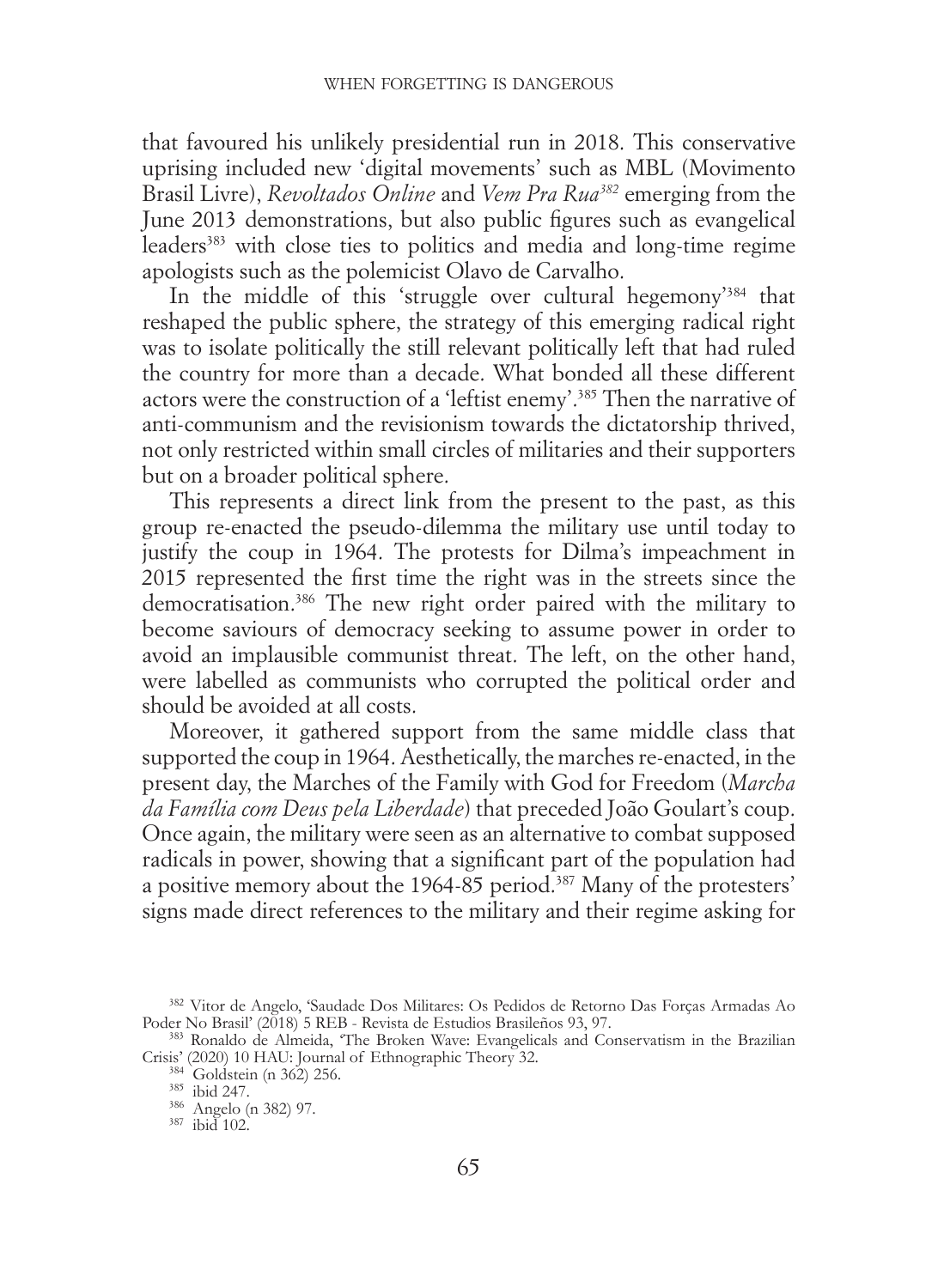that favoured his unlikely presidential run in 2018. This conservative uprising included new 'digital movements' such as MBL (Movimento Brasil Livre), *Revoltados Online* and *Vem Pra Rua*[382] emerging from the June 2013 demonstrations, but also public figures such as evangelical leaders[383] with close ties to politics and media and long-time regime apologists such as the polemicist Olavo de Carvalho.

In the middle of this 'struggle over cultural hegemony'[384] that reshaped the public sphere, the strategy of this emerging radical right was to isolate politically the still relevant politically left that had ruled the country for more than a decade. What bonded all these different actors were the construction of a 'leftist enemy'.[385] Then the narrative of anti-communism and the revisionism towards the dictatorship thrived, not only restricted within small circles of militaries and their supporters but on a broader political sphere.

This represents a direct link from the present to the past, as this group re-enacted the pseudo-dilemma the military use until today to justify the coup in 1964. The protests for Dilma's impeachment in 2015 represented the first time the right was in the streets since the democratisation.[386] The new right order paired with the military to become saviours of democracy seeking to assume power in order to avoid an implausible communist threat. The left, on the other hand, were labelled as communists who corrupted the political order and should be avoided at all costs.

Moreover, it gathered support from the same middle class that supported the coup in 1964. Aesthetically, the marches re-enacted, in the present day, the Marches of the Family with God for Freedom (*Marcha da Família com Deus pela Liberdade*) that preceded João Goulart's coup. Once again, the military were seen as an alternative to combat supposed radicals in power, showing that a significant part of the population had a positive memory about the 1964-85 period.[387] Many of the protesters' signs made direct references to the military and their regime asking for

---

[382] Vitor de Angelo, 'Saudade Dos Militares: Os Pedidos de Retorno Das Forças Armadas Ao Poder No Brasil' (2018) 5 REB - Revista de Estudios Brasileños 93, 97.

[383] Ronaldo de Almeida, 'The Broken Wave: Evangelicals and Conservatism in the Brazilian Crisis' (2020) 10 HAU: Journal of Ethnographic Theory 32.

[384] Goldstein (n 362) 256.

[385] ibid 247.

[386] Angelo (n 382) 97.

[387] ibid 102.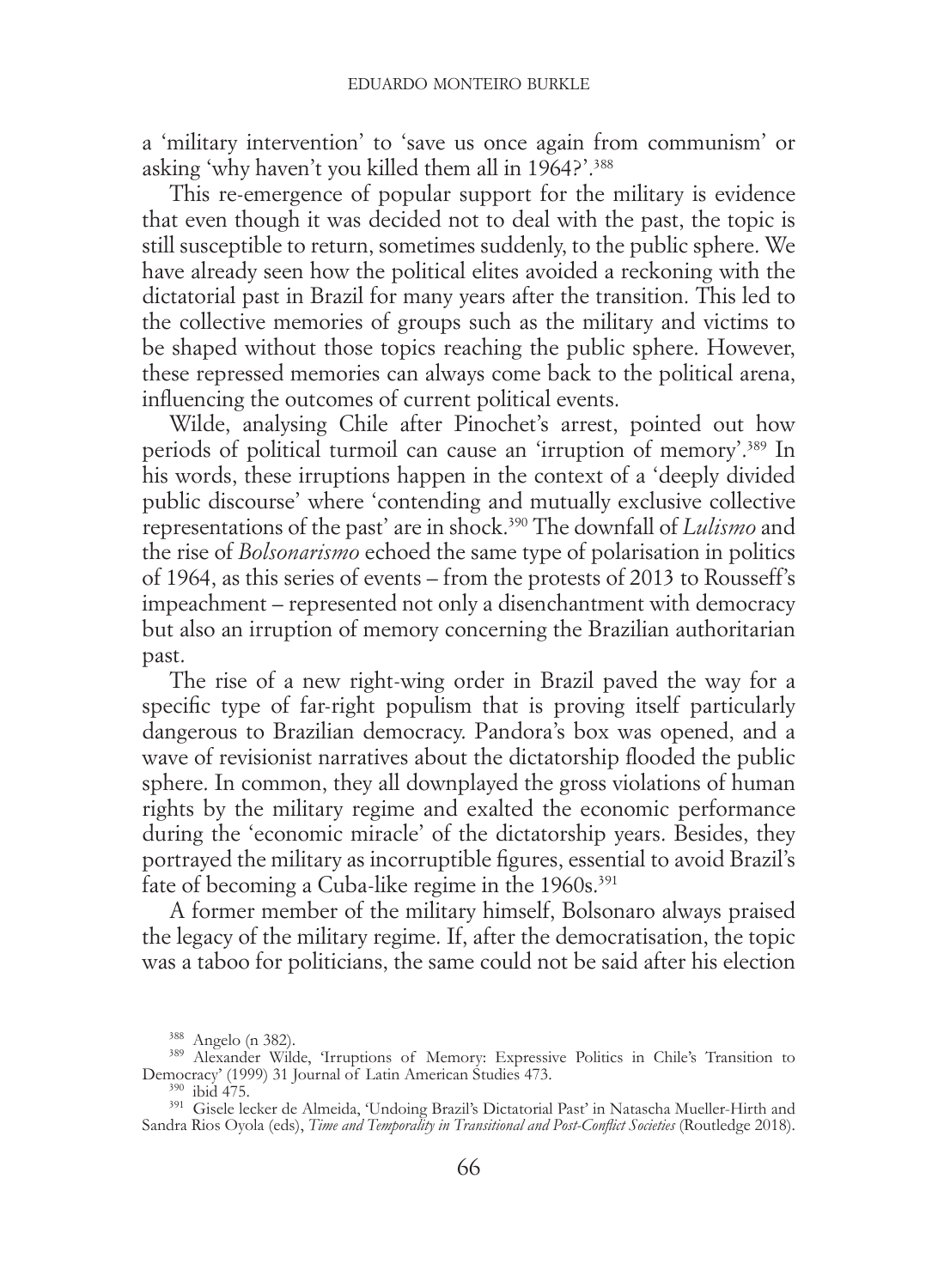a 'military intervention' to 'save us once again from communism' or asking 'why haven't you killed them all in 1964?'.[388]

This re-emergence of popular support for the military is evidence that even though it was decided not to deal with the past, the topic is still susceptible to return, sometimes suddenly, to the public sphere. We have already seen how the political elites avoided a reckoning with the dictatorial past in Brazil for many years after the transition. This led to the collective memories of groups such as the military and victims to be shaped without those topics reaching the public sphere. However, these repressed memories can always come back to the political arena, influencing the outcomes of current political events.

Wilde, analysing Chile after Pinochet's arrest, pointed out how periods of political turmoil can cause an 'irruption of memory'.[389] In his words, these irruptions happen in the context of a 'deeply divided public discourse' where 'contending and mutually exclusive collective representations of the past' are in shock.[390] The downfall of *Lulismo* and the rise of *Bolsonarismo* echoed the same type of polarisation in politics of 1964, as this series of events – from the protests of 2013 to Rousseff's impeachment – represented not only a disenchantment with democracy but also an irruption of memory concerning the Brazilian authoritarian past.

The rise of a new right-wing order in Brazil paved the way for a specific type of far-right populism that is proving itself particularly dangerous to Brazilian democracy. Pandora's box was opened, and a wave of revisionist narratives about the dictatorship flooded the public sphere. In common, they all downplayed the gross violations of human rights by the military regime and exalted the economic performance during the 'economic miracle' of the dictatorship years. Besides, they portrayed the military as incorruptible figures, essential to avoid Brazil's fate of becoming a Cuba-like regime in the 1960s.[391]

A former member of the military himself, Bolsonaro always praised the legacy of the military regime. If, after the democratisation, the topic was a taboo for politicians, the same could not be said after his election

[388] Angelo (n 382).

[389] Alexander Wilde, 'Irruptions of Memory: Expressive Politics in Chile's Transition to Democracy' (1999) 31 Journal of Latin American Studies 473.

[390] ibid 475.

[391] Gisele Iecker de Almeida, 'Undoing Brazil's Dictatorial Past' in Natascha Mueller-Hirth and Sandra Rios Oyola (eds), *Time and Temporality in Transitional and Post-Conflict Societies* (Routledge 2018).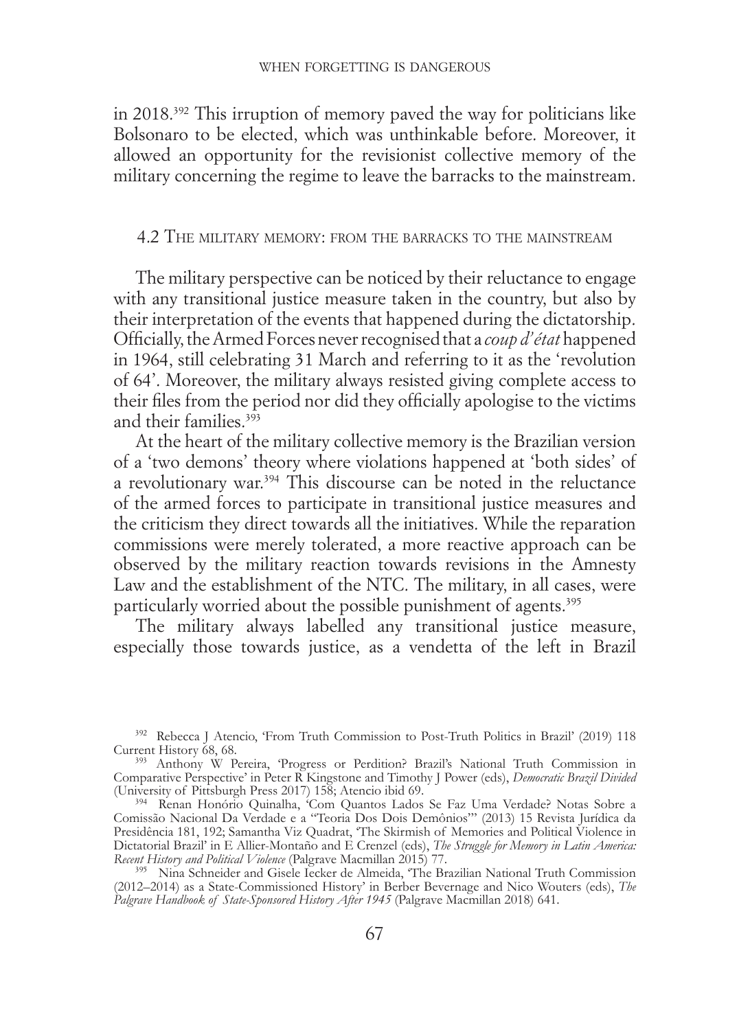in 2018.[392] This irruption of memory paved the way for politicians like Bolsonaro to be elected, which was unthinkable before. Moreover, it allowed an opportunity for the revisionist collective memory of the military concerning the regime to leave the barracks to the mainstream.

### 4.2 The military memory: from the barracks to the mainstream

The military perspective can be noticed by their reluctance to engage with any transitional justice measure taken in the country, but also by their interpretation of the events that happened during the dictatorship. Officially, the Armed Forces never recognised that a *coup d'état* happened in 1964, still celebrating 31 March and referring to it as the 'revolution of 64'. Moreover, the military always resisted giving complete access to their files from the period nor did they officially apologise to the victims and their families.[393]

At the heart of the military collective memory is the Brazilian version of a 'two demons' theory where violations happened at 'both sides' of a revolutionary war.[394] This discourse can be noted in the reluctance of the armed forces to participate in transitional justice measures and the criticism they direct towards all the initiatives. While the reparation commissions were merely tolerated, a more reactive approach can be observed by the military reaction towards revisions in the Amnesty Law and the establishment of the NTC. The military, in all cases, were particularly worried about the possible punishment of agents.[395]

The military always labelled any transitional justice measure, especially those towards justice, as a vendetta of the left in Brazil

---

[392] Rebecca J Atencio, 'From Truth Commission to Post-Truth Politics in Brazil' (2019) 118 Current History 68, 68.

[393] Anthony W Pereira, 'Progress or Perdition? Brazil's National Truth Commission in Comparative Perspective' in Peter R Kingstone and Timothy J Power (eds), *Democratic Brazil Divided* (University of Pittsburgh Press 2017) 158; Atencio ibid 69.

[394] Renan Honório Quinalha, 'Com Quantos Lados Se Faz Uma Verdade? Notas Sobre a Comissão Nacional Da Verdade e a "Teoria Dos Dois Demônios"' (2013) 15 Revista Jurídica da Presidência 181, 192; Samantha Viz Quadrat, 'The Skirmish of Memories and Political Violence in Dictatorial Brazil' in E Allier-Montaño and E Crenzel (eds), *The Struggle for Memory in Latin America: Recent History and Political Violence* (Palgrave Macmillan 2015) 77.

[395] Nina Schneider and Gisele Iecker de Almeida, 'The Brazilian National Truth Commission (2012–2014) as a State-Commissioned History' in Berber Bevernage and Nico Wouters (eds), *The Palgrave Handbook of State-Sponsored History After 1945* (Palgrave Macmillan 2018) 641.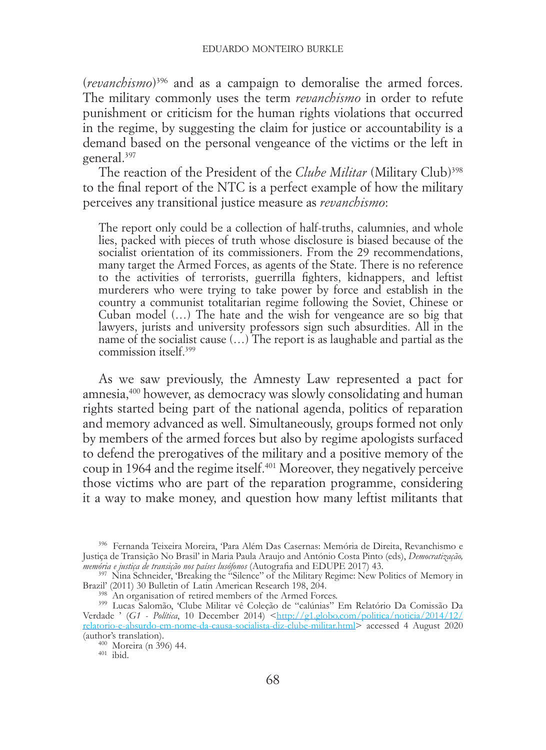(*revanchismo*)[396] and as a campaign to demoralise the armed forces. The military commonly uses the term *revanchismo* in order to refute punishment or criticism for the human rights violations that occurred in the regime, by suggesting the claim for justice or accountability is a demand based on the personal vengeance of the victims or the left in general.[397]

The reaction of the President of the *Clube Militar* (Military Club)[398] to the final report of the NTC is a perfect example of how the military perceives any transitional justice measure as *revanchismo*:

> The report only could be a collection of half-truths, calumnies, and whole lies, packed with pieces of truth whose disclosure is biased because of the socialist orientation of its commissioners. From the 29 recommendations, many target the Armed Forces, as agents of the State. There is no reference to the activities of terrorists, guerrilla fighters, kidnappers, and leftist murderers who were trying to take power by force and establish in the country a communist totalitarian regime following the Soviet, Chinese or Cuban model (…) The hate and the wish for vengeance are so big that lawyers, jurists and university professors sign such absurdities. All in the name of the socialist cause (…) The report is as laughable and partial as the commission itself.[399]

As we saw previously, the Amnesty Law represented a pact for amnesia,[400] however, as democracy was slowly consolidating and human rights started being part of the national agenda, politics of reparation and memory advanced as well. Simultaneously, groups formed not only by members of the armed forces but also by regime apologists surfaced to defend the prerogatives of the military and a positive memory of the coup in 1964 and the regime itself.[401] Moreover, they negatively perceive those victims who are part of the reparation programme, considering it a way to make money, and question how many leftist militants that

---

[396] Fernanda Teixeira Moreira, 'Para Além Das Casernas: Memória de Direita, Revanchismo e Justiça de Transição No Brasil' in Maria Paula Araujo and António Costa Pinto (eds), *Democratização, memória e justiça de transição nos países lusófonos* (Autografia and EDUPE 2017) 43.

[397] Nina Schneider, 'Breaking the "Silence" of the Military Regime: New Politics of Memory in Brazil' (2011) 30 Bulletin of Latin American Research 198, 204.

[398] An organisation of retired members of the Armed Forces.

[399] Lucas Salomão, 'Clube Militar vê Coleção de "calúnias" Em Relatório Da Comissão Da Verdade ' (*G1 - Política*, 10 December 2014) <http://g1.globo.com/politica/noticia/2014/12/relatorio-e-absurdo-em-nome-da-causa-socialista-diz-clube-militar.html> accessed 4 August 2020 (author's translation).

[400] Moreira (n 396) 44.

[401] ibid.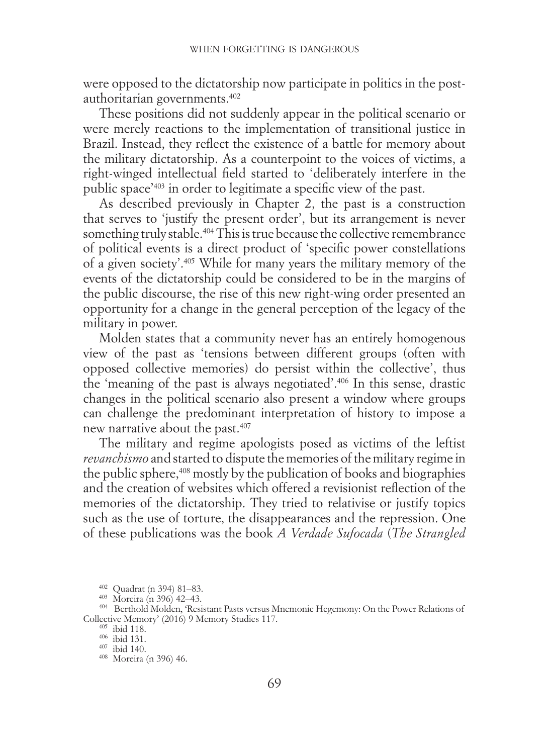were opposed to the dictatorship now participate in politics in the post-authoritarian governments.[402]

These positions did not suddenly appear in the political scenario or were merely reactions to the implementation of transitional justice in Brazil. Instead, they reflect the existence of a battle for memory about the military dictatorship. As a counterpoint to the voices of victims, a right-winged intellectual field started to 'deliberately interfere in the public space'[403] in order to legitimate a specific view of the past.

As described previously in Chapter 2, the past is a construction that serves to 'justify the present order', but its arrangement is never something truly stable.[404] This is true because the collective remembrance of political events is a direct product of 'specific power constellations of a given society'.[405] While for many years the military memory of the events of the dictatorship could be considered to be in the margins of the public discourse, the rise of this new right-wing order presented an opportunity for a change in the general perception of the legacy of the military in power.

Molden states that a community never has an entirely homogenous view of the past as 'tensions between different groups (often with opposed collective memories) do persist within the collective', thus the 'meaning of the past is always negotiated'.[406] In this sense, drastic changes in the political scenario also present a window where groups can challenge the predominant interpretation of history to impose a new narrative about the past.[407]

The military and regime apologists posed as victims of the leftist *revanchismo* and started to dispute the memories of the military regime in the public sphere,[408] mostly by the publication of books and biographies and the creation of websites which offered a revisionist reflection of the memories of the dictatorship. They tried to relativise or justify topics such as the use of torture, the disappearances and the repression. One of these publications was the book *A Verdade Sufocada* (*The Strangled*

---

[402] Quadrat (n 394) 81–83.

[403] Moreira (n 396) 42–43.

[404] Berthold Molden, 'Resistant Pasts versus Mnemonic Hegemony: On the Power Relations of Collective Memory' (2016) 9 Memory Studies 117.

[405] ibid 118.

[406] ibid 131.

[407] ibid 140.

[408] Moreira (n 396) 46.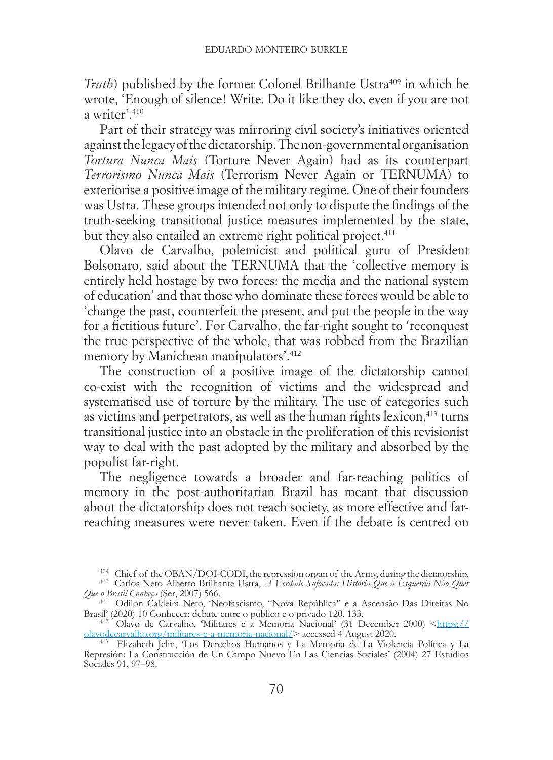*Truth*) published by the former Colonel Brilhante Ustra[409] in which he wrote, 'Enough of silence! Write. Do it like they do, even if you are not a writer'.[410]

Part of their strategy was mirroring civil society's initiatives oriented against the legacy of the dictatorship. The non-governmental organisation *Tortura Nunca Mais* (Torture Never Again) had as its counterpart *Terrorismo Nunca Mais* (Terrorism Never Again or TERNUMA) to exteriorise a positive image of the military regime. One of their founders was Ustra. These groups intended not only to dispute the findings of the truth-seeking transitional justice measures implemented by the state, but they also entailed an extreme right political project.[411]

Olavo de Carvalho, polemicist and political guru of President Bolsonaro, said about the TERNUMA that the 'collective memory is entirely held hostage by two forces: the media and the national system of education' and that those who dominate these forces would be able to 'change the past, counterfeit the present, and put the people in the way for a fictitious future'. For Carvalho, the far-right sought to 'reconquest the true perspective of the whole, that was robbed from the Brazilian memory by Manichean manipulators'.[412]

The construction of a positive image of the dictatorship cannot co-exist with the recognition of victims and the widespread and systematised use of torture by the military. The use of categories such as victims and perpetrators, as well as the human rights lexicon,[413] turns transitional justice into an obstacle in the proliferation of this revisionist way to deal with the past adopted by the military and absorbed by the populist far-right.

The negligence towards a broader and far-reaching politics of memory in the post-authoritarian Brazil has meant that discussion about the dictatorship does not reach society, as more effective and far-reaching measures were never taken. Even if the debate is centred on

---

[409] Chief of the OBAN/DOI-CODI, the repression organ of the Army, during the dictatorship.

[410] Carlos Neto Alberto Brilhante Ustra, *A Verdade Sufocada: História Que a Esquerda Não Quer Que o Brasil Conheça* (Ser, 2007) 566.

[411] Odilon Caldeira Neto, 'Neofascismo, "Nova República" e a Ascensão Das Direitas No Brasil' (2020) 10 Conhecer: debate entre o público e o privado 120, 133.

[412] Olavo de Carvalho, 'Militares e a Memória Nacional' (31 December 2000) <https://olavodecarvalho.org/militares-e-a-memoria-nacional/> accessed 4 August 2020.

[413] Elizabeth Jelin, 'Los Derechos Humanos y La Memoria de La Violencia Política y La Represión: La Construcción de Un Campo Nuevo En Las Ciencias Sociales' (2004) 27 Estudios Sociales 91, 97–98.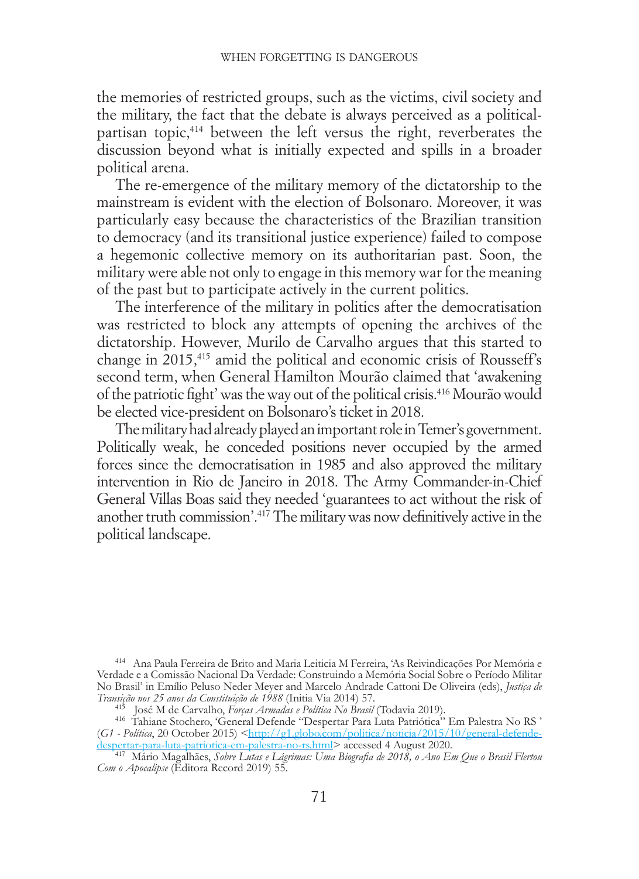the memories of restricted groups, such as the victims, civil society and the military, the fact that the debate is always perceived as a political-partisan topic,[414] between the left versus the right, reverberates the discussion beyond what is initially expected and spills in a broader political arena.

The re-emergence of the military memory of the dictatorship to the mainstream is evident with the election of Bolsonaro. Moreover, it was particularly easy because the characteristics of the Brazilian transition to democracy (and its transitional justice experience) failed to compose a hegemonic collective memory on its authoritarian past. Soon, the military were able not only to engage in this memory war for the meaning of the past but to participate actively in the current politics.

The interference of the military in politics after the democratisation was restricted to block any attempts of opening the archives of the dictatorship. However, Murilo de Carvalho argues that this started to change in 2015,[415] amid the political and economic crisis of Rousseff's second term, when General Hamilton Mourão claimed that 'awakening of the patriotic fight' was the way out of the political crisis.[416] Mourão would be elected vice-president on Bolsonaro's ticket in 2018.

The military had already played an important role in Temer's government. Politically weak, he conceded positions never occupied by the armed forces since the democratisation in 1985 and also approved the military intervention in Rio de Janeiro in 2018. The Army Commander-in-Chief General Villas Boas said they needed 'guarantees to act without the risk of another truth commission'.[417] The military was now definitively active in the political landscape.

---

[414] Ana Paula Ferreira de Brito and Maria Leiticia M Ferreira, 'As Reivindicações Por Memória e Verdade e a Comissão Nacional Da Verdade: Construindo a Memória Social Sobre o Período Militar No Brasil' in Emílio Peluso Neder Meyer and Marcelo Andrade Cattoni De Oliveira (eds), *Justiça de Transição nos 25 anos da Constituição de 1988* (Initia Via 2014) 57.

[415] José M de Carvalho, *Forças Armadas e Política No Brasil* (Todavia 2019).

[416] Tahiane Stochero, 'General Defende "Despertar Para Luta Patriótica" Em Palestra No RS ' (*G1 - Política*, 20 October 2015) <http://g1.globo.com/politica/noticia/2015/10/general-defende-despertar-para-luta-patriotica-em-palestra-no-rs.html> accessed 4 August 2020.

[417] Mário Magalhães, *Sobre Lutas e Lágrimas: Uma Biografia de 2018, o Ano Em Que o Brasil Flertou Com o Apocalipse* (Editora Record 2019) 55.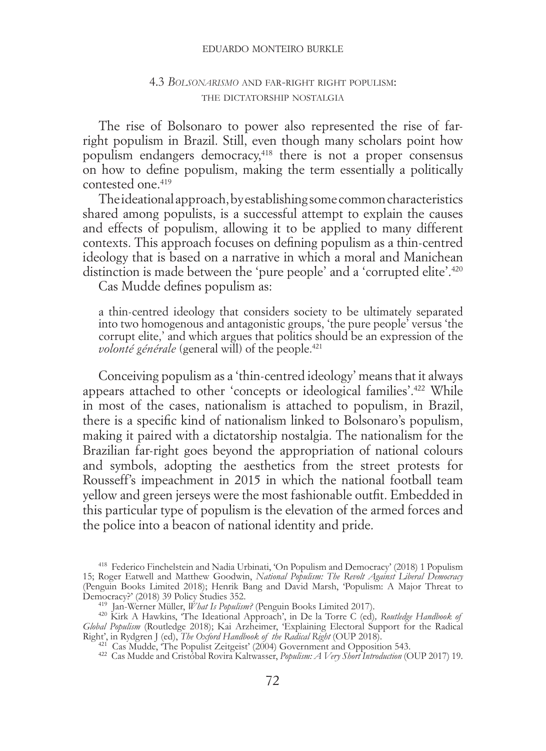### 4.3 *Bolsonarismo* and far-right right populism: the dictatorship nostalgia

The rise of Bolsonaro to power also represented the rise of far-right populism in Brazil. Still, even though many scholars point how populism endangers democracy,[418] there is not a proper consensus on how to define populism, making the term essentially a politically contested one.[419]

The ideational approach, by establishing some common characteristics shared among populists, is a successful attempt to explain the causes and effects of populism, allowing it to be applied to many different contexts. This approach focuses on defining populism as a thin-centred ideology that is based on a narrative in which a moral and Manichean distinction is made between the 'pure people' and a 'corrupted elite'.[420]

Cas Mudde defines populism as:

> a thin-centred ideology that considers society to be ultimately separated into two homogenous and antagonistic groups, 'the pure people' versus 'the corrupt elite,' and which argues that politics should be an expression of the *volonté générale* (general will) of the people.[421]

Conceiving populism as a 'thin-centred ideology' means that it always appears attached to other 'concepts or ideological families'.[422] While in most of the cases, nationalism is attached to populism, in Brazil, there is a specific kind of nationalism linked to Bolsonaro's populism, making it paired with a dictatorship nostalgia. The nationalism for the Brazilian far-right goes beyond the appropriation of national colours and symbols, adopting the aesthetics from the street protests for Rousseff's impeachment in 2015 in which the national football team yellow and green jerseys were the most fashionable outfit. Embedded in this particular type of populism is the elevation of the armed forces and the police into a beacon of national identity and pride.

---

[418] Federico Finchelstein and Nadia Urbinati, 'On Populism and Democracy' (2018) 1 Populism 15; Roger Eatwell and Matthew Goodwin, *National Populism: The Revolt Against Liberal Democracy* (Penguin Books Limited 2018); Henrik Bang and David Marsh, 'Populism: A Major Threat to Democracy?' (2018) 39 Policy Studies 352.

[419] Jan-Werner Müller, *What Is Populism?* (Penguin Books Limited 2017).

[420] Kirk A Hawkins, 'The Ideational Approach', in De la Torre C (ed), *Routledge Handbook of Global Populism* (Routledge 2018); Kai Arzheimer, 'Explaining Electoral Support for the Radical Right', in Rydgren J (ed), *The Oxford Handbook of the Radical Right* (OUP 2018).

[421] Cas Mudde, 'The Populist Zeitgeist' (2004) Government and Opposition 543.

[422] Cas Mudde and Cristóbal Rovira Kaltwasser, *Populism: A Very Short Introduction* (OUP 2017) 19.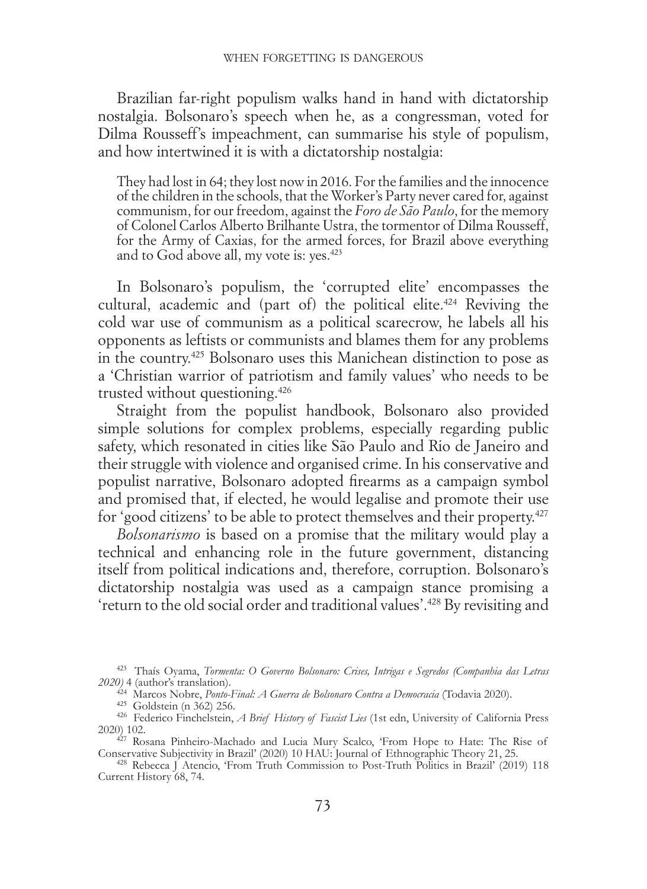Brazilian far-right populism walks hand in hand with dictatorship nostalgia. Bolsonaro's speech when he, as a congressman, voted for Dilma Rousseff's impeachment, can summarise his style of populism, and how intertwined it is with a dictatorship nostalgia:

> They had lost in 64; they lost now in 2016. For the families and the innocence of the children in the schools, that the Worker's Party never cared for, against communism, for our freedom, against the *Foro de São Paulo*, for the memory of Colonel Carlos Alberto Brilhante Ustra, the tormentor of Dilma Rousseff, for the Army of Caxias, for the armed forces, for Brazil above everything and to God above all, my vote is: yes.[423]

In Bolsonaro's populism, the 'corrupted elite' encompasses the cultural, academic and (part of) the political elite.[424] Reviving the cold war use of communism as a political scarecrow, he labels all his opponents as leftists or communists and blames them for any problems in the country.[425] Bolsonaro uses this Manichean distinction to pose as a 'Christian warrior of patriotism and family values' who needs to be trusted without questioning.[426]

Straight from the populist handbook, Bolsonaro also provided simple solutions for complex problems, especially regarding public safety, which resonated in cities like São Paulo and Rio de Janeiro and their struggle with violence and organised crime. In his conservative and populist narrative, Bolsonaro adopted firearms as a campaign symbol and promised that, if elected, he would legalise and promote their use for 'good citizens' to be able to protect themselves and their property.[427]

*Bolsonarismo* is based on a promise that the military would play a technical and enhancing role in the future government, distancing itself from political indications and, therefore, corruption. Bolsonaro's dictatorship nostalgia was used as a campaign stance promising a 'return to the old social order and traditional values'.[428] By revisiting and

---

[423] Thaís Oyama, *Tormenta: O Governo Bolsonaro: Crises, Intrigas e Segredos (Companhia das Letras 2020)* 4 (author's translation).

[424] Marcos Nobre, *Ponto-Final: A Guerra de Bolsonaro Contra a Democracia* (Todavia 2020).

[425] Goldstein (n 362) 256.

[426] Federico Finchelstein, *A Brief History of Fascist Lies* (1st edn, University of California Press 2020) 102.

[427] Rosana Pinheiro-Machado and Lucia Mury Scalco, 'From Hope to Hate: The Rise of Conservative Subjectivity in Brazil' (2020) 10 HAU: Journal of Ethnographic Theory 21, 25.

[428] Rebecca J Atencio, 'From Truth Commission to Post-Truth Politics in Brazil' (2019) 118 Current History 68, 74.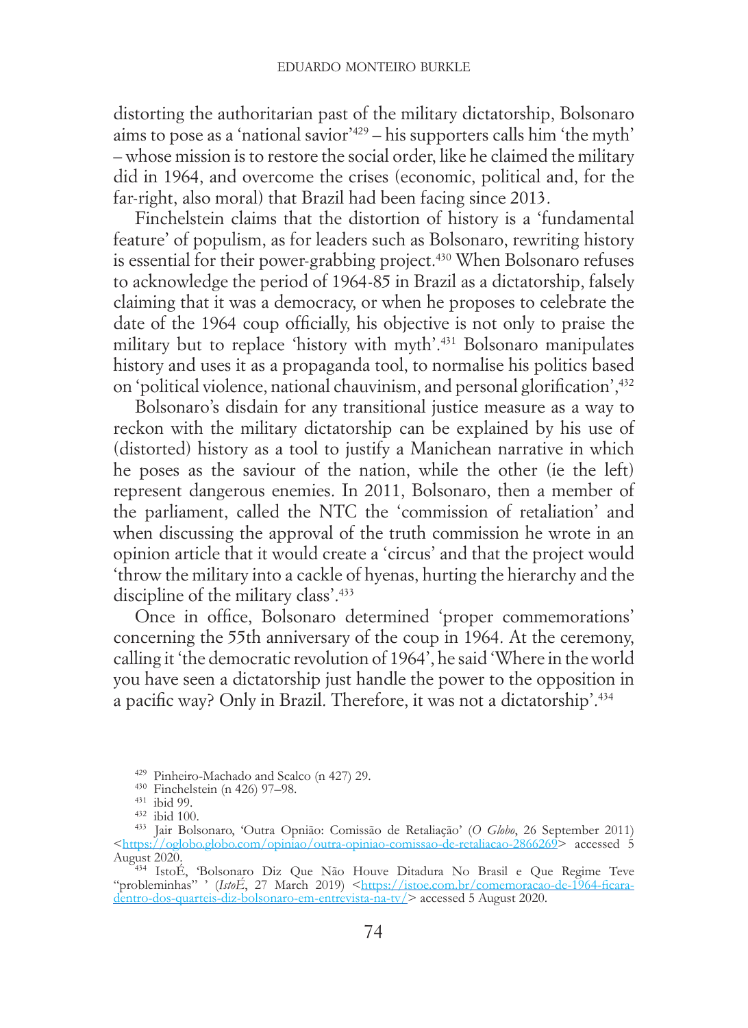distorting the authoritarian past of the military dictatorship, Bolsonaro aims to pose as a 'national savior'[429] – his supporters calls him 'the myth' – whose mission is to restore the social order, like he claimed the military did in 1964, and overcome the crises (economic, political and, for the far-right, also moral) that Brazil had been facing since 2013.

Finchelstein claims that the distortion of history is a 'fundamental feature' of populism, as for leaders such as Bolsonaro, rewriting history is essential for their power-grabbing project.[430] When Bolsonaro refuses to acknowledge the period of 1964-85 in Brazil as a dictatorship, falsely claiming that it was a democracy, or when he proposes to celebrate the date of the 1964 coup officially, his objective is not only to praise the military but to replace 'history with myth'.[431] Bolsonaro manipulates history and uses it as a propaganda tool, to normalise his politics based on 'political violence, national chauvinism, and personal glorification',[432]

Bolsonaro's disdain for any transitional justice measure as a way to reckon with the military dictatorship can be explained by his use of (distorted) history as a tool to justify a Manichean narrative in which he poses as the saviour of the nation, while the other (ie the left) represent dangerous enemies. In 2011, Bolsonaro, then a member of the parliament, called the NTC the 'commission of retaliation' and when discussing the approval of the truth commission he wrote in an opinion article that it would create a 'circus' and that the project would 'throw the military into a cackle of hyenas, hurting the hierarchy and the discipline of the military class'.[433]

Once in office, Bolsonaro determined 'proper commemorations' concerning the 55th anniversary of the coup in 1964. At the ceremony, calling it 'the democratic revolution of 1964', he said 'Where in the world you have seen a dictatorship just handle the power to the opposition in a pacific way? Only in Brazil. Therefore, it was not a dictatorship'.[434]

---

[429] Pinheiro-Machado and Scalco (n 427) 29.

[430] Finchelstein (n 426) 97–98.

[431] ibid 99.

[432] ibid 100.

[433] Jair Bolsonaro, 'Outra Opnião: Comissão de Retaliação' (*O Globo*, 26 September 2011) <https://oglobo.globo.com/opiniao/outra-opiniao-comissao-de-retaliacao-2866269> accessed 5 August 2020.

[434] IstoÉ, 'Bolsonaro Diz Que Não Houve Ditadura No Brasil e Que Regime Teve "probleminhas" ' (*IstoÉ*, 27 March 2019) <https://istoe.com.br/comemoracao-de-1964-ficara-dentro-dos-quarteis-diz-bolsonaro-em-entrevista-na-tv/> accessed 5 August 2020.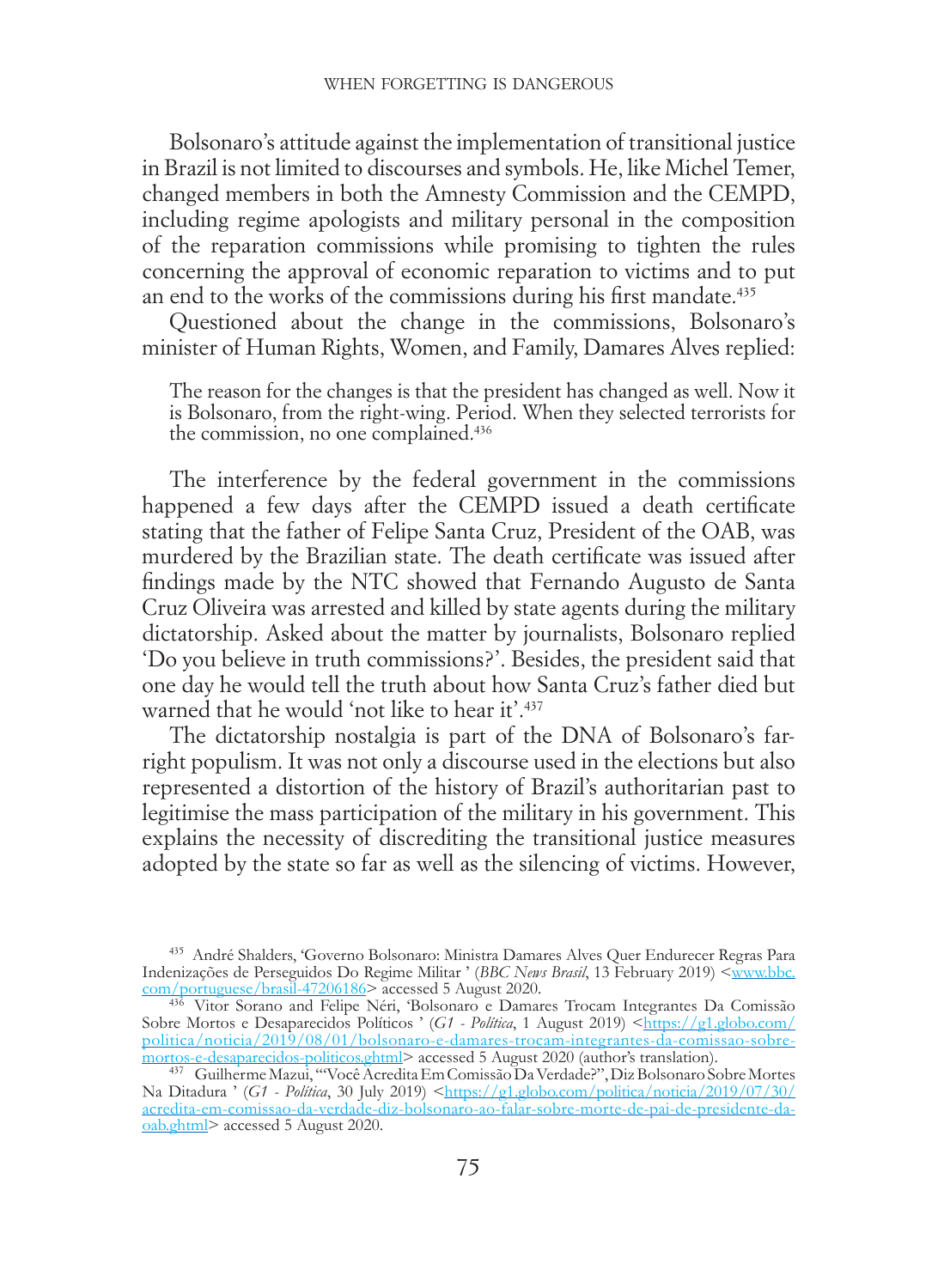Bolsonaro's attitude against the implementation of transitional justice in Brazil is not limited to discourses and symbols. He, like Michel Temer, changed members in both the Amnesty Commission and the CEMPD, including regime apologists and military personal in the composition of the reparation commissions while promising to tighten the rules concerning the approval of economic reparation to victims and to put an end to the works of the commissions during his first mandate.[435]

Questioned about the change in the commissions, Bolsonaro's minister of Human Rights, Women, and Family, Damares Alves replied:

> The reason for the changes is that the president has changed as well. Now it is Bolsonaro, from the right-wing. Period. When they selected terrorists for the commission, no one complained.[436]

The interference by the federal government in the commissions happened a few days after the CEMPD issued a death certificate stating that the father of Felipe Santa Cruz, President of the OAB, was murdered by the Brazilian state. The death certificate was issued after findings made by the NTC showed that Fernando Augusto de Santa Cruz Oliveira was arrested and killed by state agents during the military dictatorship. Asked about the matter by journalists, Bolsonaro replied 'Do you believe in truth commissions?'. Besides, the president said that one day he would tell the truth about how Santa Cruz's father died but warned that he would 'not like to hear it'.[437]

The dictatorship nostalgia is part of the DNA of Bolsonaro's far-right populism. It was not only a discourse used in the elections but also represented a distortion of the history of Brazil's authoritarian past to legitimise the mass participation of the military in his government. This explains the necessity of discrediting the transitional justice measures adopted by the state so far as well as the silencing of victims. However,

---

[435] André Shalders, 'Governo Bolsonaro: Ministra Damares Alves Quer Endurecer Regras Para Indenizações de Perseguidos Do Regime Militar ' (*BBC News Brasil*, 13 February 2019) <www.bbc.com/portuguese/brasil-47206186> accessed 5 August 2020.

[436] Vitor Sorano and Felipe Néri, 'Bolsonaro e Damares Trocam Integrantes Da Comissão Sobre Mortos e Desaparecidos Políticos ' (*G1 - Política*, 1 August 2019) <https://g1.globo.com/politica/noticia/2019/08/01/bolsonaro-e-damares-trocam-integrantes-da-comissao-sobre-mortos-e-desaparecidos-politicos.ghtml> accessed 5 August 2020 (author's translation).

[437] Guilherme Mazui, '"Você Acredita Em Comissão Da Verdade?", Diz Bolsonaro Sobre Mortes Na Ditadura ' (*G1 - Política*, 30 July 2019) <https://g1.globo.com/politica/noticia/2019/07/30/acredita-em-comissao-da-verdade-diz-bolsonaro-ao-falar-sobre-morte-de-pai-de-presidente-da-oab.ghtml> accessed 5 August 2020.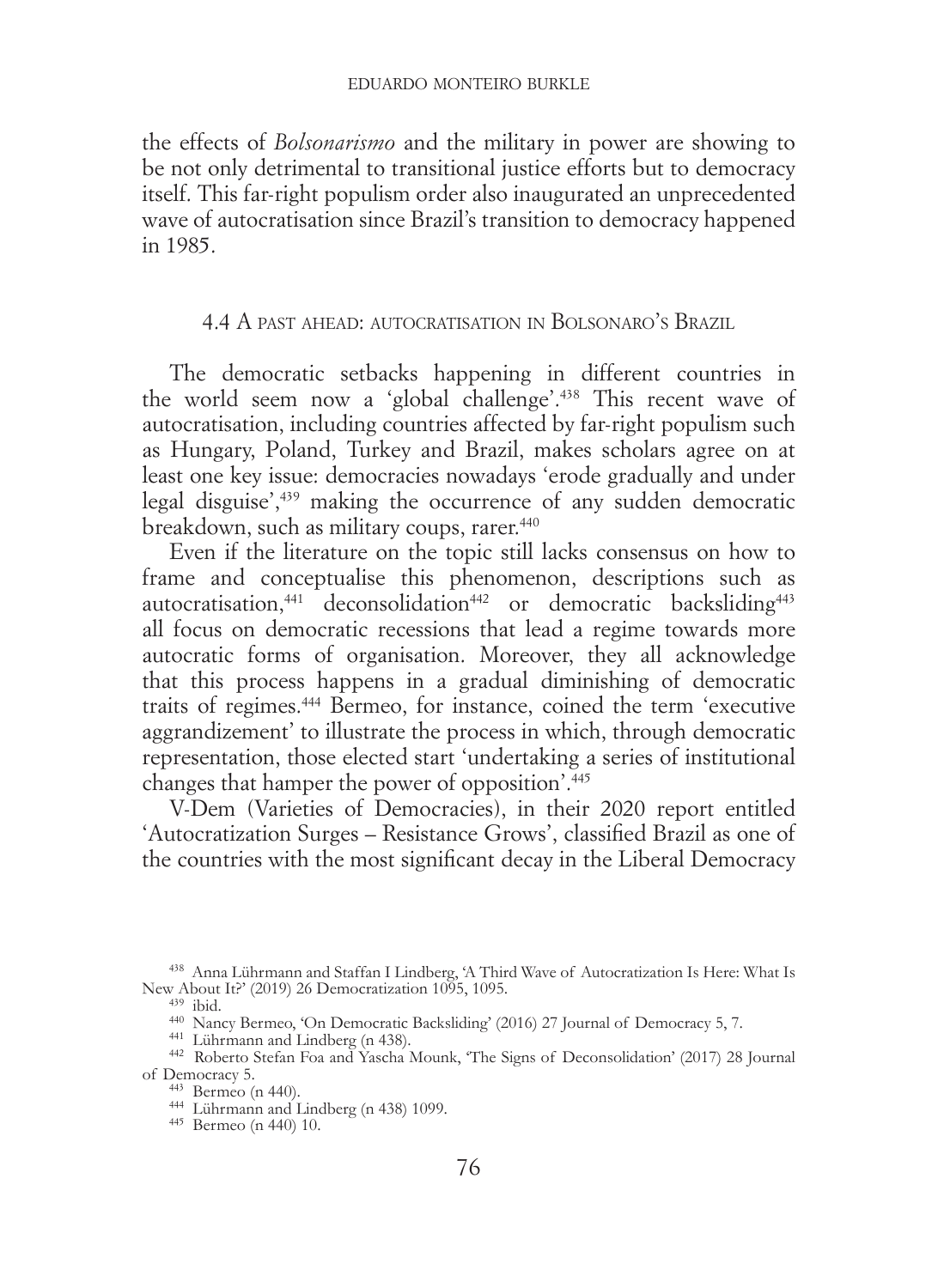the effects of *Bolsonarismo* and the military in power are showing to be not only detrimental to transitional justice efforts but to democracy itself. This far-right populism order also inaugurated an unprecedented wave of autocratisation since Brazil's transition to democracy happened in 1985.

### 4.4 A past ahead: autocratisation in Bolsonaro's Brazil

The democratic setbacks happening in different countries in the world seem now a 'global challenge'.[438] This recent wave of autocratisation, including countries affected by far-right populism such as Hungary, Poland, Turkey and Brazil, makes scholars agree on at least one key issue: democracies nowadays 'erode gradually and under legal disguise',[439] making the occurrence of any sudden democratic breakdown, such as military coups, rarer.[440]

Even if the literature on the topic still lacks consensus on how to frame and conceptualise this phenomenon, descriptions such as autocratisation,[441] deconsolidation[442] or democratic backsliding[443] all focus on democratic recessions that lead a regime towards more autocratic forms of organisation. Moreover, they all acknowledge that this process happens in a gradual diminishing of democratic traits of regimes.[444] Bermeo, for instance, coined the term 'executive aggrandizement' to illustrate the process in which, through democratic representation, those elected start 'undertaking a series of institutional changes that hamper the power of opposition'.[445]

V-Dem (Varieties of Democracies), in their 2020 report entitled 'Autocratization Surges – Resistance Grows', classified Brazil as one of the countries with the most significant decay in the Liberal Democracy

---

[438] Anna Lührmann and Staffan I Lindberg, 'A Third Wave of Autocratization Is Here: What Is New About It?' (2019) 26 Democratization 1095, 1095.

[439] ibid.

[440] Nancy Bermeo, 'On Democratic Backsliding' (2016) 27 Journal of Democracy 5, 7.

[441] Lührmann and Lindberg (n 438).

[442] Roberto Stefan Foa and Yascha Mounk, 'The Signs of Deconsolidation' (2017) 28 Journal of Democracy 5.

[443] Bermeo (n 440).

[444] Lührmann and Lindberg (n 438) 1099.

[445] Bermeo (n 440) 10.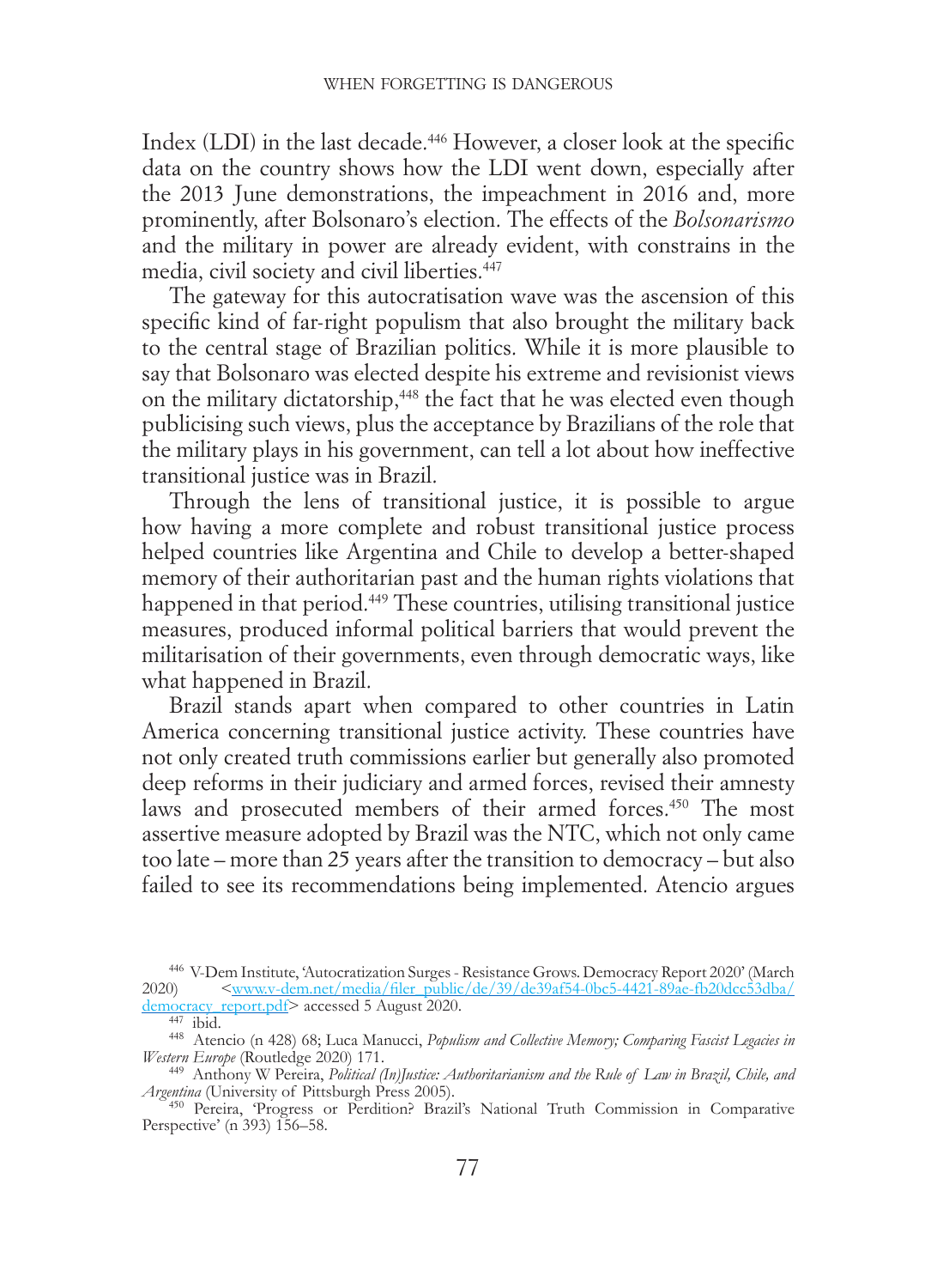Index (LDI) in the last decade.[446] However, a closer look at the specific data on the country shows how the LDI went down, especially after the 2013 June demonstrations, the impeachment in 2016 and, more prominently, after Bolsonaro's election. The effects of the *Bolsonarismo* and the military in power are already evident, with constrains in the media, civil society and civil liberties.[447]

The gateway for this autocratisation wave was the ascension of this specific kind of far-right populism that also brought the military back to the central stage of Brazilian politics. While it is more plausible to say that Bolsonaro was elected despite his extreme and revisionist views on the military dictatorship,[448] the fact that he was elected even though publicising such views, plus the acceptance by Brazilians of the role that the military plays in his government, can tell a lot about how ineffective transitional justice was in Brazil.

Through the lens of transitional justice, it is possible to argue how having a more complete and robust transitional justice process helped countries like Argentina and Chile to develop a better-shaped memory of their authoritarian past and the human rights violations that happened in that period.[449] These countries, utilising transitional justice measures, produced informal political barriers that would prevent the militarisation of their governments, even through democratic ways, like what happened in Brazil.

Brazil stands apart when compared to other countries in Latin America concerning transitional justice activity. These countries have not only created truth commissions earlier but generally also promoted deep reforms in their judiciary and armed forces, revised their amnesty laws and prosecuted members of their armed forces.[450] The most assertive measure adopted by Brazil was the NTC, which not only came too late – more than 25 years after the transition to democracy – but also failed to see its recommendations being implemented. Atencio argues

[446] V-Dem Institute, 'Autocratization Surges - Resistance Grows. Democracy Report 2020' (March 2020) <www.v-dem.net/media/filer_public/de/39/de39af54-0bc5-4421-89ae-fb20dcc53dba/democracy_report.pdf> accessed 5 August 2020.

[447] ibid.

[448] Atencio (n 428) 68; Luca Manucci, *Populism and Collective Memory; Comparing Fascist Legacies in Western Europe* (Routledge 2020) 171.

[449] Anthony W Pereira, *Political (In)Justice: Authoritarianism and the Rule of Law in Brazil, Chile, and Argentina* (University of Pittsburgh Press 2005).

[450] Pereira, 'Progress or Perdition? Brazil's National Truth Commission in Comparative Perspective' (n 393) 156–58.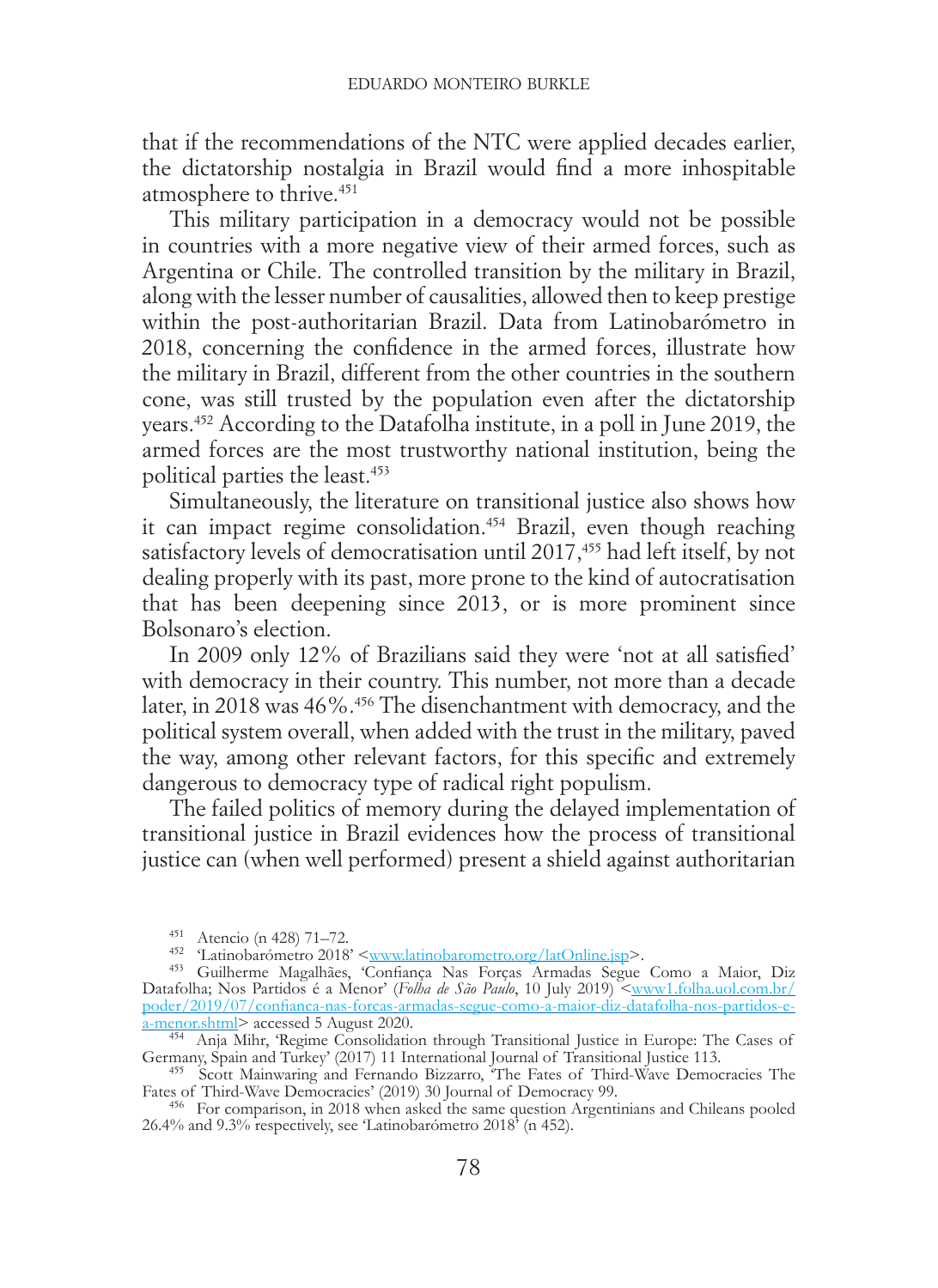that if the recommendations of the NTC were applied decades earlier, the dictatorship nostalgia in Brazil would find a more inhospitable atmosphere to thrive.[451]

This military participation in a democracy would not be possible in countries with a more negative view of their armed forces, such as Argentina or Chile. The controlled transition by the military in Brazil, along with the lesser number of causalities, allowed then to keep prestige within the post-authoritarian Brazil. Data from Latinobarómetro in 2018, concerning the confidence in the armed forces, illustrate how the military in Brazil, different from the other countries in the southern cone, was still trusted by the population even after the dictatorship years.[452] According to the Datafolha institute, in a poll in June 2019, the armed forces are the most trustworthy national institution, being the political parties the least.[453]

Simultaneously, the literature on transitional justice also shows how it can impact regime consolidation.[454] Brazil, even though reaching satisfactory levels of democratisation until 2017,[455] had left itself, by not dealing properly with its past, more prone to the kind of autocratisation that has been deepening since 2013, or is more prominent since Bolsonaro's election.

In 2009 only 12% of Brazilians said they were 'not at all satisfied' with democracy in their country. This number, not more than a decade later, in 2018 was 46%.[456] The disenchantment with democracy, and the political system overall, when added with the trust in the military, paved the way, among other relevant factors, for this specific and extremely dangerous to democracy type of radical right populism.

The failed politics of memory during the delayed implementation of transitional justice in Brazil evidences how the process of transitional justice can (when well performed) present a shield against authoritarian

---

[451] Atencio (n 428) 71–72.

[452] 'Latinobarómetro 2018' <www.latinobarometro.org/latOnline.jsp>.

[453] Guilherme Magalhães, 'Confiança Nas Forças Armadas Segue Como a Maior, Diz Datafolha; Nos Partidos é a Menor' (*Folha de São Paulo*, 10 July 2019) <www1.folha.uol.com.br/poder/2019/07/confianca-nas-forcas-armadas-segue-como-a-maior-diz-datafolha-nos-partidos-e-a-menor.shtml> accessed 5 August 2020.

[454] Anja Mihr, 'Regime Consolidation through Transitional Justice in Europe: The Cases of Germany, Spain and Turkey' (2017) 11 International Journal of Transitional Justice 113.

[455] Scott Mainwaring and Fernando Bizzarro, 'The Fates of Third-Wave Democracies The Fates of Third-Wave Democracies' (2019) 30 Journal of Democracy 99.

[456] For comparison, in 2018 when asked the same question Argentinians and Chileans pooled 26.4% and 9.3% respectively, see 'Latinobarómetro 2018' (n 452).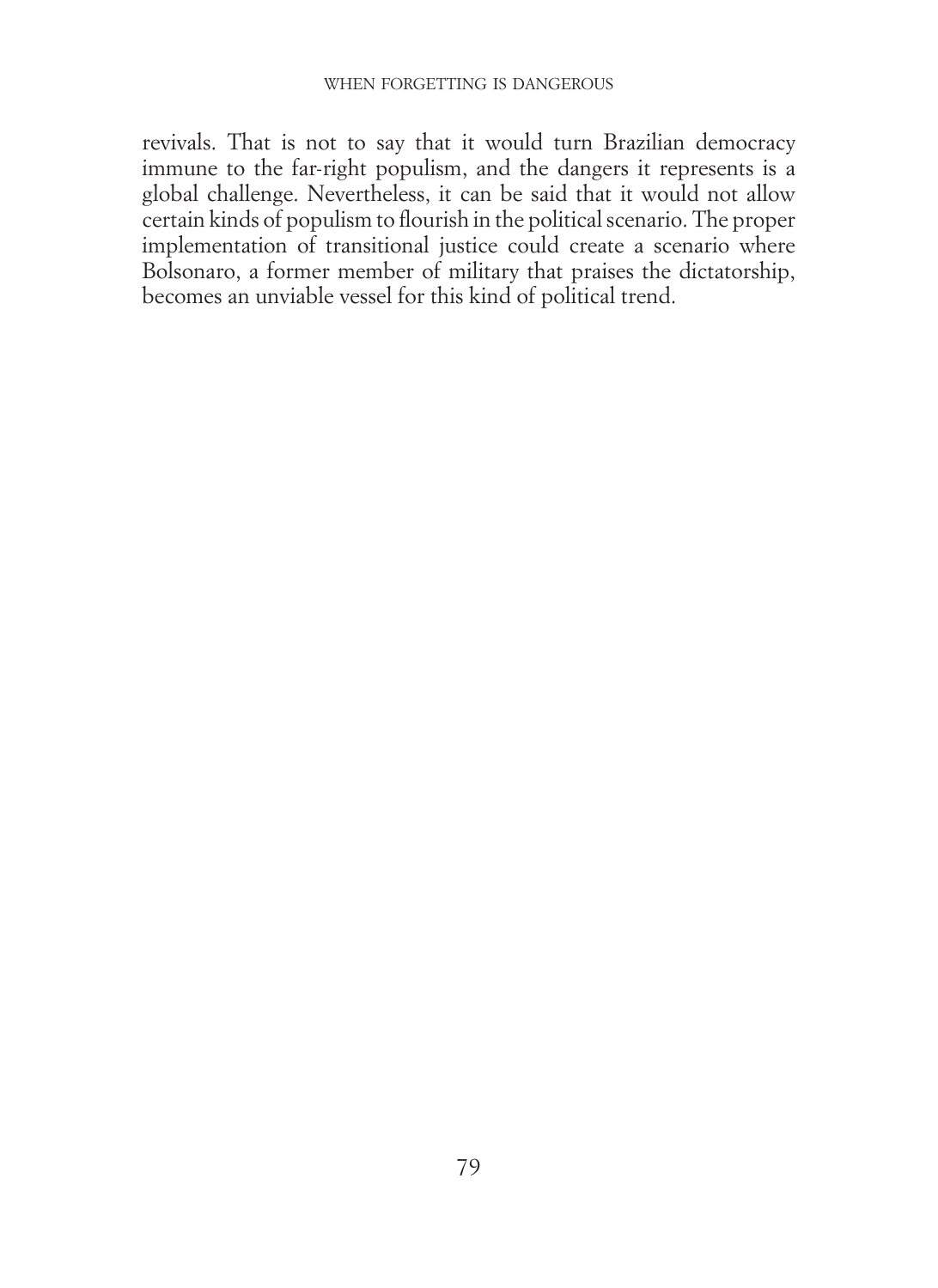revivals. That is not to say that it would turn Brazilian democracy immune to the far-right populism, and the dangers it represents is a global challenge. Nevertheless, it can be said that it would not allow certain kinds of populism to flourish in the political scenario. The proper implementation of transitional justice could create a scenario where Bolsonaro, a former member of military that praises the dictatorship, becomes an unviable vessel for this kind of political trend.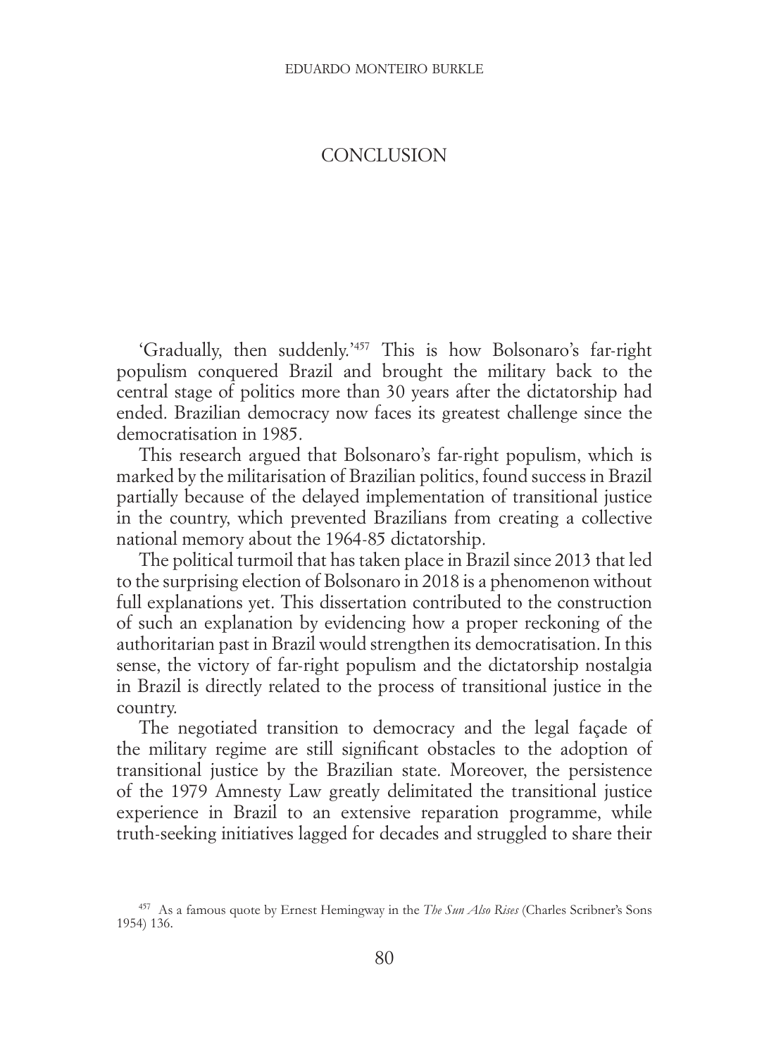# CONCLUSION

'Gradually, then suddenly.'[457] This is how Bolsonaro's far-right populism conquered Brazil and brought the military back to the central stage of politics more than 30 years after the dictatorship had ended. Brazilian democracy now faces its greatest challenge since the democratisation in 1985.

This research argued that Bolsonaro's far-right populism, which is marked by the militarisation of Brazilian politics, found success in Brazil partially because of the delayed implementation of transitional justice in the country, which prevented Brazilians from creating a collective national memory about the 1964-85 dictatorship.

The political turmoil that has taken place in Brazil since 2013 that led to the surprising election of Bolsonaro in 2018 is a phenomenon without full explanations yet. This dissertation contributed to the construction of such an explanation by evidencing how a proper reckoning of the authoritarian past in Brazil would strengthen its democratisation. In this sense, the victory of far-right populism and the dictatorship nostalgia in Brazil is directly related to the process of transitional justice in the country.

The negotiated transition to democracy and the legal façade of the military regime are still significant obstacles to the adoption of transitional justice by the Brazilian state. Moreover, the persistence of the 1979 Amnesty Law greatly delimitated the transitional justice experience in Brazil to an extensive reparation programme, while truth-seeking initiatives lagged for decades and struggled to share their

[457] As a famous quote by Ernest Hemingway in the *The Sun Also Rises* (Charles Scribner's Sons 1954) 136.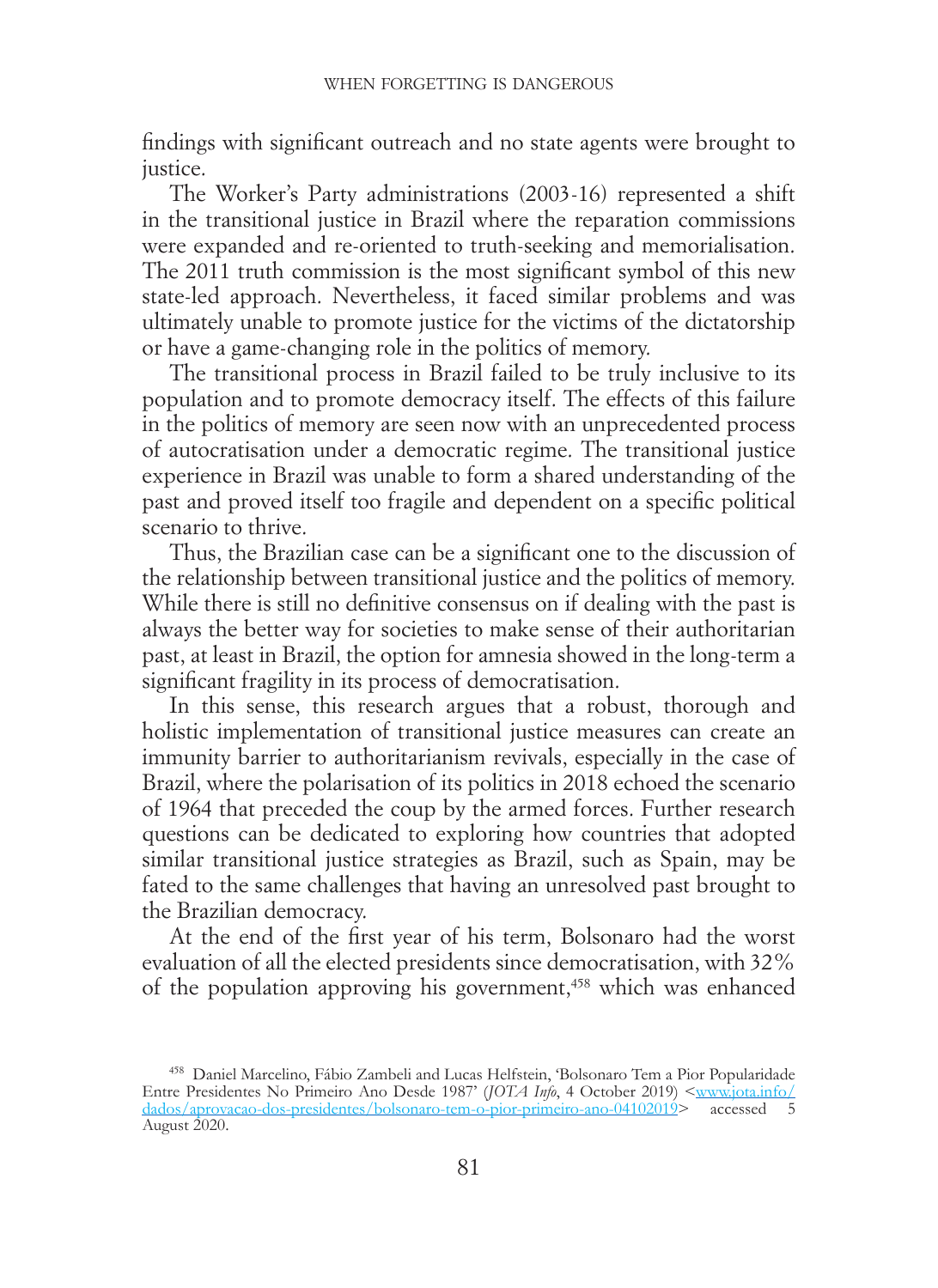findings with significant outreach and no state agents were brought to justice.

The Worker's Party administrations (2003-16) represented a shift in the transitional justice in Brazil where the reparation commissions were expanded and re-oriented to truth-seeking and memorialisation. The 2011 truth commission is the most significant symbol of this new state-led approach. Nevertheless, it faced similar problems and was ultimately unable to promote justice for the victims of the dictatorship or have a game-changing role in the politics of memory.

The transitional process in Brazil failed to be truly inclusive to its population and to promote democracy itself. The effects of this failure in the politics of memory are seen now with an unprecedented process of autocratisation under a democratic regime. The transitional justice experience in Brazil was unable to form a shared understanding of the past and proved itself too fragile and dependent on a specific political scenario to thrive.

Thus, the Brazilian case can be a significant one to the discussion of the relationship between transitional justice and the politics of memory. While there is still no definitive consensus on if dealing with the past is always the better way for societies to make sense of their authoritarian past, at least in Brazil, the option for amnesia showed in the long-term a significant fragility in its process of democratisation.

In this sense, this research argues that a robust, thorough and holistic implementation of transitional justice measures can create an immunity barrier to authoritarianism revivals, especially in the case of Brazil, where the polarisation of its politics in 2018 echoed the scenario of 1964 that preceded the coup by the armed forces. Further research questions can be dedicated to exploring how countries that adopted similar transitional justice strategies as Brazil, such as Spain, may be fated to the same challenges that having an unresolved past brought to the Brazilian democracy.

At the end of the first year of his term, Bolsonaro had the worst evaluation of all the elected presidents since democratisation, with 32% of the population approving his government,[458] which was enhanced

---

[458] Daniel Marcelino, Fábio Zambeli and Lucas Helfstein, 'Bolsonaro Tem a Pior Popularidade Entre Presidentes No Primeiro Ano Desde 1987' (*JOTA Info*, 4 October 2019) <www.jota.info/dados/aprovacao-dos-presidentes/bolsonaro-tem-o-pior-primeiro-ano-04102019> accessed 5 August 2020.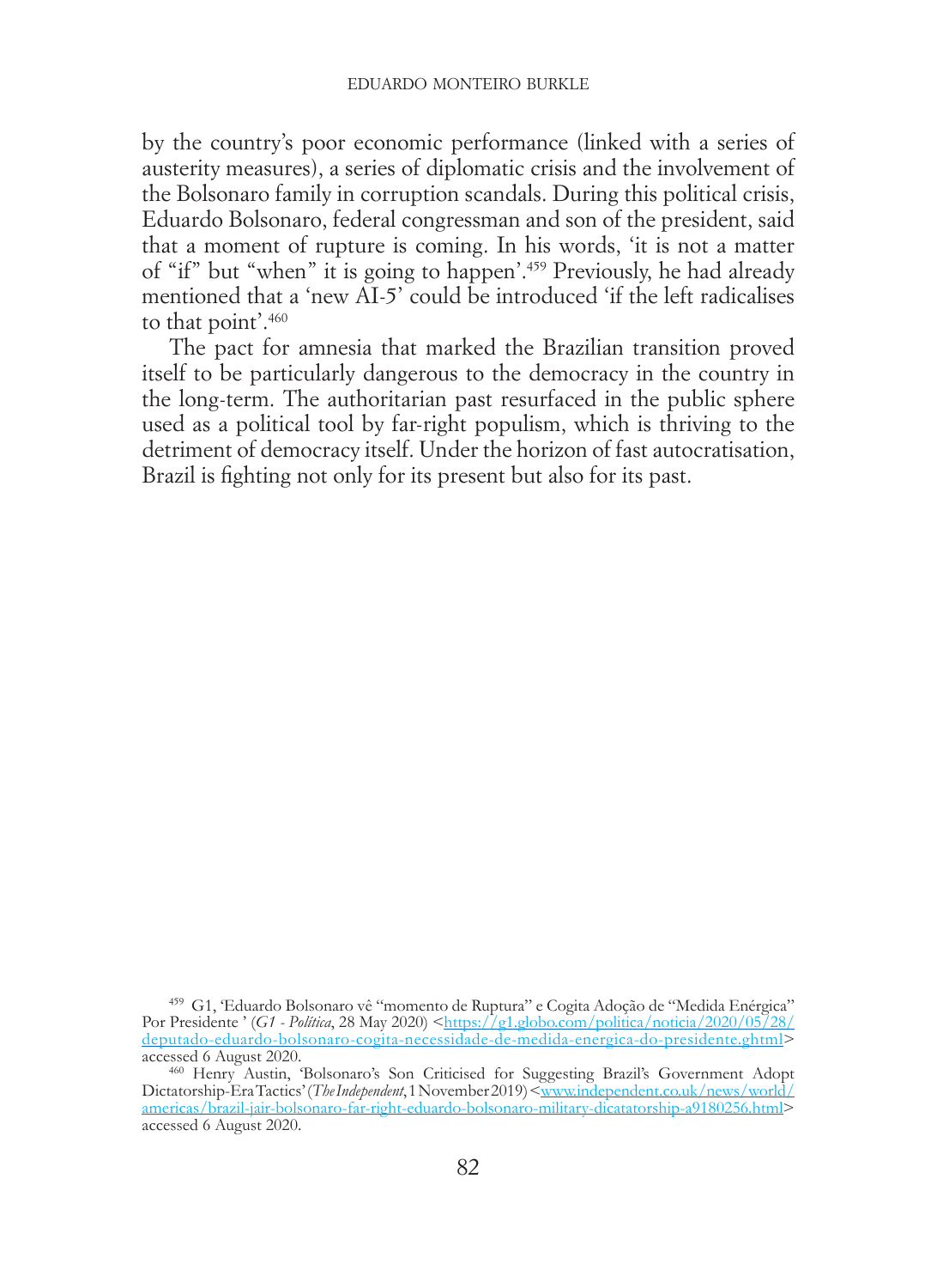by the country's poor economic performance (linked with a series of austerity measures), a series of diplomatic crisis and the involvement of the Bolsonaro family in corruption scandals. During this political crisis, Eduardo Bolsonaro, federal congressman and son of the president, said that a moment of rupture is coming. In his words, 'it is not a matter of "if" but "when" it is going to happen'.[459] Previously, he had already mentioned that a 'new AI-5' could be introduced 'if the left radicalises to that point'.[460]

The pact for amnesia that marked the Brazilian transition proved itself to be particularly dangerous to the democracy in the country in the long-term. The authoritarian past resurfaced in the public sphere used as a political tool by far-right populism, which is thriving to the detriment of democracy itself. Under the horizon of fast autocratisation, Brazil is fighting not only for its present but also for its past.

---

[459] G1, 'Eduardo Bolsonaro vê "momento de Ruptura" e Cogita Adoção de "Medida Enérgica" Por Presidente ' (*G1 - Política*, 28 May 2020) <https://g1.globo.com/politica/noticia/2020/05/28/deputado-eduardo-bolsonaro-cogita-necessidade-de-medida-energica-do-presidente.ghtml> accessed 6 August 2020.

[460] Henry Austin, 'Bolsonaro's Son Criticised for Suggesting Brazil's Government Adopt Dictatorship-Era Tactics' (*The Independent*, 1 November 2019) <www.independent.co.uk/news/world/americas/brazil-jair-bolsonaro-far-right-eduardo-bolsonaro-military-dicatatorship-a9180256.html> accessed 6 August 2020.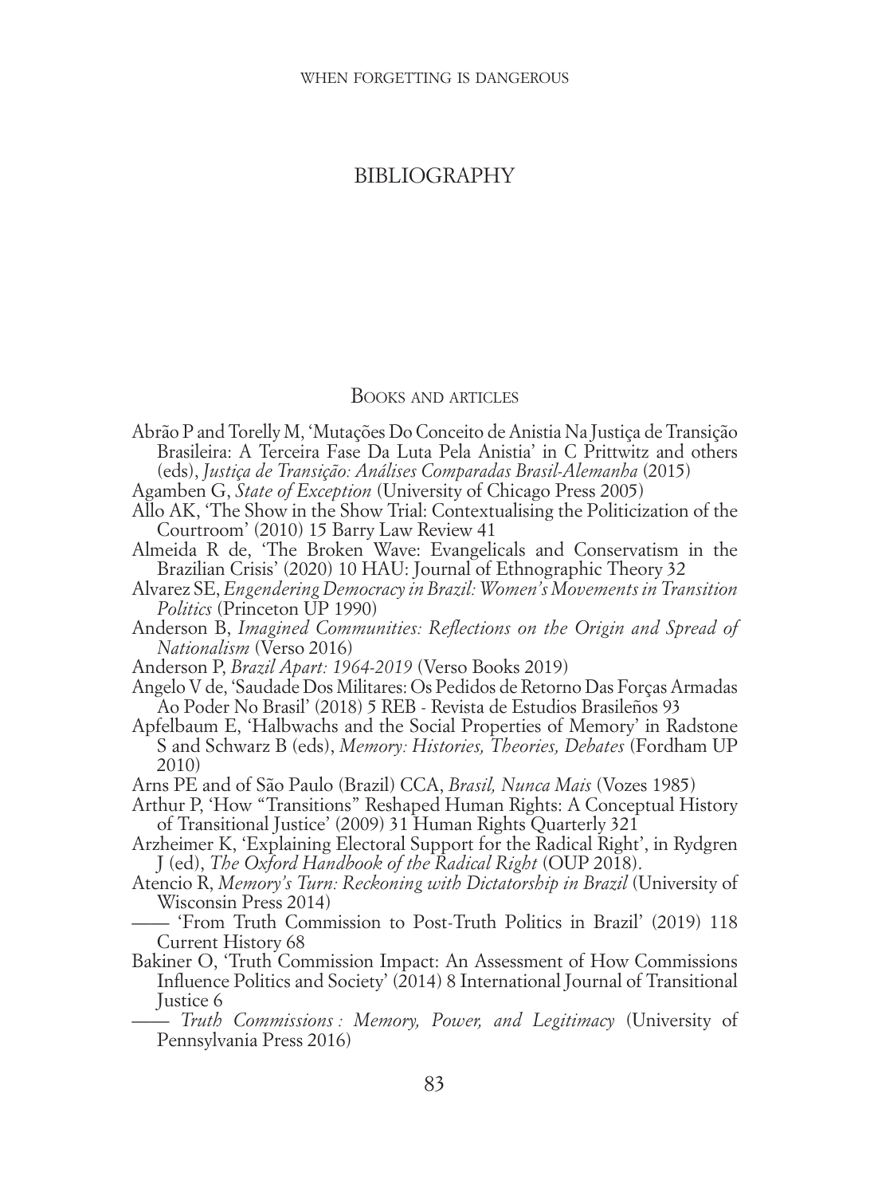# BIBLIOGRAPHY

## Books and articles

Abrão P and Torelly M, 'Mutações Do Conceito de Anistia Na Justiça de Transição Brasileira: A Terceira Fase Da Luta Pela Anistia' in C Prittwitz and others (eds), *Justiça de Transição: Análises Comparadas Brasil-Alemanha* (2015)

Agamben G, *State of Exception* (University of Chicago Press 2005)

Allo AK, 'The Show in the Show Trial: Contextualising the Politicization of the Courtroom' (2010) 15 Barry Law Review 41

Almeida R de, 'The Broken Wave: Evangelicals and Conservatism in the Brazilian Crisis' (2020) 10 HAU: Journal of Ethnographic Theory 32

Alvarez SE, *Engendering Democracy in Brazil: Women's Movements in Transition Politics* (Princeton UP 1990)

Anderson B, *Imagined Communities: Reflections on the Origin and Spread of Nationalism* (Verso 2016)

Anderson P, *Brazil Apart: 1964-2019* (Verso Books 2019)

Angelo V de, 'Saudade Dos Militares: Os Pedidos de Retorno Das Forças Armadas Ao Poder No Brasil' (2018) 5 REB - Revista de Estudios Brasileños 93

Apfelbaum E, 'Halbwachs and the Social Properties of Memory' in Radstone S and Schwarz B (eds), *Memory: Histories, Theories, Debates* (Fordham UP 2010)

Arns PE and of São Paulo (Brazil) CCA, *Brasil, Nunca Mais* (Vozes 1985)

Arthur P, 'How "Transitions" Reshaped Human Rights: A Conceptual History of Transitional Justice' (2009) 31 Human Rights Quarterly 321

Arzheimer K, 'Explaining Electoral Support for the Radical Right', in Rydgren J (ed), *The Oxford Handbook of the Radical Right* (OUP 2018).

Atencio R, *Memory's Turn: Reckoning with Dictatorship in Brazil* (University of Wisconsin Press 2014)

—— 'From Truth Commission to Post-Truth Politics in Brazil' (2019) 118 Current History 68

Bakiner O, 'Truth Commission Impact: An Assessment of How Commissions Influence Politics and Society' (2014) 8 International Journal of Transitional Justice 6

—— *Truth Commissions : Memory, Power, and Legitimacy* (University of Pennsylvania Press 2016)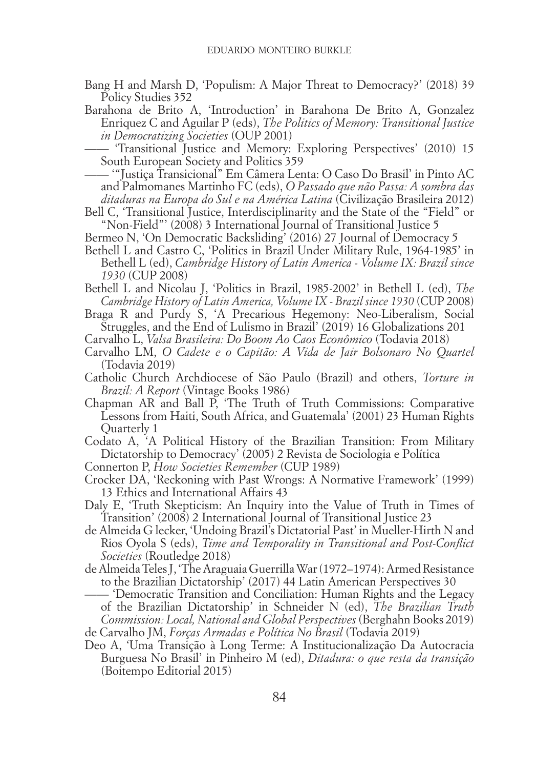Bang H and Marsh D, 'Populism: A Major Threat to Democracy?' (2018) 39 Policy Studies 352

Barahona de Brito A, 'Introduction' in Barahona De Brito A, Gonzalez Enriquez C and Aguilar P (eds), *The Politics of Memory: Transitional Justice in Democratizing Societies* (OUP 2001)

—— 'Transitional Justice and Memory: Exploring Perspectives' (2010) 15 South European Society and Politics 359

—— '"Justiça Transicional" Em Câmera Lenta: O Caso Do Brasil' in Pinto AC and Palmomanes Martinho FC (eds), *O Passado que não Passa: A sombra das ditaduras na Europa do Sul e na América Latina* (Civilização Brasileira 2012)

Bell C, 'Transitional Justice, Interdisciplinarity and the State of the "Field" or "Non-Field"' (2008) 3 International Journal of Transitional Justice 5

Bermeo N, 'On Democratic Backsliding' (2016) 27 Journal of Democracy 5

Bethell L and Castro C, 'Politics in Brazil Under Military Rule, 1964-1985' in Bethell L (ed), *Cambridge History of Latin America - Volume IX: Brazil since 1930* (CUP 2008)

Bethell L and Nicolau J, 'Politics in Brazil, 1985-2002' in Bethell L (ed), *The Cambridge History of Latin America, Volume IX - Brazil since 1930* (CUP 2008)

Braga R and Purdy S, 'A Precarious Hegemony: Neo-Liberalism, Social Struggles, and the End of Lulismo in Brazil' (2019) 16 Globalizations 201

Carvalho L, *Valsa Brasileira: Do Boom Ao Caos Econômico* (Todavia 2018)

Carvalho LM, *O Cadete e o Capitão: A Vida de Jair Bolsonaro No Quartel* (Todavia 2019)

Catholic Church Archdiocese of São Paulo (Brazil) and others, *Torture in Brazil: A Report* (Vintage Books 1986)

Chapman AR and Ball P, 'The Truth of Truth Commissions: Comparative Lessons from Haiti, South Africa, and Guatemala' (2001) 23 Human Rights Quarterly 1

Codato A, 'A Political History of the Brazilian Transition: From Military Dictatorship to Democracy' (2005) 2 Revista de Sociologia e Política

Connerton P, *How Societies Remember* (CUP 1989)

Crocker DA, 'Reckoning with Past Wrongs: A Normative Framework' (1999) 13 Ethics and International Affairs 43

Daly E, 'Truth Skepticism: An Inquiry into the Value of Truth in Times of Transition' (2008) 2 International Journal of Transitional Justice 23

de Almeida G lecker, 'Undoing Brazil's Dictatorial Past' in Mueller-Hirth N and Rios Oyola S (eds), *Time and Temporality in Transitional and Post-Conflict Societies* (Routledge 2018)

de Almeida Teles J, 'The Araguaia Guerrilla War (1972–1974): Armed Resistance to the Brazilian Dictatorship' (2017) 44 Latin American Perspectives 30

—— 'Democratic Transition and Conciliation: Human Rights and the Legacy of the Brazilian Dictatorship' in Schneider N (ed), *The Brazilian Truth Commission: Local, National and Global Perspectives* (Berghahn Books 2019)

de Carvalho JM, *Forças Armadas e Política No Brasil* (Todavia 2019)

Deo A, 'Uma Transição à Long Terme: A Institucionalização Da Autocracia Burguesa No Brasil' in Pinheiro M (ed), *Ditadura: o que resta da transição* (Boitempo Editorial 2015)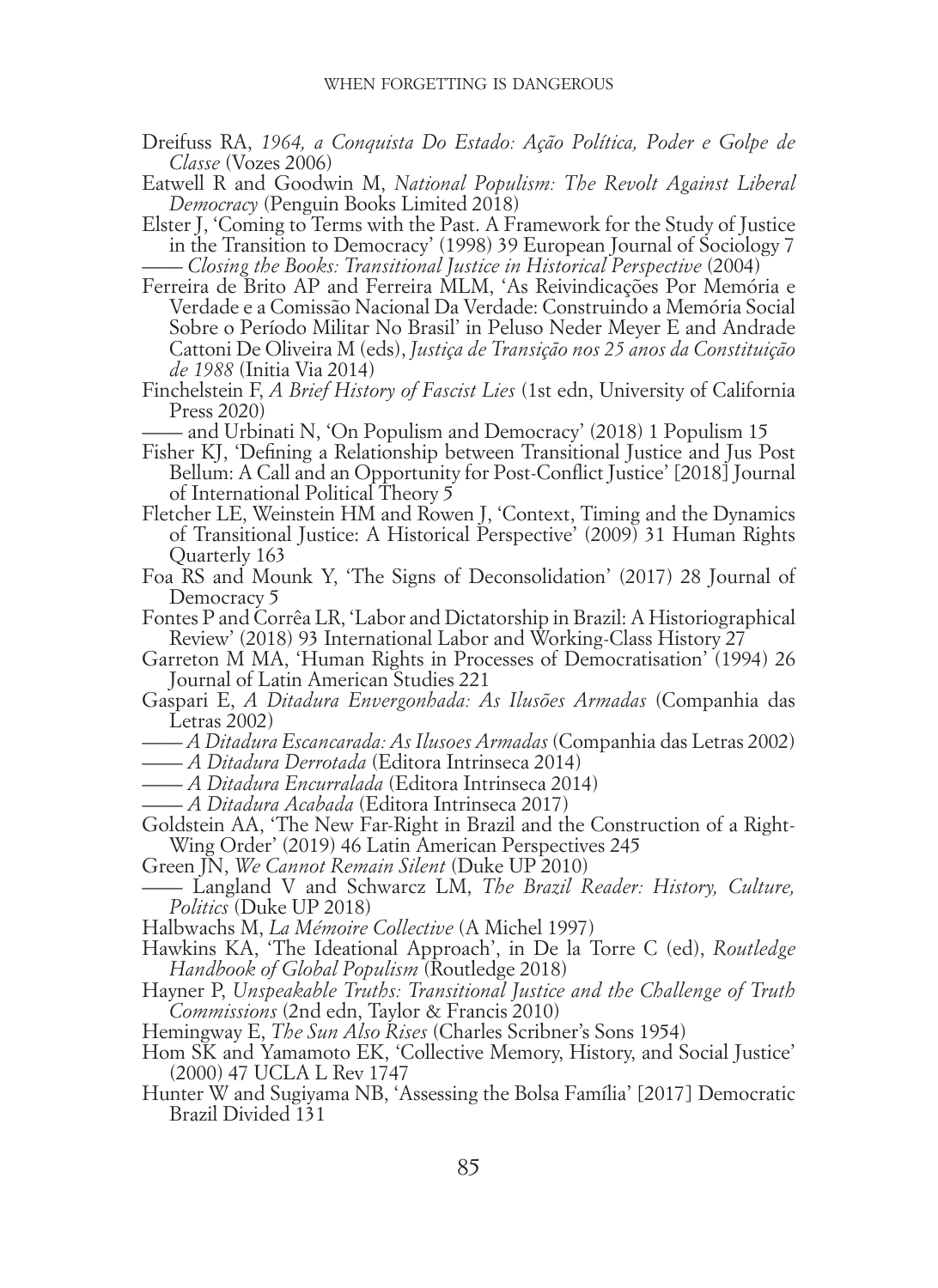Dreifuss RA, *1964, a Conquista Do Estado: Ação Política, Poder e Golpe de Classe* (Vozes 2006)

Eatwell R and Goodwin M, *National Populism: The Revolt Against Liberal Democracy* (Penguin Books Limited 2018)

Elster J, 'Coming to Terms with the Past. A Framework for the Study of Justice in the Transition to Democracy' (1998) 39 European Journal of Sociology 7

—— *Closing the Books: Transitional Justice in Historical Perspective* (2004)

Ferreira de Brito AP and Ferreira MLM, 'As Reivindicações Por Memória e Verdade e a Comissão Nacional Da Verdade: Construindo a Memória Social Sobre o Período Militar No Brasil' in Peluso Neder Meyer E and Andrade Cattoni De Oliveira M (eds), *Justiça de Transição nos 25 anos da Constituição de 1988* (Initia Via 2014)

Finchelstein F, *A Brief History of Fascist Lies* (1st edn, University of California Press 2020)

—— and Urbinati N, 'On Populism and Democracy' (2018) 1 Populism 15

Fisher KJ, 'Defining a Relationship between Transitional Justice and Jus Post Bellum: A Call and an Opportunity for Post-Conflict Justice' [2018] Journal of International Political Theory 5

Fletcher LE, Weinstein HM and Rowen J, 'Context, Timing and the Dynamics of Transitional Justice: A Historical Perspective' (2009) 31 Human Rights Quarterly 163

Foa RS and Mounk Y, 'The Signs of Deconsolidation' (2017) 28 Journal of Democracy 5

Fontes P and Corrêa LR, 'Labor and Dictatorship in Brazil: A Historiographical Review' (2018) 93 International Labor and Working-Class History 27

Garreton M MA, 'Human Rights in Processes of Democratisation' (1994) 26 Journal of Latin American Studies 221

Gaspari E, *A Ditadura Envergonhada: As Ilusões Armadas* (Companhia das Letras 2002)

—— *A Ditadura Escancarada: As Ilusoes Armadas* (Companhia das Letras 2002)

—— *A Ditadura Derrotada* (Editora Intrinseca 2014)

—— *A Ditadura Encurralada* (Editora Intrinseca 2014)

—— *A Ditadura Acabada* (Editora Intrinseca 2017)

Goldstein AA, 'The New Far-Right in Brazil and the Construction of a Right-Wing Order' (2019) 46 Latin American Perspectives 245

Green JN, *We Cannot Remain Silent* (Duke UP 2010)

—— Langland V and Schwarcz LM, *The Brazil Reader: History, Culture, Politics* (Duke UP 2018)

Halbwachs M, *La Mémoire Collective* (A Michel 1997)

Hawkins KA, 'The Ideational Approach', in De la Torre C (ed), *Routledge Handbook of Global Populism* (Routledge 2018)

Hayner P, *Unspeakable Truths: Transitional Justice and the Challenge of Truth Commissions* (2nd edn, Taylor & Francis 2010)

Hemingway E, *The Sun Also Rises* (Charles Scribner's Sons 1954)

Hom SK and Yamamoto EK, 'Collective Memory, History, and Social Justice' (2000) 47 UCLA L Rev 1747

Hunter W and Sugiyama NB, 'Assessing the Bolsa Família' [2017] Democratic Brazil Divided 131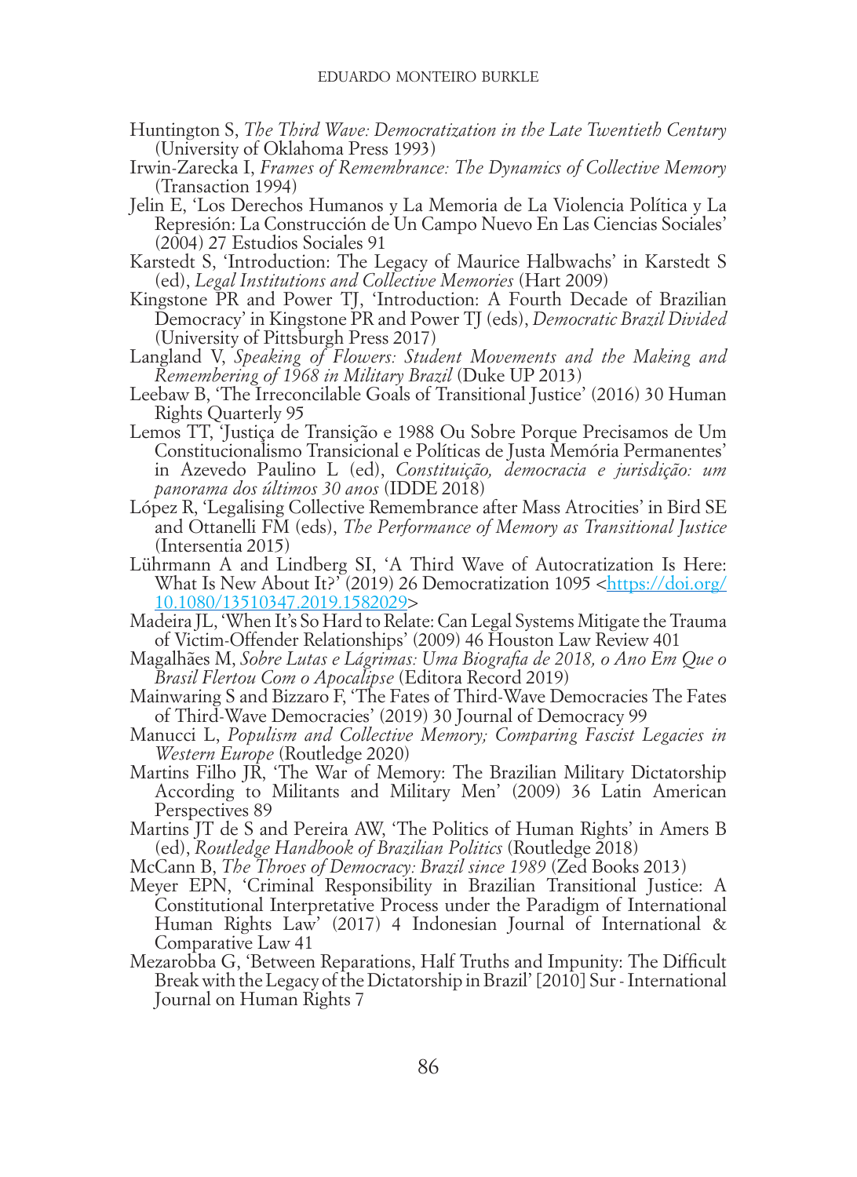Huntington S, *The Third Wave: Democratization in the Late Twentieth Century* (University of Oklahoma Press 1993)

Irwin-Zarecka I, *Frames of Remembrance: The Dynamics of Collective Memory* (Transaction 1994)

Jelin E, 'Los Derechos Humanos y La Memoria de La Violencia Política y La Represión: La Construcción de Un Campo Nuevo En Las Ciencias Sociales' (2004) 27 Estudios Sociales 91

Karstedt S, 'Introduction: The Legacy of Maurice Halbwachs' in Karstedt S (ed), *Legal Institutions and Collective Memories* (Hart 2009)

Kingstone PR and Power TJ, 'Introduction: A Fourth Decade of Brazilian Democracy' in Kingstone PR and Power TJ (eds), *Democratic Brazil Divided* (University of Pittsburgh Press 2017)

Langland V, *Speaking of Flowers: Student Movements and the Making and Remembering of 1968 in Military Brazil* (Duke UP 2013)

Leebaw B, 'The Irreconcilable Goals of Transitional Justice' (2016) 30 Human Rights Quarterly 95

Lemos TT, 'Justiça de Transição e 1988 Ou Sobre Porque Precisamos de Um Constitucionalismo Transicional e Políticas de Justa Memória Permanentes' in Azevedo Paulino L (ed), *Constituição, democracia e jurisdição: um panorama dos últimos 30 anos* (IDDE 2018)

López R, 'Legalising Collective Remembrance after Mass Atrocities' in Bird SE and Ottanelli FM (eds), *The Performance of Memory as Transitional Justice* (Intersentia 2015)

Lührmann A and Lindberg SI, 'A Third Wave of Autocratization Is Here: What Is New About It?' (2019) 26 Democratization 1095 <https://doi.org/10.1080/13510347.2019.1582029>

Madeira JL, 'When It's So Hard to Relate: Can Legal Systems Mitigate the Trauma of Victim-Offender Relationships' (2009) 46 Houston Law Review 401

Magalhães M, *Sobre Lutas e Lágrimas: Uma Biografia de 2018, o Ano Em Que o Brasil Flertou Com o Apocalipse* (Editora Record 2019)

Mainwaring S and Bizzaro F, 'The Fates of Third-Wave Democracies The Fates of Third-Wave Democracies' (2019) 30 Journal of Democracy 99

Manucci L, *Populism and Collective Memory; Comparing Fascist Legacies in Western Europe* (Routledge 2020)

Martins Filho JR, 'The War of Memory: The Brazilian Military Dictatorship According to Militants and Military Men' (2009) 36 Latin American Perspectives 89

Martins JT de S and Pereira AW, 'The Politics of Human Rights' in Amers B (ed), *Routledge Handbook of Brazilian Politics* (Routledge 2018)

McCann B, *The Throes of Democracy: Brazil since 1989* (Zed Books 2013)

Meyer EPN, 'Criminal Responsibility in Brazilian Transitional Justice: A Constitutional Interpretative Process under the Paradigm of International Human Rights Law' (2017) 4 Indonesian Journal of International & Comparative Law 41

Mezarobba G, 'Between Reparations, Half Truths and Impunity: The Difficult Break with the Legacy of the Dictatorship in Brazil' [2010] Sur - International Journal on Human Rights 7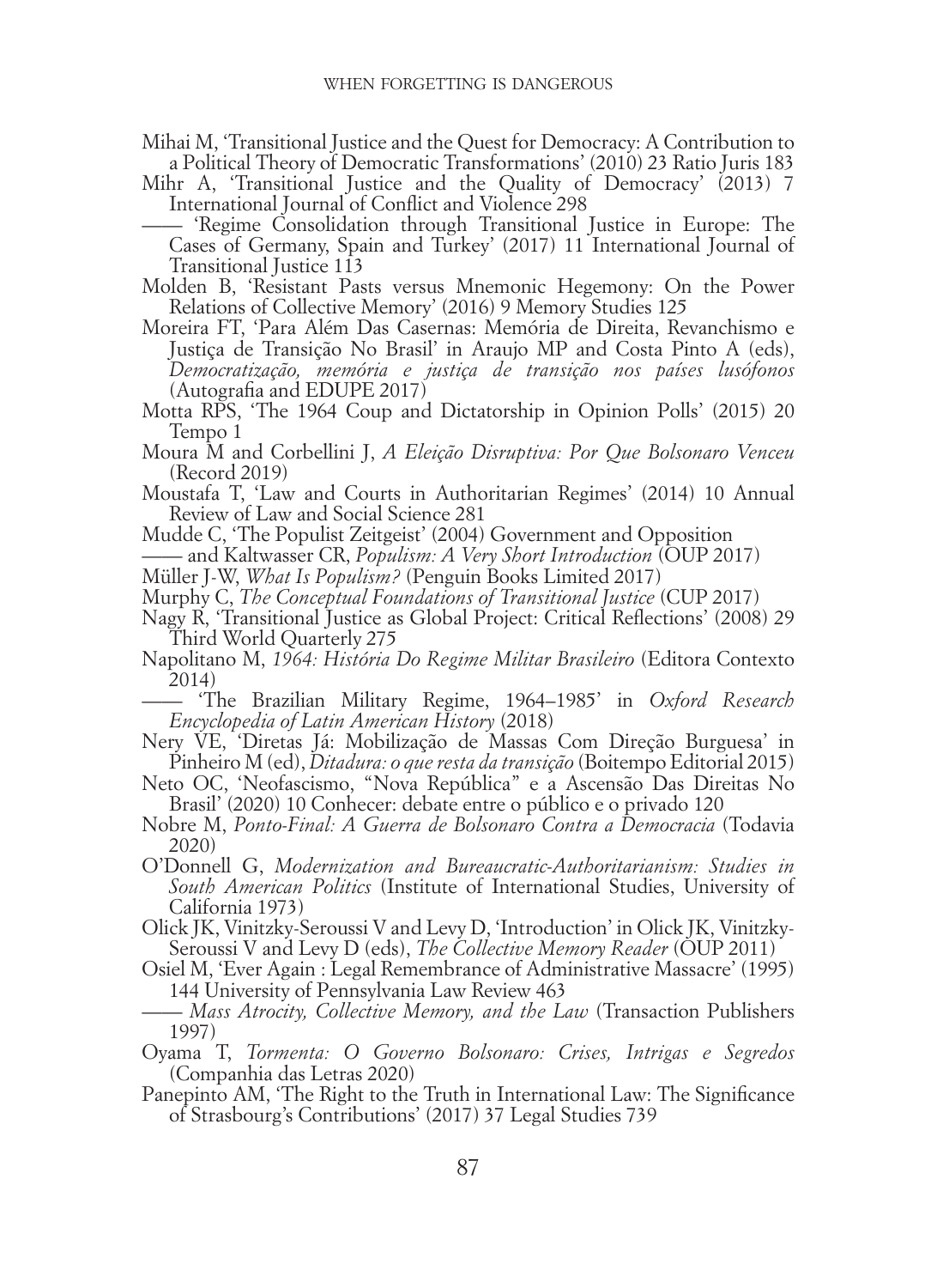Mihai M, 'Transitional Justice and the Quest for Democracy: A Contribution to a Political Theory of Democratic Transformations' (2010) 23 Ratio Juris 183

Mihr A, 'Transitional Justice and the Quality of Democracy' (2013) 7 International Journal of Conflict and Violence 298

—— 'Regime Consolidation through Transitional Justice in Europe: The Cases of Germany, Spain and Turkey' (2017) 11 International Journal of Transitional Justice 113

Molden B, 'Resistant Pasts versus Mnemonic Hegemony: On the Power Relations of Collective Memory' (2016) 9 Memory Studies 125

Moreira FT, 'Para Além Das Casernas: Memória de Direita, Revanchismo e Justiça de Transição No Brasil' in Araujo MP and Costa Pinto A (eds), *Democratização, memória e justiça de transição nos países lusófonos* (Autografia and EDUPE 2017)

Motta RPS, 'The 1964 Coup and Dictatorship in Opinion Polls' (2015) 20 Tempo 1

Moura M and Corbellini J, *A Eleição Disruptiva: Por Que Bolsonaro Venceu* (Record 2019)

Moustafa T, 'Law and Courts in Authoritarian Regimes' (2014) 10 Annual Review of Law and Social Science 281

Mudde C, 'The Populist Zeitgeist' (2004) Government and Opposition

—— and Kaltwasser CR, *Populism: A Very Short Introduction* (OUP 2017)

Müller J-W, *What Is Populism?* (Penguin Books Limited 2017)

Murphy C, *The Conceptual Foundations of Transitional Justice* (CUP 2017)

Nagy R, 'Transitional Justice as Global Project: Critical Reflections' (2008) 29 Third World Quarterly 275

Napolitano M, *1964: História Do Regime Militar Brasileiro* (Editora Contexto 2014)

—— 'The Brazilian Military Regime, 1964–1985' in *Oxford Research Encyclopedia of Latin American History* (2018)

Nery VE, 'Diretas Já: Mobilização de Massas Com Direção Burguesa' in Pinheiro M (ed), *Ditadura: o que resta da transição* (Boitempo Editorial 2015)

Neto OC, 'Neofascismo, "Nova República" e a Ascensão Das Direitas No Brasil' (2020) 10 Conhecer: debate entre o público e o privado 120

Nobre M, *Ponto-Final: A Guerra de Bolsonaro Contra a Democracia* (Todavia 2020)

O'Donnell G, *Modernization and Bureaucratic-Authoritarianism: Studies in South American Politics* (Institute of International Studies, University of California 1973)

Olick JK, Vinitzky-Seroussi V and Levy D, 'Introduction' in Olick JK, Vinitzky-Seroussi V and Levy D (eds), *The Collective Memory Reader* (OUP 2011)

Osiel M, 'Ever Again : Legal Remembrance of Administrative Massacre' (1995) 144 University of Pennsylvania Law Review 463

—— *Mass Atrocity, Collective Memory, and the Law* (Transaction Publishers 1997)

Oyama T, *Tormenta: O Governo Bolsonaro: Crises, Intrigas e Segredos* (Companhia das Letras 2020)

Panepinto AM, 'The Right to the Truth in International Law: The Significance of Strasbourg's Contributions' (2017) 37 Legal Studies 739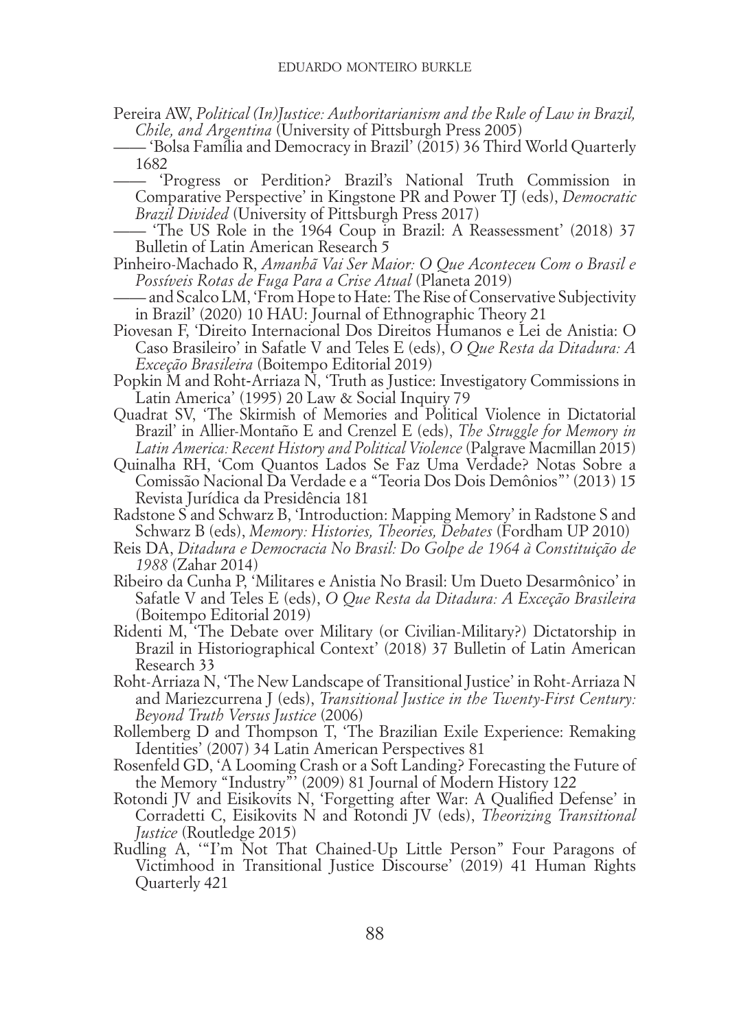Pereira AW, *Political (In)Justice: Authoritarianism and the Rule of Law in Brazil, Chile, and Argentina* (University of Pittsburgh Press 2005)

—— 'Bolsa Família and Democracy in Brazil' (2015) 36 Third World Quarterly 1682

—— 'Progress or Perdition? Brazil's National Truth Commission in Comparative Perspective' in Kingstone PR and Power TJ (eds), *Democratic Brazil Divided* (University of Pittsburgh Press 2017)

—— 'The US Role in the 1964 Coup in Brazil: A Reassessment' (2018) 37 Bulletin of Latin American Research 5

Pinheiro-Machado R, *Amanhã Vai Ser Maior: O Que Aconteceu Com o Brasil e Possíveis Rotas de Fuga Para a Crise Atual* (Planeta 2019)

—— and Scalco LM, 'From Hope to Hate: The Rise of Conservative Subjectivity in Brazil' (2020) 10 HAU: Journal of Ethnographic Theory 21

Piovesan F, 'Direito Internacional Dos Direitos Humanos e Lei de Anistia: O Caso Brasileiro' in Safatle V and Teles E (eds), *O Que Resta da Ditadura: A Exceção Brasileira* (Boitempo Editorial 2019)

Popkin M and Roht-Arriaza N, 'Truth as Justice: Investigatory Commissions in Latin America' (1995) 20 Law & Social Inquiry 79

Quadrat SV, 'The Skirmish of Memories and Political Violence in Dictatorial Brazil' in Allier-Montaño E and Crenzel E (eds), *The Struggle for Memory in Latin America: Recent History and Political Violence* (Palgrave Macmillan 2015)

Quinalha RH, 'Com Quantos Lados Se Faz Uma Verdade? Notas Sobre a Comissão Nacional Da Verdade e a "Teoria Dos Dois Demônios"' (2013) 15 Revista Jurídica da Presidência 181

Radstone S and Schwarz B, 'Introduction: Mapping Memory' in Radstone S and Schwarz B (eds), *Memory: Histories, Theories, Debates* (Fordham UP 2010)

Reis DA, *Ditadura e Democracia No Brasil: Do Golpe de 1964 à Constituição de 1988* (Zahar 2014)

Ribeiro da Cunha P, 'Militares e Anistia No Brasil: Um Dueto Desarmônico' in Safatle V and Teles E (eds), *O Que Resta da Ditadura: A Exceção Brasileira* (Boitempo Editorial 2019)

Ridenti M, 'The Debate over Military (or Civilian-Military?) Dictatorship in Brazil in Historiographical Context' (2018) 37 Bulletin of Latin American Research 33

Roht-Arriaza N, 'The New Landscape of Transitional Justice' in Roht-Arriaza N and Mariezcurrena J (eds), *Transitional Justice in the Twenty-First Century: Beyond Truth Versus Justice* (2006)

Rollemberg D and Thompson T, 'The Brazilian Exile Experience: Remaking Identities' (2007) 34 Latin American Perspectives 81

Rosenfeld GD, 'A Looming Crash or a Soft Landing? Forecasting the Future of the Memory "Industry"' (2009) 81 Journal of Modern History 122

Rotondi JV and Eisikovits N, 'Forgetting after War: A Qualified Defense' in Corradetti C, Eisikovits N and Rotondi JV (eds), *Theorizing Transitional Justice* (Routledge 2015)

Rudling A, '"I'm Not That Chained-Up Little Person" Four Paragons of Victimhood in Transitional Justice Discourse' (2019) 41 Human Rights Quarterly 421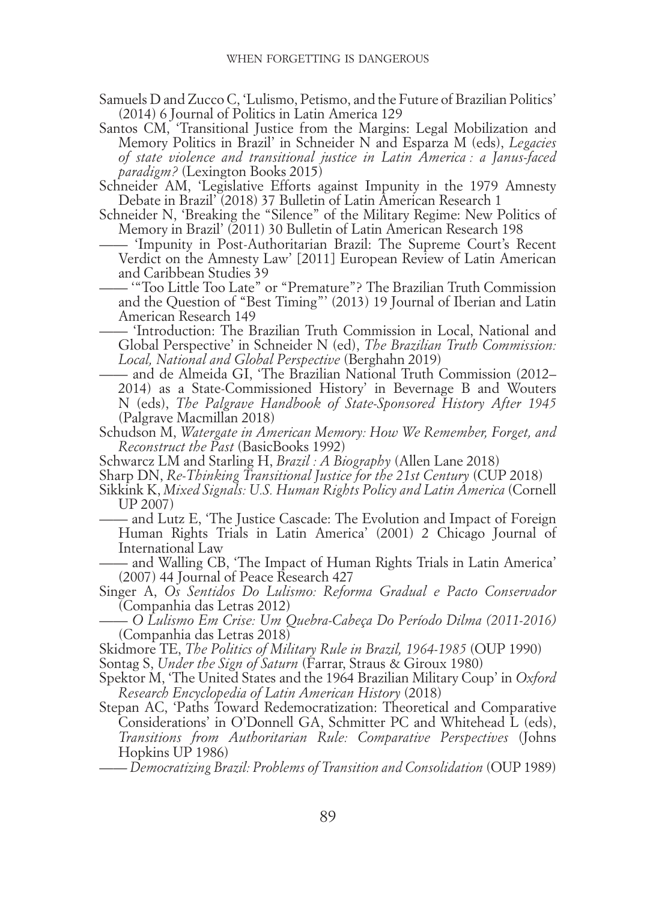Samuels D and Zucco C, 'Lulismo, Petismo, and the Future of Brazilian Politics' (2014) 6 Journal of Politics in Latin America 129

Santos CM, 'Transitional Justice from the Margins: Legal Mobilization and Memory Politics in Brazil' in Schneider N and Esparza M (eds), *Legacies of state violence and transitional justice in Latin America : a Janus-faced paradigm?* (Lexington Books 2015)

Schneider AM, 'Legislative Efforts against Impunity in the 1979 Amnesty Debate in Brazil' (2018) 37 Bulletin of Latin American Research 1

Schneider N, 'Breaking the "Silence" of the Military Regime: New Politics of Memory in Brazil' (2011) 30 Bulletin of Latin American Research 198

—— 'Impunity in Post-Authoritarian Brazil: The Supreme Court's Recent Verdict on the Amnesty Law' [2011] European Review of Latin American and Caribbean Studies 39

—— '"Too Little Too Late" or "Premature"? The Brazilian Truth Commission and the Question of "Best Timing"' (2013) 19 Journal of Iberian and Latin American Research 149

—— 'Introduction: The Brazilian Truth Commission in Local, National and Global Perspective' in Schneider N (ed), *The Brazilian Truth Commission: Local, National and Global Perspective* (Berghahn 2019)

—— and de Almeida GI, 'The Brazilian National Truth Commission (2012–2014) as a State-Commissioned History' in Bevernage B and Wouters N (eds), *The Palgrave Handbook of State-Sponsored History After 1945* (Palgrave Macmillan 2018)

Schudson M, *Watergate in American Memory: How We Remember, Forget, and Reconstruct the Past* (BasicBooks 1992)

Schwarcz LM and Starling H, *Brazil : A Biography* (Allen Lane 2018)

Sharp DN, *Re-Thinking Transitional Justice for the 21st Century* (CUP 2018)

Sikkink K, *Mixed Signals: U.S. Human Rights Policy and Latin America* (Cornell UP 2007)

—— and Lutz E, 'The Justice Cascade: The Evolution and Impact of Foreign Human Rights Trials in Latin America' (2001) 2 Chicago Journal of International Law

—— and Walling CB, 'The Impact of Human Rights Trials in Latin America' (2007) 44 Journal of Peace Research 427

Singer A, *Os Sentidos Do Lulismo: Reforma Gradual e Pacto Conservador* (Companhia das Letras 2012)

—— *O Lulismo Em Crise: Um Quebra-Cabeça Do Período Dilma (2011-2016)* (Companhia das Letras 2018)

Skidmore TE, *The Politics of Military Rule in Brazil, 1964-1985* (OUP 1990)

Sontag S, *Under the Sign of Saturn* (Farrar, Straus & Giroux 1980)

Spektor M, 'The United States and the 1964 Brazilian Military Coup' in *Oxford Research Encyclopedia of Latin American History* (2018)

Stepan AC, 'Paths Toward Redemocratization: Theoretical and Comparative Considerations' in O'Donnell GA, Schmitter PC and Whitehead L (eds), *Transitions from Authoritarian Rule: Comparative Perspectives* (Johns Hopkins UP 1986)

—— *Democratizing Brazil: Problems of Transition and Consolidation* (OUP 1989)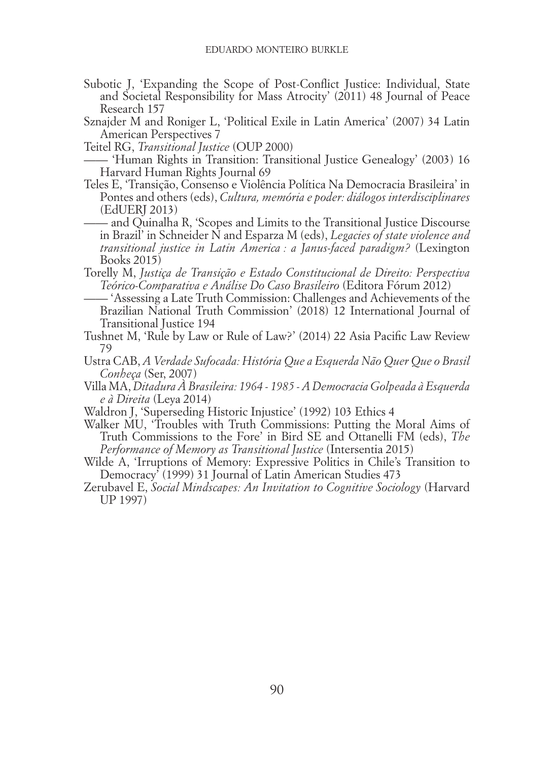Subotic J, 'Expanding the Scope of Post-Conflict Justice: Individual, State and Societal Responsibility for Mass Atrocity' (2011) 48 Journal of Peace Research 157

Sznajder M and Roniger L, 'Political Exile in Latin America' (2007) 34 Latin American Perspectives 7

Teitel RG, *Transitional Justice* (OUP 2000)

—— 'Human Rights in Transition: Transitional Justice Genealogy' (2003) 16 Harvard Human Rights Journal 69

Teles E, 'Transição, Consenso e Violência Política Na Democracia Brasileira' in Pontes and others (eds), *Cultura, memória e poder: diálogos interdisciplinares* (EdUERJ 2013)

—— and Quinalha R, 'Scopes and Limits to the Transitional Justice Discourse in Brazil' in Schneider N and Esparza M (eds), *Legacies of state violence and transitional justice in Latin America : a Janus-faced paradigm?* (Lexington Books 2015)

Torelly M, *Justiça de Transição e Estado Constitucional de Direito: Perspectiva Teórico-Comparativa e Análise Do Caso Brasileiro* (Editora Fórum 2012)

—— 'Assessing a Late Truth Commission: Challenges and Achievements of the Brazilian National Truth Commission' (2018) 12 International Journal of Transitional Justice 194

Tushnet M, 'Rule by Law or Rule of Law?' (2014) 22 Asia Pacific Law Review 79

Ustra CAB, *A Verdade Sufocada: História Que a Esquerda Não Quer Que o Brasil Conheça* (Ser, 2007)

Villa MA, *Ditadura À Brasileira: 1964 - 1985 - A Democracia Golpeada à Esquerda e à Direita* (Leya 2014)

Waldron J, 'Superseding Historic Injustice' (1992) 103 Ethics 4

Walker MU, 'Troubles with Truth Commissions: Putting the Moral Aims of Truth Commissions to the Fore' in Bird SE and Ottanelli FM (eds), *The Performance of Memory as Transitional Justice* (Intersentia 2015)

Wilde A, 'Irruptions of Memory: Expressive Politics in Chile's Transition to Democracy' (1999) 31 Journal of Latin American Studies 473

Zerubavel E, *Social Mindscapes: An Invitation to Cognitive Sociology* (Harvard UP 1997)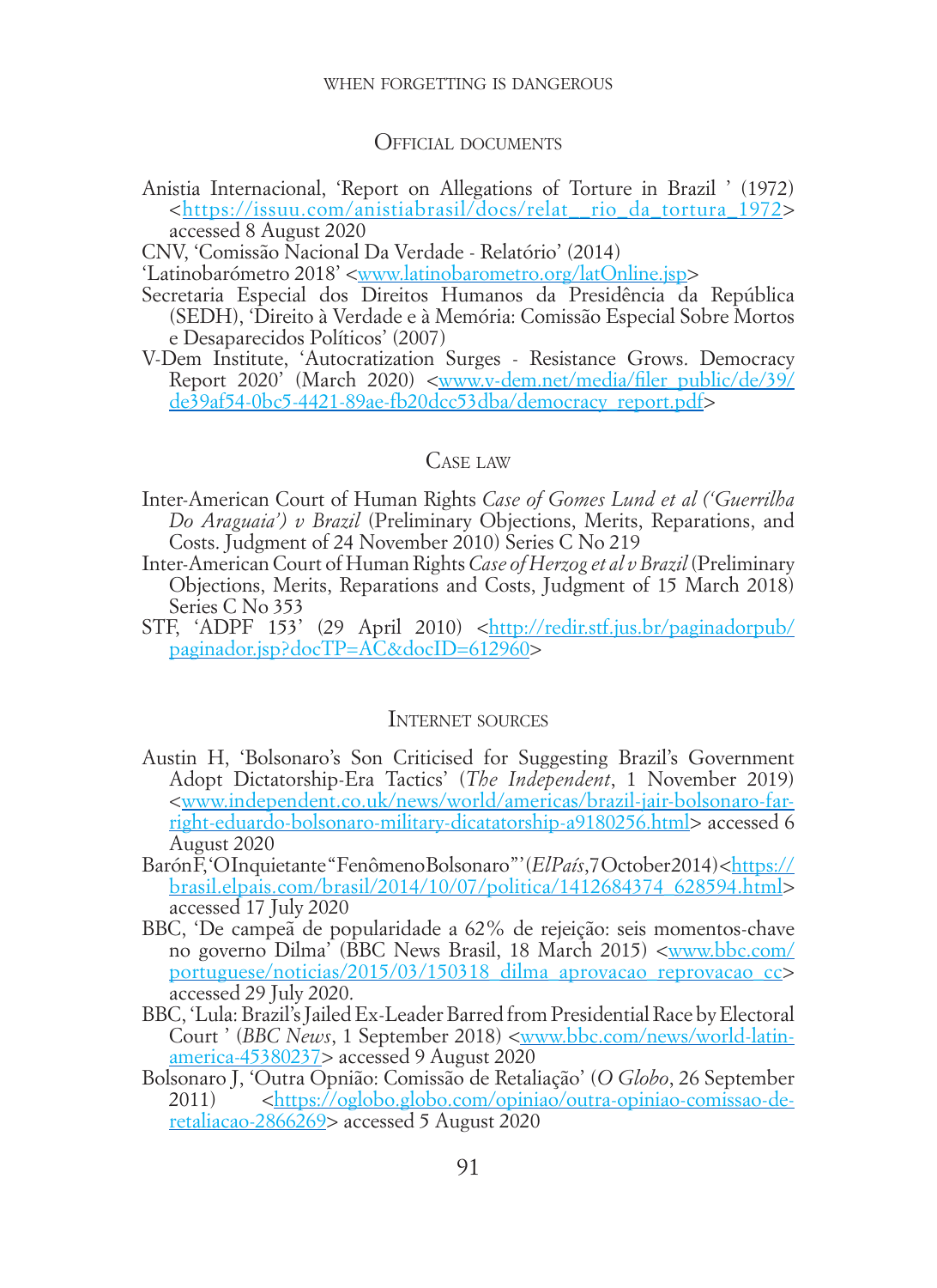## Official documents

Anistia Internacional, 'Report on Allegations of Torture in Brazil ' (1972) <https://issuu.com/anistiabrasil/docs/relat__rio_da_tortura_1972> accessed 8 August 2020

CNV, 'Comissão Nacional Da Verdade - Relatório' (2014)

'Latinobarómetro 2018' <www.latinobarometro.org/latOnline.jsp>

Secretaria Especial dos Direitos Humanos da Presidência da República (SEDH), 'Direito à Verdade e à Memória: Comissão Especial Sobre Mortos e Desaparecidos Políticos' (2007)

V-Dem Institute, 'Autocratization Surges - Resistance Grows. Democracy Report 2020' (March 2020) <www.v-dem.net/media/filer_public/de/39/de39af54-0bc5-4421-89ae-fb20dcc53dba/democracy_report.pdf>

## Case law

Inter-American Court of Human Rights *Case of Gomes Lund et al ('Guerrilha Do Araguaia') v Brazil* (Preliminary Objections, Merits, Reparations, and Costs. Judgment of 24 November 2010) Series C No 219

Inter-American Court of Human Rights *Case of Herzog et al v Brazil* (Preliminary Objections, Merits, Reparations and Costs, Judgment of 15 March 2018) Series C No 353

STF, 'ADPF 153' (29 April 2010) <http://redir.stf.jus.br/paginadorpub/paginador.jsp?docTP=AC&docID=612960>

## Internet sources

Austin H, 'Bolsonaro's Son Criticised for Suggesting Brazil's Government Adopt Dictatorship-Era Tactics' (*The Independent*, 1 November 2019) <www.independent.co.uk/news/world/americas/brazil-jair-bolsonaro-far-right-eduardo-bolsonaro-military-dicatatorship-a9180256.html> accessed 6 August 2020

Barón F, 'O Inquietante "Fenômeno Bolsonaro"' (*El País*, 7 October 2014) <https://brasil.elpais.com/brasil/2014/10/07/politica/1412684374_628594.html> accessed 17 July 2020

BBC, 'De campeã de popularidade a 62% de rejeição: seis momentos-chave no governo Dilma' (BBC News Brasil, 18 March 2015) <www.bbc.com/portuguese/noticias/2015/03/150318_dilma_aprovacao_reprovacao_cc> accessed 29 July 2020.

BBC, 'Lula: Brazil's Jailed Ex-Leader Barred from Presidential Race by Electoral Court ' (*BBC News*, 1 September 2018) <www.bbc.com/news/world-latin-america-45380237> accessed 9 August 2020

Bolsonaro J, 'Outra Opnião: Comissão de Retaliação' (*O Globo*, 26 September 2011) <https://oglobo.globo.com/opiniao/outra-opiniao-comissao-de-retaliacao-2866269> accessed 5 August 2020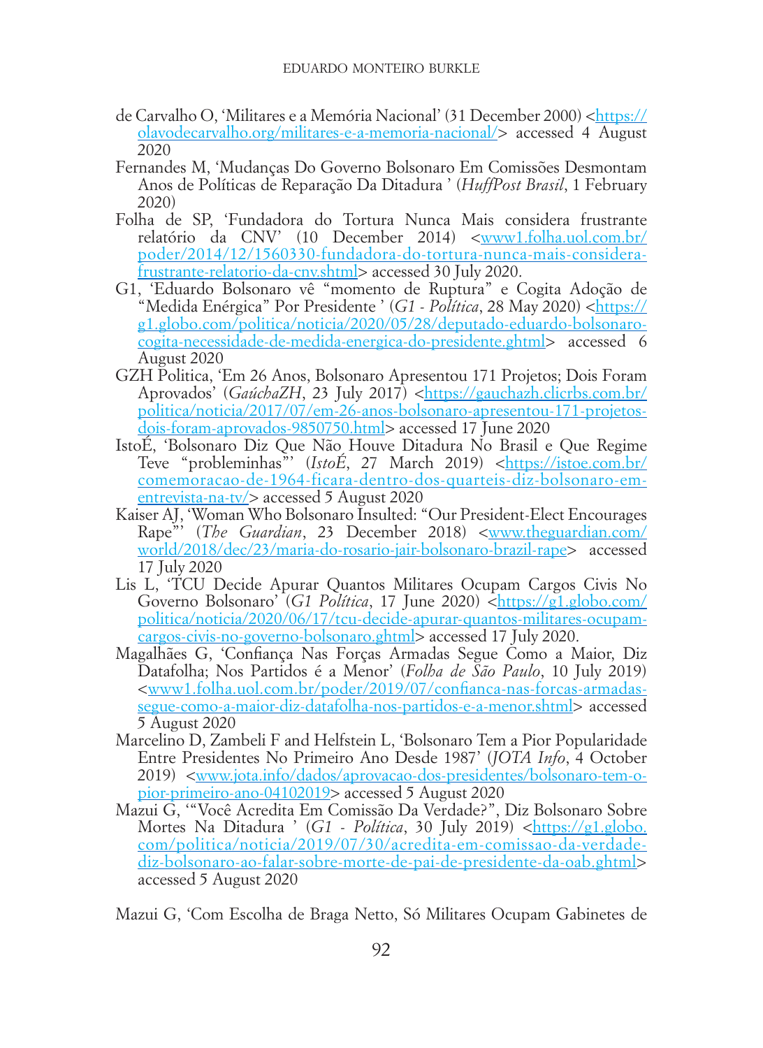de Carvalho O, 'Militares e a Memória Nacional' (31 December 2000) <https://olavodecarvalho.org/militares-e-a-memoria-nacional/> accessed 4 August 2020

Fernandes M, 'Mudanças Do Governo Bolsonaro Em Comissões Desmontam Anos de Políticas de Reparação Da Ditadura ' (*HuffPost Brasil*, 1 February 2020)

Folha de SP, 'Fundadora do Tortura Nunca Mais considera frustrante relatório da CNV' (10 December 2014) <www1.folha.uol.com.br/poder/2014/12/1560330-fundadora-do-tortura-nunca-mais-considera-frustrante-relatorio-da-cnv.shtml> accessed 30 July 2020.

G1, 'Eduardo Bolsonaro vê "momento de Ruptura" e Cogita Adoção de "Medida Enérgica" Por Presidente ' (*G1 - Política*, 28 May 2020) <https://g1.globo.com/politica/noticia/2020/05/28/deputado-eduardo-bolsonaro-cogita-necessidade-de-medida-energica-do-presidente.ghtml> accessed 6 August 2020

GZH Politica, 'Em 26 Anos, Bolsonaro Apresentou 171 Projetos; Dois Foram Aprovados' (*GaúchaZH*, 23 July 2017) <https://gauchazh.clicrbs.com.br/politica/noticia/2017/07/em-26-anos-bolsonaro-apresentou-171-projetos-dois-foram-aprovados-9850750.html> accessed 17 June 2020

IstoÉ, 'Bolsonaro Diz Que Não Houve Ditadura No Brasil e Que Regime Teve "probleminhas"' (*IstoÉ*, 27 March 2019) <https://istoe.com.br/comemoracao-de-1964-ficara-dentro-dos-quarteis-diz-bolsonaro-em-entrevista-na-tv/> accessed 5 August 2020

Kaiser AJ, 'Woman Who Bolsonaro Insulted: "Our President-Elect Encourages Rape"' (*The Guardian*, 23 December 2018) <www.theguardian.com/world/2018/dec/23/maria-do-rosario-jair-bolsonaro-brazil-rape> accessed 17 July 2020

Lis L, 'TCU Decide Apurar Quantos Militares Ocupam Cargos Civis No Governo Bolsonaro' (*G1 Política*, 17 June 2020) <https://g1.globo.com/politica/noticia/2020/06/17/tcu-decide-apurar-quantos-militares-ocupam-cargos-civis-no-governo-bolsonaro.ghtml> accessed 17 July 2020.

Magalhães G, 'Confiança Nas Forças Armadas Segue Como a Maior, Diz Datafolha; Nos Partidos é a Menor' (*Folha de São Paulo*, 10 July 2019) <www1.folha.uol.com.br/poder/2019/07/confianca-nas-forcas-armadas-segue-como-a-maior-diz-datafolha-nos-partidos-e-a-menor.shtml> accessed 5 August 2020

Marcelino D, Zambeli F and Helfstein L, 'Bolsonaro Tem a Pior Popularidade Entre Presidentes No Primeiro Ano Desde 1987' (*JOTA Info*, 4 October 2019) <www.jota.info/dados/aprovacao-dos-presidentes/bolsonaro-tem-o-pior-primeiro-ano-04102019> accessed 5 August 2020

Mazui G, '"Você Acredita Em Comissão Da Verdade?", Diz Bolsonaro Sobre Mortes Na Ditadura ' (*G1 - Política*, 30 July 2019) <https://g1.globo.com/politica/noticia/2019/07/30/acredita-em-comissao-da-verdade-diz-bolsonaro-ao-falar-sobre-morte-de-pai-de-presidente-da-oab.ghtml> accessed 5 August 2020

Mazui G, 'Com Escolha de Braga Netto, Só Militares Ocupam Gabinetes de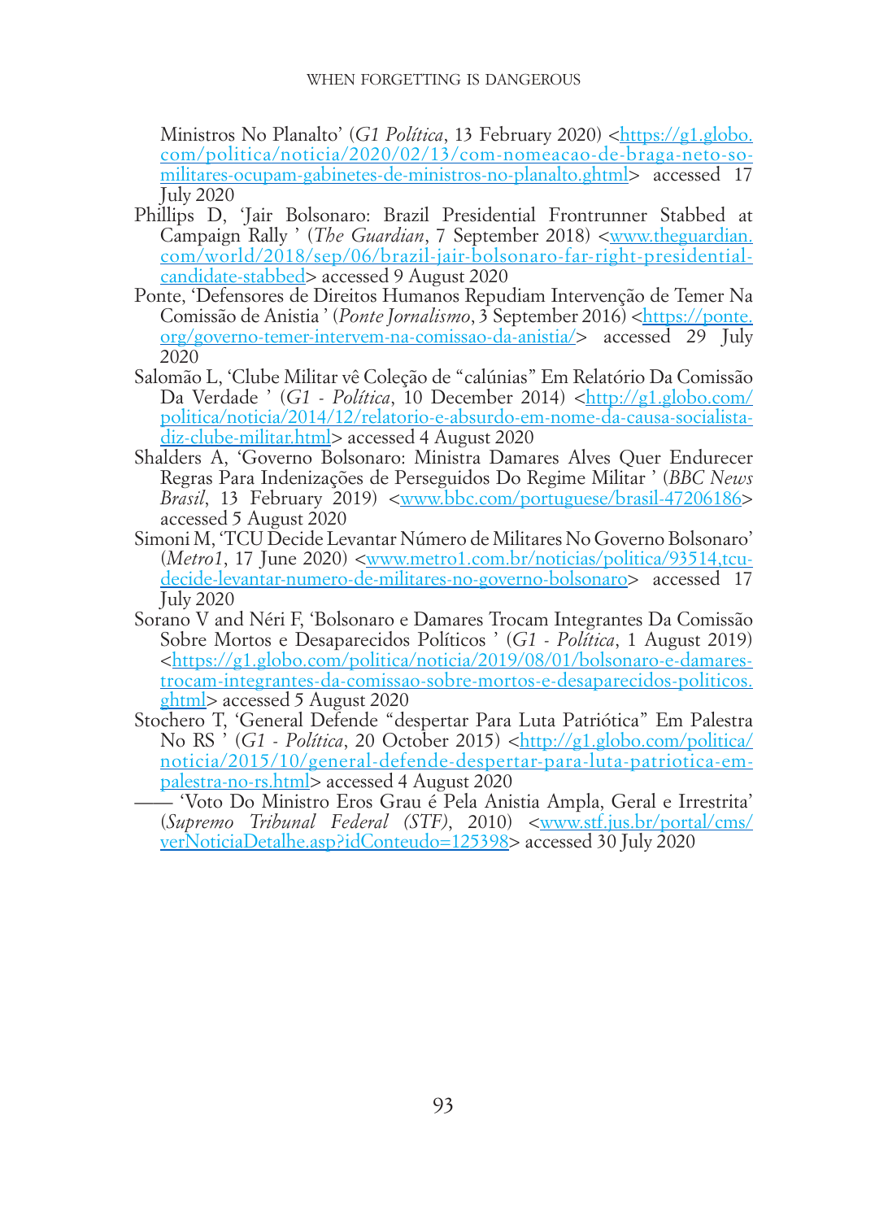Ministros No Planalto' (*G1 Política*, 13 February 2020) <https://g1.globo.com/politica/noticia/2020/02/13/com-nomeacao-de-braga-neto-so-militares-ocupam-gabinetes-de-ministros-no-planalto.ghtml> accessed 17 July 2020

Phillips D, 'Jair Bolsonaro: Brazil Presidential Frontrunner Stabbed at Campaign Rally ' (*The Guardian*, 7 September 2018) <www.theguardian.com/world/2018/sep/06/brazil-jair-bolsonaro-far-right-presidential-candidate-stabbed> accessed 9 August 2020

Ponte, 'Defensores de Direitos Humanos Repudiam Intervenção de Temer Na Comissão de Anistia ' (*Ponte Jornalismo*, 3 September 2016) <https://ponte.org/governo-temer-intervem-na-comissao-da-anistia/> accessed 29 July 2020

Salomão L, 'Clube Militar vê Coleção de "calúnias" Em Relatório Da Comissão Da Verdade ' (*G1 - Política*, 10 December 2014) <http://g1.globo.com/politica/noticia/2014/12/relatorio-e-absurdo-em-nome-da-causa-socialista-diz-clube-militar.html> accessed 4 August 2020

Shalders A, 'Governo Bolsonaro: Ministra Damares Alves Quer Endurecer Regras Para Indenizações de Perseguidos Do Regime Militar ' (*BBC News Brasil*, 13 February 2019) <www.bbc.com/portuguese/brasil-47206186> accessed 5 August 2020

Simoni M, 'TCU Decide Levantar Número de Militares No Governo Bolsonaro' (*Metro1*, 17 June 2020) <www.metro1.com.br/noticias/politica/93514,tcu-decide-levantar-numero-de-militares-no-governo-bolsonaro> accessed 17 July 2020

Sorano V and Néri F, 'Bolsonaro e Damares Trocam Integrantes Da Comissão Sobre Mortos e Desaparecidos Políticos ' (*G1 - Política*, 1 August 2019) <https://g1.globo.com/politica/noticia/2019/08/01/bolsonaro-e-damares-trocam-integrantes-da-comissao-sobre-mortos-e-desaparecidos-politicos.ghtml> accessed 5 August 2020

Stochero T, 'General Defende "despertar Para Luta Patriótica" Em Palestra No RS ' (*G1 - Política*, 20 October 2015) <http://g1.globo.com/politica/noticia/2015/10/general-defende-despertar-para-luta-patriotica-em-palestra-no-rs.html> accessed 4 August 2020

—— 'Voto Do Ministro Eros Grau é Pela Anistia Ampla, Geral e Irrestrita' (*Supremo Tribunal Federal (STF)*, 2010) <www.stf.jus.br/portal/cms/verNoticiaDetalhe.asp?idConteudo=125398> accessed 30 July 2020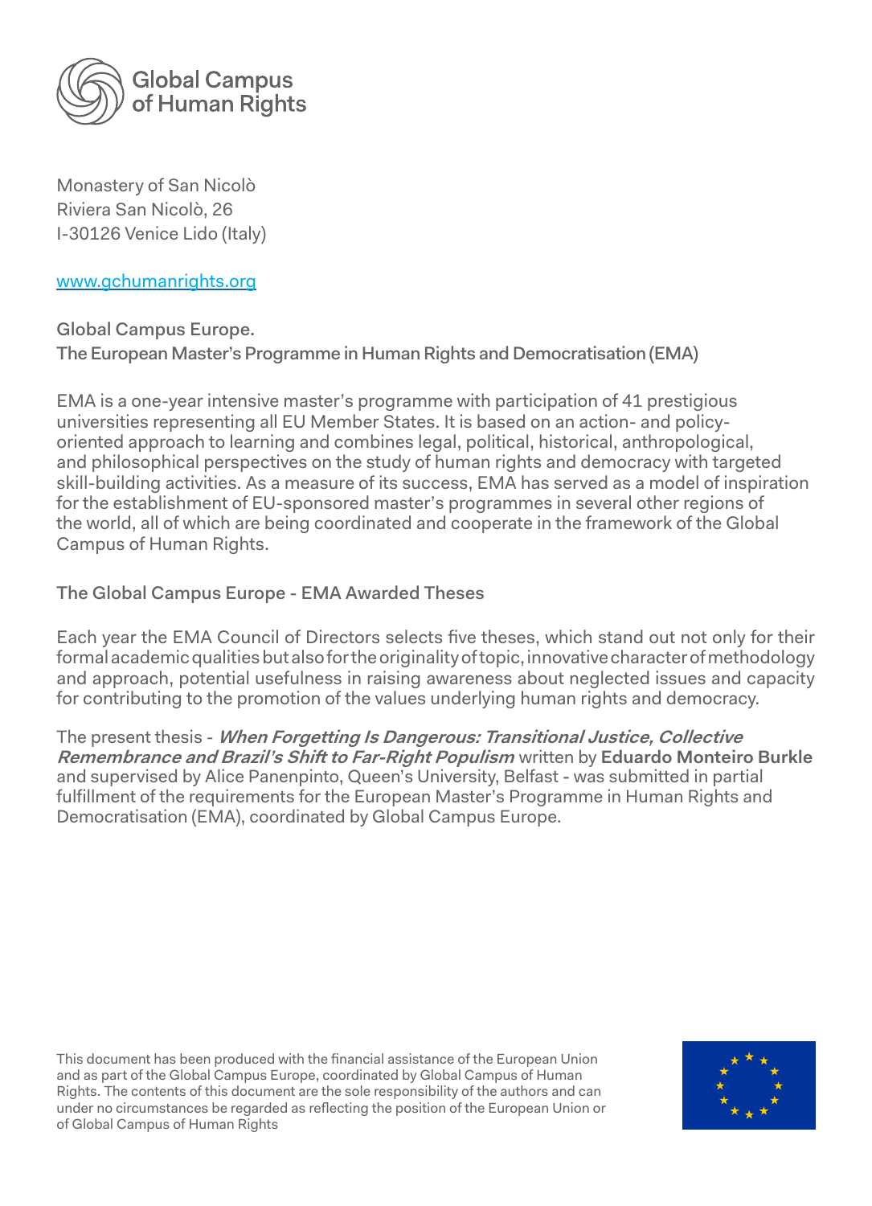Global Campus of Human Rights

Monastery of San Nicolò
Riviera San Nicolò, 26
I-30126 Venice Lido (Italy)

www.gchumanrights.org

**Global Campus Europe.**
**The European Master's Programme in Human Rights and Democratisation (EMA)**

EMA is a one-year intensive master's programme with participation of 41 prestigious universities representing all EU Member States. It is based on an action- and policy-oriented approach to learning and combines legal, political, historical, anthropological, and philosophical perspectives on the study of human rights and democracy with targeted skill-building activities. As a measure of its success, EMA has served as a model of inspiration for the establishment of EU-sponsored master's programmes in several other regions of the world, all of which are being coordinated and cooperate in the framework of the Global Campus of Human Rights.

**The Global Campus Europe - EMA Awarded Theses**

Each year the EMA Council of Directors selects five theses, which stand out not only for their formal academic qualities but also for the originality of topic, innovative character of methodology and approach, potential usefulness in raising awareness about neglected issues and capacity for contributing to the promotion of the values underlying human rights and democracy.

The present thesis - ***When Forgetting Is Dangerous: Transitional Justice, Collective Remembrance and Brazil's Shift to Far-Right Populism*** written by **Eduardo Monteiro Burkle** and supervised by Alice Panenpinto, Queen's University, Belfast - was submitted in partial fulfillment of the requirements for the European Master's Programme in Human Rights and Democratisation (EMA), coordinated by Global Campus Europe.

This document has been produced with the financial assistance of the European Union and as part of the Global Campus Europe, coordinated by Global Campus of Human Rights. The contents of this document are the sole responsibility of the authors and can under no circumstances be regarded as reflecting the position of the European Union or of Global Campus of Human Rights